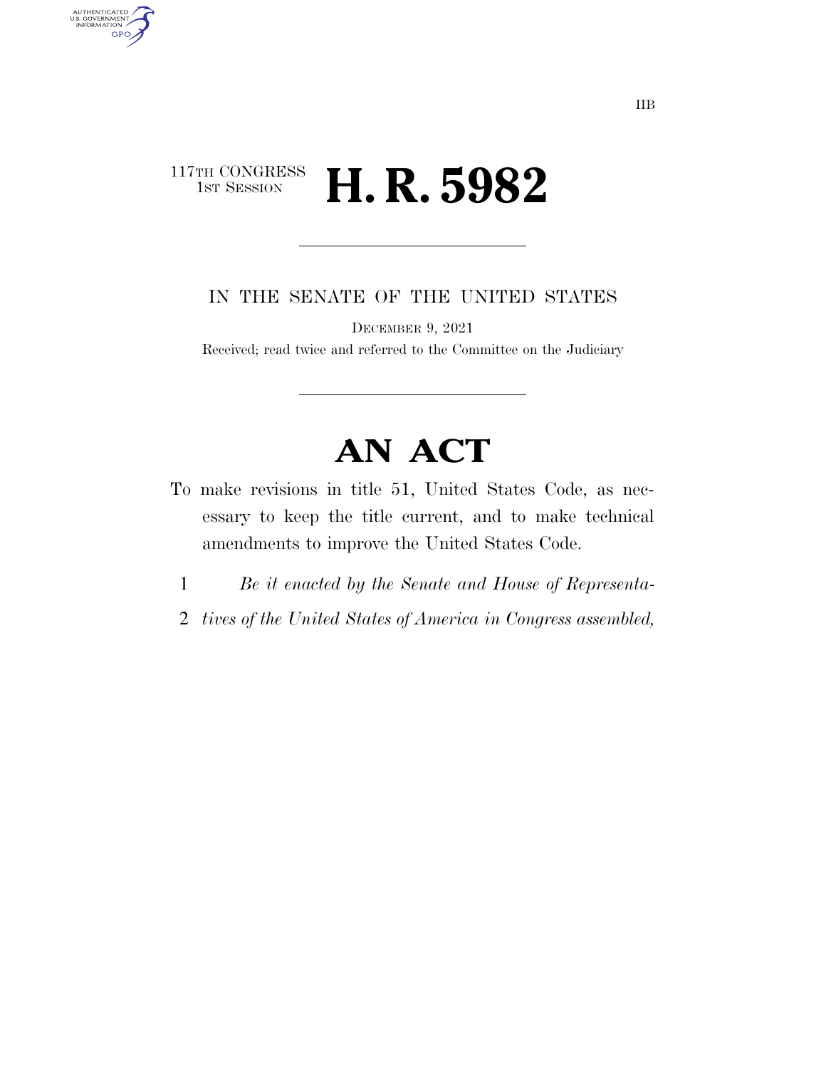IIB

117TH CONGRESS
1ST SESSION

# H. R. 5982

IN THE SENATE OF THE UNITED STATES

DECEMBER 9, 2021

Received; read twice and referred to the Committee on the Judiciary

# AN ACT

To make revisions in title 51, United States Code, as necessary to keep the title current, and to make technical amendments to improve the United States Code.

1 *Be it enacted by the Senate and House of Representa-*
2 *tives of the United States of America in Congress assembled,*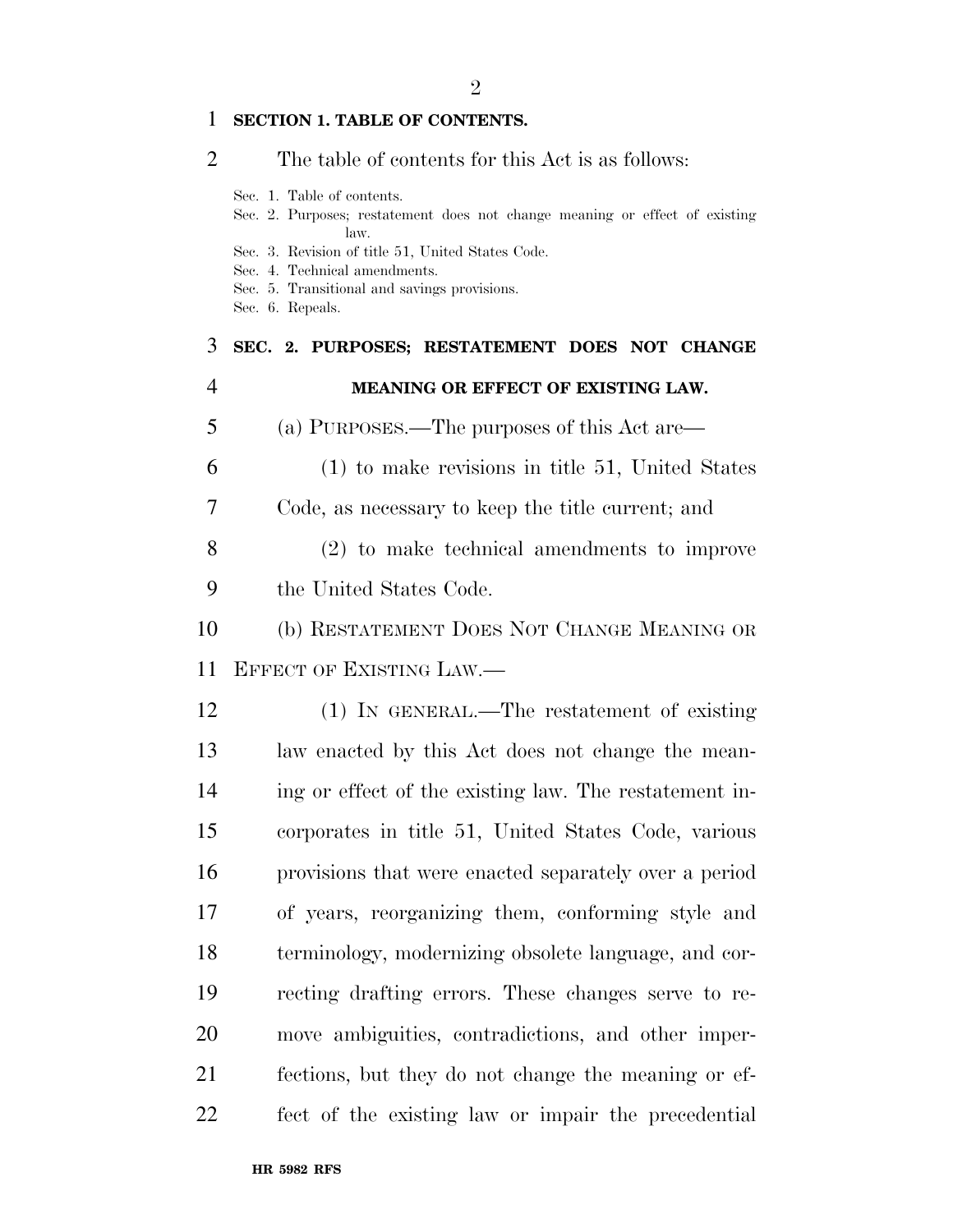**SECTION 1. TABLE OF CONTENTS.**

The table of contents for this Act is as follows:

Sec. 1. Table of contents.
Sec. 2. Purposes; restatement does not change meaning or effect of existing law.
Sec. 3. Revision of title 51, United States Code.
Sec. 4. Technical amendments.
Sec. 5. Transitional and savings provisions.
Sec. 6. Repeals.

**SEC. 2. PURPOSES; RESTATEMENT DOES NOT CHANGE MEANING OR EFFECT OF EXISTING LAW.**

(a) PURPOSES.—The purposes of this Act are—

(1) to make revisions in title 51, United States Code, as necessary to keep the title current; and

(2) to make technical amendments to improve the United States Code.

(b) RESTATEMENT DOES NOT CHANGE MEANING OR EFFECT OF EXISTING LAW.—

(1) IN GENERAL.—The restatement of existing law enacted by this Act does not change the meaning or effect of the existing law. The restatement incorporates in title 51, United States Code, various provisions that were enacted separately over a period of years, reorganizing them, conforming style and terminology, modernizing obsolete language, and correcting drafting errors. These changes serve to remove ambiguities, contradictions, and other imperfections, but they do not change the meaning or effect of the existing law or impair the precedential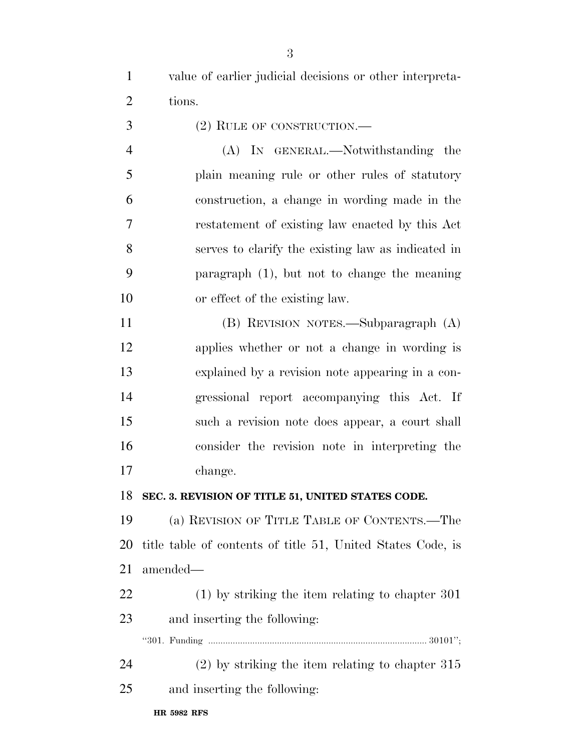value of earlier judicial decisions or other interpretations.

(2) RULE OF CONSTRUCTION.—

(A) IN GENERAL.—Notwithstanding the plain meaning rule or other rules of statutory construction, a change in wording made in the restatement of existing law enacted by this Act serves to clarify the existing law as indicated in paragraph (1), but not to change the meaning or effect of the existing law.

(B) REVISION NOTES.—Subparagraph (A) applies whether or not a change in wording is explained by a revision note appearing in a congressional report accompanying this Act. If such a revision note does appear, a court shall consider the revision note in interpreting the change.

**SEC. 3. REVISION OF TITLE 51, UNITED STATES CODE.**

(a) REVISION OF TITLE TABLE OF CONTENTS.—The title table of contents of title 51, United States Code, is amended—

(1) by striking the item relating to chapter 301 and inserting the following:

"301. Funding ........................................................................................ 30101";

(2) by striking the item relating to chapter 315 and inserting the following: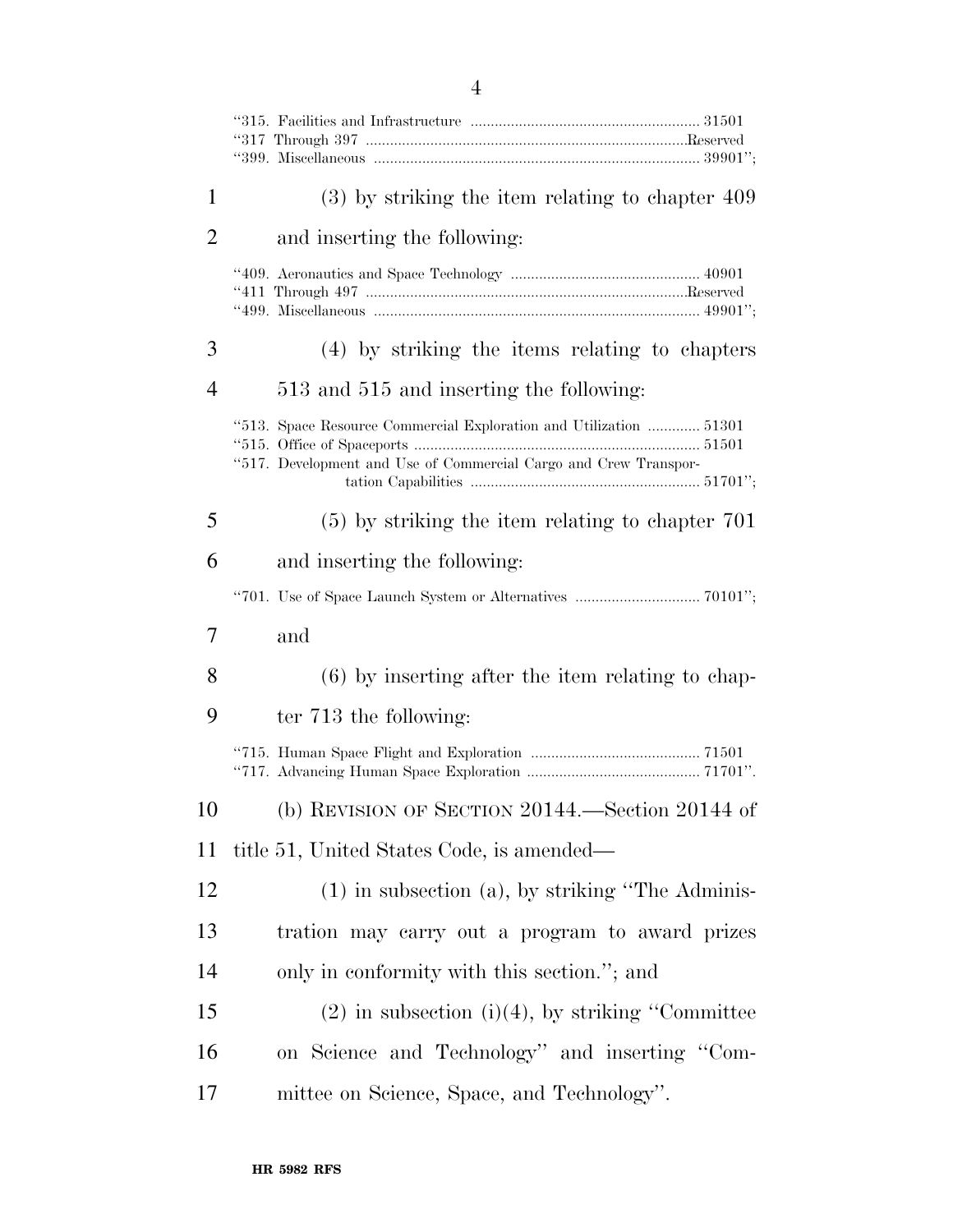"315. Facilities and Infrastructure ............................................................ 31501
"317 Through 397 ...............................................................................Reserved
"399. Miscellaneous ................................................................................ 39901";

(3) by striking the item relating to chapter 409 and inserting the following:

"409. Aeronautics and Space Technology ............................................... 40901
"411 Through 497 ...............................................................................Reserved
"499. Miscellaneous ................................................................................ 49901";

(4) by striking the items relating to chapters 513 and 515 and inserting the following:

"513. Space Resource Commercial Exploration and Utilization ............. 51301
"515. Office of Spaceports ....................................................................... 51501
"517. Development and Use of Commercial Cargo and Crew Transportation Capabilities ........................................................ 51701";

(5) by striking the item relating to chapter 701 and inserting the following:

"701. Use of Space Launch System or Alternatives ............................... 70101";

and

(6) by inserting after the item relating to chapter 713 the following:

"715. Human Space Flight and Exploration .......................................... 71501
"717. Advancing Human Space Exploration ........................................... 71701".

(b) REVISION OF SECTION 20144.—Section 20144 of title 51, United States Code, is amended—

(1) in subsection (a), by striking "The Administration may carry out a program to award prizes only in conformity with this section."; and

(2) in subsection (i)(4), by striking "Committee on Science and Technology" and inserting "Committee on Science, Space, and Technology".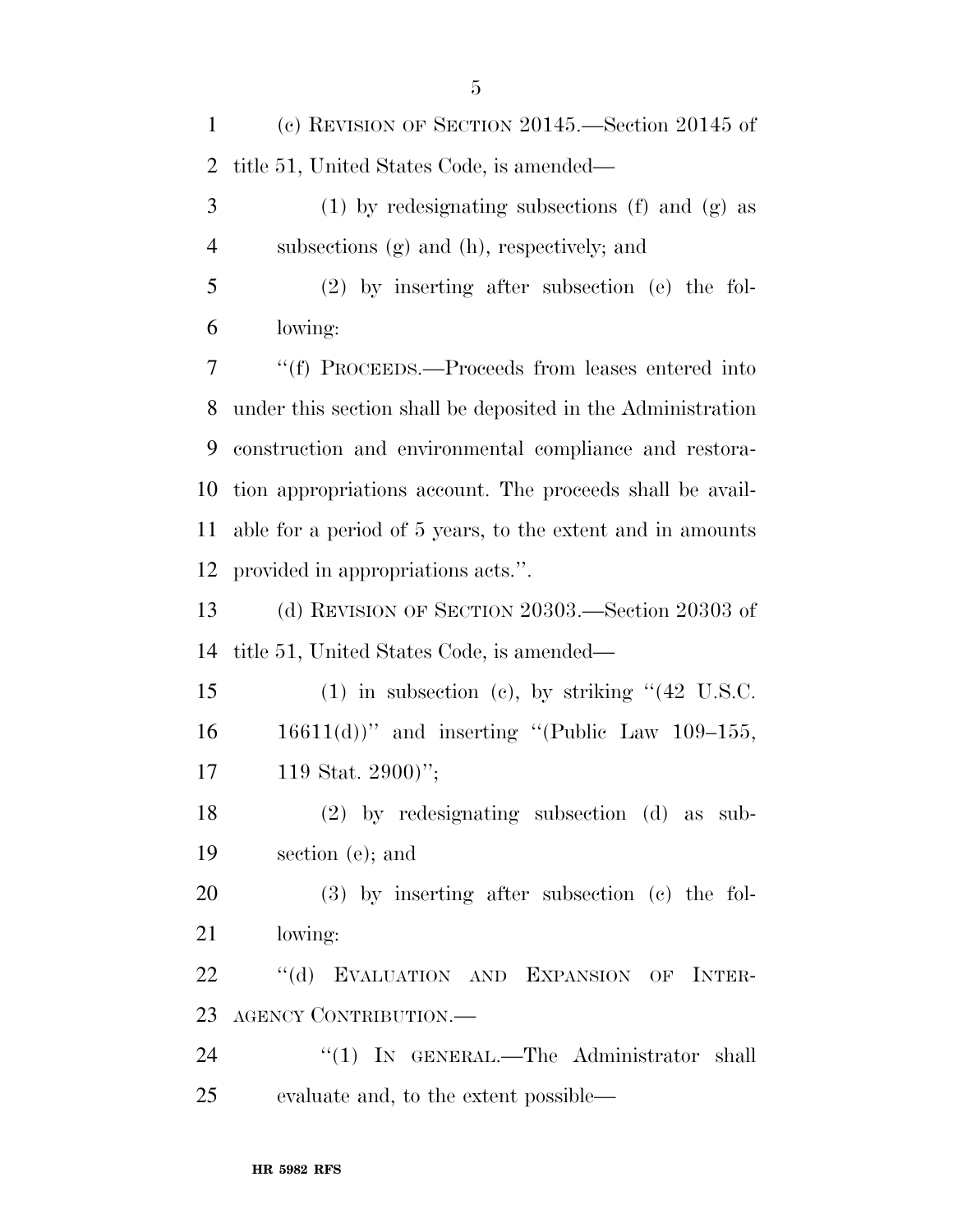(c) REVISION OF SECTION 20145.—Section 20145 of title 51, United States Code, is amended—

(1) by redesignating subsections (f) and (g) as subsections (g) and (h), respectively; and

(2) by inserting after subsection (e) the following:

"(f) PROCEEDS.—Proceeds from leases entered into under this section shall be deposited in the Administration construction and environmental compliance and restoration appropriations account. The proceeds shall be available for a period of 5 years, to the extent and in amounts provided in appropriations acts.".

(d) REVISION OF SECTION 20303.—Section 20303 of title 51, United States Code, is amended—

(1) in subsection (c), by striking "(42 U.S.C. 16611(d))" and inserting "(Public Law 109–155, 119 Stat. 2900)";

(2) by redesignating subsection (d) as subsection (e); and

(3) by inserting after subsection (c) the following:

"(d) EVALUATION AND EXPANSION OF INTERAGENCY CONTRIBUTION.—

"(1) IN GENERAL.—The Administrator shall evaluate and, to the extent possible—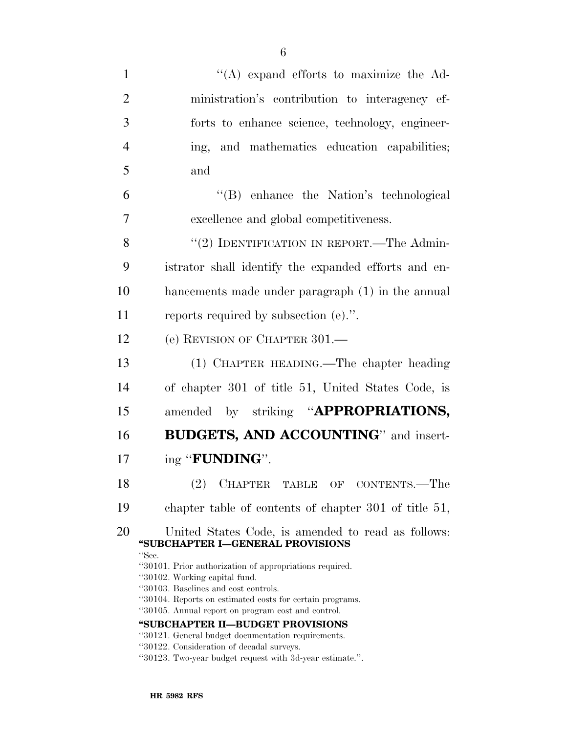"(A) expand efforts to maximize the Administration's contribution to interagency efforts to enhance science, technology, engineering, and mathematics education capabilities; and

"(B) enhance the Nation's technological excellence and global competitiveness.

"(2) IDENTIFICATION IN REPORT.—The Administrator shall identify the expanded efforts and enhancements made under paragraph (1) in the annual reports required by subsection (e).".

(e) REVISION OF CHAPTER 301.—

(1) CHAPTER HEADING.—The chapter heading of chapter 301 of title 51, United States Code, is amended by striking "**APPROPRIATIONS, BUDGETS, AND ACCOUNTING**" and inserting "**FUNDING**".

(2) CHAPTER TABLE OF CONTENTS.—The chapter table of contents of chapter 301 of title 51, United States Code, is amended to read as follows:

**"SUBCHAPTER I—GENERAL PROVISIONS**

"Sec.
"30101. Prior authorization of appropriations required.
"30102. Working capital fund.
"30103. Baselines and cost controls.
"30104. Reports on estimated costs for certain programs.
"30105. Annual report on program cost and control.

**"SUBCHAPTER II—BUDGET PROVISIONS**

"30121. General budget documentation requirements.
"30122. Consideration of decadal surveys.
"30123. Two-year budget request with 3d-year estimate.".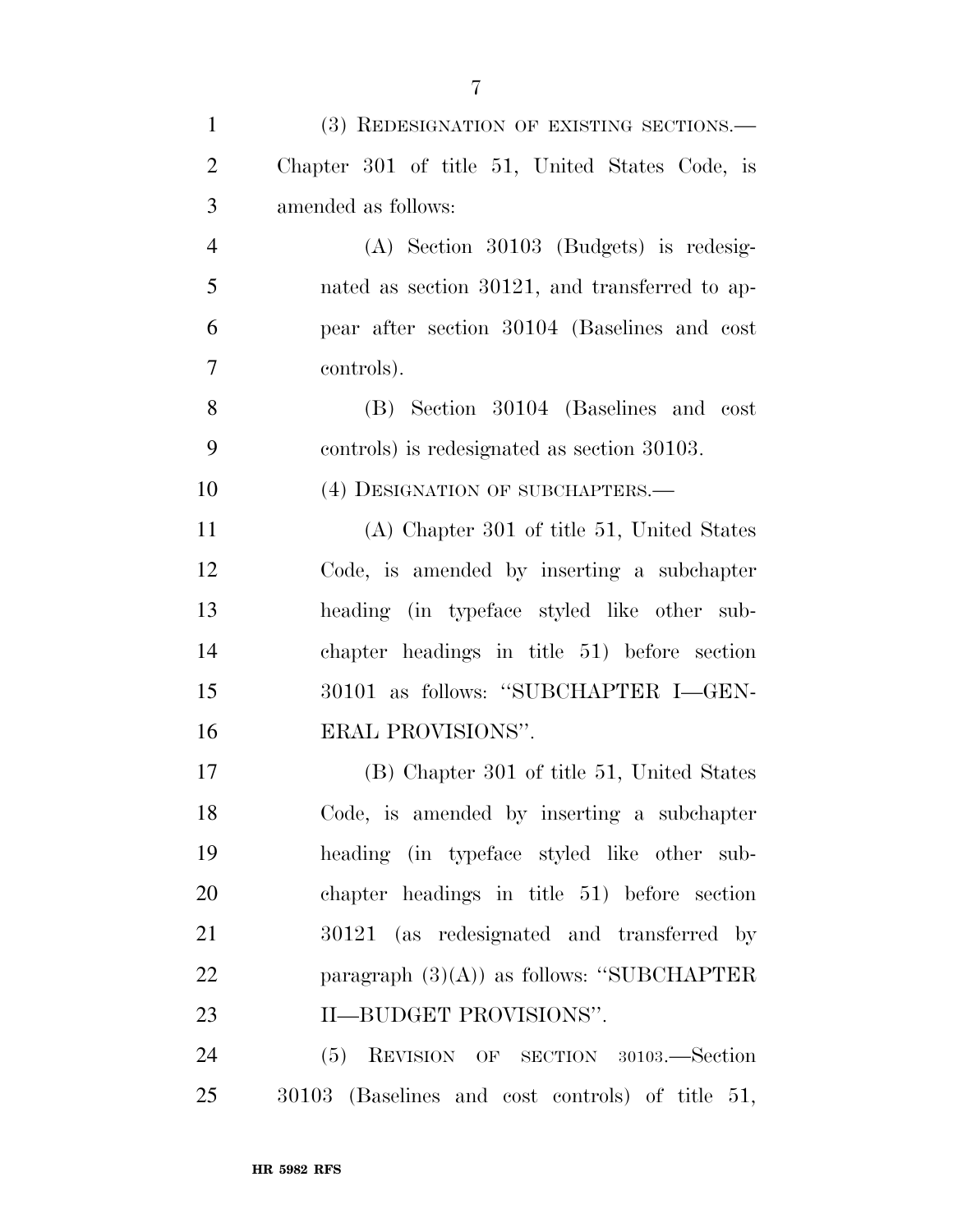(3) REDESIGNATION OF EXISTING SECTIONS.—Chapter 301 of title 51, United States Code, is amended as follows:

(A) Section 30103 (Budgets) is redesignated as section 30121, and transferred to appear after section 30104 (Baselines and cost controls).

(B) Section 30104 (Baselines and cost controls) is redesignated as section 30103.

(4) DESIGNATION OF SUBCHAPTERS.—

(A) Chapter 301 of title 51, United States Code, is amended by inserting a subchapter heading (in typeface styled like other subchapter headings in title 51) before section 30101 as follows: ''SUBCHAPTER I—GENERAL PROVISIONS''.

(B) Chapter 301 of title 51, United States Code, is amended by inserting a subchapter heading (in typeface styled like other subchapter headings in title 51) before section 30121 (as redesignated and transferred by paragraph (3)(A)) as follows: ''SUBCHAPTER II—BUDGET PROVISIONS''.

(5) REVISION OF SECTION 30103.—Section 30103 (Baselines and cost controls) of title 51,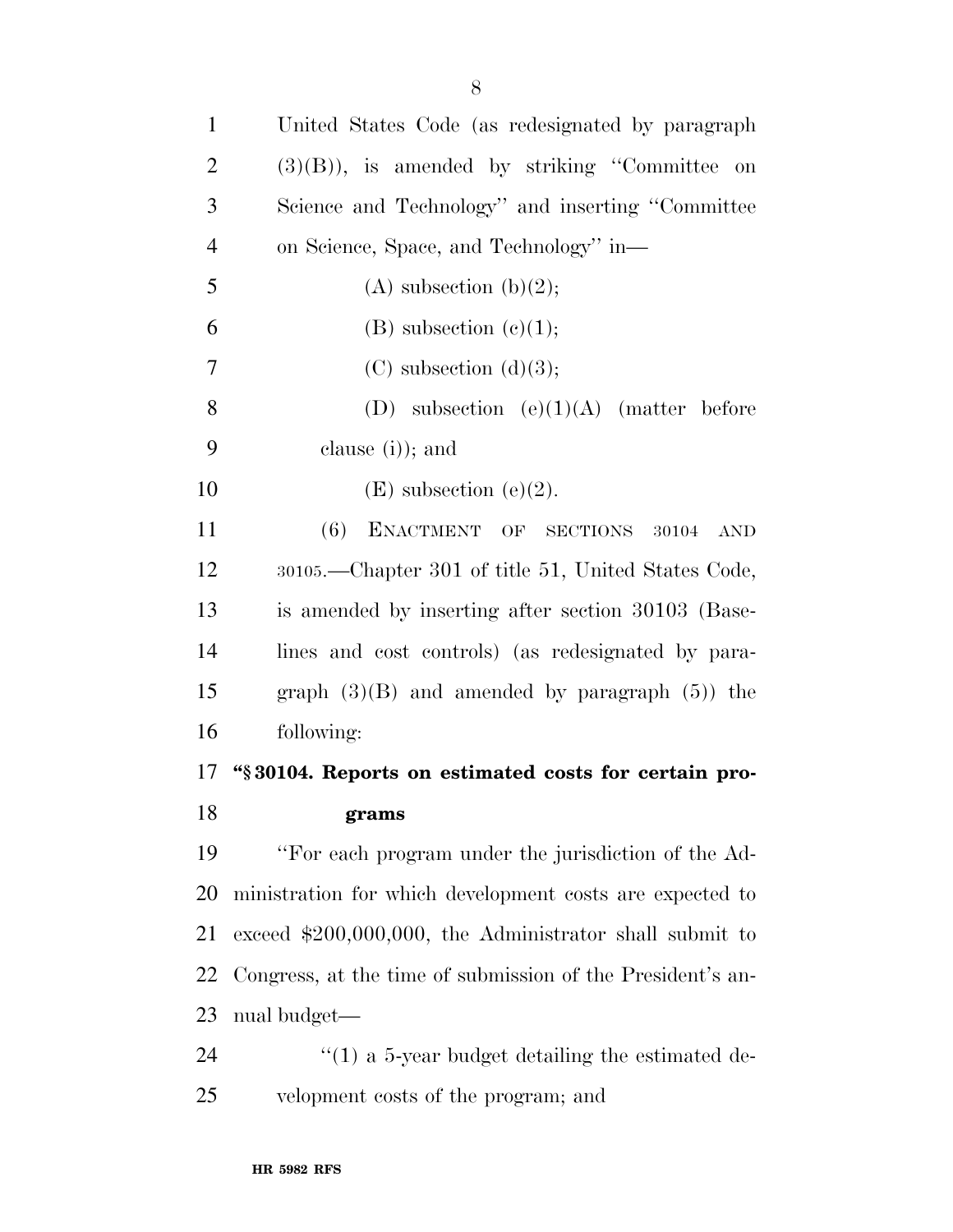United States Code (as redesignated by paragraph (3)(B)), is amended by striking ''Committee on Science and Technology'' and inserting ''Committee on Science, Space, and Technology'' in—

(A) subsection (b)(2);

(B) subsection (c)(1);

(C) subsection (d)(3);

(D) subsection (e)(1)(A) (matter before clause (i)); and

(E) subsection (e)(2).

(6) ENACTMENT OF SECTIONS 30104 AND 30105.—Chapter 301 of title 51, United States Code, is amended by inserting after section 30103 (Baselines and cost controls) (as redesignated by paragraph (3)(B) and amended by paragraph (5)) the following:

**''§ 30104. Reports on estimated costs for certain programs**

''For each program under the jurisdiction of the Administration for which development costs are expected to exceed $200,000,000, the Administrator shall submit to Congress, at the time of submission of the President's annual budget—

''(1) a 5-year budget detailing the estimated development costs of the program; and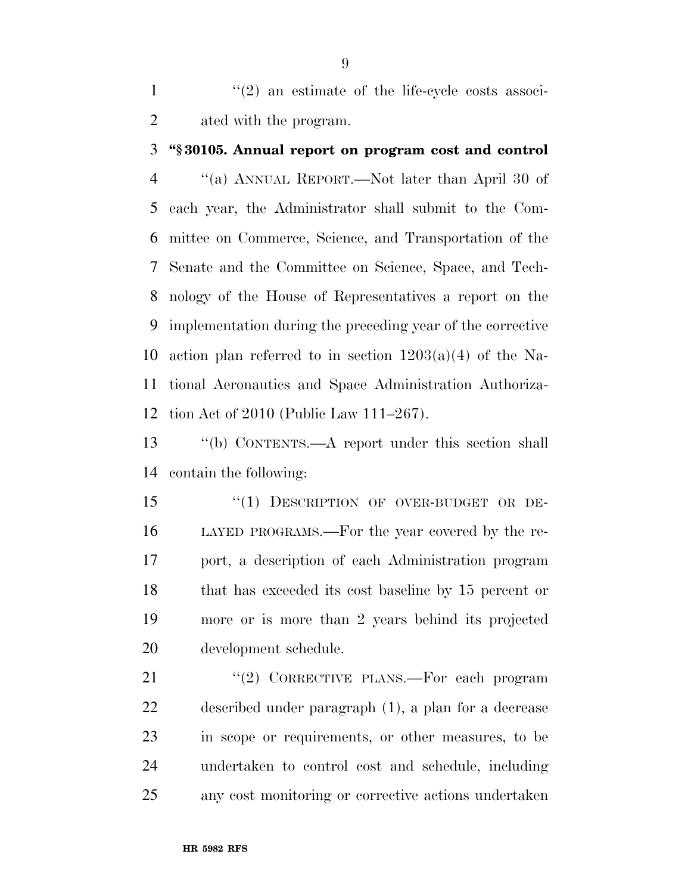''(2) an estimate of the life-cycle costs associated with the program.

**''§ 30105. Annual report on program cost and control**

''(a) ANNUAL REPORT.—Not later than April 30 of each year, the Administrator shall submit to the Committee on Commerce, Science, and Transportation of the Senate and the Committee on Science, Space, and Technology of the House of Representatives a report on the implementation during the preceding year of the corrective action plan referred to in section 1203(a)(4) of the National Aeronautics and Space Administration Authorization Act of 2010 (Public Law 111–267).

''(b) CONTENTS.—A report under this section shall contain the following:

''(1) DESCRIPTION OF OVER-BUDGET OR DELAYED PROGRAMS.—For the year covered by the report, a description of each Administration program that has exceeded its cost baseline by 15 percent or more or is more than 2 years behind its projected development schedule.

''(2) CORRECTIVE PLANS.—For each program described under paragraph (1), a plan for a decrease in scope or requirements, or other measures, to be undertaken to control cost and schedule, including any cost monitoring or corrective actions undertaken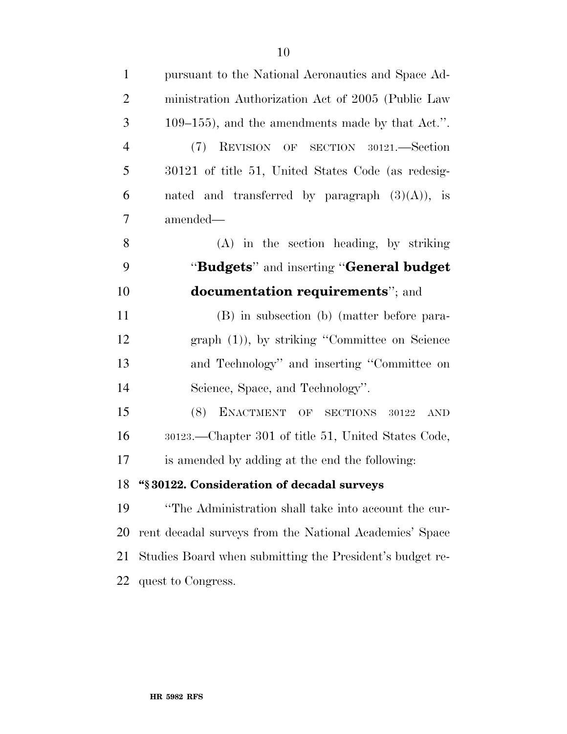pursuant to the National Aeronautics and Space Administration Authorization Act of 2005 (Public Law 109–155), and the amendments made by that Act.''.

(7) REVISION OF SECTION 30121.—Section 30121 of title 51, United States Code (as redesignated and transferred by paragraph (3)(A)), is amended—

(A) in the section heading, by striking ''**Budgets**'' and inserting ''**General budget documentation requirements**''; and

(B) in subsection (b) (matter before paragraph (1)), by striking ''Committee on Science and Technology'' and inserting ''Committee on Science, Space, and Technology''.

(8) ENACTMENT OF SECTIONS 30122 AND 30123.—Chapter 301 of title 51, United States Code, is amended by adding at the end the following:

**''§ 30122. Consideration of decadal surveys**

''The Administration shall take into account the current decadal surveys from the National Academies' Space Studies Board when submitting the President's budget request to Congress.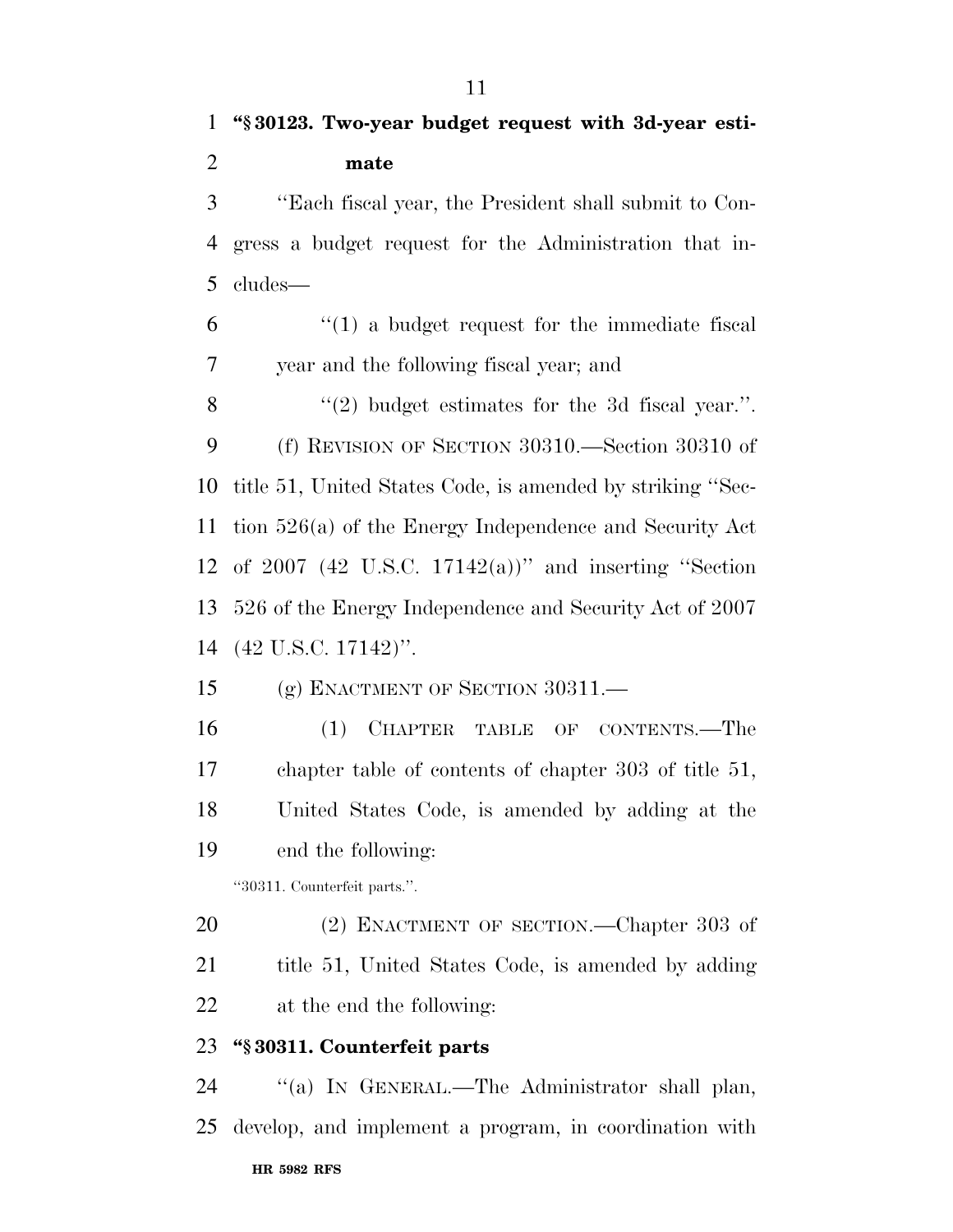**"§ 30123. Two-year budget request with 3d-year estimate**

"Each fiscal year, the President shall submit to Congress a budget request for the Administration that includes—

"(1) a budget request for the immediate fiscal year and the following fiscal year; and

"(2) budget estimates for the 3d fiscal year.".

(f) REVISION OF SECTION 30310.—Section 30310 of title 51, United States Code, is amended by striking "Section 526(a) of the Energy Independence and Security Act of 2007 (42 U.S.C. 17142(a))" and inserting "Section 526 of the Energy Independence and Security Act of 2007 (42 U.S.C. 17142)".

(g) ENACTMENT OF SECTION 30311.—

(1) CHAPTER TABLE OF CONTENTS.—The chapter table of contents of chapter 303 of title 51, United States Code, is amended by adding at the end the following:

"30311. Counterfeit parts.".

(2) ENACTMENT OF SECTION.—Chapter 303 of title 51, United States Code, is amended by adding at the end the following:

**"§ 30311. Counterfeit parts**

"(a) IN GENERAL.—The Administrator shall plan, develop, and implement a program, in coordination with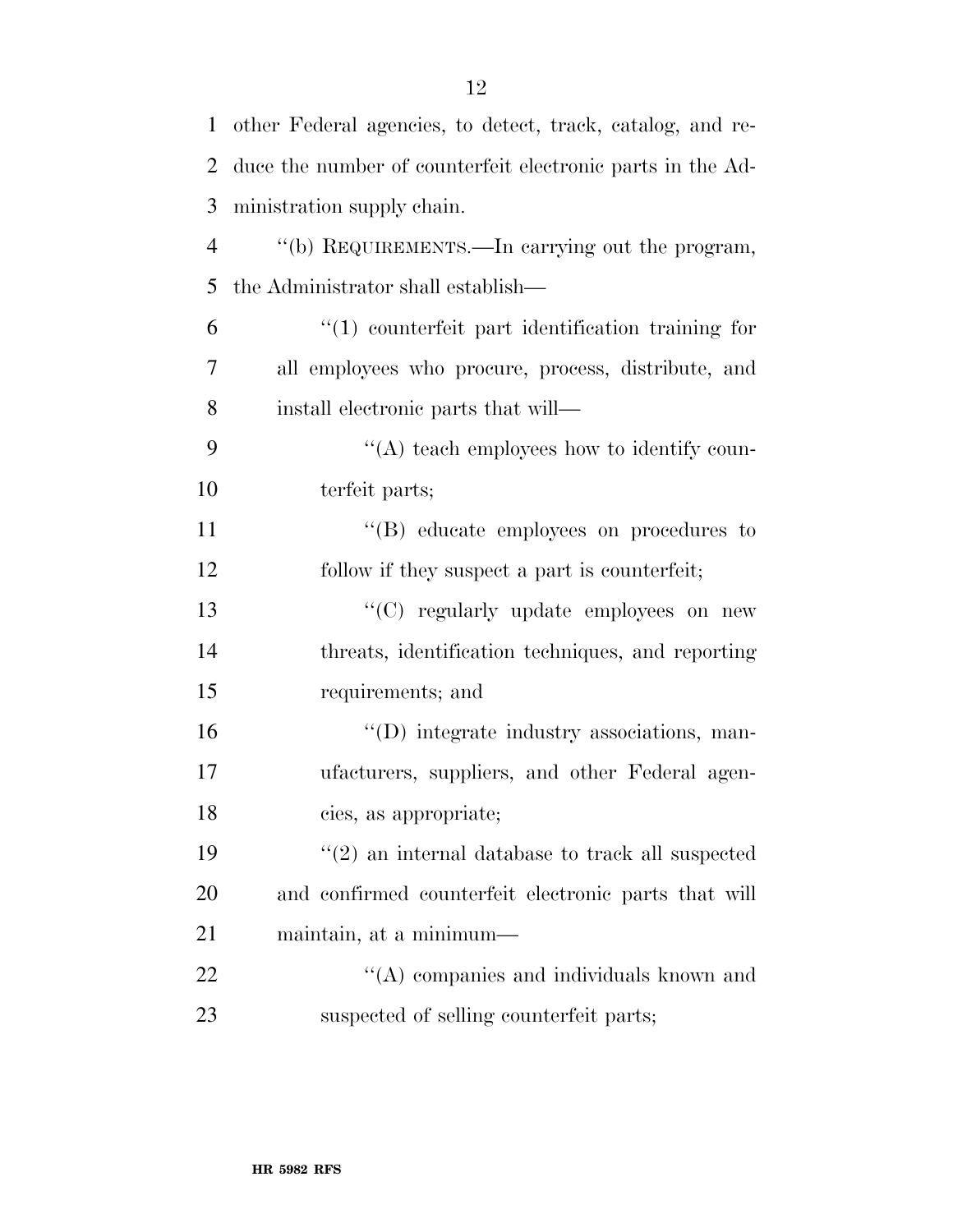other Federal agencies, to detect, track, catalog, and reduce the number of counterfeit electronic parts in the Administration supply chain.

''(b) REQUIREMENTS.—In carrying out the program, the Administrator shall establish—

''(1) counterfeit part identification training for all employees who procure, process, distribute, and install electronic parts that will—

''(A) teach employees how to identify counterfeit parts;

''(B) educate employees on procedures to follow if they suspect a part is counterfeit;

''(C) regularly update employees on new threats, identification techniques, and reporting requirements; and

''(D) integrate industry associations, manufacturers, suppliers, and other Federal agencies, as appropriate;

''(2) an internal database to track all suspected and confirmed counterfeit electronic parts that will maintain, at a minimum—

''(A) companies and individuals known and suspected of selling counterfeit parts;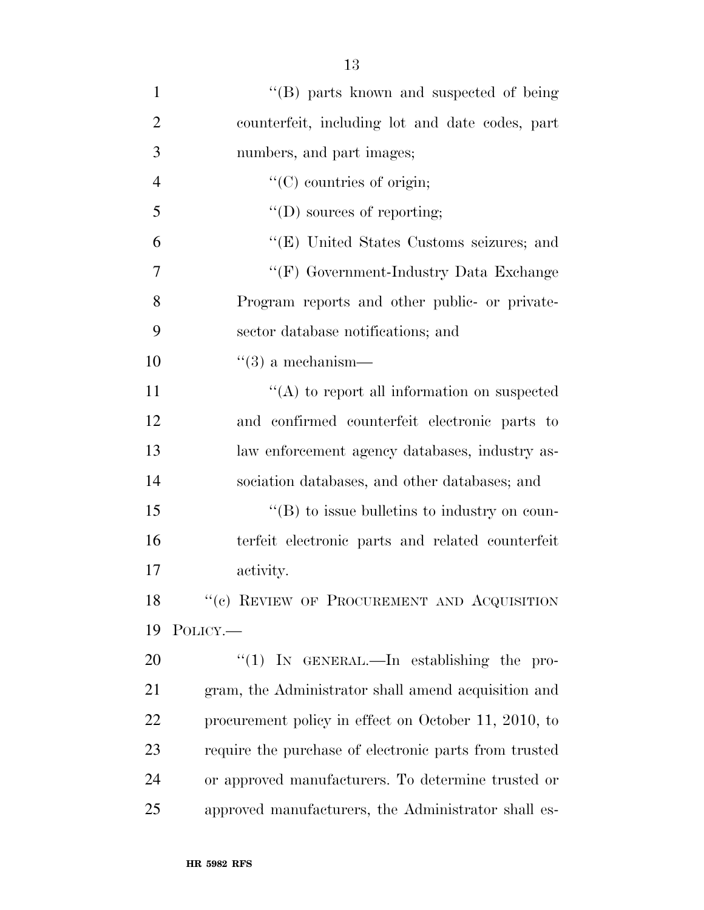"(B) parts known and suspected of being counterfeit, including lot and date codes, part numbers, and part images;

"(C) countries of origin;

"(D) sources of reporting;

"(E) United States Customs seizures; and

"(F) Government-Industry Data Exchange Program reports and other public- or private-sector database notifications; and

"(3) a mechanism—

"(A) to report all information on suspected and confirmed counterfeit electronic parts to law enforcement agency databases, industry association databases, and other databases; and

"(B) to issue bulletins to industry on counterfeit electronic parts and related counterfeit activity.

"(c) REVIEW OF PROCUREMENT AND ACQUISITION POLICY.—

"(1) IN GENERAL.—In establishing the program, the Administrator shall amend acquisition and procurement policy in effect on October 11, 2010, to require the purchase of electronic parts from trusted or approved manufacturers. To determine trusted or approved manufacturers, the Administrator shall es-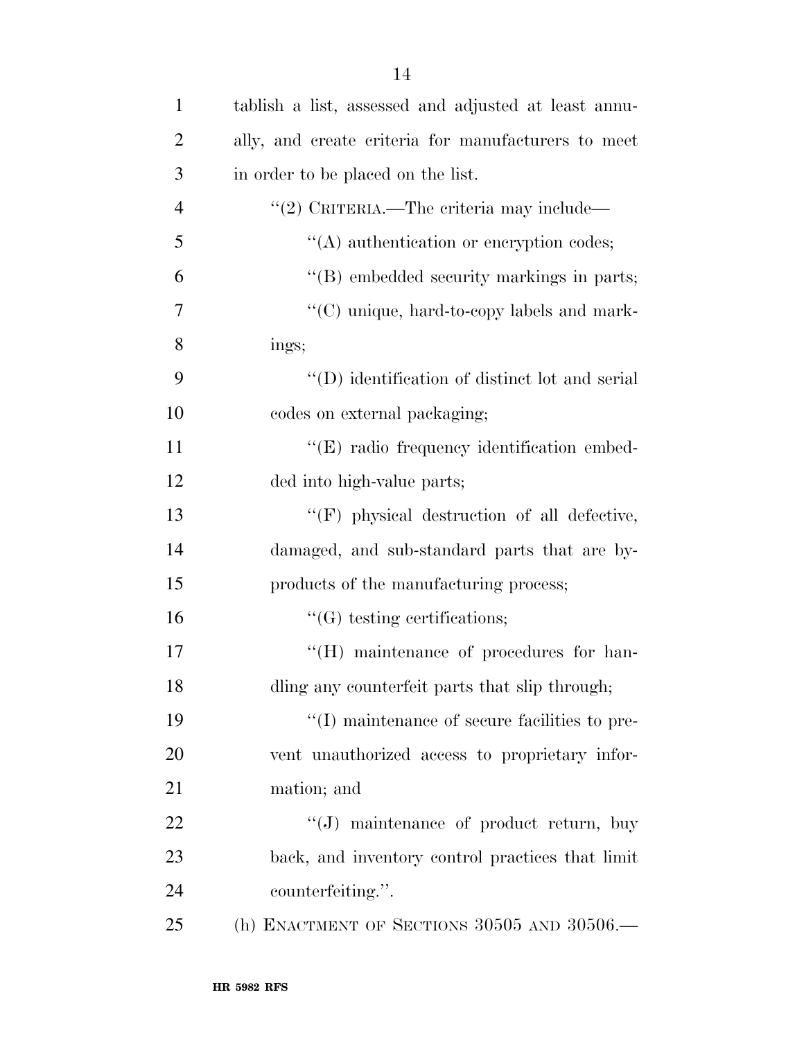tablish a list, assessed and adjusted at least annually, and create criteria for manufacturers to meet in order to be placed on the list.

''(2) CRITERIA.—The criteria may include—

''(A) authentication or encryption codes;

''(B) embedded security markings in parts;

''(C) unique, hard-to-copy labels and markings;

''(D) identification of distinct lot and serial codes on external packaging;

''(E) radio frequency identification embedded into high-value parts;

''(F) physical destruction of all defective, damaged, and sub-standard parts that are by-products of the manufacturing process;

''(G) testing certifications;

''(H) maintenance of procedures for handling any counterfeit parts that slip through;

''(I) maintenance of secure facilities to prevent unauthorized access to proprietary information; and

''(J) maintenance of product return, buy back, and inventory control practices that limit counterfeiting.''.

(h) ENACTMENT OF SECTIONS 30505 AND 30506.—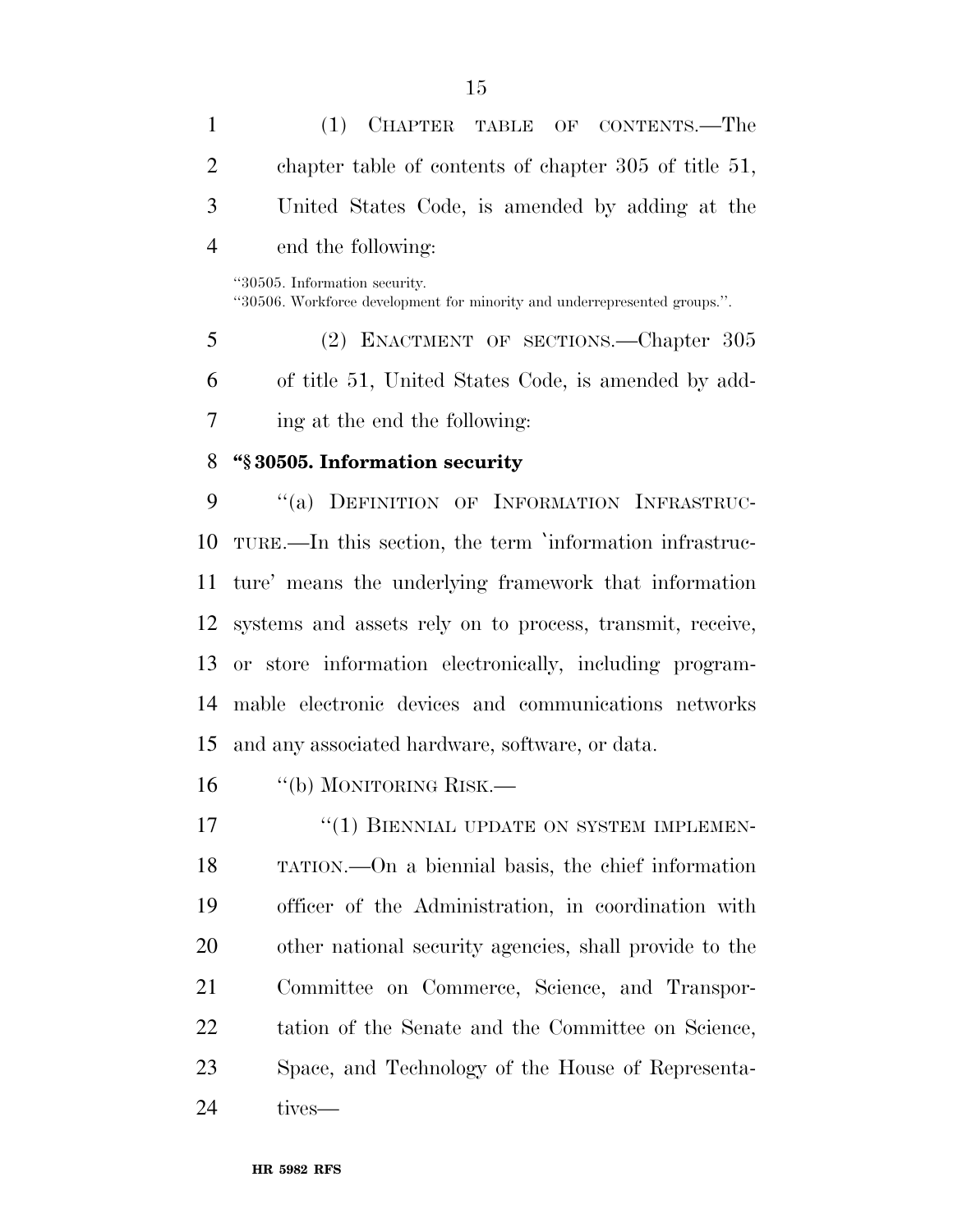(1) CHAPTER TABLE OF CONTENTS.—The chapter table of contents of chapter 305 of title 51, United States Code, is amended by adding at the end the following:

"30505. Information security.
"30506. Workforce development for minority and underrepresented groups.".

(2) ENACTMENT OF SECTIONS.—Chapter 305 of title 51, United States Code, is amended by adding at the end the following:

**"§ 30505. Information security**

"(a) DEFINITION OF INFORMATION INFRASTRUCTURE.—In this section, the term `information infrastructure' means the underlying framework that information systems and assets rely on to process, transmit, receive, or store information electronically, including programmable electronic devices and communications networks and any associated hardware, software, or data.

"(b) MONITORING RISK.—

"(1) BIENNIAL UPDATE ON SYSTEM IMPLEMENTATION.—On a biennial basis, the chief information officer of the Administration, in coordination with other national security agencies, shall provide to the Committee on Commerce, Science, and Transportation of the Senate and the Committee on Science, Space, and Technology of the House of Representatives—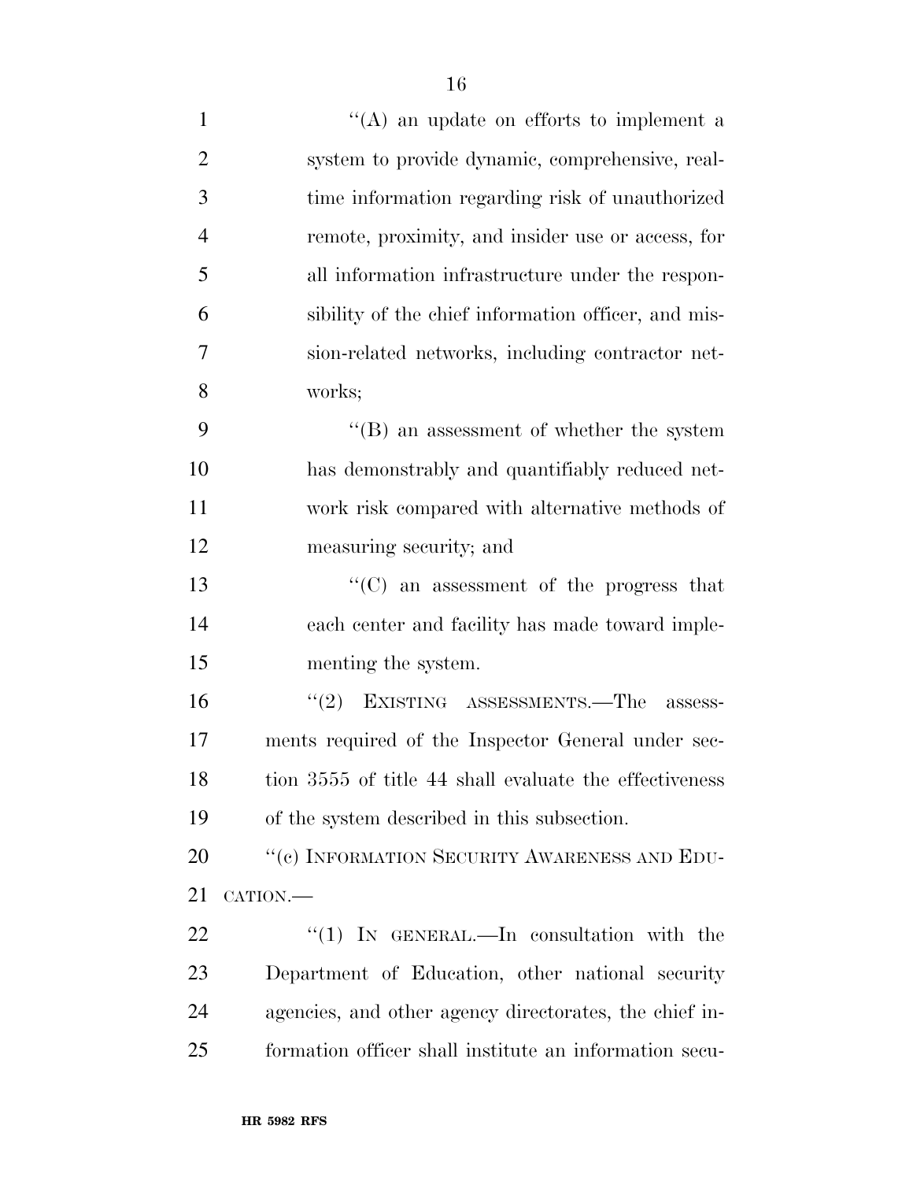"(A) an update on efforts to implement a system to provide dynamic, comprehensive, real-time information regarding risk of unauthorized remote, proximity, and insider use or access, for all information infrastructure under the responsibility of the chief information officer, and mission-related networks, including contractor networks;

"(B) an assessment of whether the system has demonstrably and quantifiably reduced network risk compared with alternative methods of measuring security; and

"(C) an assessment of the progress that each center and facility has made toward implementing the system.

"(2) EXISTING ASSESSMENTS.—The assessments required of the Inspector General under section 3555 of title 44 shall evaluate the effectiveness of the system described in this subsection.

"(c) INFORMATION SECURITY AWARENESS AND EDUCATION.—

"(1) IN GENERAL.—In consultation with the Department of Education, other national security agencies, and other agency directorates, the chief information officer shall institute an information secu-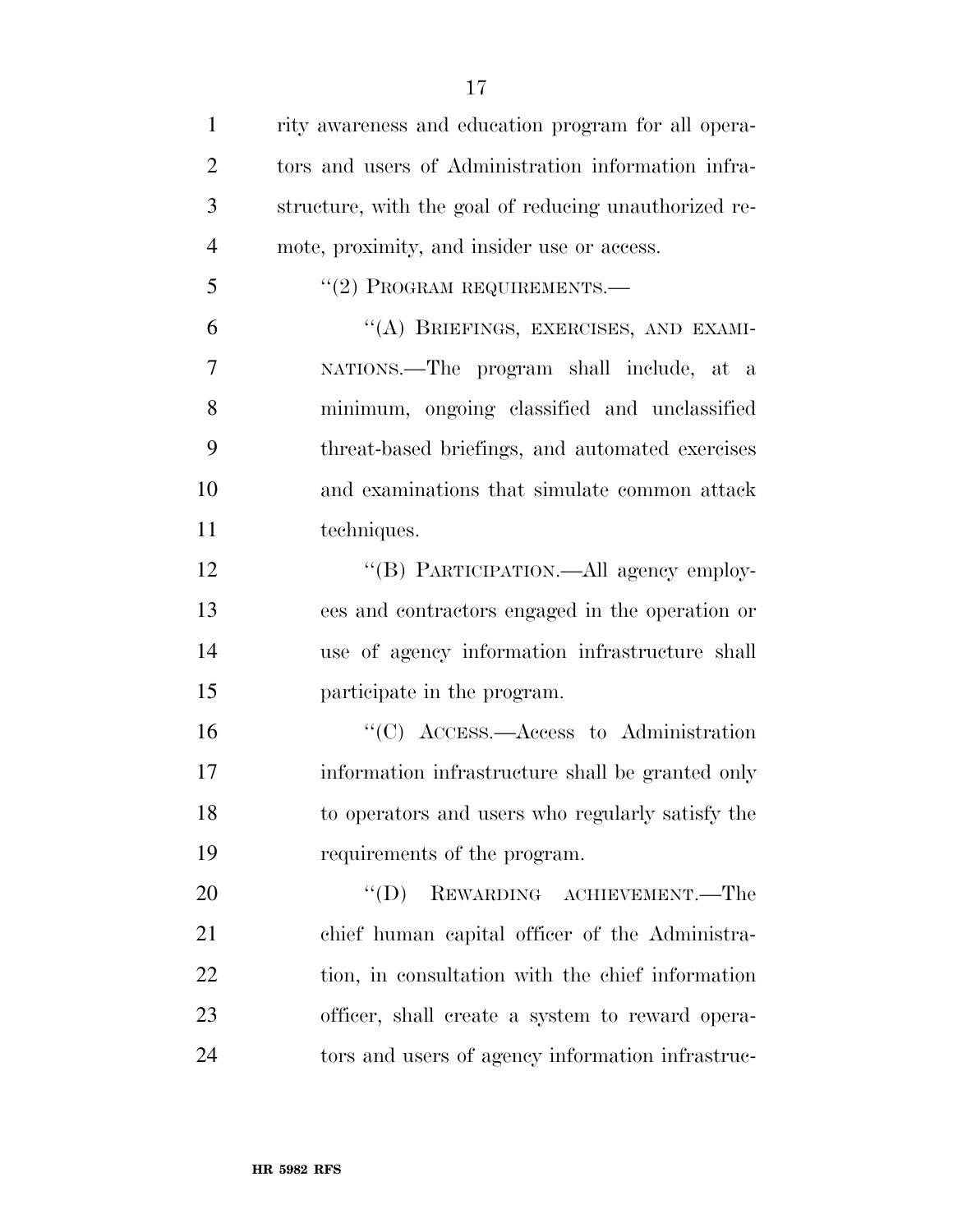rity awareness and education program for all operators and users of Administration information infrastructure, with the goal of reducing unauthorized remote, proximity, and insider use or access.

"(2) PROGRAM REQUIREMENTS.—

"(A) BRIEFINGS, EXERCISES, AND EXAMINATIONS.—The program shall include, at a minimum, ongoing classified and unclassified threat-based briefings, and automated exercises and examinations that simulate common attack techniques.

"(B) PARTICIPATION.—All agency employees and contractors engaged in the operation or use of agency information infrastructure shall participate in the program.

"(C) ACCESS.—Access to Administration information infrastructure shall be granted only to operators and users who regularly satisfy the requirements of the program.

"(D) REWARDING ACHIEVEMENT.—The chief human capital officer of the Administration, in consultation with the chief information officer, shall create a system to reward operators and users of agency information infrastruc-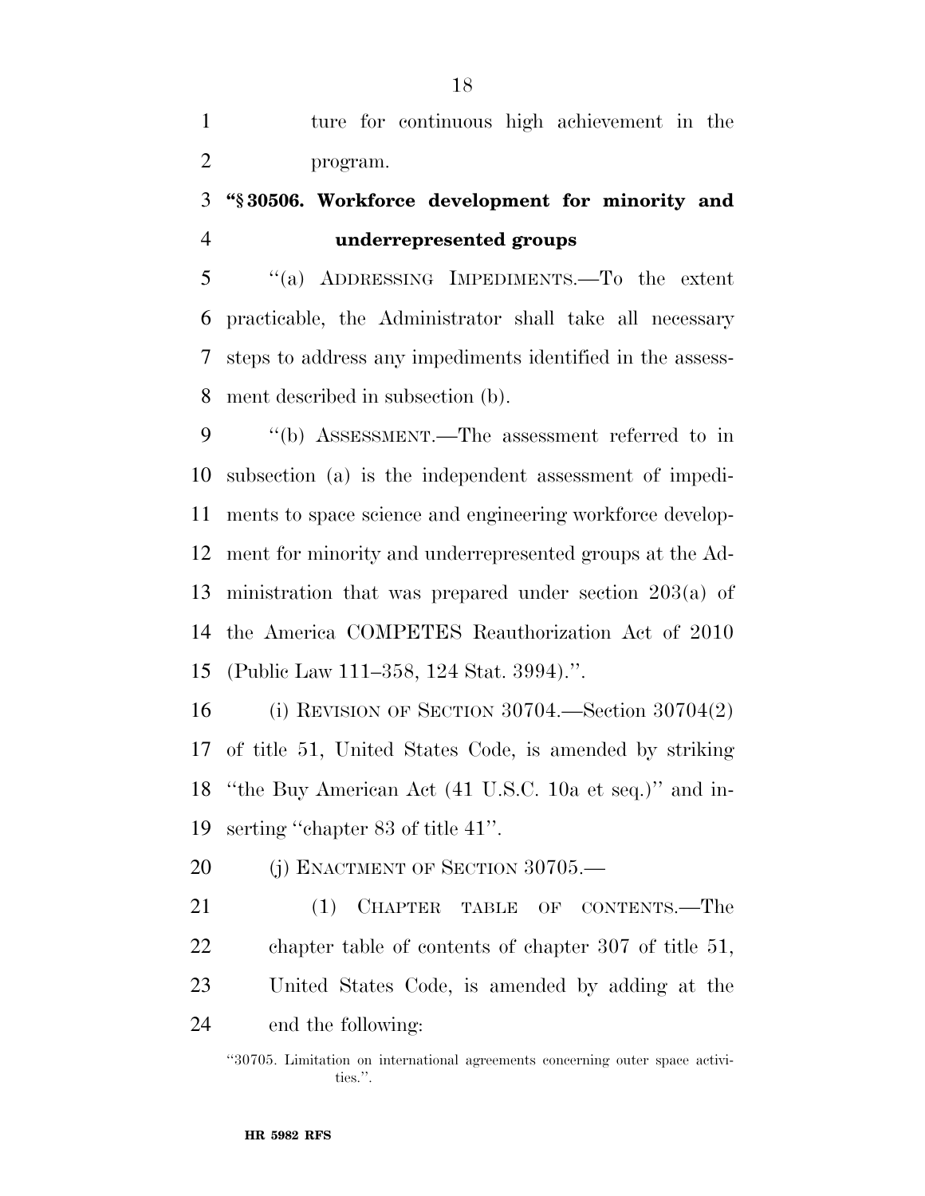ture for continuous high achievement in the program.

**"§ 30506. Workforce development for minority and underrepresented groups**

"(a) ADDRESSING IMPEDIMENTS.—To the extent practicable, the Administrator shall take all necessary steps to address any impediments identified in the assessment described in subsection (b).

"(b) ASSESSMENT.—The assessment referred to in subsection (a) is the independent assessment of impediments to space science and engineering workforce development for minority and underrepresented groups at the Administration that was prepared under section 203(a) of the America COMPETES Reauthorization Act of 2010 (Public Law 111–358, 124 Stat. 3994).".

(i) REVISION OF SECTION 30704.—Section 30704(2) of title 51, United States Code, is amended by striking "the Buy American Act (41 U.S.C. 10a et seq.)" and inserting "chapter 83 of title 41".

(j) ENACTMENT OF SECTION 30705.—

(1) CHAPTER TABLE OF CONTENTS.—The chapter table of contents of chapter 307 of title 51, United States Code, is amended by adding at the end the following:

"30705. Limitation on international agreements concerning outer space activities.".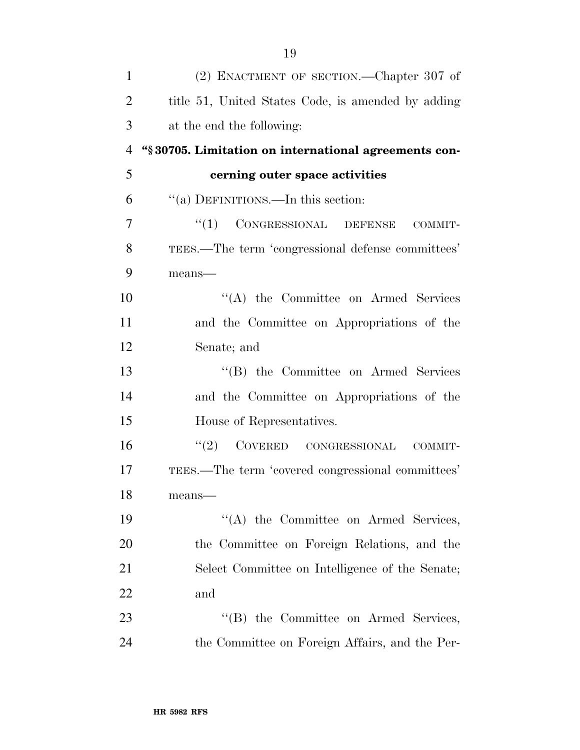(2) ENACTMENT OF SECTION.—Chapter 307 of title 51, United States Code, is amended by adding at the end the following:

**"§ 30705. Limitation on international agreements concerning outer space activities**

"(a) DEFINITIONS.—In this section:

"(1) CONGRESSIONAL DEFENSE COMMITTEES.—The term 'congressional defense committees' means—

"(A) the Committee on Armed Services and the Committee on Appropriations of the Senate; and

"(B) the Committee on Armed Services and the Committee on Appropriations of the House of Representatives.

"(2) COVERED CONGRESSIONAL COMMITTEES.—The term 'covered congressional committees' means—

"(A) the Committee on Armed Services, the Committee on Foreign Relations, and the Select Committee on Intelligence of the Senate; and

"(B) the Committee on Armed Services, the Committee on Foreign Affairs, and the Per-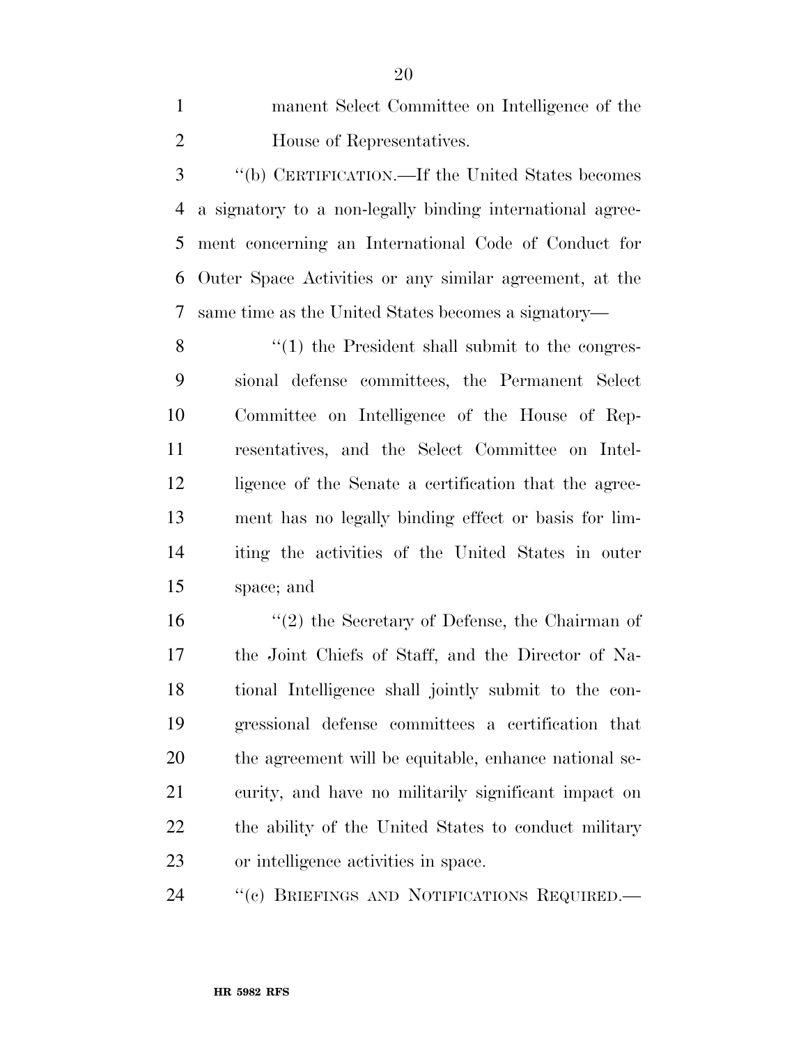manent Select Committee on Intelligence of the House of Representatives.

"(b) CERTIFICATION.—If the United States becomes a signatory to a non-legally binding international agreement concerning an International Code of Conduct for Outer Space Activities or any similar agreement, at the same time as the United States becomes a signatory—

"(1) the President shall submit to the congressional defense committees, the Permanent Select Committee on Intelligence of the House of Representatives, and the Select Committee on Intelligence of the Senate a certification that the agreement has no legally binding effect or basis for limiting the activities of the United States in outer space; and

"(2) the Secretary of Defense, the Chairman of the Joint Chiefs of Staff, and the Director of National Intelligence shall jointly submit to the congressional defense committees a certification that the agreement will be equitable, enhance national security, and have no militarily significant impact on the ability of the United States to conduct military or intelligence activities in space.

"(c) BRIEFINGS AND NOTIFICATIONS REQUIRED.—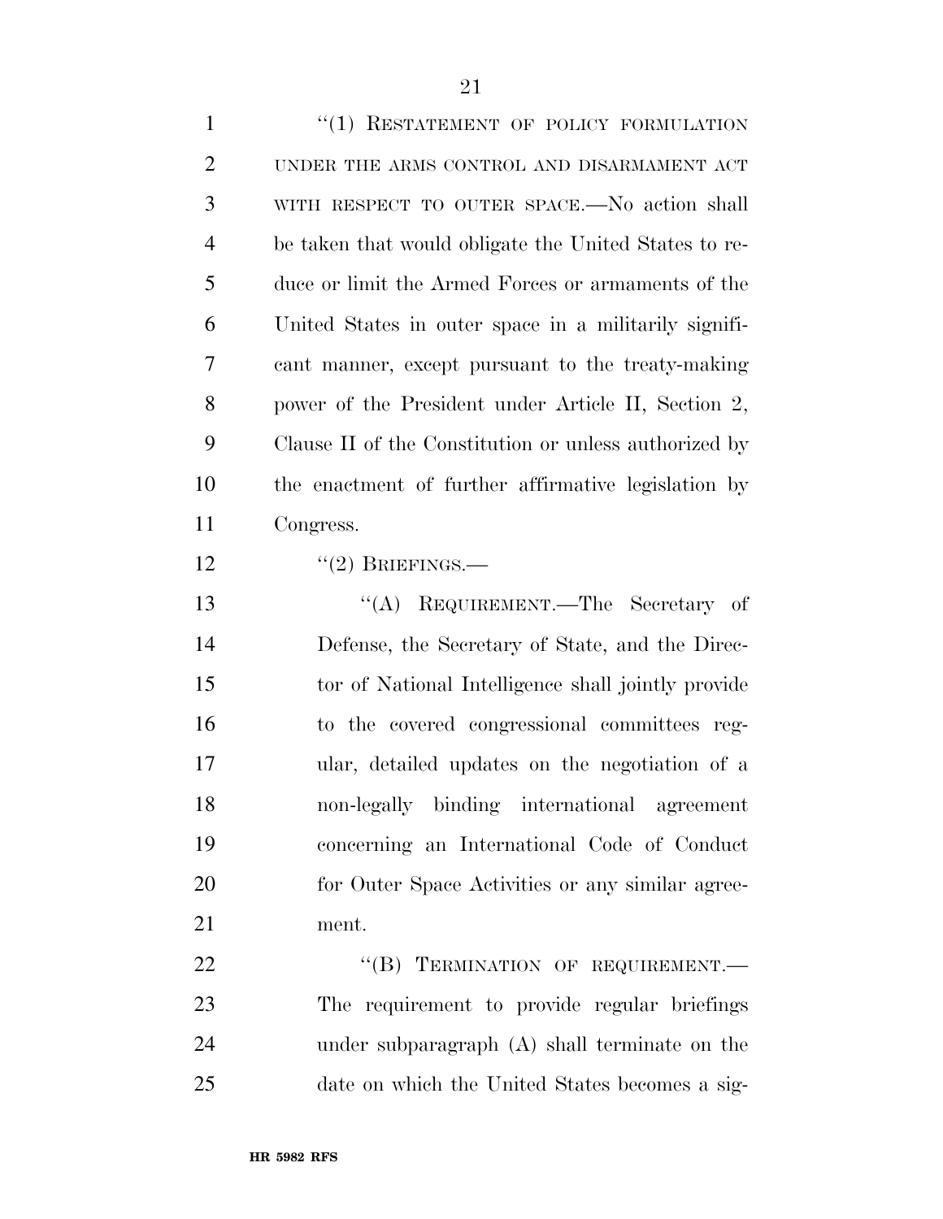"(1) RESTATEMENT OF POLICY FORMULATION UNDER THE ARMS CONTROL AND DISARMAMENT ACT WITH RESPECT TO OUTER SPACE.—No action shall be taken that would obligate the United States to reduce or limit the Armed Forces or armaments of the United States in outer space in a militarily significant manner, except pursuant to the treaty-making power of the President under Article II, Section 2, Clause II of the Constitution or unless authorized by the enactment of further affirmative legislation by Congress.

"(2) BRIEFINGS.—

"(A) REQUIREMENT.—The Secretary of Defense, the Secretary of State, and the Director of National Intelligence shall jointly provide to the covered congressional committees regular, detailed updates on the negotiation of a non-legally binding international agreement concerning an International Code of Conduct for Outer Space Activities or any similar agreement.

"(B) TERMINATION OF REQUIREMENT.—The requirement to provide regular briefings under subparagraph (A) shall terminate on the date on which the United States becomes a sig-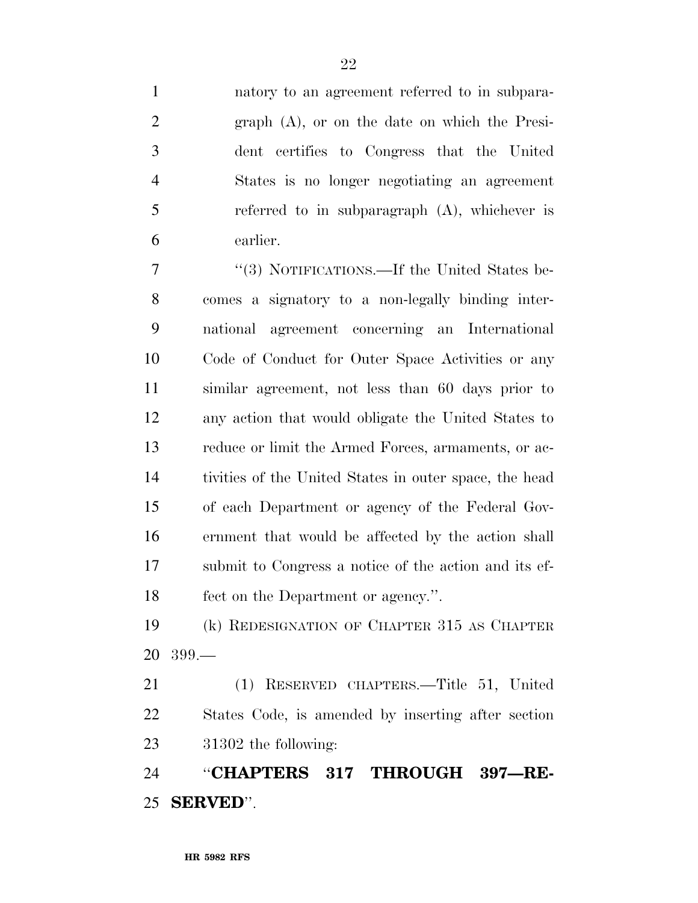natory to an agreement referred to in subparagraph (A), or on the date on which the President certifies to Congress that the United States is no longer negotiating an agreement referred to in subparagraph (A), whichever is earlier.

"(3) NOTIFICATIONS.—If the United States becomes a signatory to a non-legally binding international agreement concerning an International Code of Conduct for Outer Space Activities or any similar agreement, not less than 60 days prior to any action that would obligate the United States to reduce or limit the Armed Forces, armaments, or activities of the United States in outer space, the head of each Department or agency of the Federal Government that would be affected by the action shall submit to Congress a notice of the action and its effect on the Department or agency.".

(k) REDESIGNATION OF CHAPTER 315 AS CHAPTER 399.—

(1) RESERVED CHAPTERS.—Title 51, United States Code, is amended by inserting after section 31302 the following:

"**CHAPTERS 317 THROUGH 397—RESERVED**".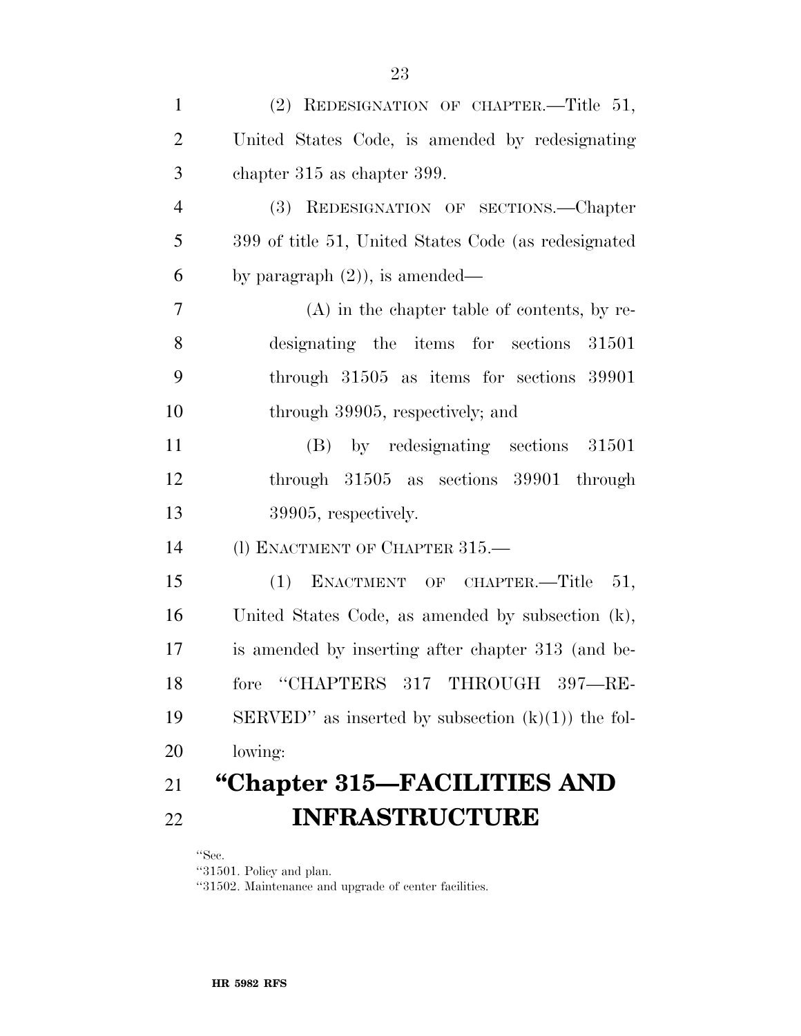(2) REDESIGNATION OF CHAPTER.—Title 51, United States Code, is amended by redesignating chapter 315 as chapter 399.

(3) REDESIGNATION OF SECTIONS.—Chapter 399 of title 51, United States Code (as redesignated by paragraph (2)), is amended—

(A) in the chapter table of contents, by redesignating the items for sections 31501 through 31505 as items for sections 39901 through 39905, respectively; and

(B) by redesignating sections 31501 through 31505 as sections 39901 through 39905, respectively.

(l) ENACTMENT OF CHAPTER 315.—

(1) ENACTMENT OF CHAPTER.—Title 51, United States Code, as amended by subsection (k), is amended by inserting after chapter 313 (and before "CHAPTERS 317 THROUGH 397—RESERVED" as inserted by subsection (k)(1)) the following:

# "Chapter 315—FACILITIES AND INFRASTRUCTURE

"Sec.
"31501. Policy and plan.
"31502. Maintenance and upgrade of center facilities.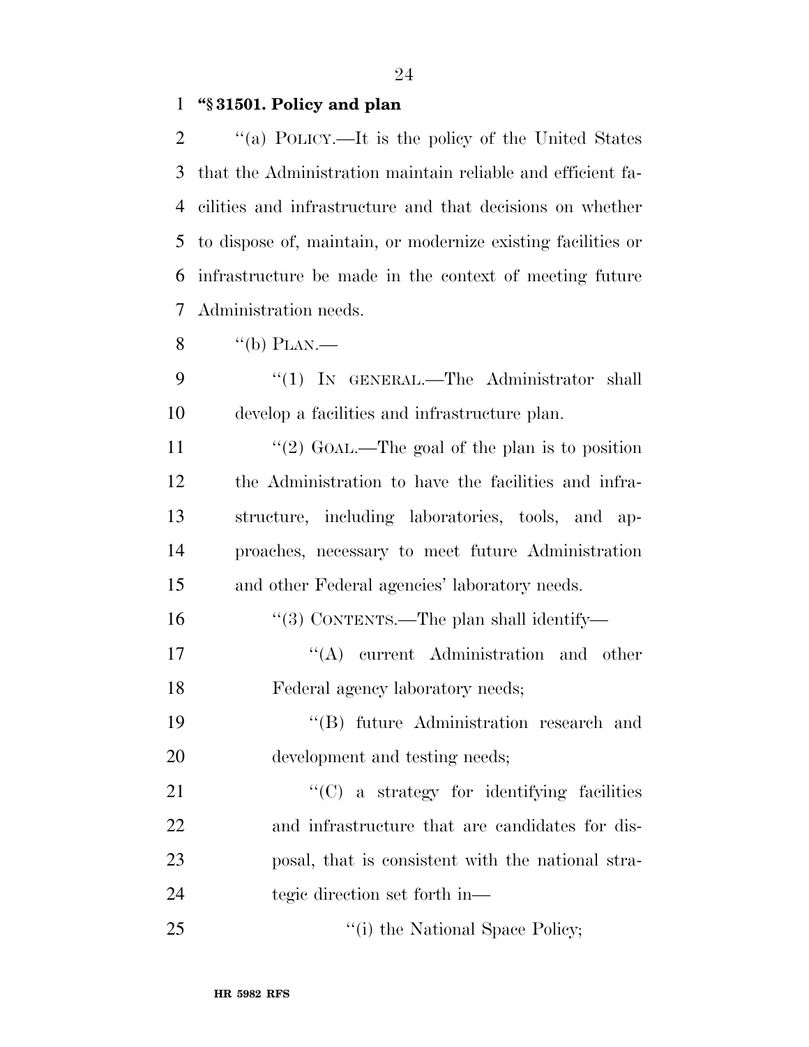**"§ 31501. Policy and plan**

"(a) POLICY.—It is the policy of the United States that the Administration maintain reliable and efficient facilities and infrastructure and that decisions on whether to dispose of, maintain, or modernize existing facilities or infrastructure be made in the context of meeting future Administration needs.

"(b) PLAN.—

"(1) IN GENERAL.—The Administrator shall develop a facilities and infrastructure plan.

"(2) GOAL.—The goal of the plan is to position the Administration to have the facilities and infrastructure, including laboratories, tools, and approaches, necessary to meet future Administration and other Federal agencies' laboratory needs.

"(3) CONTENTS.—The plan shall identify—

"(A) current Administration and other Federal agency laboratory needs;

"(B) future Administration research and development and testing needs;

"(C) a strategy for identifying facilities and infrastructure that are candidates for disposal, that is consistent with the national strategic direction set forth in—

"(i) the National Space Policy;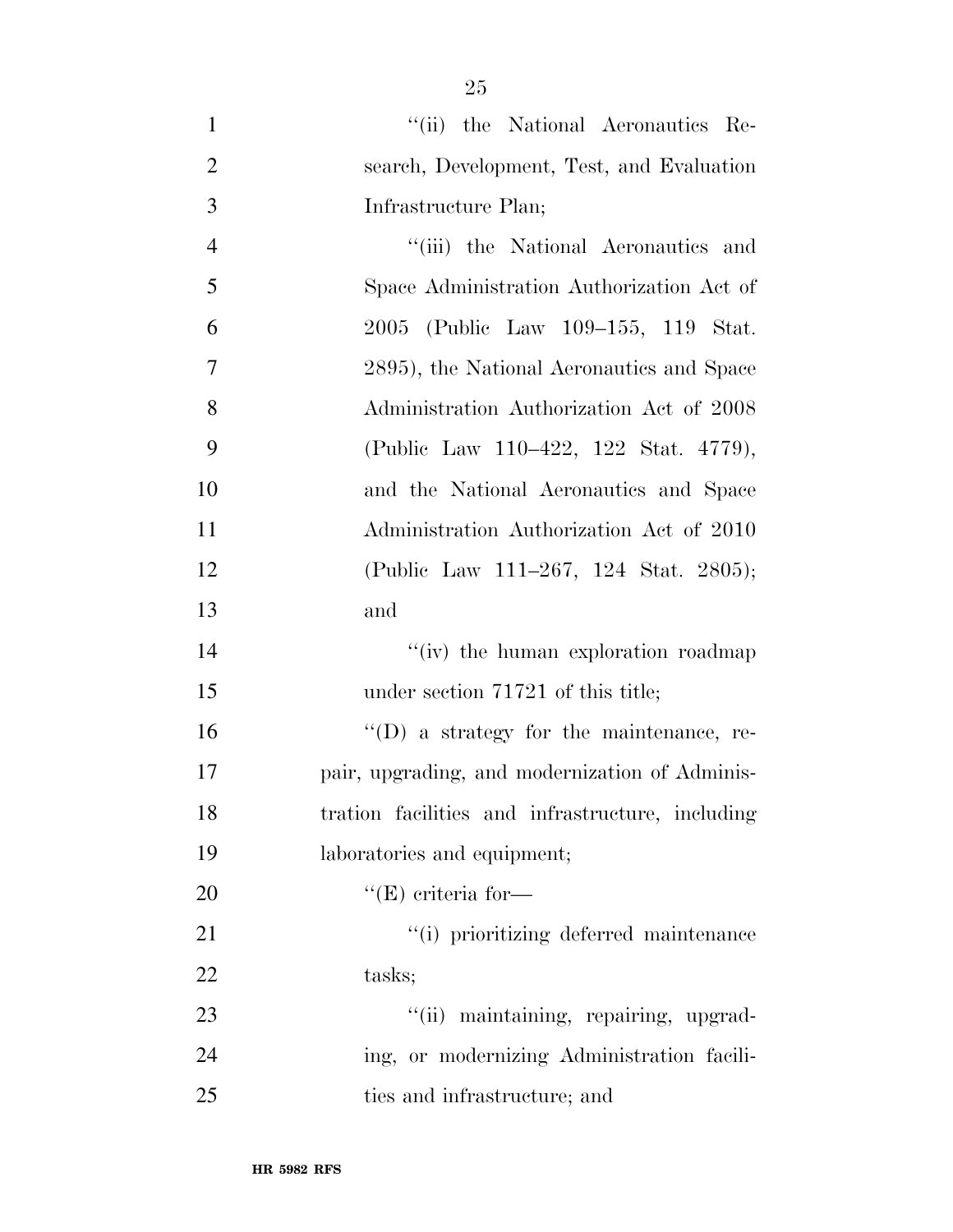"(ii) the National Aeronautics Research, Development, Test, and Evaluation Infrastructure Plan;

"(iii) the National Aeronautics and Space Administration Authorization Act of 2005 (Public Law 109–155, 119 Stat. 2895), the National Aeronautics and Space Administration Authorization Act of 2008 (Public Law 110–422, 122 Stat. 4779), and the National Aeronautics and Space Administration Authorization Act of 2010 (Public Law 111–267, 124 Stat. 2805); and

"(iv) the human exploration roadmap under section 71721 of this title;

"(D) a strategy for the maintenance, repair, upgrading, and modernization of Administration facilities and infrastructure, including laboratories and equipment;

"(E) criteria for—

"(i) prioritizing deferred maintenance tasks;

"(ii) maintaining, repairing, upgrading, or modernizing Administration facilities and infrastructure; and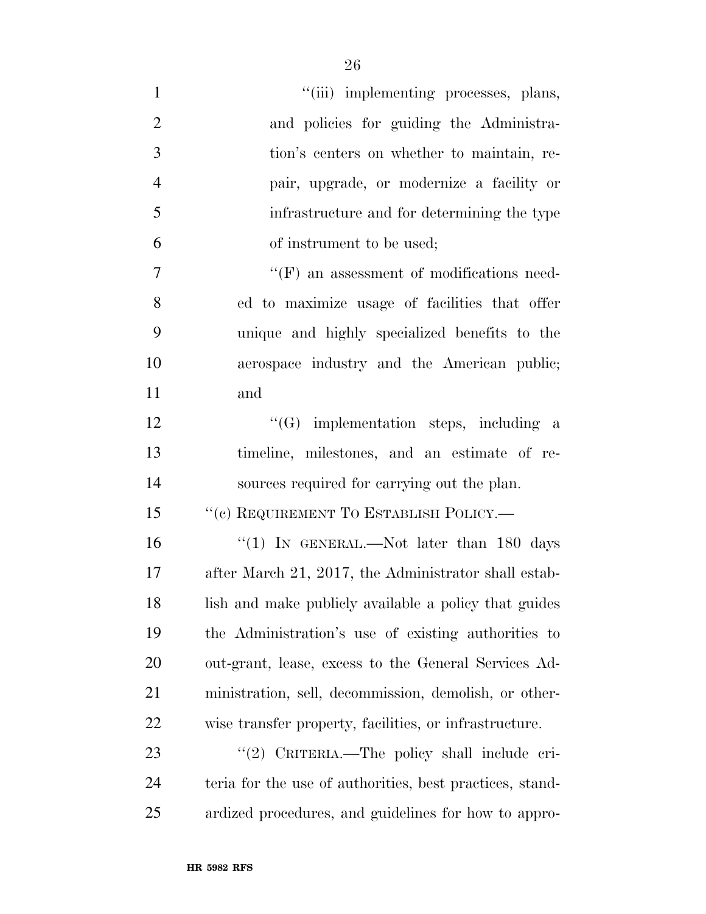"(iii) implementing processes, plans, and policies for guiding the Administration's centers on whether to maintain, repair, upgrade, or modernize a facility or infrastructure and for determining the type of instrument to be used;

"(F) an assessment of modifications needed to maximize usage of facilities that offer unique and highly specialized benefits to the aerospace industry and the American public; and

"(G) implementation steps, including a timeline, milestones, and an estimate of resources required for carrying out the plan.

"(c) REQUIREMENT TO ESTABLISH POLICY.—

"(1) IN GENERAL.—Not later than 180 days after March 21, 2017, the Administrator shall establish and make publicly available a policy that guides the Administration's use of existing authorities to out-grant, lease, excess to the General Services Administration, sell, decommission, demolish, or otherwise transfer property, facilities, or infrastructure.

"(2) CRITERIA.—The policy shall include criteria for the use of authorities, best practices, standardized procedures, and guidelines for how to appro-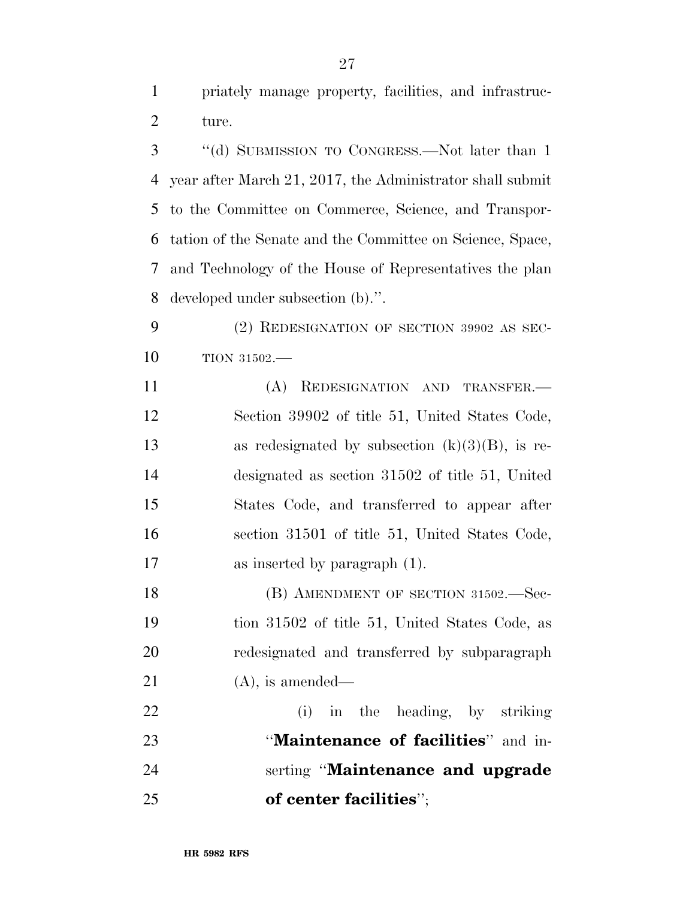priately manage property, facilities, and infrastructure.

"(d) SUBMISSION TO CONGRESS.—Not later than 1 year after March 21, 2017, the Administrator shall submit to the Committee on Commerce, Science, and Transportation of the Senate and the Committee on Science, Space, and Technology of the House of Representatives the plan developed under subsection (b).".

(2) REDESIGNATION OF SECTION 39902 AS SECTION 31502.—

(A) REDESIGNATION AND TRANSFER.—Section 39902 of title 51, United States Code, as redesignated by subsection (k)(3)(B), is redesignated as section 31502 of title 51, United States Code, and transferred to appear after section 31501 of title 51, United States Code, as inserted by paragraph (1).

(B) AMENDMENT OF SECTION 31502.—Section 31502 of title 51, United States Code, as redesignated and transferred by subparagraph (A), is amended—

(i) in the heading, by striking "**Maintenance of facilities**" and inserting "**Maintenance and upgrade of center facilities**";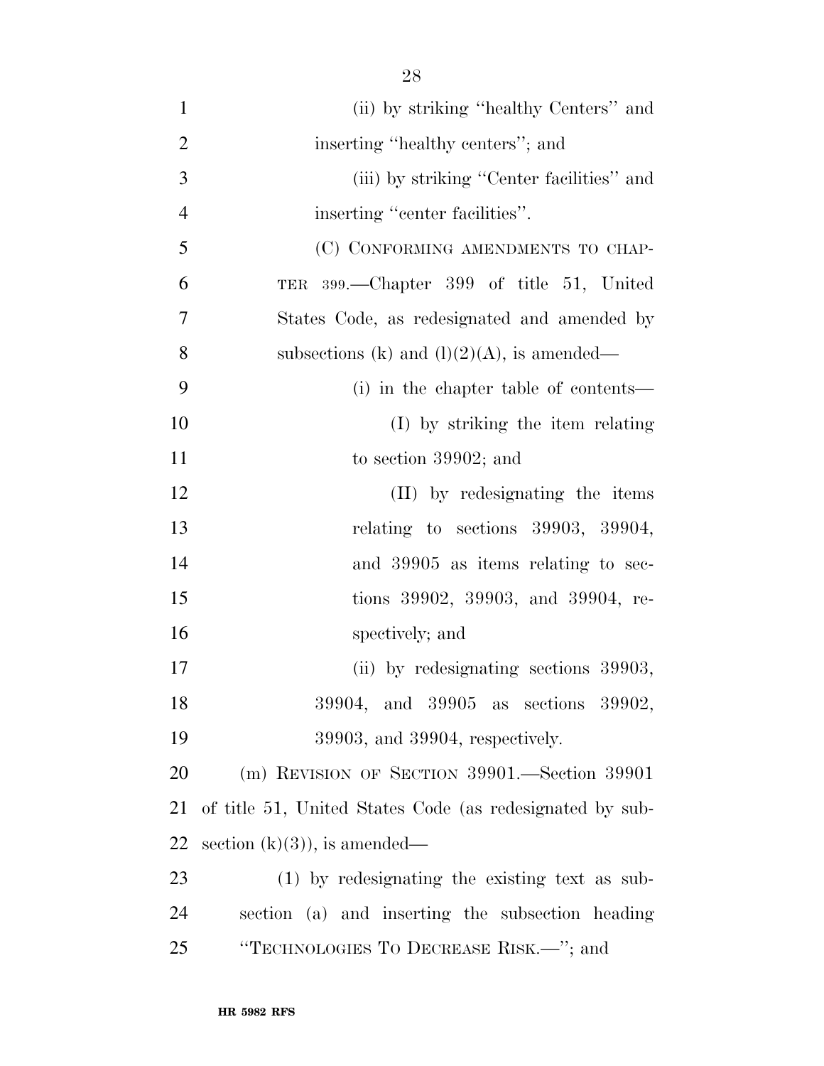(ii) by striking ''healthy Centers'' and inserting ''healthy centers''; and

(iii) by striking ''Center facilities'' and inserting ''center facilities''.

(C) CONFORMING AMENDMENTS TO CHAPTER 399.—Chapter 399 of title 51, United States Code, as redesignated and amended by subsections (k) and (l)(2)(A), is amended—

(i) in the chapter table of contents—

(I) by striking the item relating to section 39902; and

(II) by redesignating the items relating to sections 39903, 39904, and 39905 as items relating to sections 39902, 39903, and 39904, respectively; and

(ii) by redesignating sections 39903, 39904, and 39905 as sections 39902, 39903, and 39904, respectively.

(m) REVISION OF SECTION 39901.—Section 39901 of title 51, United States Code (as redesignated by subsection (k)(3)), is amended—

(1) by redesignating the existing text as subsection (a) and inserting the subsection heading ''TECHNOLOGIES TO DECREASE RISK.—''; and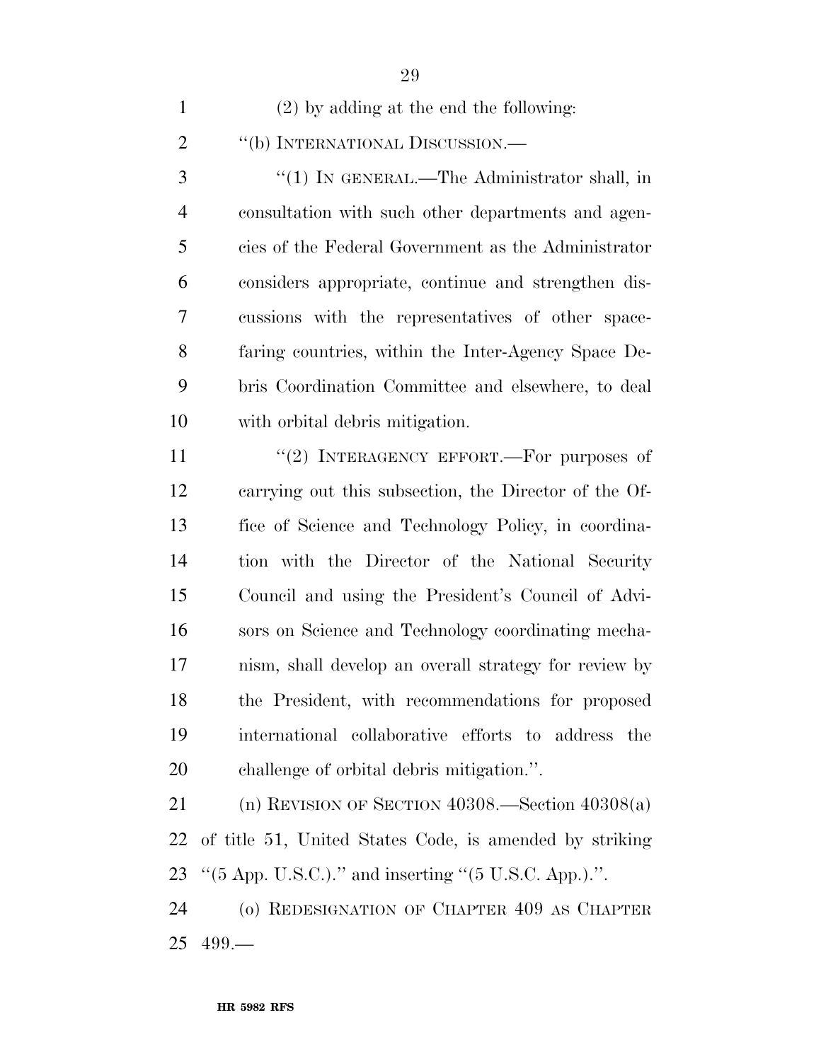(2) by adding at the end the following:

"(b) INTERNATIONAL DISCUSSION.—

"(1) IN GENERAL.—The Administrator shall, in consultation with such other departments and agencies of the Federal Government as the Administrator considers appropriate, continue and strengthen discussions with the representatives of other space-faring countries, within the Inter-Agency Space Debris Coordination Committee and elsewhere, to deal with orbital debris mitigation.

"(2) INTERAGENCY EFFORT.—For purposes of carrying out this subsection, the Director of the Office of Science and Technology Policy, in coordination with the Director of the National Security Council and using the President's Council of Advisors on Science and Technology coordinating mechanism, shall develop an overall strategy for review by the President, with recommendations for proposed international collaborative efforts to address the challenge of orbital debris mitigation.".

(n) REVISION OF SECTION 40308.—Section 40308(a) of title 51, United States Code, is amended by striking "(5 App. U.S.C.)." and inserting "(5 U.S.C. App.).".

(o) REDESIGNATION OF CHAPTER 409 AS CHAPTER 499.—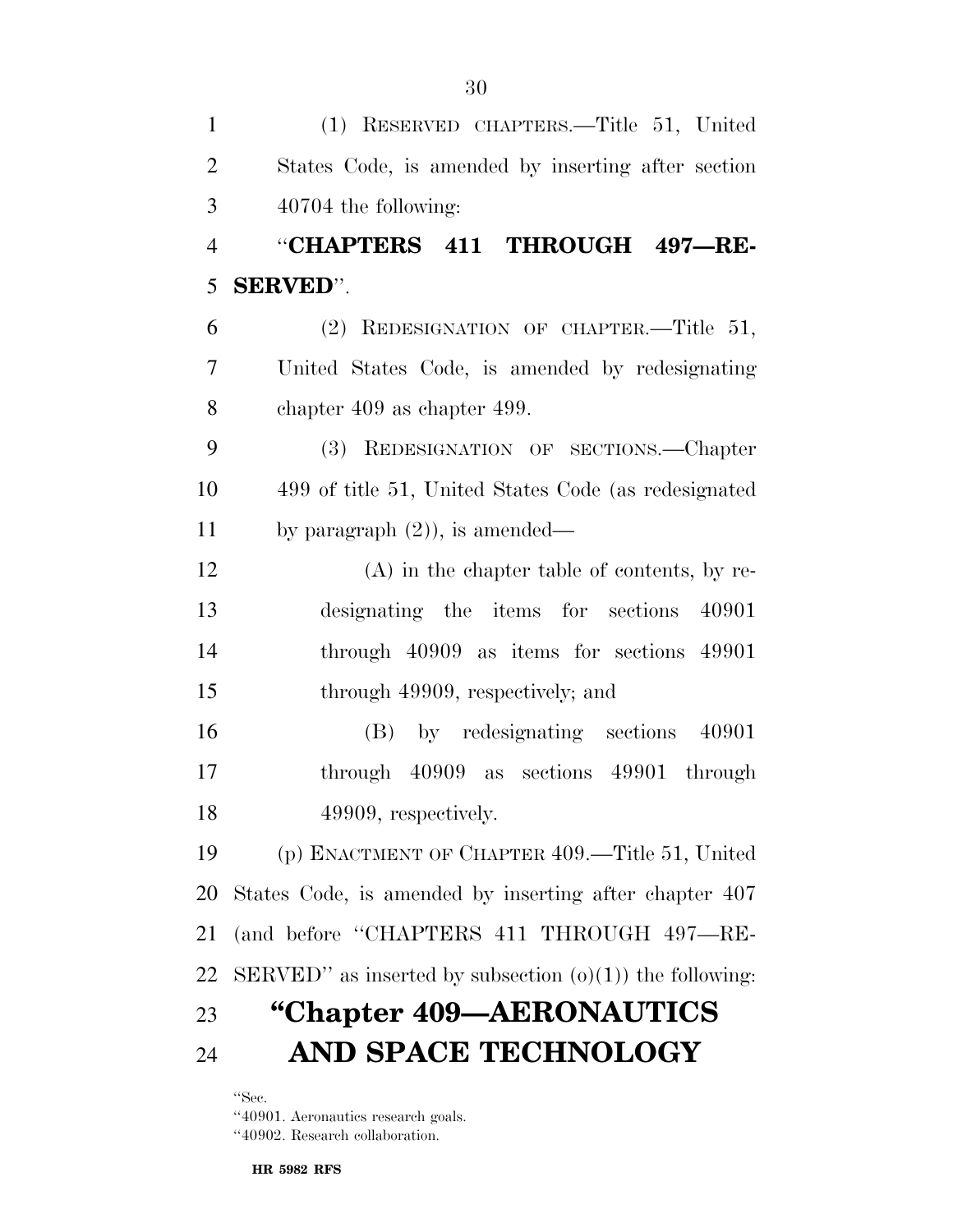(1) RESERVED CHAPTERS.—Title 51, United States Code, is amended by inserting after section 40704 the following:

"**CHAPTERS 411 THROUGH 497—RESERVED**".

(2) REDESIGNATION OF CHAPTER.—Title 51, United States Code, is amended by redesignating chapter 409 as chapter 499.

(3) REDESIGNATION OF SECTIONS.—Chapter 499 of title 51, United States Code (as redesignated by paragraph (2)), is amended—

(A) in the chapter table of contents, by redesignating the items for sections 40901 through 40909 as items for sections 49901 through 49909, respectively; and

(B) by redesignating sections 40901 through 40909 as sections 49901 through 49909, respectively.

(p) ENACTMENT OF CHAPTER 409.—Title 51, United States Code, is amended by inserting after chapter 407 (and before "CHAPTERS 411 THROUGH 497—RESERVED" as inserted by subsection (o)(1)) the following:

# "Chapter 409—AERONAUTICS AND SPACE TECHNOLOGY

"Sec.
"40901. Aeronautics research goals.
"40902. Research collaboration.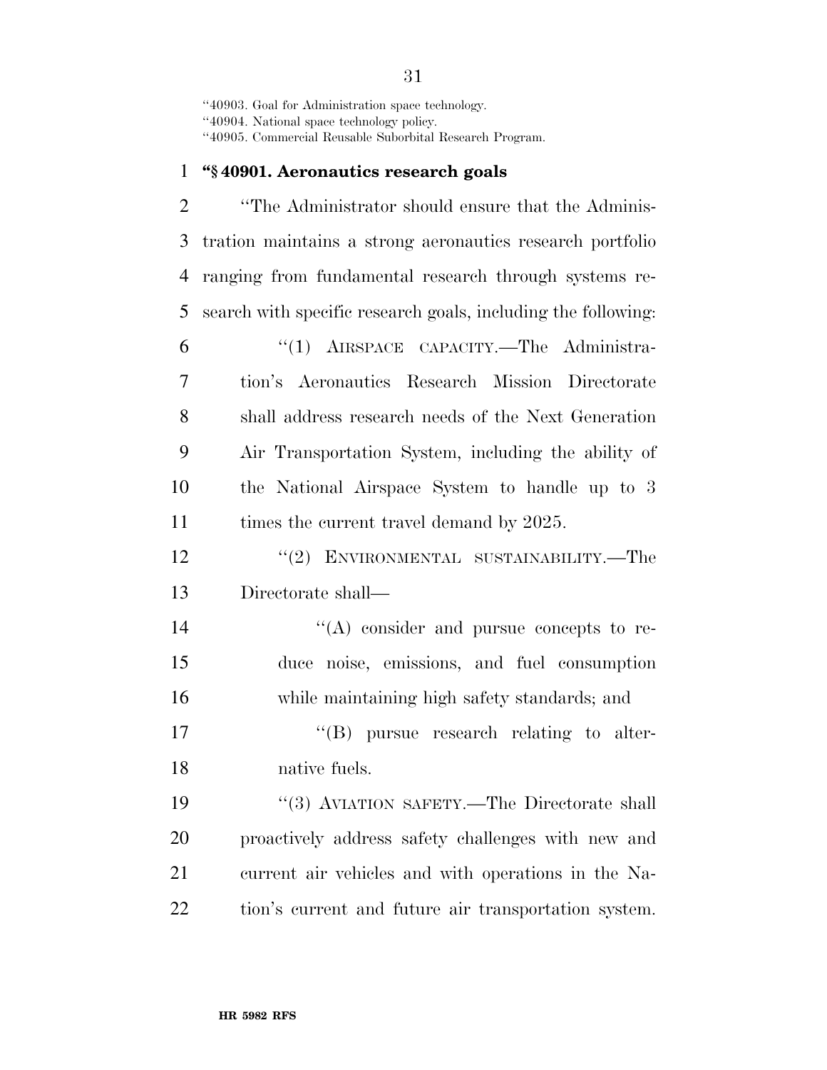"40903. Goal for Administration space technology.
"40904. National space technology policy.
"40905. Commercial Reusable Suborbital Research Program.

**"§ 40901. Aeronautics research goals**

"The Administrator should ensure that the Administration maintains a strong aeronautics research portfolio ranging from fundamental research through systems research with specific research goals, including the following:

"(1) AIRSPACE CAPACITY.—The Administration's Aeronautics Research Mission Directorate shall address research needs of the Next Generation Air Transportation System, including the ability of the National Airspace System to handle up to 3 times the current travel demand by 2025.

"(2) ENVIRONMENTAL SUSTAINABILITY.—The Directorate shall—

"(A) consider and pursue concepts to reduce noise, emissions, and fuel consumption while maintaining high safety standards; and

"(B) pursue research relating to alternative fuels.

"(3) AVIATION SAFETY.—The Directorate shall proactively address safety challenges with new and current air vehicles and with operations in the Nation's current and future air transportation system.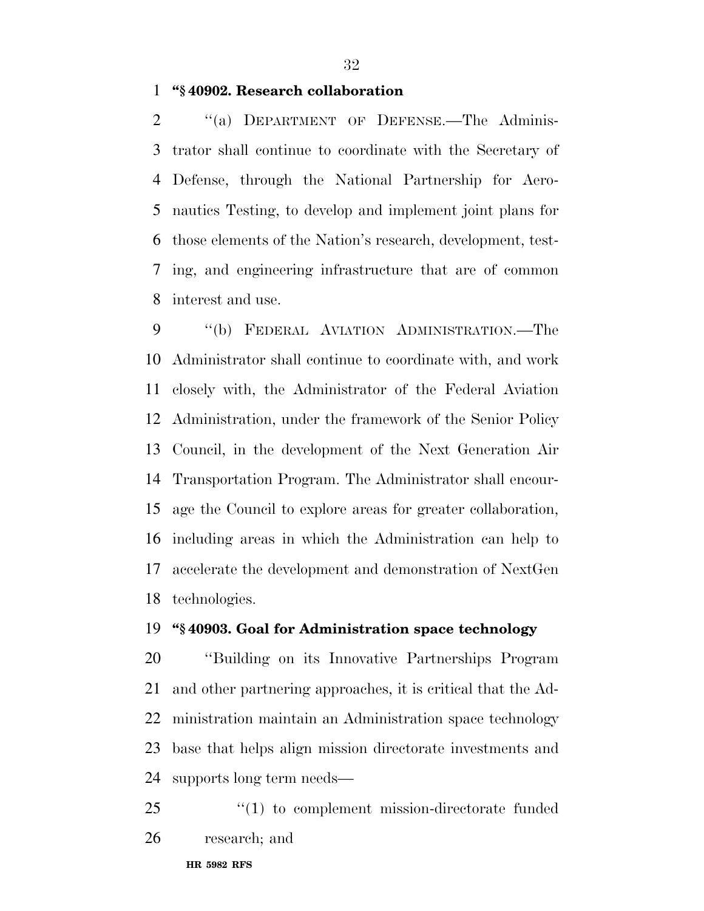**"§ 40902. Research collaboration**

"(a) DEPARTMENT OF DEFENSE.—The Administrator shall continue to coordinate with the Secretary of Defense, through the National Partnership for Aeronautics Testing, to develop and implement joint plans for those elements of the Nation's research, development, testing, and engineering infrastructure that are of common interest and use.

"(b) FEDERAL AVIATION ADMINISTRATION.—The Administrator shall continue to coordinate with, and work closely with, the Administrator of the Federal Aviation Administration, under the framework of the Senior Policy Council, in the development of the Next Generation Air Transportation Program. The Administrator shall encourage the Council to explore areas for greater collaboration, including areas in which the Administration can help to accelerate the development and demonstration of NextGen technologies.

**"§ 40903. Goal for Administration space technology**

"Building on its Innovative Partnerships Program and other partnering approaches, it is critical that the Administration maintain an Administration space technology base that helps align mission directorate investments and supports long term needs—

"(1) to complement mission-directorate funded research; and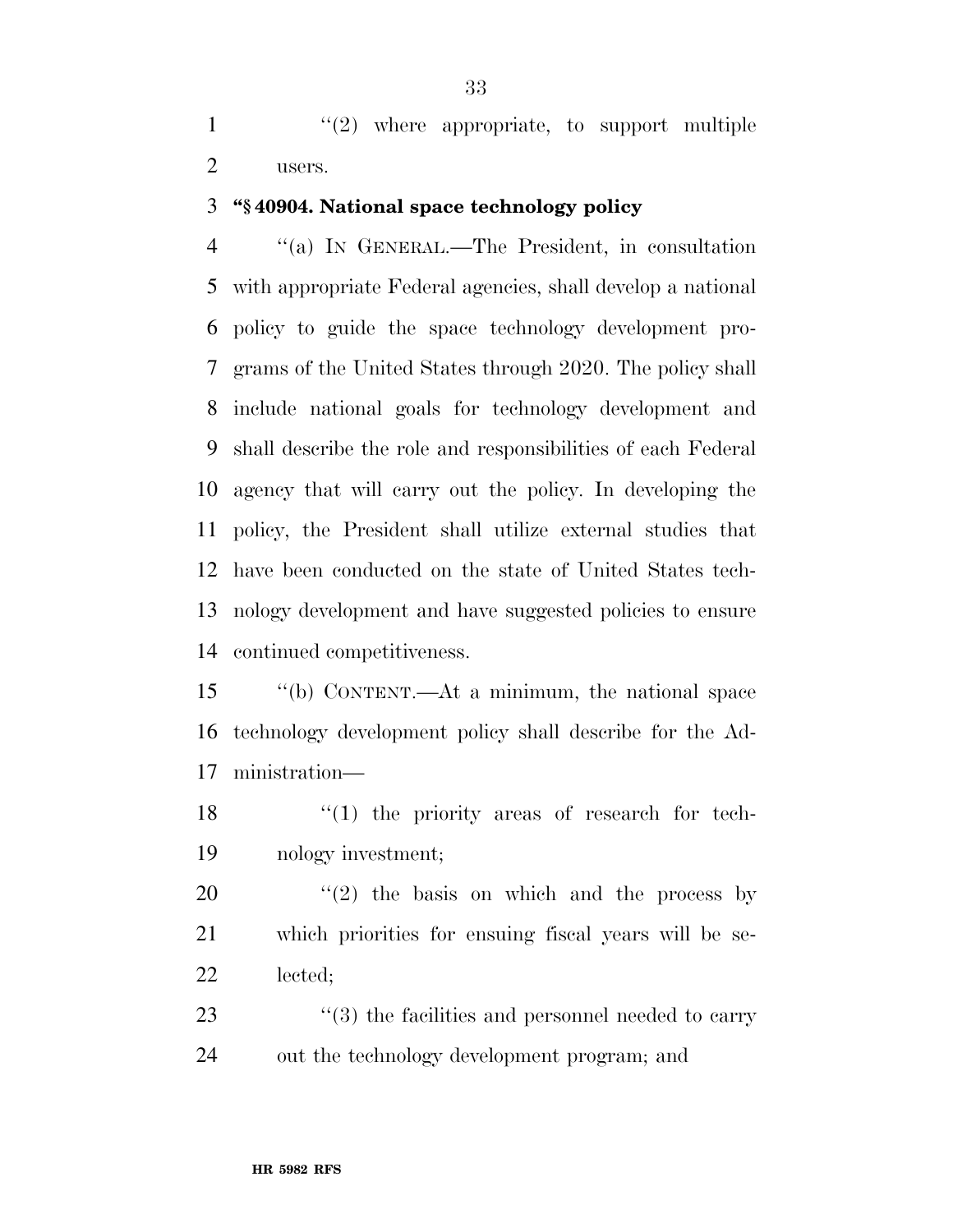''(2) where appropriate, to support multiple users.

**''§ 40904. National space technology policy**

''(a) IN GENERAL.—The President, in consultation with appropriate Federal agencies, shall develop a national policy to guide the space technology development programs of the United States through 2020. The policy shall include national goals for technology development and shall describe the role and responsibilities of each Federal agency that will carry out the policy. In developing the policy, the President shall utilize external studies that have been conducted on the state of United States technology development and have suggested policies to ensure continued competitiveness.

''(b) CONTENT.—At a minimum, the national space technology development policy shall describe for the Administration—

''(1) the priority areas of research for technology investment;

''(2) the basis on which and the process by which priorities for ensuing fiscal years will be selected;

''(3) the facilities and personnel needed to carry out the technology development program; and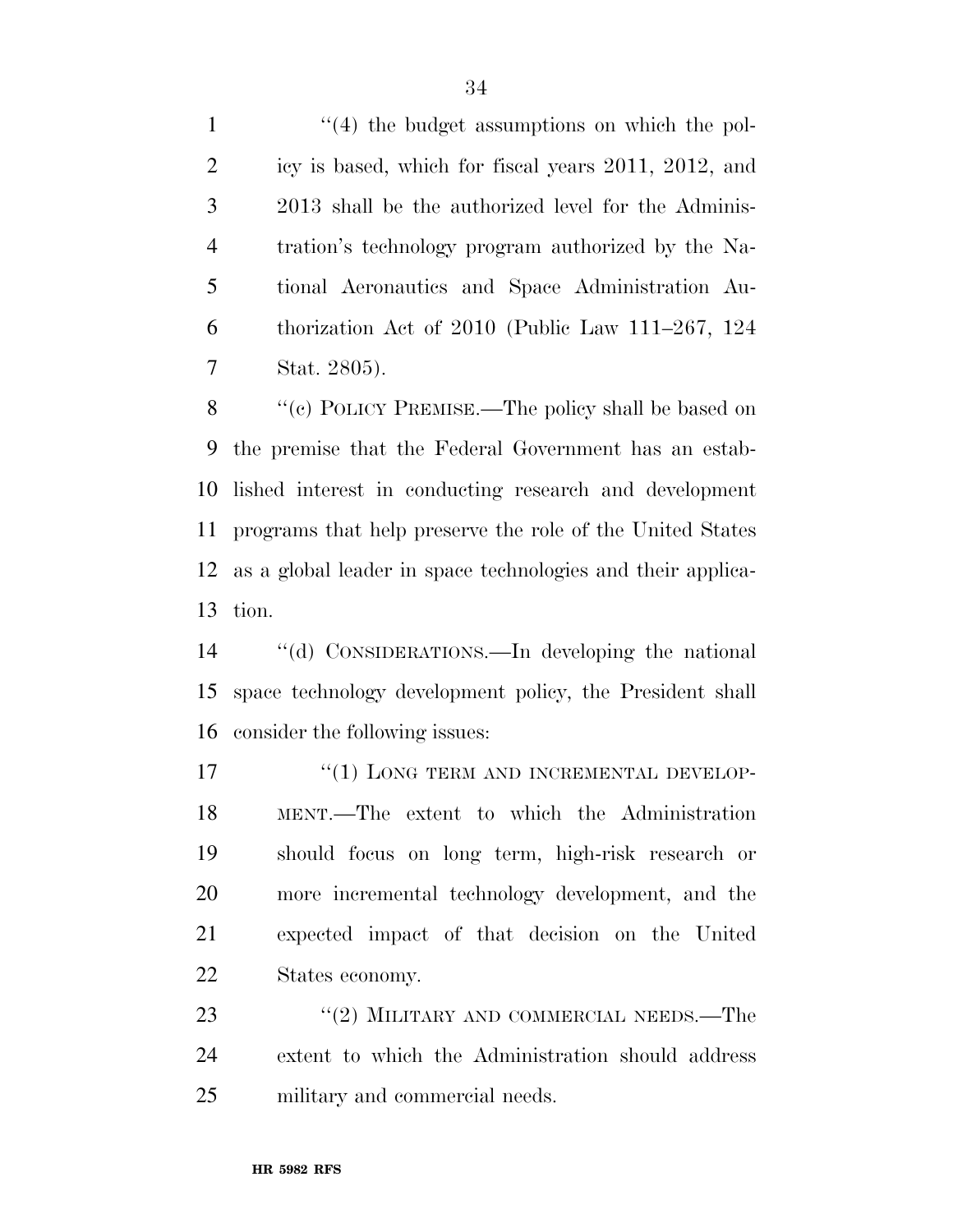''(4) the budget assumptions on which the policy is based, which for fiscal years 2011, 2012, and 2013 shall be the authorized level for the Administration's technology program authorized by the National Aeronautics and Space Administration Authorization Act of 2010 (Public Law 111–267, 124 Stat. 2805).

''(c) POLICY PREMISE.—The policy shall be based on the premise that the Federal Government has an established interest in conducting research and development programs that help preserve the role of the United States as a global leader in space technologies and their application.

''(d) CONSIDERATIONS.—In developing the national space technology development policy, the President shall consider the following issues:

''(1) LONG TERM AND INCREMENTAL DEVELOPMENT.—The extent to which the Administration should focus on long term, high-risk research or more incremental technology development, and the expected impact of that decision on the United States economy.

''(2) MILITARY AND COMMERCIAL NEEDS.—The extent to which the Administration should address military and commercial needs.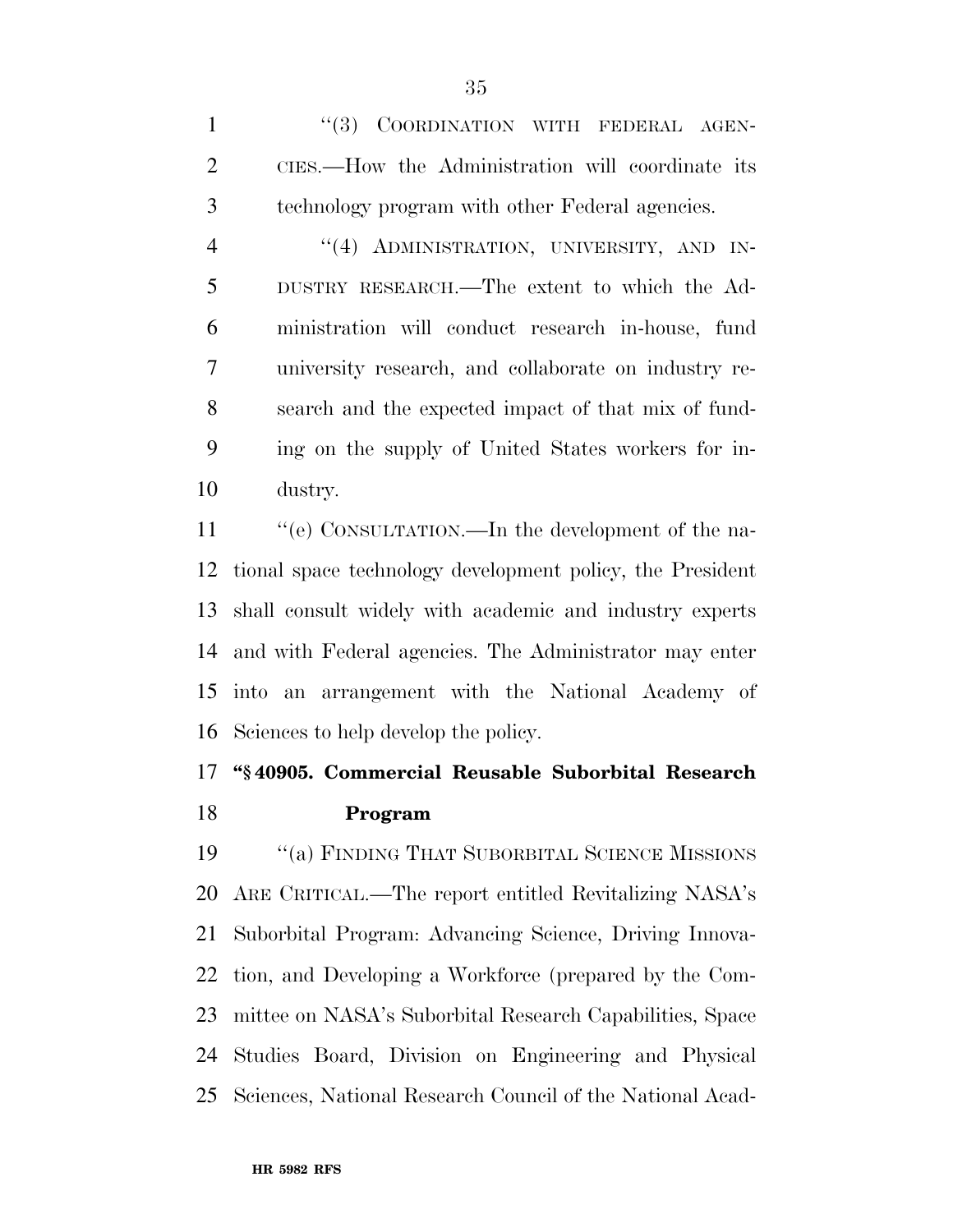"(3) COORDINATION WITH FEDERAL AGENCIES.—How the Administration will coordinate its technology program with other Federal agencies.

"(4) ADMINISTRATION, UNIVERSITY, AND INDUSTRY RESEARCH.—The extent to which the Administration will conduct research in-house, fund university research, and collaborate on industry research and the expected impact of that mix of funding on the supply of United States workers for industry.

"(e) CONSULTATION.—In the development of the national space technology development policy, the President shall consult widely with academic and industry experts and with Federal agencies. The Administrator may enter into an arrangement with the National Academy of Sciences to help develop the policy.

**"§ 40905. Commercial Reusable Suborbital Research Program**

"(a) FINDING THAT SUBORBITAL SCIENCE MISSIONS ARE CRITICAL.—The report entitled Revitalizing NASA's Suborbital Program: Advancing Science, Driving Innovation, and Developing a Workforce (prepared by the Committee on NASA's Suborbital Research Capabilities, Space Studies Board, Division on Engineering and Physical Sciences, National Research Council of the National Acad-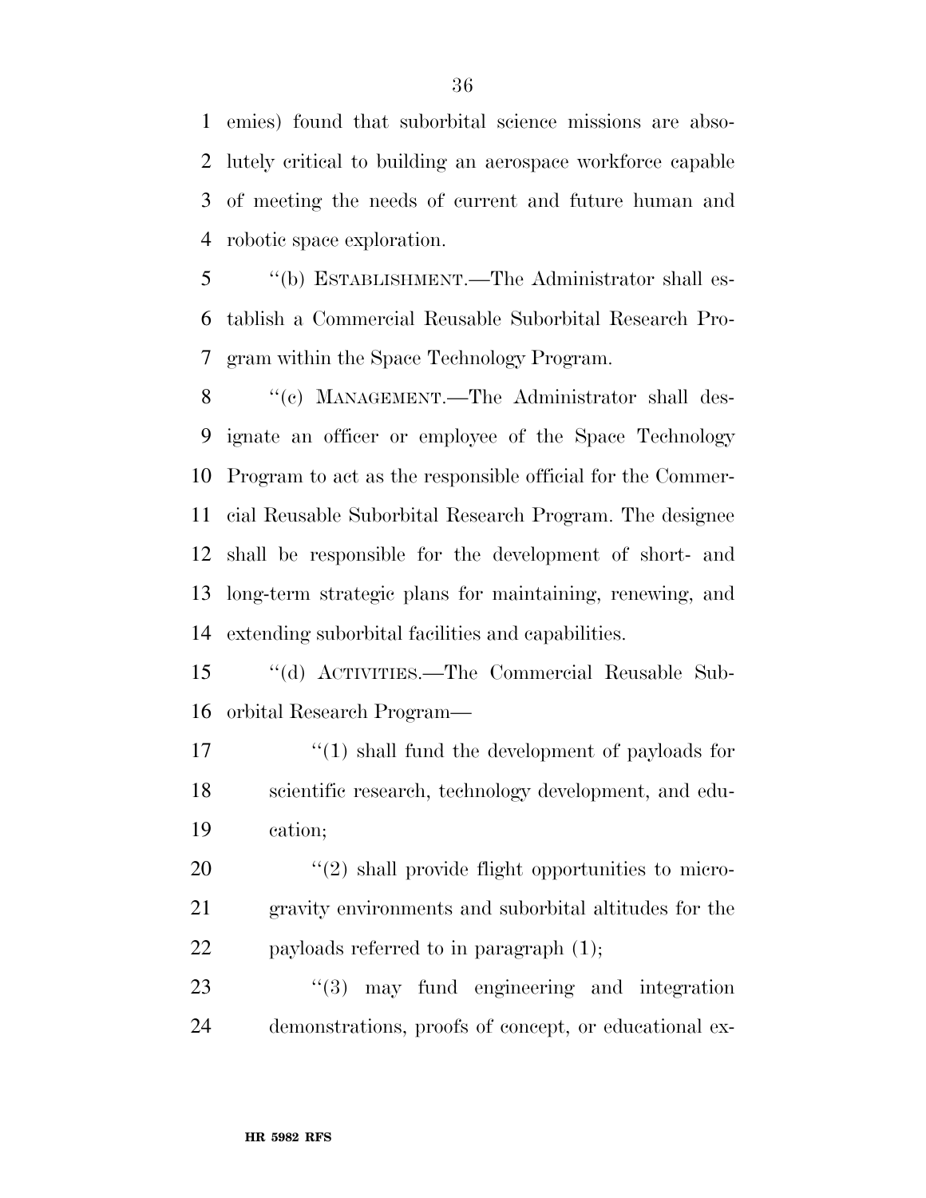emies) found that suborbital science missions are absolutely critical to building an aerospace workforce capable of meeting the needs of current and future human and robotic space exploration.

"(b) ESTABLISHMENT.—The Administrator shall establish a Commercial Reusable Suborbital Research Program within the Space Technology Program.

"(c) MANAGEMENT.—The Administrator shall designate an officer or employee of the Space Technology Program to act as the responsible official for the Commercial Reusable Suborbital Research Program. The designee shall be responsible for the development of short- and long-term strategic plans for maintaining, renewing, and extending suborbital facilities and capabilities.

"(d) ACTIVITIES.—The Commercial Reusable Suborbital Research Program—

"(1) shall fund the development of payloads for scientific research, technology development, and education;

"(2) shall provide flight opportunities to microgravity environments and suborbital altitudes for the payloads referred to in paragraph (1);

"(3) may fund engineering and integration demonstrations, proofs of concept, or educational ex-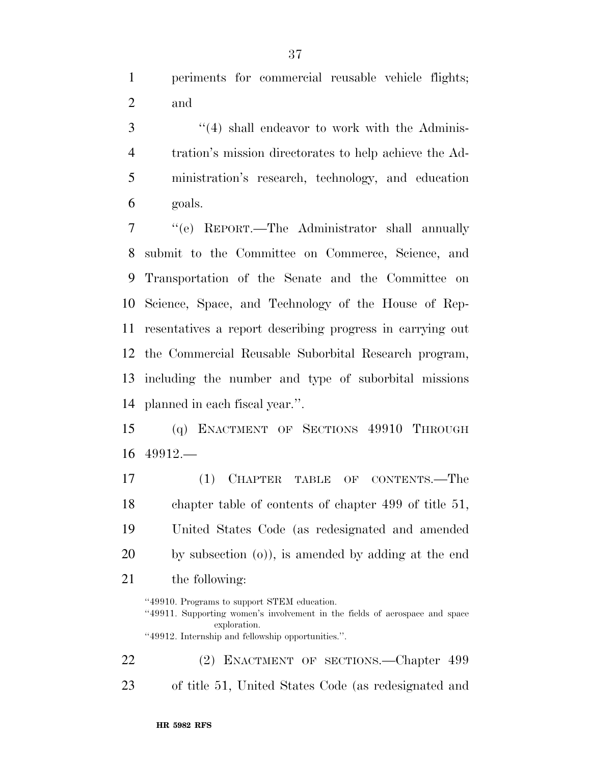periments for commercial reusable vehicle flights; and

"(4) shall endeavor to work with the Administration's mission directorates to help achieve the Administration's research, technology, and education goals.

"(e) REPORT.—The Administrator shall annually submit to the Committee on Commerce, Science, and Transportation of the Senate and the Committee on Science, Space, and Technology of the House of Representatives a report describing progress in carrying out the Commercial Reusable Suborbital Research program, including the number and type of suborbital missions planned in each fiscal year.".

(q) ENACTMENT OF SECTIONS 49910 THROUGH 49912.—

(1) CHAPTER TABLE OF CONTENTS.—The chapter table of contents of chapter 499 of title 51, United States Code (as redesignated and amended by subsection (o)), is amended by adding at the end the following:

"49910. Programs to support STEM education.
"49911. Supporting women's involvement in the fields of aerospace and space exploration.
"49912. Internship and fellowship opportunities.".

(2) ENACTMENT OF SECTIONS.—Chapter 499 of title 51, United States Code (as redesignated and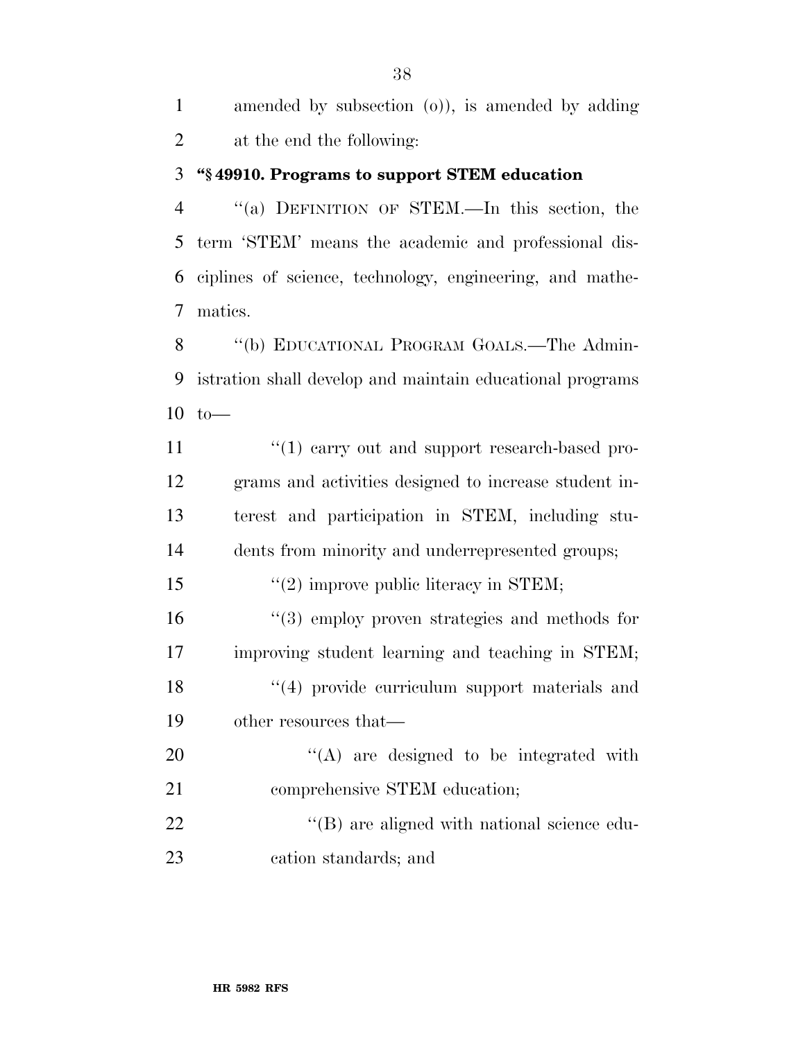amended by subsection (o)), is amended by adding at the end the following:

**"§ 49910. Programs to support STEM education**

"(a) DEFINITION OF STEM.—In this section, the term 'STEM' means the academic and professional disciplines of science, technology, engineering, and mathematics.

"(b) EDUCATIONAL PROGRAM GOALS.—The Administration shall develop and maintain educational programs to—

"(1) carry out and support research-based programs and activities designed to increase student interest and participation in STEM, including students from minority and underrepresented groups;

"(2) improve public literacy in STEM;

"(3) employ proven strategies and methods for improving student learning and teaching in STEM;

"(4) provide curriculum support materials and other resources that—

"(A) are designed to be integrated with comprehensive STEM education;

"(B) are aligned with national science education standards; and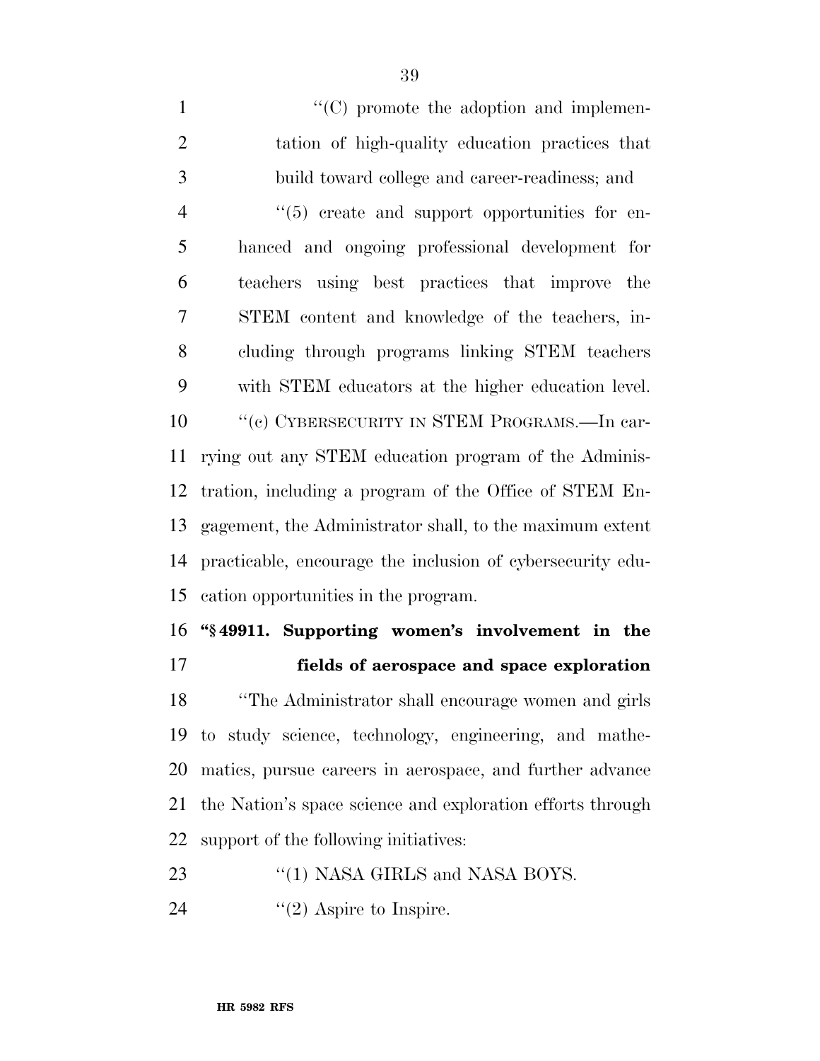"(C) promote the adoption and implementation of high-quality education practices that build toward college and career-readiness; and

"(5) create and support opportunities for enhanced and ongoing professional development for teachers using best practices that improve the STEM content and knowledge of the teachers, including through programs linking STEM teachers with STEM educators at the higher education level.

"(c) CYBERSECURITY IN STEM PROGRAMS.—In carrying out any STEM education program of the Administration, including a program of the Office of STEM Engagement, the Administrator shall, to the maximum extent practicable, encourage the inclusion of cybersecurity education opportunities in the program.

**"§ 49911. Supporting women's involvement in the fields of aerospace and space exploration**

"The Administrator shall encourage women and girls to study science, technology, engineering, and mathematics, pursue careers in aerospace, and further advance the Nation's space science and exploration efforts through support of the following initiatives:

"(1) NASA GIRLS and NASA BOYS.

"(2) Aspire to Inspire.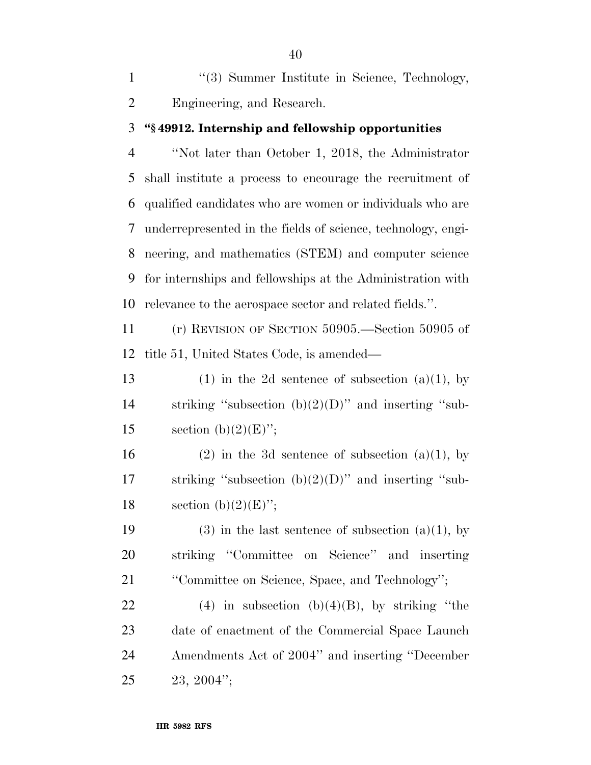''(3) Summer Institute in Science, Technology, Engineering, and Research.

**''§ 49912. Internship and fellowship opportunities**

''Not later than October 1, 2018, the Administrator shall institute a process to encourage the recruitment of qualified candidates who are women or individuals who are underrepresented in the fields of science, technology, engineering, and mathematics (STEM) and computer science for internships and fellowships at the Administration with relevance to the aerospace sector and related fields.''.

(r) REVISION OF SECTION 50905.—Section 50905 of title 51, United States Code, is amended—

(1) in the 2d sentence of subsection (a)(1), by striking ''subsection (b)(2)(D)'' and inserting ''subsection (b)(2)(E)'';

(2) in the 3d sentence of subsection (a)(1), by striking ''subsection (b)(2)(D)'' and inserting ''subsection (b)(2)(E)'';

(3) in the last sentence of subsection (a)(1), by striking ''Committee on Science'' and inserting ''Committee on Science, Space, and Technology'';

(4) in subsection (b)(4)(B), by striking ''the date of enactment of the Commercial Space Launch Amendments Act of 2004'' and inserting ''December 23, 2004'';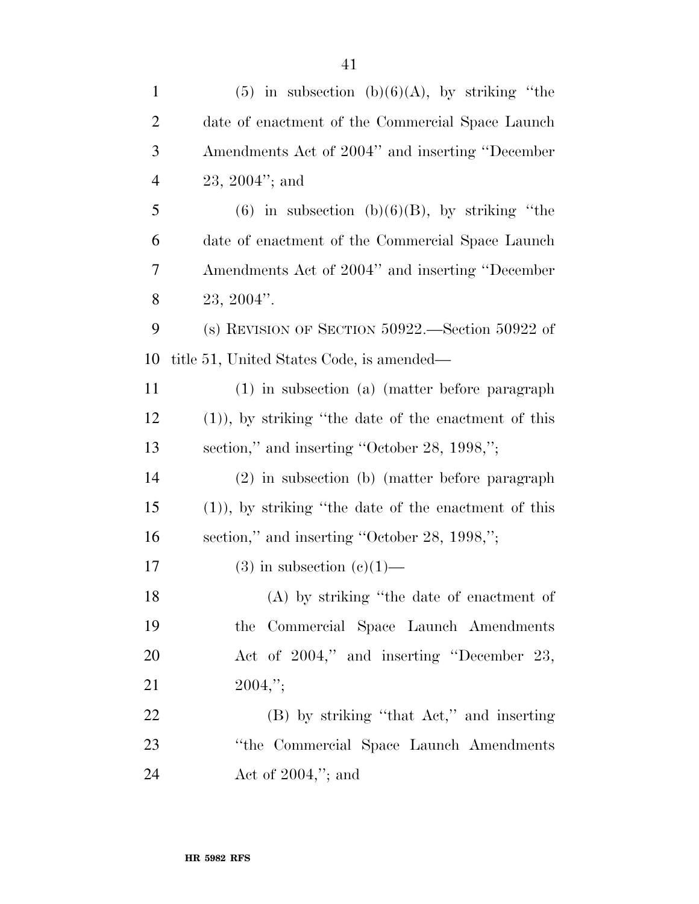(5) in subsection (b)(6)(A), by striking ''the date of enactment of the Commercial Space Launch Amendments Act of 2004'' and inserting ''December 23, 2004''; and

(6) in subsection (b)(6)(B), by striking ''the date of enactment of the Commercial Space Launch Amendments Act of 2004'' and inserting ''December 23, 2004''.

(s) REVISION OF SECTION 50922.—Section 50922 of title 51, United States Code, is amended—

(1) in subsection (a) (matter before paragraph (1)), by striking ''the date of the enactment of this section,'' and inserting ''October 28, 1998,'';

(2) in subsection (b) (matter before paragraph (1)), by striking ''the date of the enactment of this section,'' and inserting ''October 28, 1998,'';

(3) in subsection (c)(1)—

(A) by striking ''the date of enactment of the Commercial Space Launch Amendments Act of 2004,'' and inserting ''December 23, 2004,'';

(B) by striking ''that Act,'' and inserting ''the Commercial Space Launch Amendments Act of 2004,''; and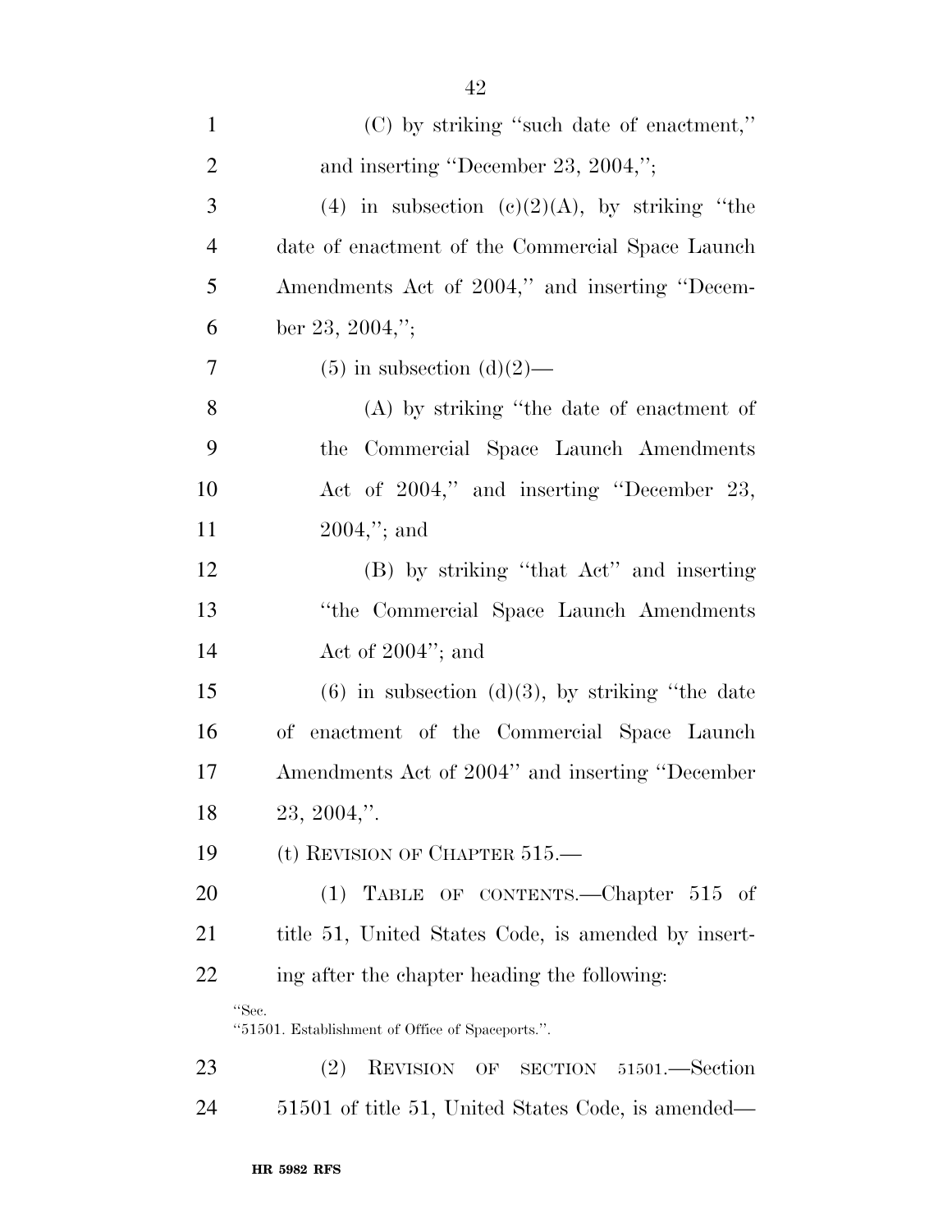(C) by striking "such date of enactment," and inserting "December 23, 2004,";

(4) in subsection (c)(2)(A), by striking "the date of enactment of the Commercial Space Launch Amendments Act of 2004," and inserting "December 23, 2004,";

(5) in subsection (d)(2)—

(A) by striking "the date of enactment of the Commercial Space Launch Amendments Act of 2004," and inserting "December 23, 2004,"; and

(B) by striking "that Act" and inserting "the Commercial Space Launch Amendments Act of 2004"; and

(6) in subsection (d)(3), by striking "the date of enactment of the Commercial Space Launch Amendments Act of 2004" and inserting "December 23, 2004,".

(t) REVISION OF CHAPTER 515.—

(1) TABLE OF CONTENTS.—Chapter 515 of title 51, United States Code, is amended by inserting after the chapter heading the following:

"Sec.
"51501. Establishment of Office of Spaceports.".

(2) REVISION OF SECTION 51501.—Section 51501 of title 51, United States Code, is amended—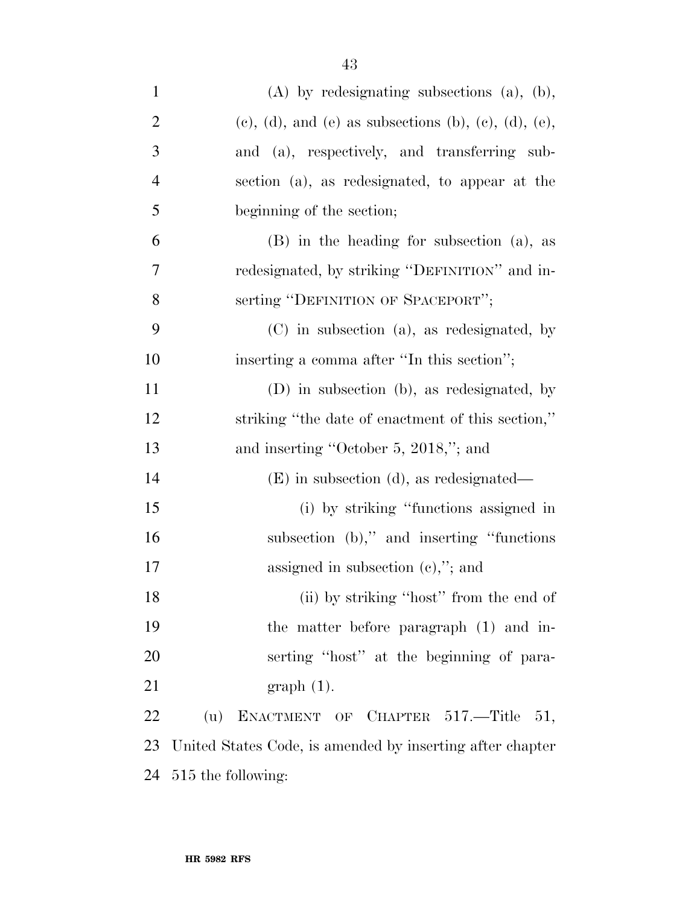(A) by redesignating subsections (a), (b), (c), (d), and (e) as subsections (b), (c), (d), (e), and (a), respectively, and transferring subsection (a), as redesignated, to appear at the beginning of the section;

(B) in the heading for subsection (a), as redesignated, by striking "DEFINITION" and inserting "DEFINITION OF SPACEPORT";

(C) in subsection (a), as redesignated, by inserting a comma after "In this section";

(D) in subsection (b), as redesignated, by striking "the date of enactment of this section," and inserting "October 5, 2018,"; and

(E) in subsection (d), as redesignated—

(i) by striking "functions assigned in subsection (b)," and inserting "functions assigned in subsection (c),"; and

(ii) by striking "host" from the end of the matter before paragraph (1) and inserting "host" at the beginning of paragraph (1).

(u) ENACTMENT OF CHAPTER 517.—Title 51, United States Code, is amended by inserting after chapter 515 the following: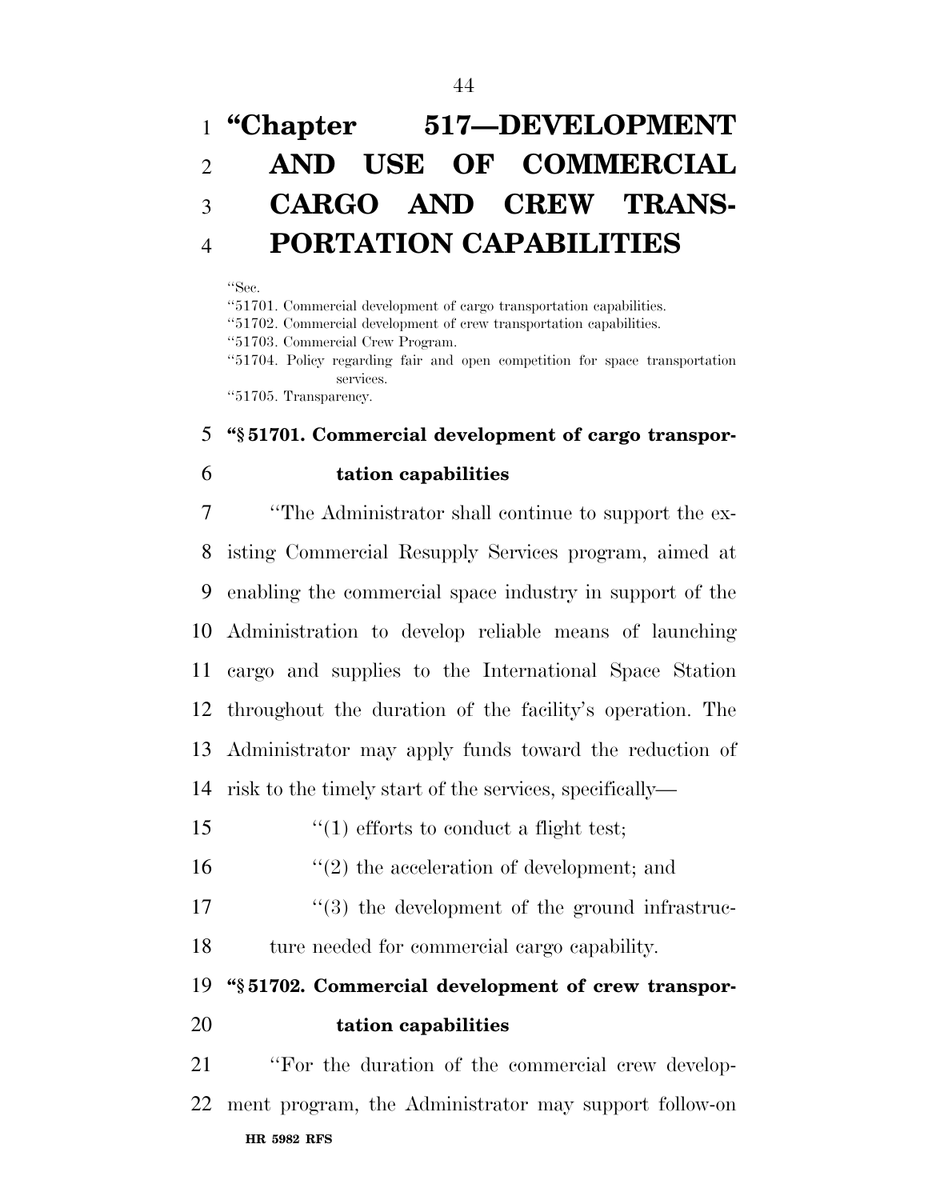# "Chapter 517—DEVELOPMENT AND USE OF COMMERCIAL CARGO AND CREW TRANSPORTATION CAPABILITIES

"Sec.
"51701. Commercial development of cargo transportation capabilities.
"51702. Commercial development of crew transportation capabilities.
"51703. Commercial Crew Program.
"51704. Policy regarding fair and open competition for space transportation services.
"51705. Transparency.

**"§ 51701. Commercial development of cargo transportation capabilities**

"The Administrator shall continue to support the existing Commercial Resupply Services program, aimed at enabling the commercial space industry in support of the Administration to develop reliable means of launching cargo and supplies to the International Space Station throughout the duration of the facility's operation. The Administrator may apply funds toward the reduction of risk to the timely start of the services, specifically—

"(1) efforts to conduct a flight test;

"(2) the acceleration of development; and

"(3) the development of the ground infrastructure needed for commercial cargo capability.

**"§ 51702. Commercial development of crew transportation capabilities**

"For the duration of the commercial crew development program, the Administrator may support follow-on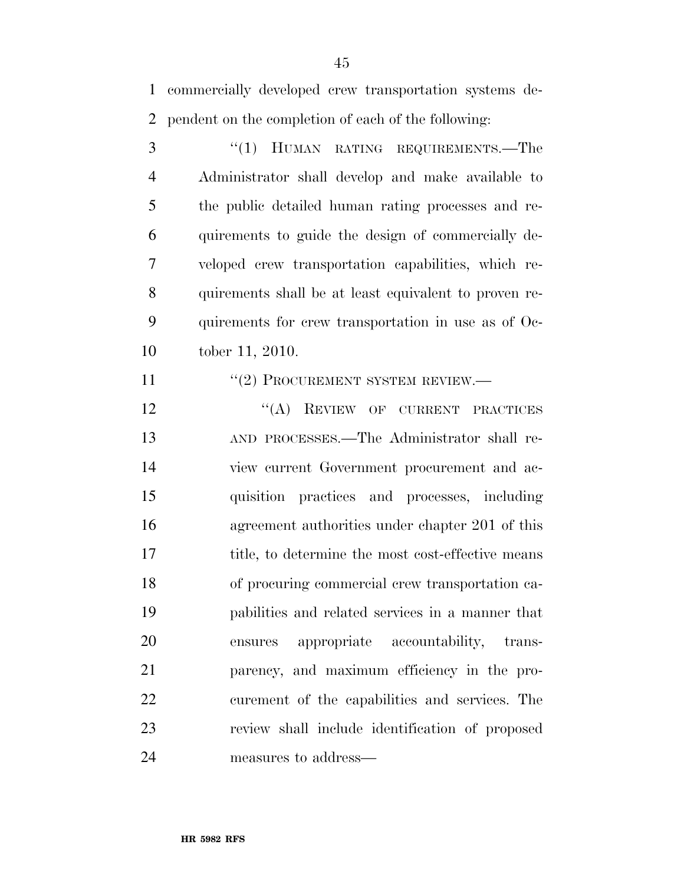commercially developed crew transportation systems dependent on the completion of each of the following:

"(1) HUMAN RATING REQUIREMENTS.—The Administrator shall develop and make available to the public detailed human rating processes and requirements to guide the design of commercially developed crew transportation capabilities, which requirements shall be at least equivalent to proven requirements for crew transportation in use as of October 11, 2010.

"(2) PROCUREMENT SYSTEM REVIEW.—

"(A) REVIEW OF CURRENT PRACTICES AND PROCESSES.—The Administrator shall review current Government procurement and acquisition practices and processes, including agreement authorities under chapter 201 of this title, to determine the most cost-effective means of procuring commercial crew transportation capabilities and related services in a manner that ensures appropriate accountability, transparency, and maximum efficiency in the procurement of the capabilities and services. The review shall include identification of proposed measures to address—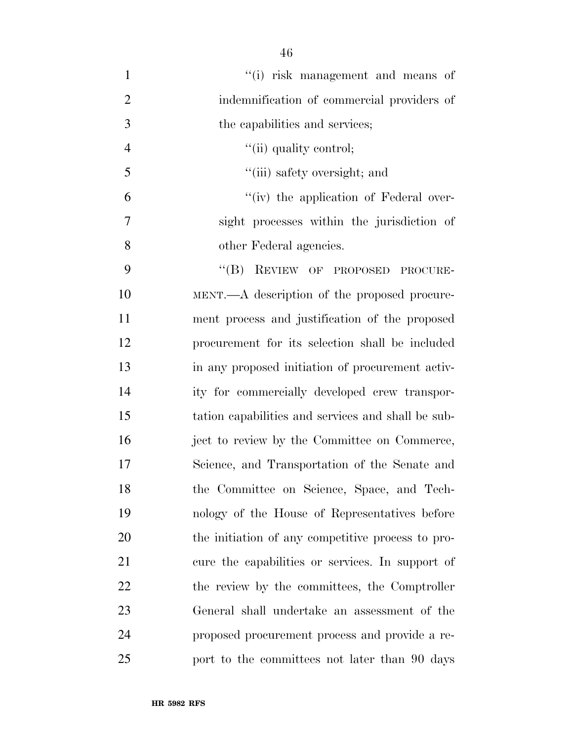''(i) risk management and means of indemnification of commercial providers of the capabilities and services;

''(ii) quality control;

''(iii) safety oversight; and

''(iv) the application of Federal oversight processes within the jurisdiction of other Federal agencies.

''(B) REVIEW OF PROPOSED PROCUREMENT.—A description of the proposed procurement process and justification of the proposed procurement for its selection shall be included in any proposed initiation of procurement activity for commercially developed crew transportation capabilities and services and shall be subject to review by the Committee on Commerce, Science, and Transportation of the Senate and the Committee on Science, Space, and Technology of the House of Representatives before the initiation of any competitive process to procure the capabilities or services. In support of the review by the committees, the Comptroller General shall undertake an assessment of the proposed procurement process and provide a report to the committees not later than 90 days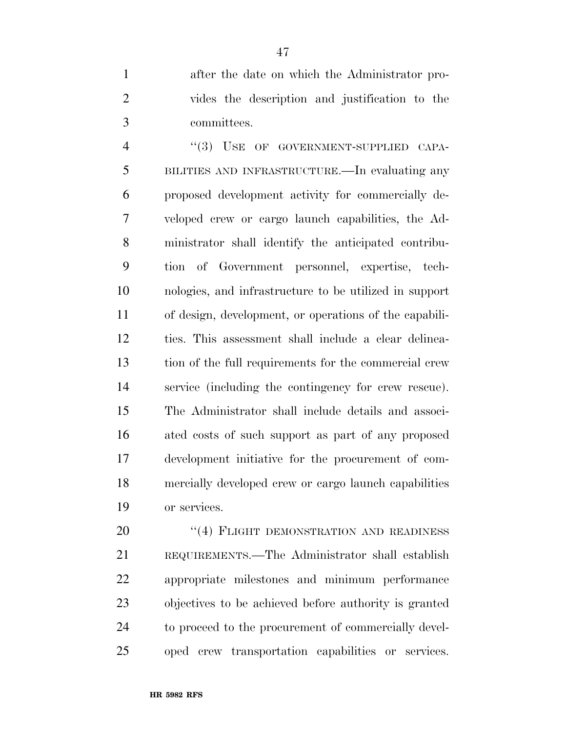after the date on which the Administrator provides the description and justification to the committees.

"(3) USE OF GOVERNMENT-SUPPLIED CAPABILITIES AND INFRASTRUCTURE.—In evaluating any proposed development activity for commercially developed crew or cargo launch capabilities, the Administrator shall identify the anticipated contribution of Government personnel, expertise, technologies, and infrastructure to be utilized in support of design, development, or operations of the capabilities. This assessment shall include a clear delineation of the full requirements for the commercial crew service (including the contingency for crew rescue). The Administrator shall include details and associated costs of such support as part of any proposed development initiative for the procurement of commercially developed crew or cargo launch capabilities or services.

"(4) FLIGHT DEMONSTRATION AND READINESS REQUIREMENTS.—The Administrator shall establish appropriate milestones and minimum performance objectives to be achieved before authority is granted to proceed to the procurement of commercially developed crew transportation capabilities or services.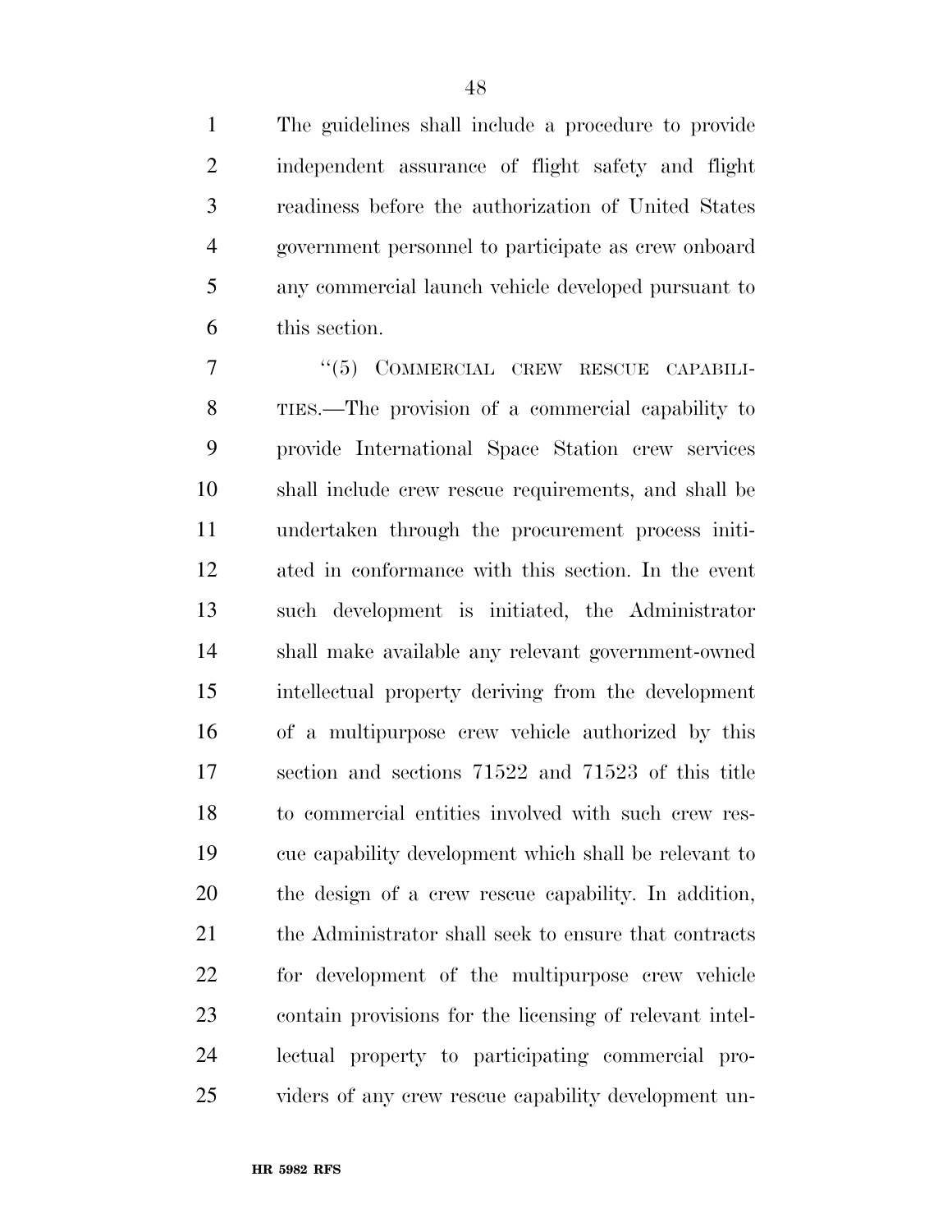The guidelines shall include a procedure to provide independent assurance of flight safety and flight readiness before the authorization of United States government personnel to participate as crew onboard any commercial launch vehicle developed pursuant to this section.

"(5) COMMERCIAL CREW RESCUE CAPABILITIES.—The provision of a commercial capability to provide International Space Station crew services shall include crew rescue requirements, and shall be undertaken through the procurement process initiated in conformance with this section. In the event such development is initiated, the Administrator shall make available any relevant government-owned intellectual property deriving from the development of a multipurpose crew vehicle authorized by this section and sections 71522 and 71523 of this title to commercial entities involved with such crew rescue capability development which shall be relevant to the design of a crew rescue capability. In addition, the Administrator shall seek to ensure that contracts for development of the multipurpose crew vehicle contain provisions for the licensing of relevant intellectual property to participating commercial providers of any crew rescue capability development un-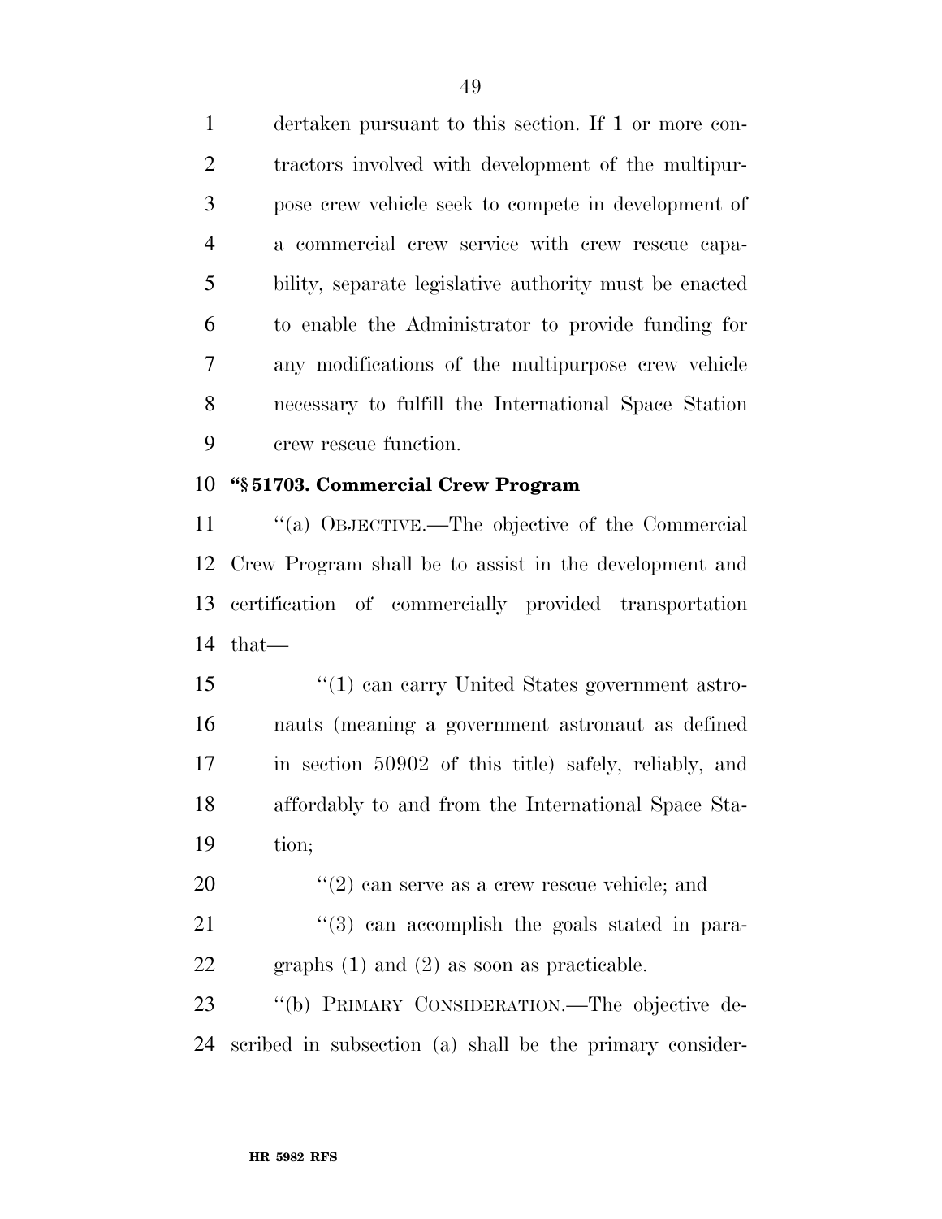dertaken pursuant to this section. If 1 or more contractors involved with development of the multipurpose crew vehicle seek to compete in development of a commercial crew service with crew rescue capability, separate legislative authority must be enacted to enable the Administrator to provide funding for any modifications of the multipurpose crew vehicle necessary to fulfill the International Space Station crew rescue function.

**"§ 51703. Commercial Crew Program**

"(a) OBJECTIVE.—The objective of the Commercial Crew Program shall be to assist in the development and certification of commercially provided transportation that—

"(1) can carry United States government astronauts (meaning a government astronaut as defined in section 50902 of this title) safely, reliably, and affordably to and from the International Space Station;

"(2) can serve as a crew rescue vehicle; and

"(3) can accomplish the goals stated in paragraphs (1) and (2) as soon as practicable.

"(b) PRIMARY CONSIDERATION.—The objective described in subsection (a) shall be the primary consider-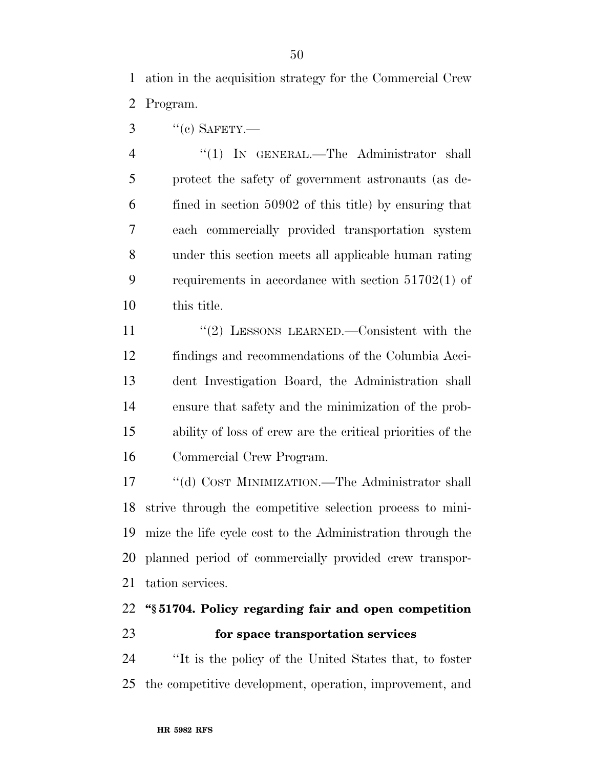ation in the acquisition strategy for the Commercial Crew Program.

''(c) SAFETY.—

''(1) IN GENERAL.—The Administrator shall protect the safety of government astronauts (as defined in section 50902 of this title) by ensuring that each commercially provided transportation system under this section meets all applicable human rating requirements in accordance with section 51702(1) of this title.

''(2) LESSONS LEARNED.—Consistent with the findings and recommendations of the Columbia Accident Investigation Board, the Administration shall ensure that safety and the minimization of the probability of loss of crew are the critical priorities of the Commercial Crew Program.

''(d) COST MINIMIZATION.—The Administrator shall strive through the competitive selection process to minimize the life cycle cost to the Administration through the planned period of commercially provided crew transportation services.

**''§ 51704. Policy regarding fair and open competition for space transportation services**

''It is the policy of the United States that, to foster the competitive development, operation, improvement, and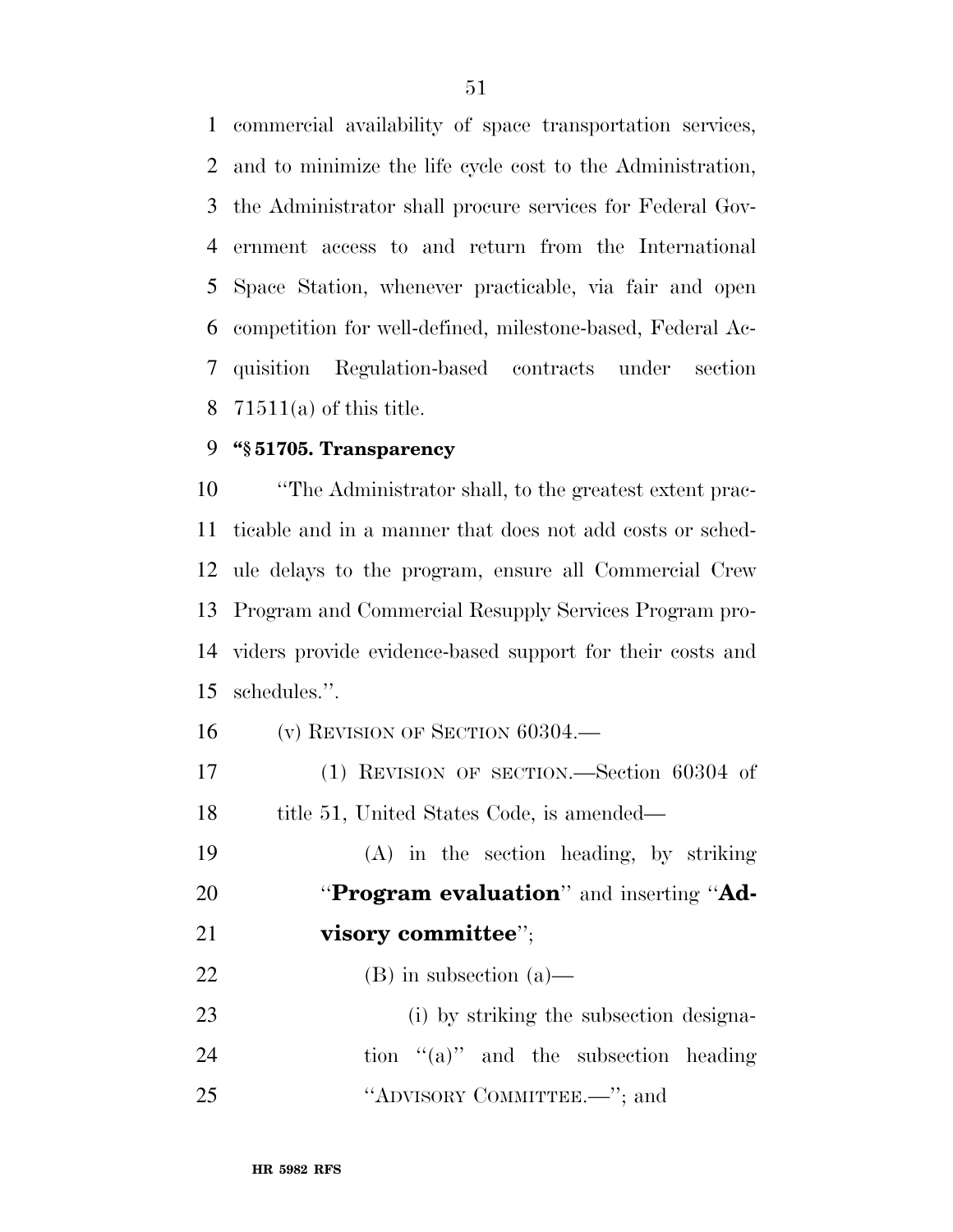commercial availability of space transportation services, and to minimize the life cycle cost to the Administration, the Administrator shall procure services for Federal Government access to and return from the International Space Station, whenever practicable, via fair and open competition for well-defined, milestone-based, Federal Acquisition Regulation-based contracts under section 71511(a) of this title.

**"§ 51705. Transparency**

"The Administrator shall, to the greatest extent practicable and in a manner that does not add costs or schedule delays to the program, ensure all Commercial Crew Program and Commercial Resupply Services Program providers provide evidence-based support for their costs and schedules.".

(v) REVISION OF SECTION 60304.—

(1) REVISION OF SECTION.—Section 60304 of title 51, United States Code, is amended—

(A) in the section heading, by striking "**Program evaluation**" and inserting "**Advisory committee**";

(B) in subsection (a)—

(i) by striking the subsection designation "(a)" and the subsection heading "ADVISORY COMMITTEE.—"; and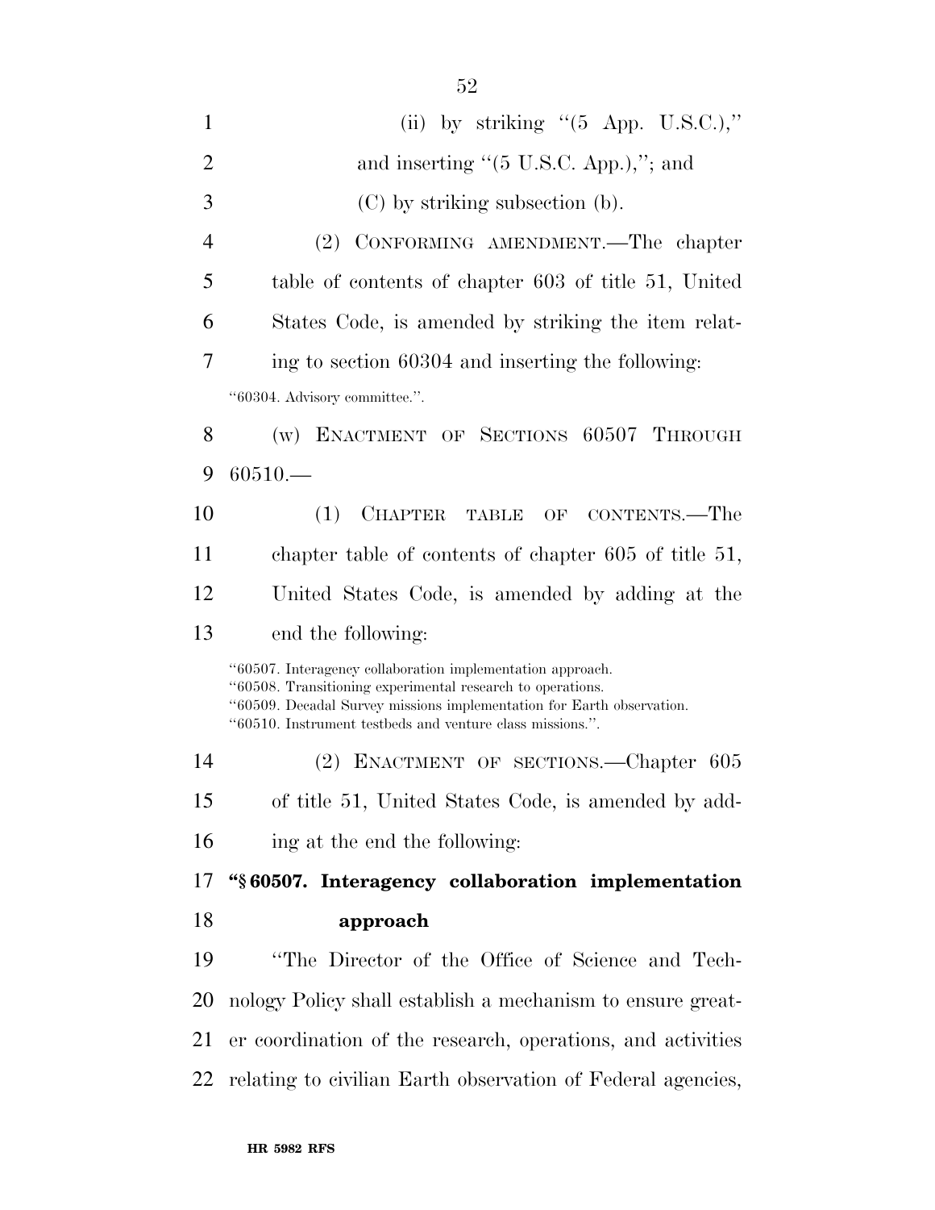(ii) by striking "(5 App. U.S.C.)," and inserting "(5 U.S.C. App.),"; and

(C) by striking subsection (b).

(2) CONFORMING AMENDMENT.—The chapter table of contents of chapter 603 of title 51, United States Code, is amended by striking the item relating to section 60304 and inserting the following:

"60304. Advisory committee.".

(w) ENACTMENT OF SECTIONS 60507 THROUGH 60510.—

(1) CHAPTER TABLE OF CONTENTS.—The chapter table of contents of chapter 605 of title 51, United States Code, is amended by adding at the end the following:

"60507. Interagency collaboration implementation approach.
"60508. Transitioning experimental research to operations.
"60509. Decadal Survey missions implementation for Earth observation.
"60510. Instrument testbeds and venture class missions.".

(2) ENACTMENT OF SECTIONS.—Chapter 605 of title 51, United States Code, is amended by adding at the end the following:

**"§ 60507. Interagency collaboration implementation approach**

"The Director of the Office of Science and Technology Policy shall establish a mechanism to ensure greater coordination of the research, operations, and activities relating to civilian Earth observation of Federal agencies,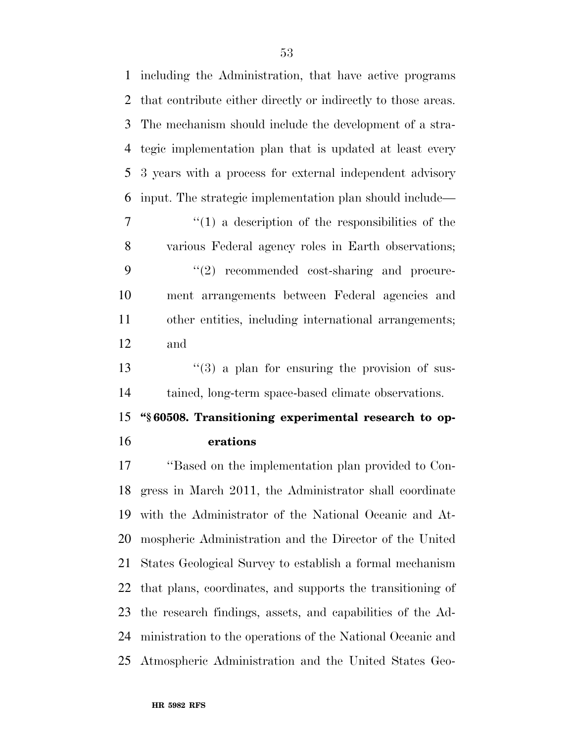including the Administration, that have active programs that contribute either directly or indirectly to those areas. The mechanism should include the development of a strategic implementation plan that is updated at least every 3 years with a process for external independent advisory input. The strategic implementation plan should include—

"(1) a description of the responsibilities of the various Federal agency roles in Earth observations;

"(2) recommended cost-sharing and procurement arrangements between Federal agencies and other entities, including international arrangements; and

"(3) a plan for ensuring the provision of sustained, long-term space-based climate observations.

**"§ 60508. Transitioning experimental research to operations**

"Based on the implementation plan provided to Congress in March 2011, the Administrator shall coordinate with the Administrator of the National Oceanic and Atmospheric Administration and the Director of the United States Geological Survey to establish a formal mechanism that plans, coordinates, and supports the transitioning of the research findings, assets, and capabilities of the Administration to the operations of the National Oceanic and Atmospheric Administration and the United States Geo-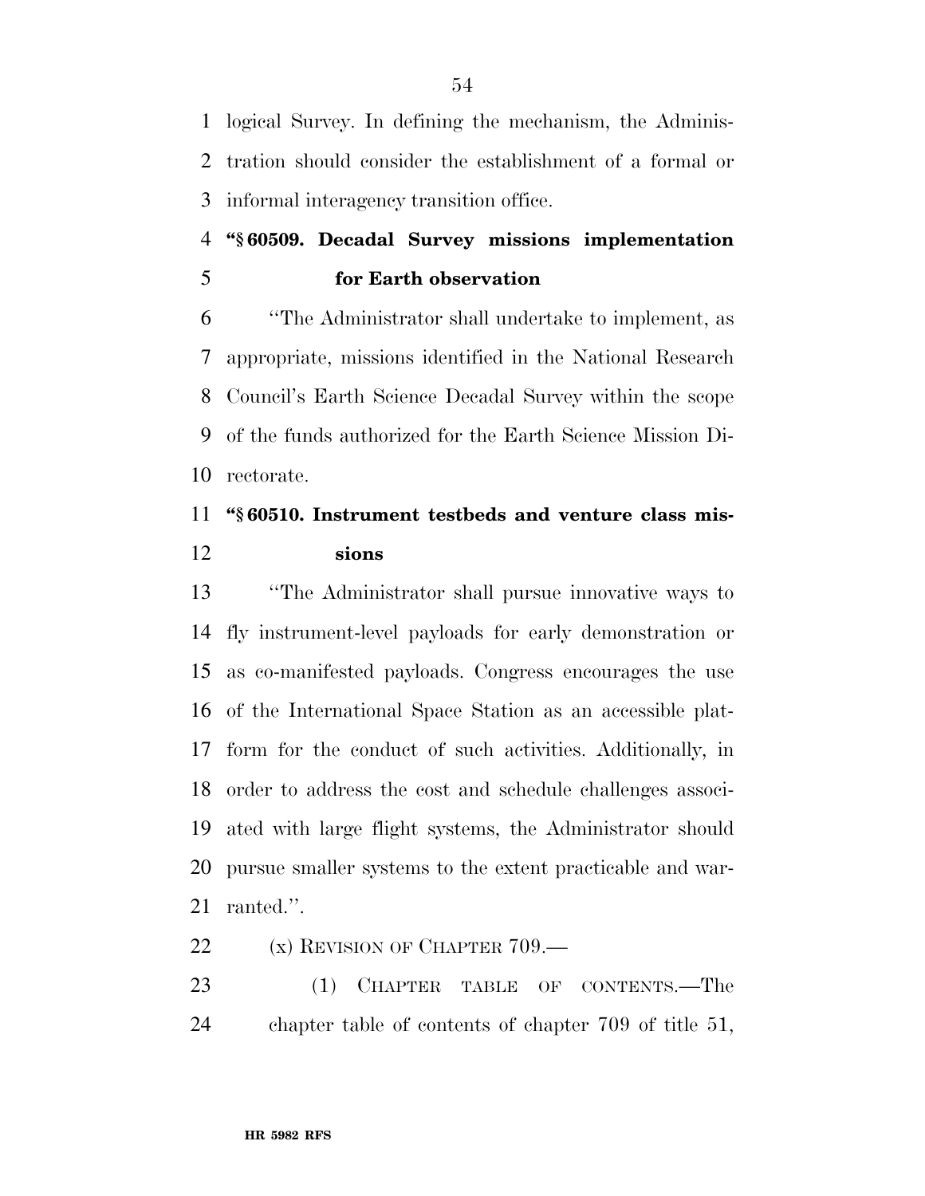logical Survey. In defining the mechanism, the Administration should consider the establishment of a formal or informal interagency transition office.

**"§ 60509. Decadal Survey missions implementation for Earth observation**

"The Administrator shall undertake to implement, as appropriate, missions identified in the National Research Council's Earth Science Decadal Survey within the scope of the funds authorized for the Earth Science Mission Directorate.

**"§ 60510. Instrument testbeds and venture class missions**

"The Administrator shall pursue innovative ways to fly instrument-level payloads for early demonstration or as co-manifested payloads. Congress encourages the use of the International Space Station as an accessible platform for the conduct of such activities. Additionally, in order to address the cost and schedule challenges associated with large flight systems, the Administrator should pursue smaller systems to the extent practicable and warranted.".

(x) REVISION OF CHAPTER 709.—

(1) CHAPTER TABLE OF CONTENTS.—The chapter table of contents of chapter 709 of title 51,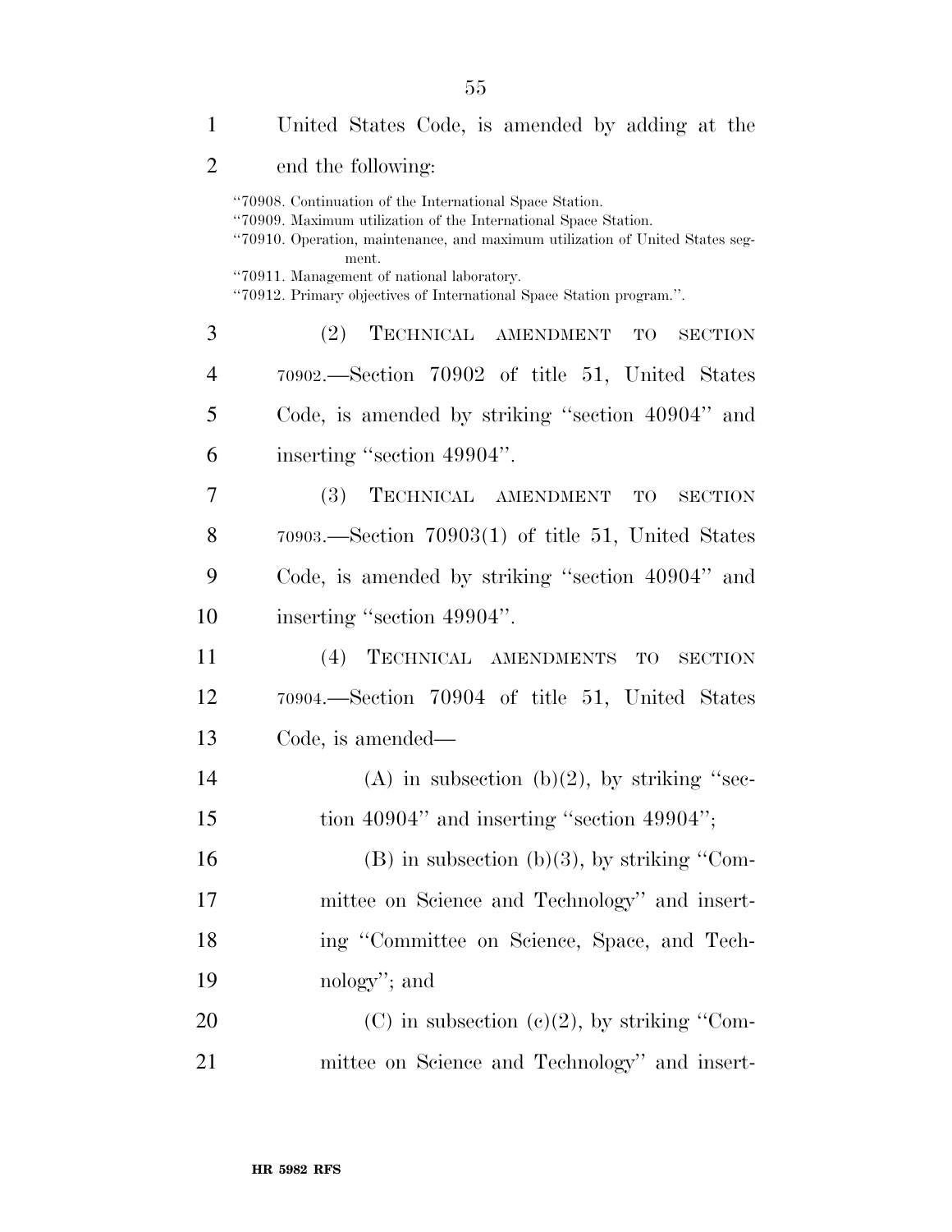United States Code, is amended by adding at the end the following:

"70908. Continuation of the International Space Station.
"70909. Maximum utilization of the International Space Station.
"70910. Operation, maintenance, and maximum utilization of United States segment.
"70911. Management of national laboratory.
"70912. Primary objectives of International Space Station program.".

(2) TECHNICAL AMENDMENT TO SECTION 70902.—Section 70902 of title 51, United States Code, is amended by striking "section 40904" and inserting "section 49904".

(3) TECHNICAL AMENDMENT TO SECTION 70903.—Section 70903(1) of title 51, United States Code, is amended by striking "section 40904" and inserting "section 49904".

(4) TECHNICAL AMENDMENTS TO SECTION 70904.—Section 70904 of title 51, United States Code, is amended—

(A) in subsection (b)(2), by striking "section 40904" and inserting "section 49904";

(B) in subsection (b)(3), by striking "Committee on Science and Technology" and inserting "Committee on Science, Space, and Technology"; and

(C) in subsection (c)(2), by striking "Committee on Science and Technology" and insert-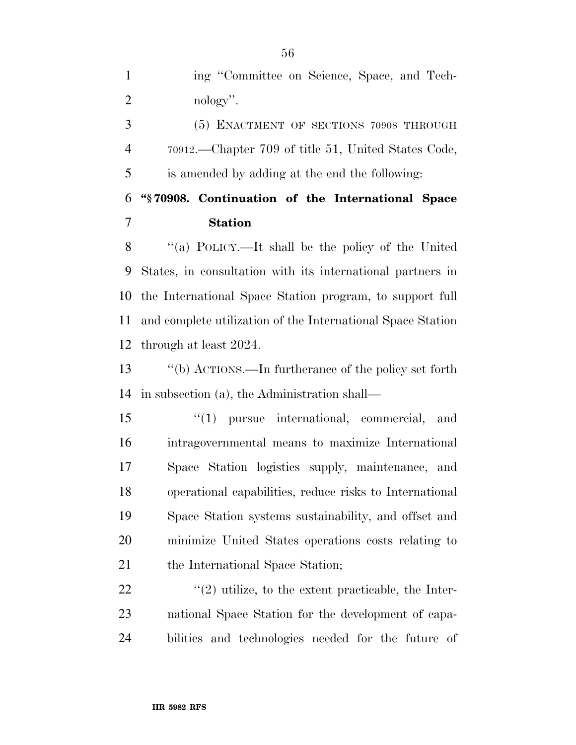ing "Committee on Science, Space, and Technology".

(5) ENACTMENT OF SECTIONS 70908 THROUGH 70912.—Chapter 709 of title 51, United States Code, is amended by adding at the end the following:

**"§ 70908. Continuation of the International Space Station**

"(a) POLICY.—It shall be the policy of the United States, in consultation with its international partners in the International Space Station program, to support full and complete utilization of the International Space Station through at least 2024.

"(b) ACTIONS.—In furtherance of the policy set forth in subsection (a), the Administration shall—

"(1) pursue international, commercial, and intragovernmental means to maximize International Space Station logistics supply, maintenance, and operational capabilities, reduce risks to International Space Station systems sustainability, and offset and minimize United States operations costs relating to the International Space Station;

"(2) utilize, to the extent practicable, the International Space Station for the development of capabilities and technologies needed for the future of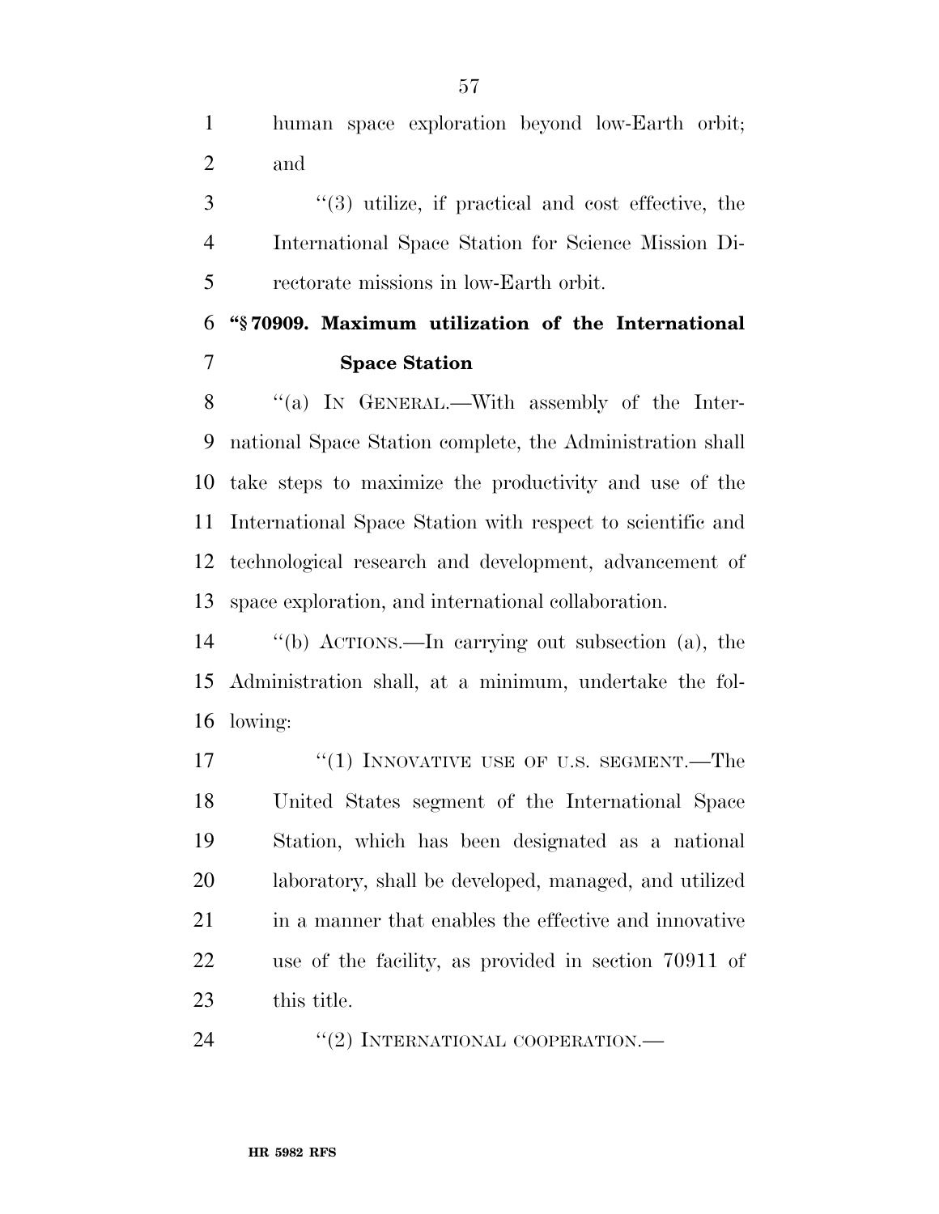human space exploration beyond low-Earth orbit; and

''(3) utilize, if practical and cost effective, the International Space Station for Science Mission Directorate missions in low-Earth orbit.

**''§ 70909. Maximum utilization of the International Space Station**

''(a) IN GENERAL.—With assembly of the International Space Station complete, the Administration shall take steps to maximize the productivity and use of the International Space Station with respect to scientific and technological research and development, advancement of space exploration, and international collaboration.

''(b) ACTIONS.—In carrying out subsection (a), the Administration shall, at a minimum, undertake the following:

''(1) INNOVATIVE USE OF U.S. SEGMENT.—The United States segment of the International Space Station, which has been designated as a national laboratory, shall be developed, managed, and utilized in a manner that enables the effective and innovative use of the facility, as provided in section 70911 of this title.

''(2) INTERNATIONAL COOPERATION.—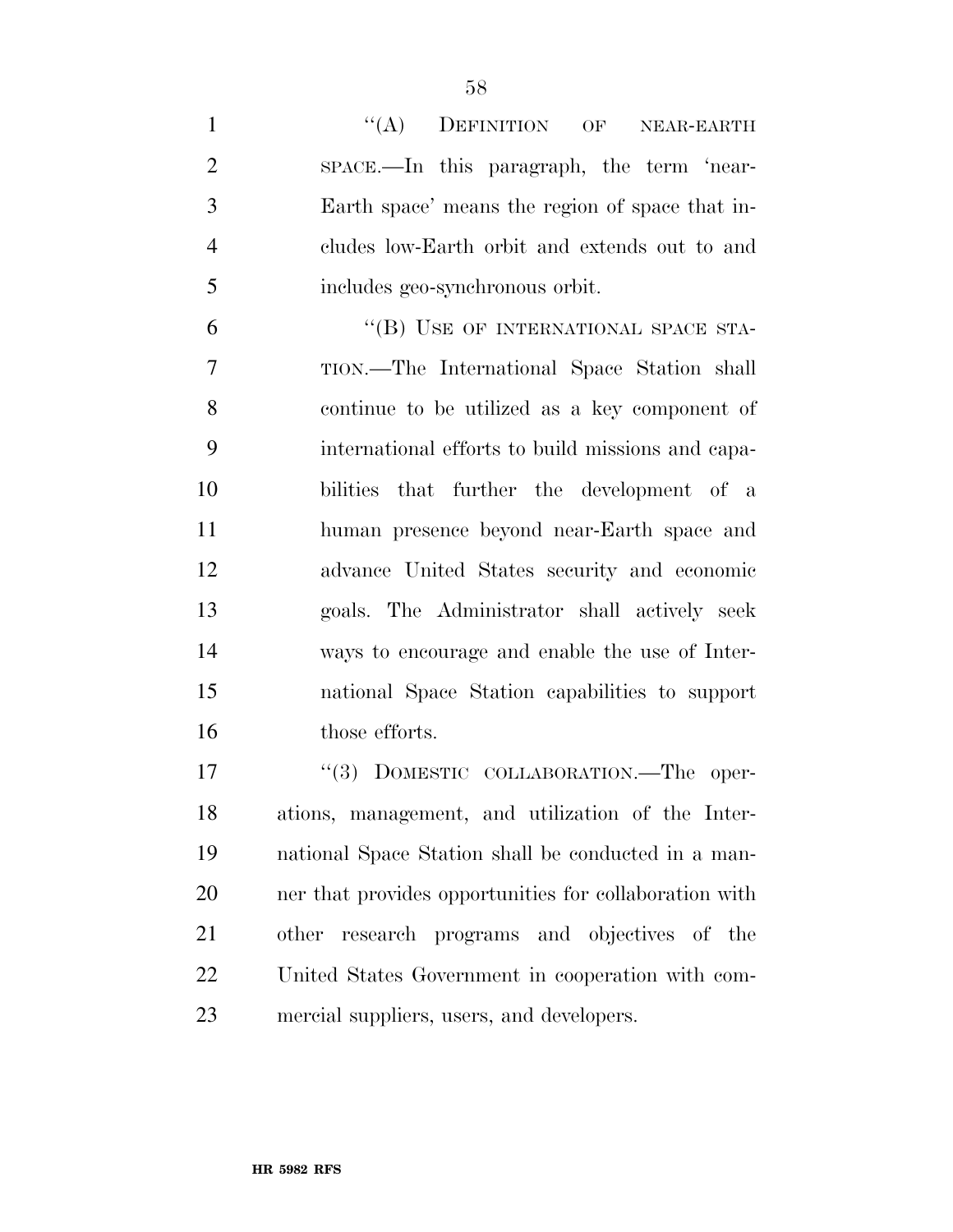"(A) DEFINITION OF NEAR-EARTH SPACE.—In this paragraph, the term 'near-Earth space' means the region of space that includes low-Earth orbit and extends out to and includes geo-synchronous orbit.

"(B) USE OF INTERNATIONAL SPACE STATION.—The International Space Station shall continue to be utilized as a key component of international efforts to build missions and capabilities that further the development of a human presence beyond near-Earth space and advance United States security and economic goals. The Administrator shall actively seek ways to encourage and enable the use of International Space Station capabilities to support those efforts.

"(3) DOMESTIC COLLABORATION.—The operations, management, and utilization of the International Space Station shall be conducted in a manner that provides opportunities for collaboration with other research programs and objectives of the United States Government in cooperation with commercial suppliers, users, and developers.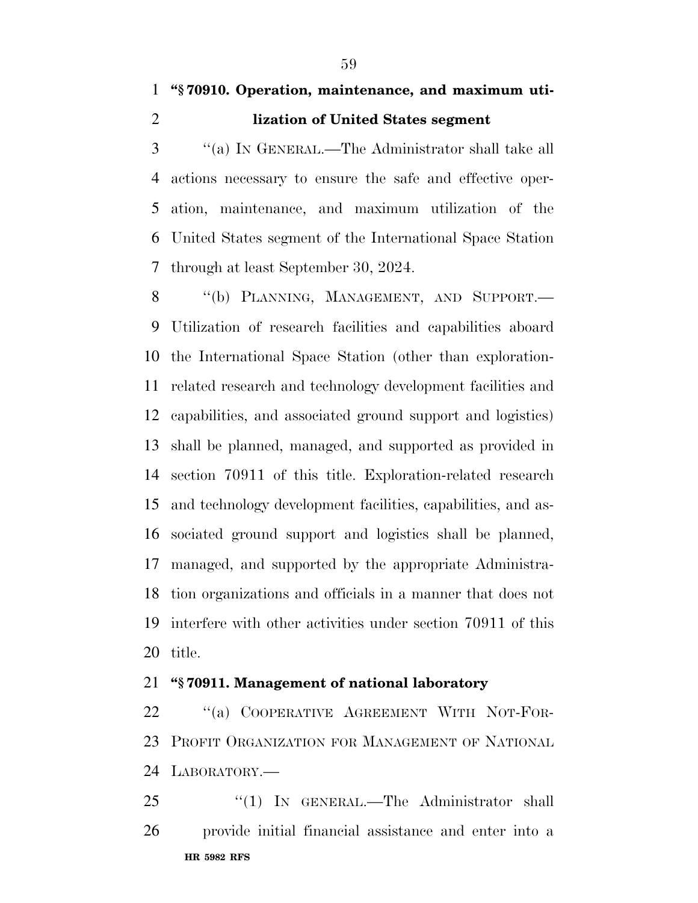**"§ 70910. Operation, maintenance, and maximum utilization of United States segment**

"(a) IN GENERAL.—The Administrator shall take all actions necessary to ensure the safe and effective operation, maintenance, and maximum utilization of the United States segment of the International Space Station through at least September 30, 2024.

"(b) PLANNING, MANAGEMENT, AND SUPPORT.—Utilization of research facilities and capabilities aboard the International Space Station (other than exploration-related research and technology development facilities and capabilities, and associated ground support and logistics) shall be planned, managed, and supported as provided in section 70911 of this title. Exploration-related research and technology development facilities, capabilities, and associated ground support and logistics shall be planned, managed, and supported by the appropriate Administration organizations and officials in a manner that does not interfere with other activities under section 70911 of this title.

**"§ 70911. Management of national laboratory**

"(a) COOPERATIVE AGREEMENT WITH NOT-FOR-PROFIT ORGANIZATION FOR MANAGEMENT OF NATIONAL LABORATORY.—

"(1) IN GENERAL.—The Administrator shall provide initial financial assistance and enter into a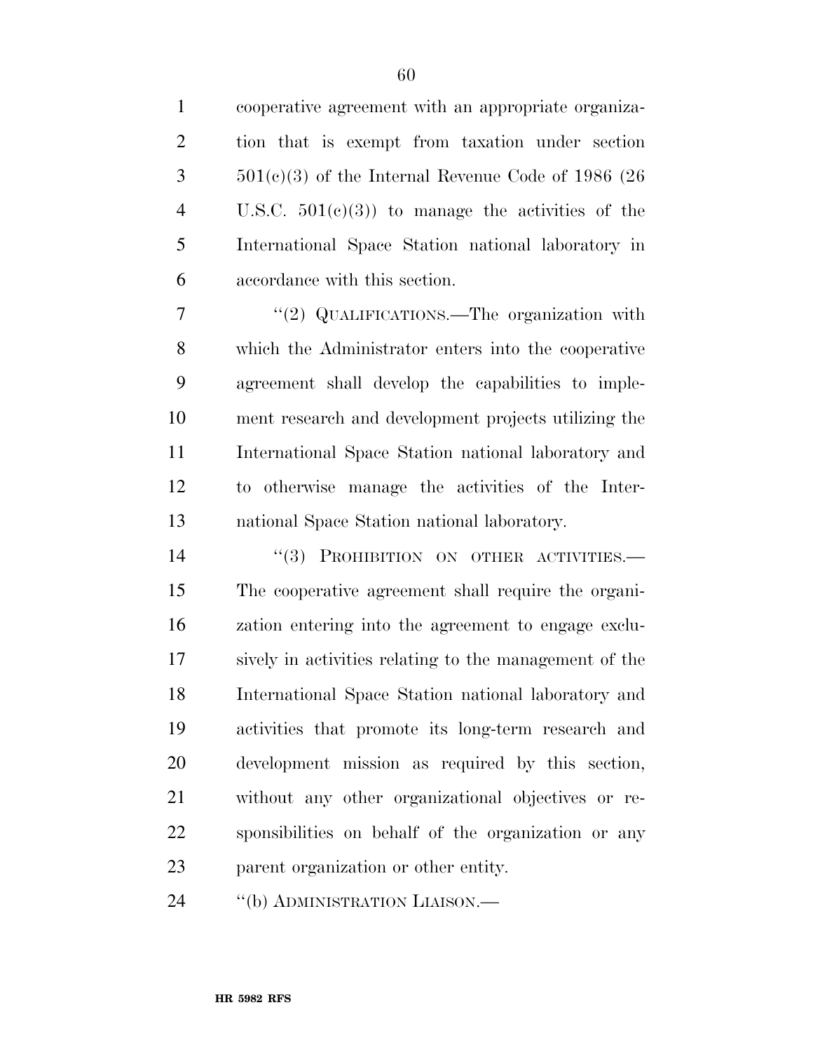cooperative agreement with an appropriate organization that is exempt from taxation under section 501(c)(3) of the Internal Revenue Code of 1986 (26 U.S.C. 501(c)(3)) to manage the activities of the International Space Station national laboratory in accordance with this section.

"(2) QUALIFICATIONS.—The organization with which the Administrator enters into the cooperative agreement shall develop the capabilities to implement research and development projects utilizing the International Space Station national laboratory and to otherwise manage the activities of the International Space Station national laboratory.

"(3) PROHIBITION ON OTHER ACTIVITIES.— The cooperative agreement shall require the organization entering into the agreement to engage exclusively in activities relating to the management of the International Space Station national laboratory and activities that promote its long-term research and development mission as required by this section, without any other organizational objectives or responsibilities on behalf of the organization or any parent organization or other entity.

"(b) ADMINISTRATION LIAISON.—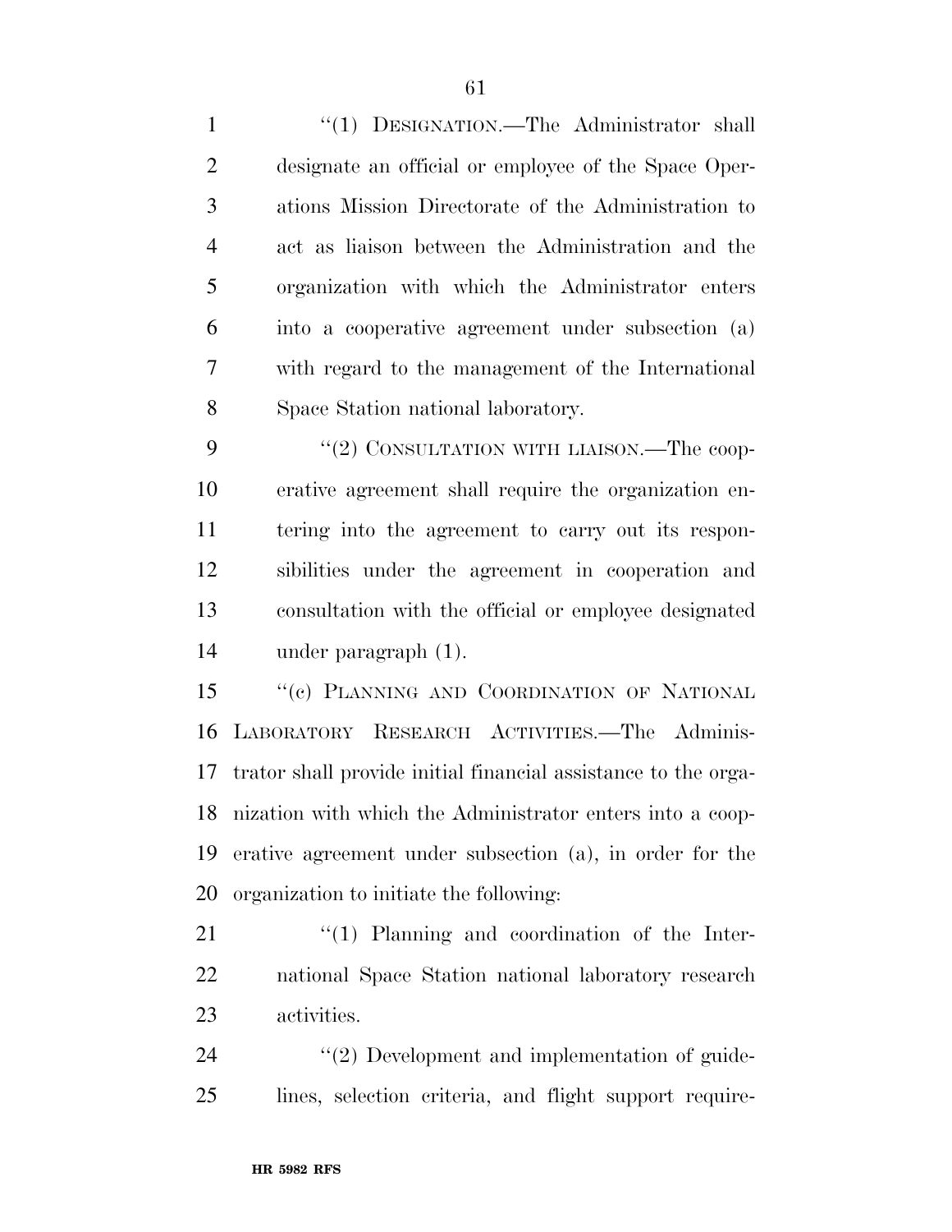"(1) DESIGNATION.—The Administrator shall designate an official or employee of the Space Operations Mission Directorate of the Administration to act as liaison between the Administration and the organization with which the Administrator enters into a cooperative agreement under subsection (a) with regard to the management of the International Space Station national laboratory.

"(2) CONSULTATION WITH LIAISON.—The cooperative agreement shall require the organization entering into the agreement to carry out its responsibilities under the agreement in cooperation and consultation with the official or employee designated under paragraph (1).

"(c) PLANNING AND COORDINATION OF NATIONAL LABORATORY RESEARCH ACTIVITIES.—The Administrator shall provide initial financial assistance to the organization with which the Administrator enters into a cooperative agreement under subsection (a), in order for the organization to initiate the following:

"(1) Planning and coordination of the International Space Station national laboratory research activities.

"(2) Development and implementation of guidelines, selection criteria, and flight support require-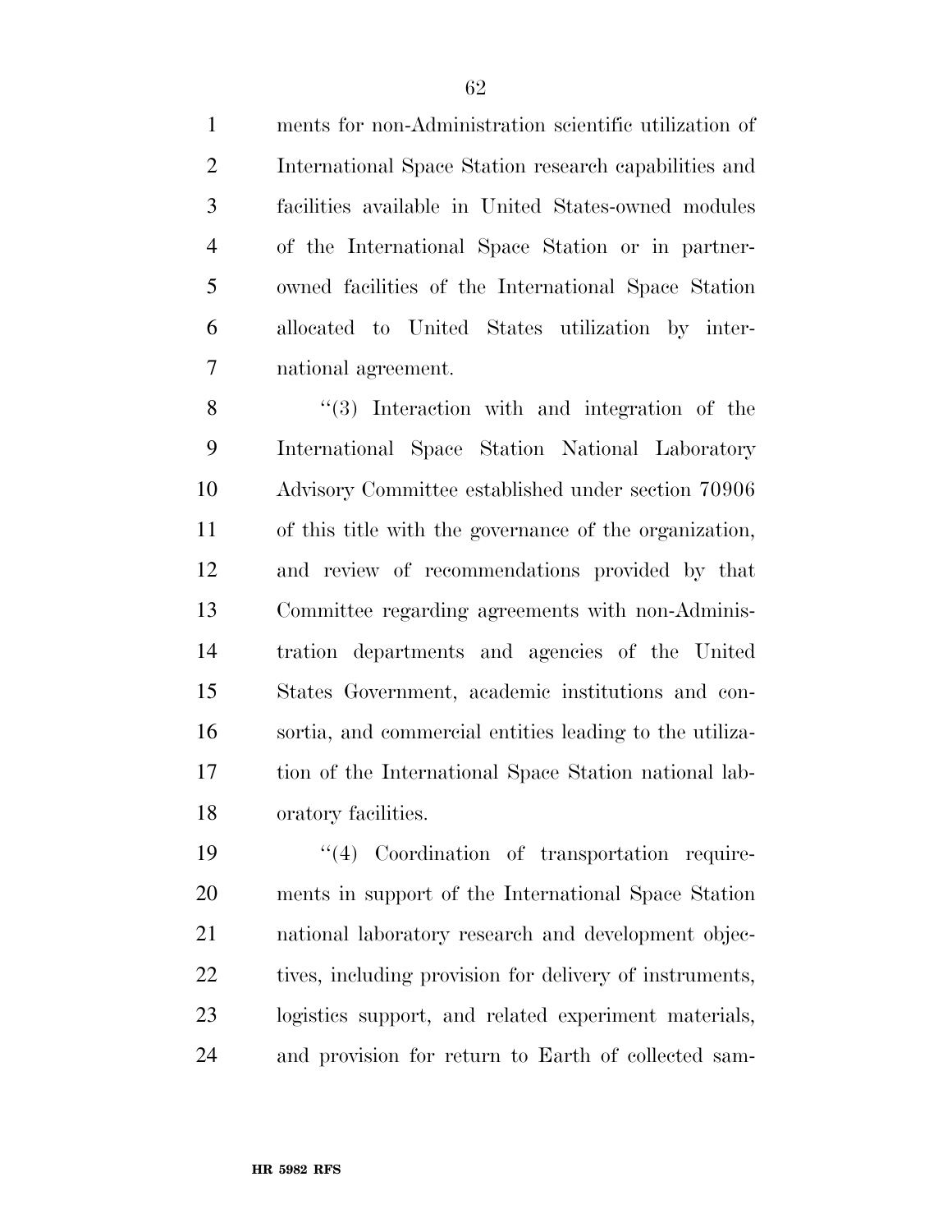ments for non-Administration scientific utilization of International Space Station research capabilities and facilities available in United States-owned modules of the International Space Station or in partner-owned facilities of the International Space Station allocated to United States utilization by international agreement.

''(3) Interaction with and integration of the International Space Station National Laboratory Advisory Committee established under section 70906 of this title with the governance of the organization, and review of recommendations provided by that Committee regarding agreements with non-Administration departments and agencies of the United States Government, academic institutions and consortia, and commercial entities leading to the utilization of the International Space Station national laboratory facilities.

''(4) Coordination of transportation requirements in support of the International Space Station national laboratory research and development objectives, including provision for delivery of instruments, logistics support, and related experiment materials, and provision for return to Earth of collected sam-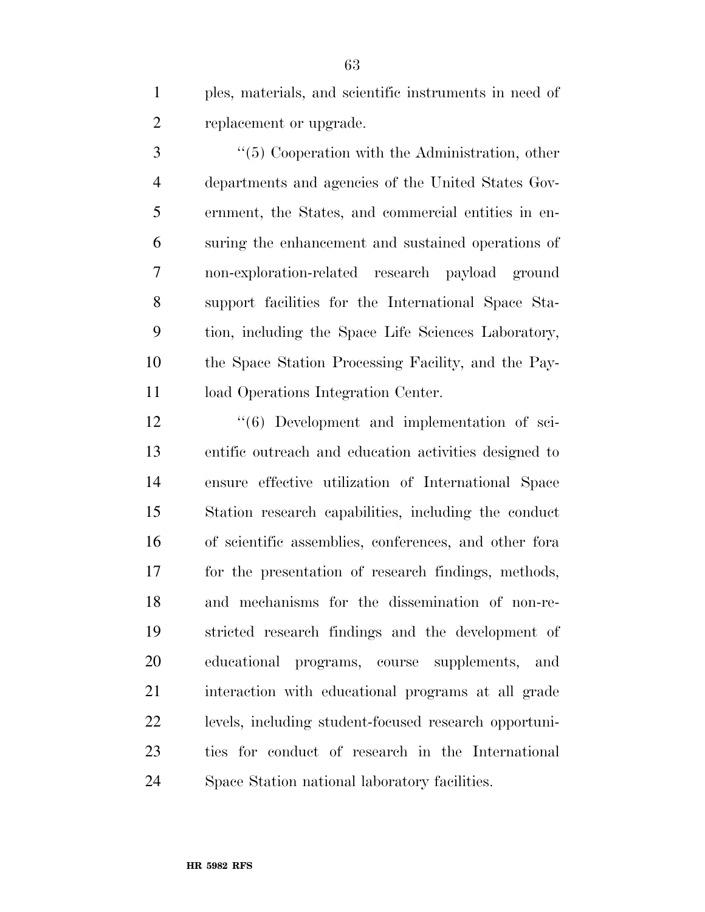ples, materials, and scientific instruments in need of replacement or upgrade.

"(5) Cooperation with the Administration, other departments and agencies of the United States Government, the States, and commercial entities in ensuring the enhancement and sustained operations of non-exploration-related research payload ground support facilities for the International Space Station, including the Space Life Sciences Laboratory, the Space Station Processing Facility, and the Payload Operations Integration Center.

"(6) Development and implementation of scientific outreach and education activities designed to ensure effective utilization of International Space Station research capabilities, including the conduct of scientific assemblies, conferences, and other fora for the presentation of research findings, methods, and mechanisms for the dissemination of non-restricted research findings and the development of educational programs, course supplements, and interaction with educational programs at all grade levels, including student-focused research opportunities for conduct of research in the International Space Station national laboratory facilities.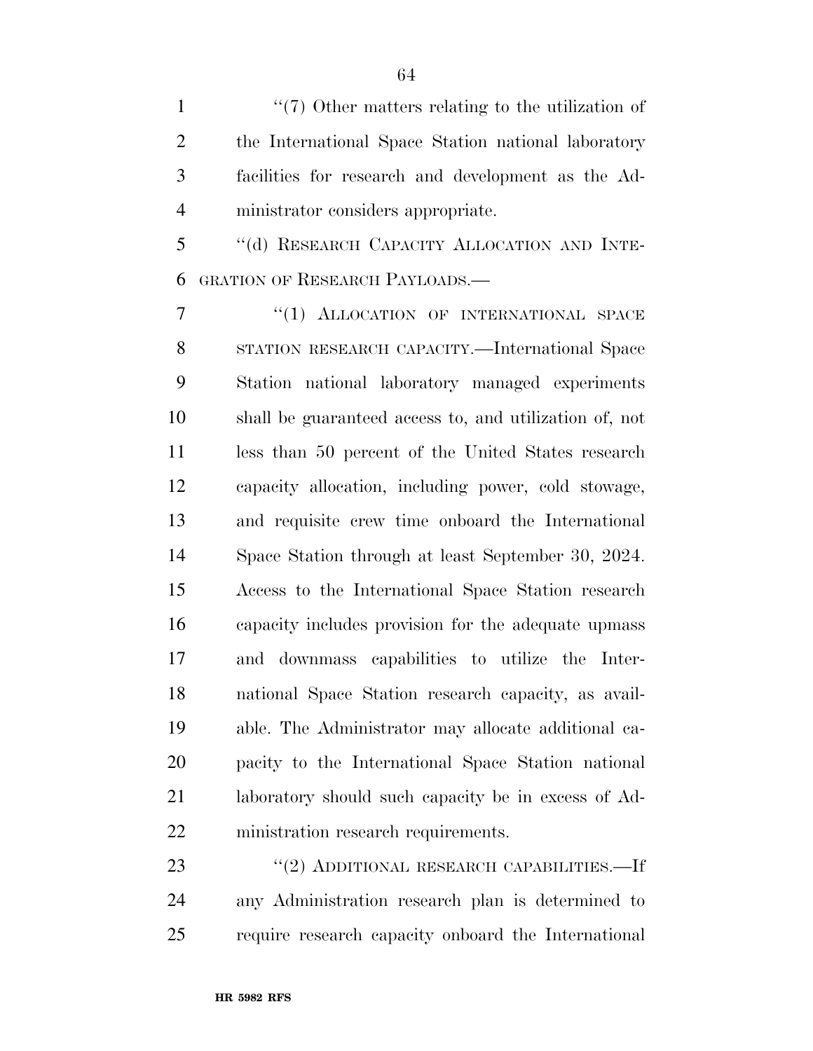"(7) Other matters relating to the utilization of the International Space Station national laboratory facilities for research and development as the Administrator considers appropriate.

"(d) RESEARCH CAPACITY ALLOCATION AND INTEGRATION OF RESEARCH PAYLOADS.—

"(1) ALLOCATION OF INTERNATIONAL SPACE STATION RESEARCH CAPACITY.—International Space Station national laboratory managed experiments shall be guaranteed access to, and utilization of, not less than 50 percent of the United States research capacity allocation, including power, cold stowage, and requisite crew time onboard the International Space Station through at least September 30, 2024. Access to the International Space Station research capacity includes provision for the adequate upmass and downmass capabilities to utilize the International Space Station research capacity, as available. The Administrator may allocate additional capacity to the International Space Station national laboratory should such capacity be in excess of Administration research requirements.

"(2) ADDITIONAL RESEARCH CAPABILITIES.—If any Administration research plan is determined to require research capacity onboard the International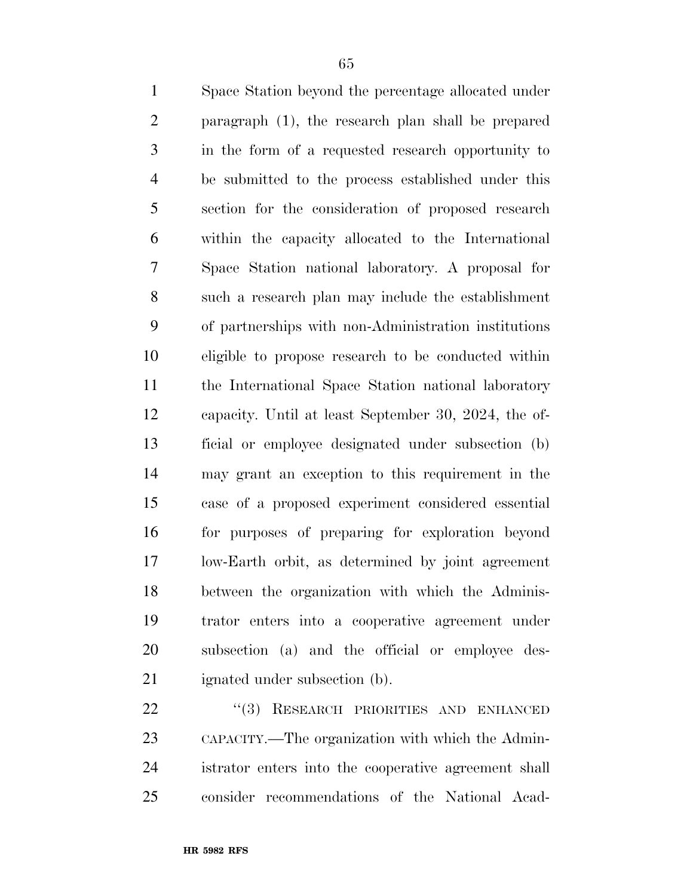Space Station beyond the percentage allocated under paragraph (1), the research plan shall be prepared in the form of a requested research opportunity to be submitted to the process established under this section for the consideration of proposed research within the capacity allocated to the International Space Station national laboratory. A proposal for such a research plan may include the establishment of partnerships with non-Administration institutions eligible to propose research to be conducted within the International Space Station national laboratory capacity. Until at least September 30, 2024, the official or employee designated under subsection (b) may grant an exception to this requirement in the case of a proposed experiment considered essential for purposes of preparing for exploration beyond low-Earth orbit, as determined by joint agreement between the organization with which the Administrator enters into a cooperative agreement under subsection (a) and the official or employee designated under subsection (b).

"(3) RESEARCH PRIORITIES AND ENHANCED CAPACITY.—The organization with which the Administrator enters into the cooperative agreement shall consider recommendations of the National Acad-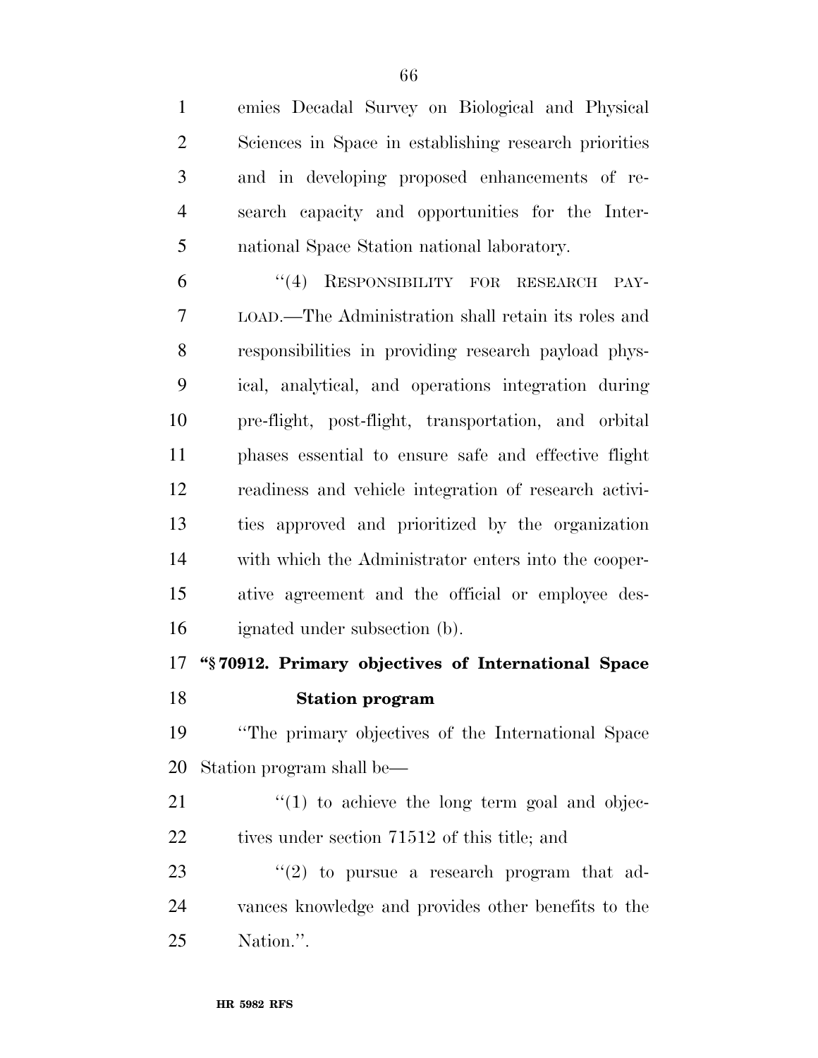emies Decadal Survey on Biological and Physical Sciences in Space in establishing research priorities and in developing proposed enhancements of research capacity and opportunities for the International Space Station national laboratory.

"(4) RESPONSIBILITY FOR RESEARCH PAYLOAD.—The Administration shall retain its roles and responsibilities in providing research payload physical, analytical, and operations integration during pre-flight, post-flight, transportation, and orbital phases essential to ensure safe and effective flight readiness and vehicle integration of research activities approved and prioritized by the organization with which the Administrator enters into the cooperative agreement and the official or employee designated under subsection (b).

**"§ 70912. Primary objectives of International Space Station program**

"The primary objectives of the International Space Station program shall be—

"(1) to achieve the long term goal and objectives under section 71512 of this title; and

"(2) to pursue a research program that advances knowledge and provides other benefits to the Nation.".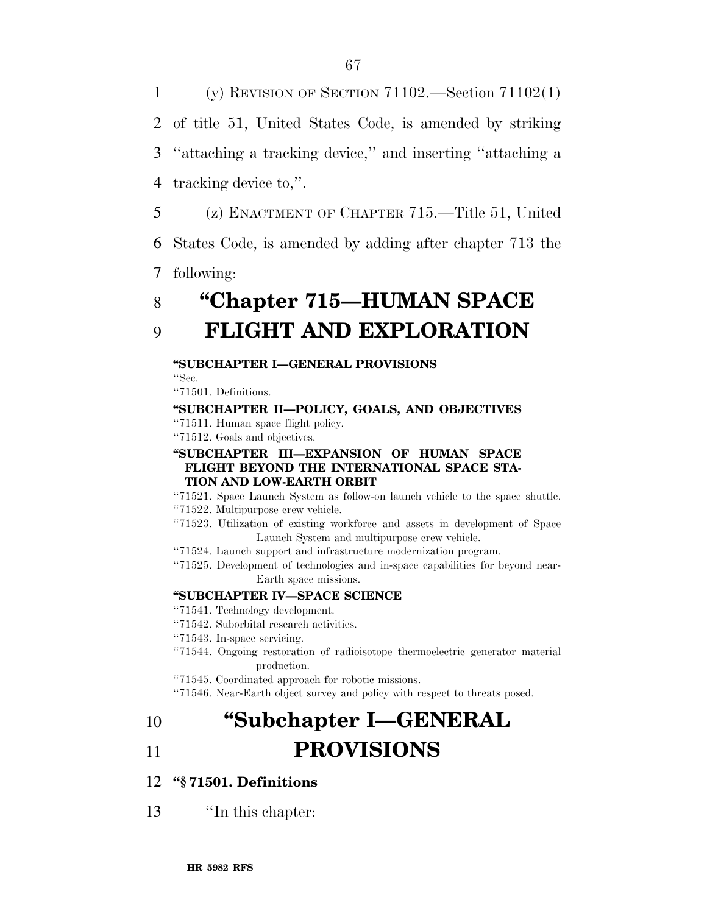(y) REVISION OF SECTION 71102.—Section 71102(1) of title 51, United States Code, is amended by striking ''attaching a tracking device,'' and inserting ''attaching a tracking device to,''.

(z) ENACTMENT OF CHAPTER 715.—Title 51, United States Code, is amended by adding after chapter 713 the following:

# ''Chapter 715—HUMAN SPACE FLIGHT AND EXPLORATION

**''SUBCHAPTER I—GENERAL PROVISIONS**

''Sec.

''71501. Definitions.

**''SUBCHAPTER II—POLICY, GOALS, AND OBJECTIVES**

''71511. Human space flight policy.

''71512. Goals and objectives.

**''SUBCHAPTER III—EXPANSION OF HUMAN SPACE FLIGHT BEYOND THE INTERNATIONAL SPACE STATION AND LOW-EARTH ORBIT**

''71521. Space Launch System as follow-on launch vehicle to the space shuttle.

''71522. Multipurpose crew vehicle.

''71523. Utilization of existing workforce and assets in development of Space Launch System and multipurpose crew vehicle.

''71524. Launch support and infrastructure modernization program.

''71525. Development of technologies and in-space capabilities for beyond near-Earth space missions.

**''SUBCHAPTER IV—SPACE SCIENCE**

''71541. Technology development.

''71542. Suborbital research activities.

''71543. In-space servicing.

''71544. Ongoing restoration of radioisotope thermoelectric generator material production.

''71545. Coordinated approach for robotic missions.

''71546. Near-Earth object survey and policy with respect to threats posed.

# ''Subchapter I—GENERAL PROVISIONS

**''§ 71501. Definitions**

''In this chapter: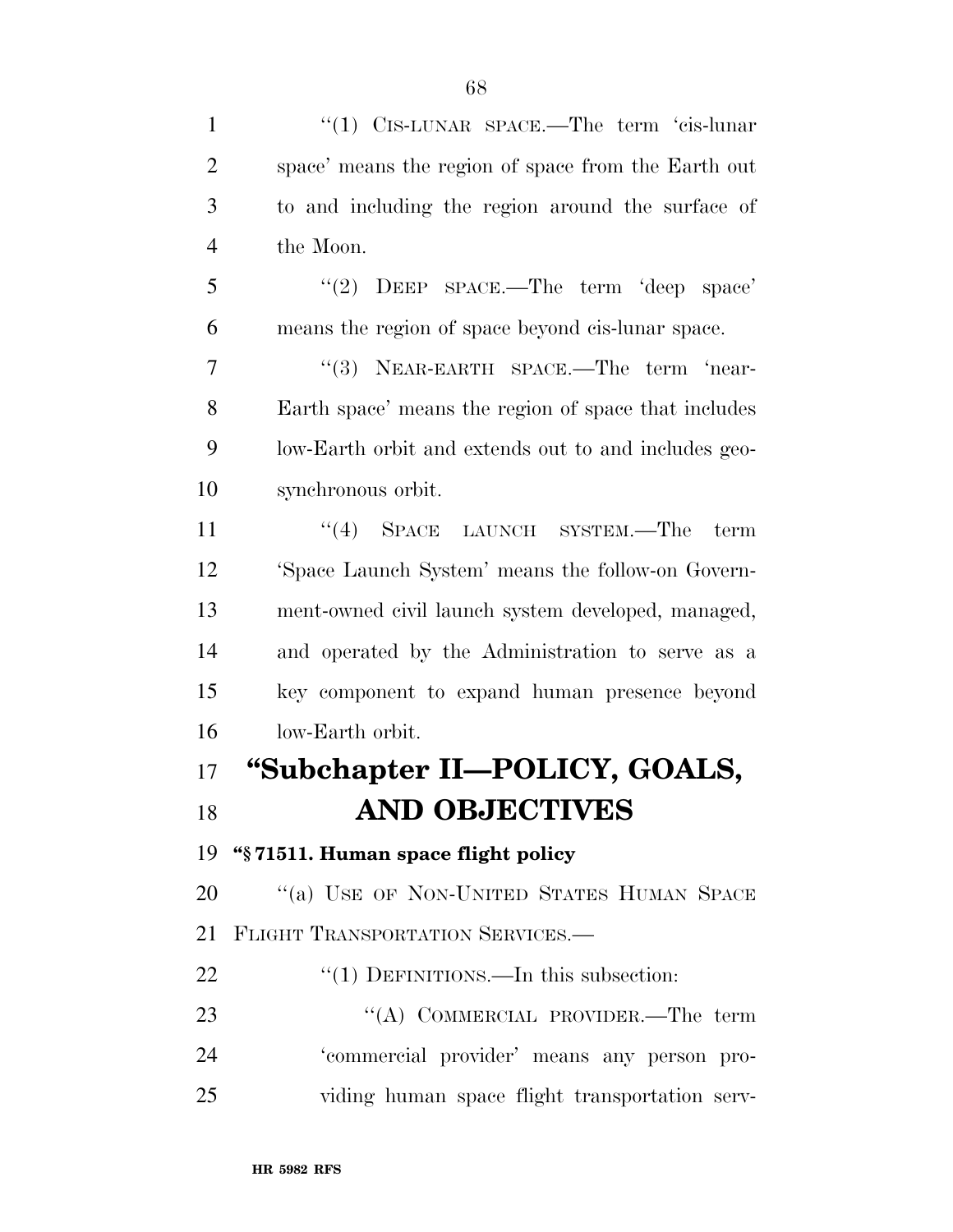"(1) CIS-LUNAR SPACE.—The term 'cis-lunar space' means the region of space from the Earth out to and including the region around the surface of the Moon.

"(2) DEEP SPACE.—The term 'deep space' means the region of space beyond cis-lunar space.

"(3) NEAR-EARTH SPACE.—The term 'near-Earth space' means the region of space that includes low-Earth orbit and extends out to and includes geosynchronous orbit.

"(4) SPACE LAUNCH SYSTEM.—The term 'Space Launch System' means the follow-on Government-owned civil launch system developed, managed, and operated by the Administration to serve as a key component to expand human presence beyond low-Earth orbit.

# "Subchapter II—POLICY, GOALS, AND OBJECTIVES

**"§ 71511. Human space flight policy**

"(a) USE OF NON-UNITED STATES HUMAN SPACE FLIGHT TRANSPORTATION SERVICES.—

"(1) DEFINITIONS.—In this subsection:

"(A) COMMERCIAL PROVIDER.—The term 'commercial provider' means any person providing human space flight transportation serv-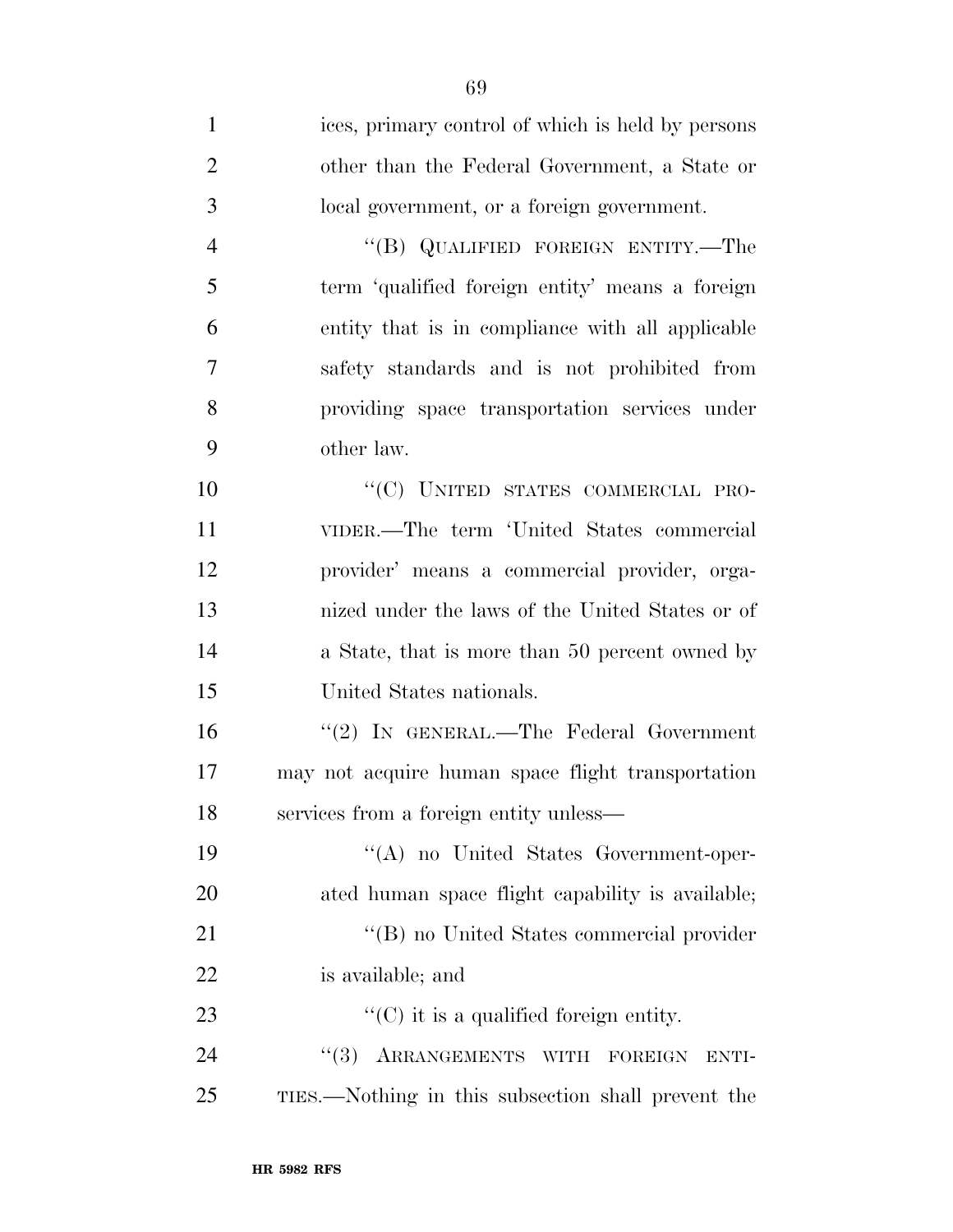ices, primary control of which is held by persons other than the Federal Government, a State or local government, or a foreign government.

"(B) QUALIFIED FOREIGN ENTITY.—The term 'qualified foreign entity' means a foreign entity that is in compliance with all applicable safety standards and is not prohibited from providing space transportation services under other law.

"(C) UNITED STATES COMMERCIAL PROVIDER.—The term 'United States commercial provider' means a commercial provider, organized under the laws of the United States or of a State, that is more than 50 percent owned by United States nationals.

"(2) IN GENERAL.—The Federal Government may not acquire human space flight transportation services from a foreign entity unless—

"(A) no United States Government-operated human space flight capability is available;

"(B) no United States commercial provider is available; and

"(C) it is a qualified foreign entity.

"(3) ARRANGEMENTS WITH FOREIGN ENTITIES.—Nothing in this subsection shall prevent the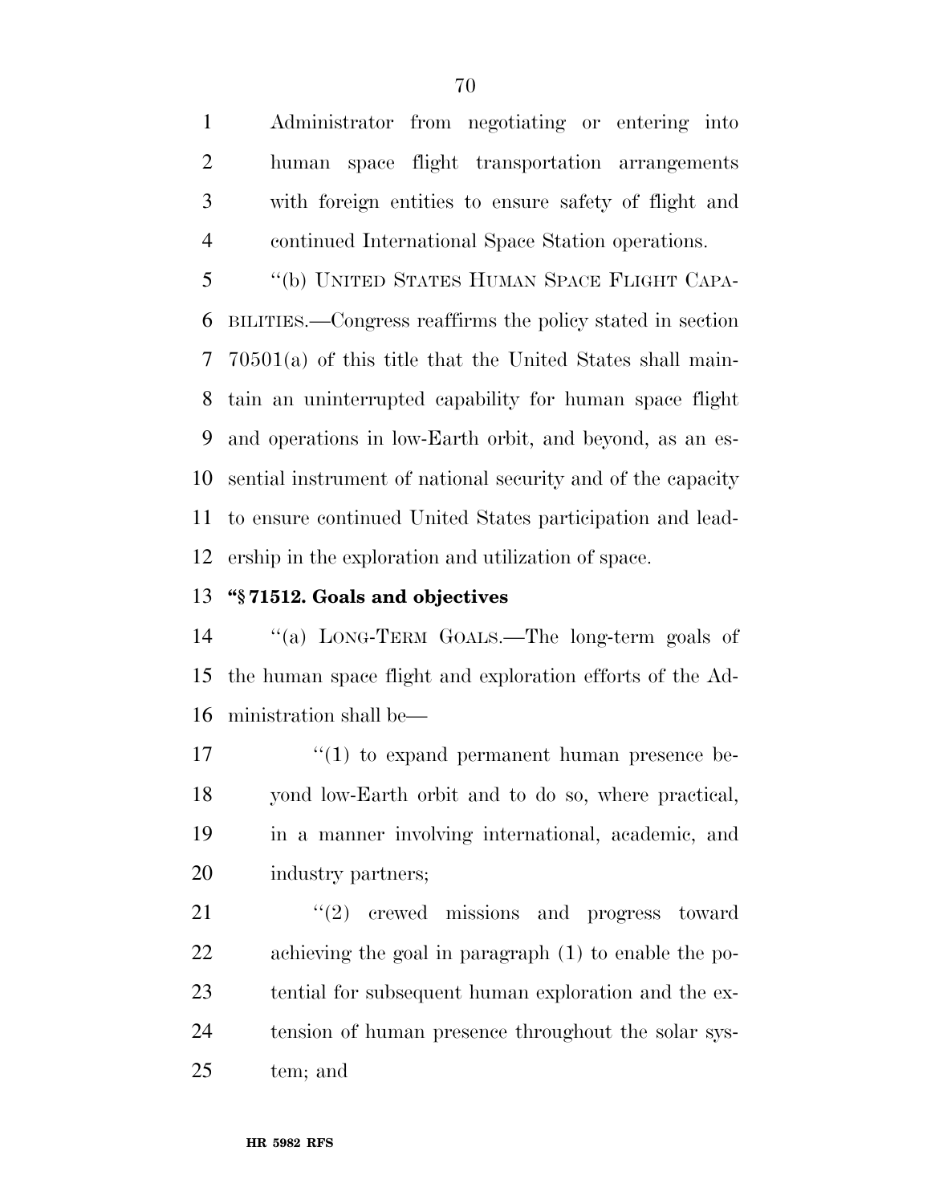Administrator from negotiating or entering into human space flight transportation arrangements with foreign entities to ensure safety of flight and continued International Space Station operations.

''(b) UNITED STATES HUMAN SPACE FLIGHT CAPABILITIES.—Congress reaffirms the policy stated in section 70501(a) of this title that the United States shall maintain an uninterrupted capability for human space flight and operations in low-Earth orbit, and beyond, as an essential instrument of national security and of the capacity to ensure continued United States participation and leadership in the exploration and utilization of space.

**''§ 71512. Goals and objectives**

''(a) LONG-TERM GOALS.—The long-term goals of the human space flight and exploration efforts of the Administration shall be—

''(1) to expand permanent human presence beyond low-Earth orbit and to do so, where practical, in a manner involving international, academic, and industry partners;

''(2) crewed missions and progress toward achieving the goal in paragraph (1) to enable the potential for subsequent human exploration and the extension of human presence throughout the solar system; and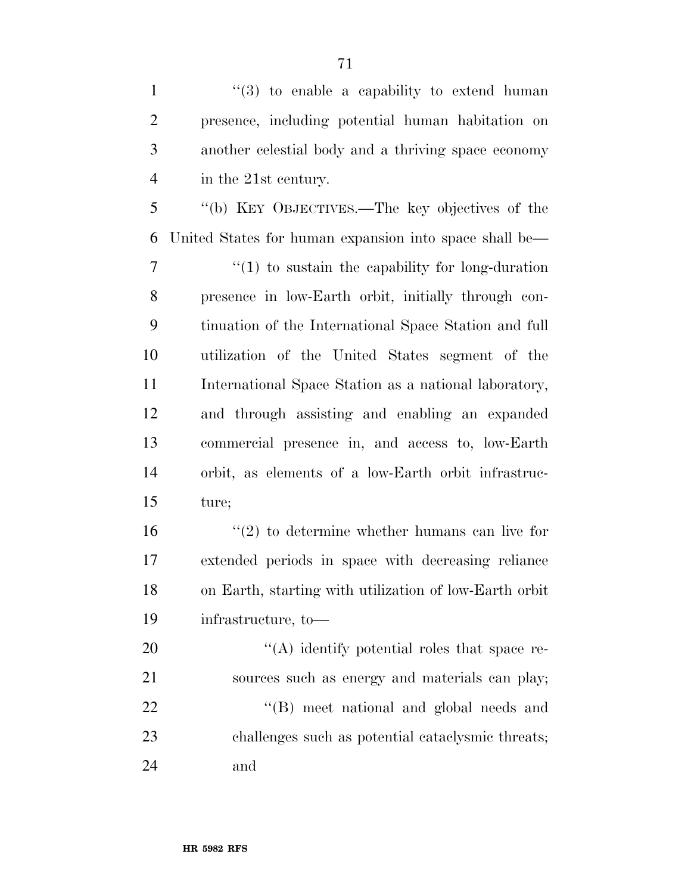"(3) to enable a capability to extend human presence, including potential human habitation on another celestial body and a thriving space economy in the 21st century.

"(b) KEY OBJECTIVES.—The key objectives of the United States for human expansion into space shall be—

"(1) to sustain the capability for long-duration presence in low-Earth orbit, initially through continuation of the International Space Station and full utilization of the United States segment of the International Space Station as a national laboratory, and through assisting and enabling an expanded commercial presence in, and access to, low-Earth orbit, as elements of a low-Earth orbit infrastructure;

"(2) to determine whether humans can live for extended periods in space with decreasing reliance on Earth, starting with utilization of low-Earth orbit infrastructure, to—

"(A) identify potential roles that space resources such as energy and materials can play;

"(B) meet national and global needs and challenges such as potential cataclysmic threats; and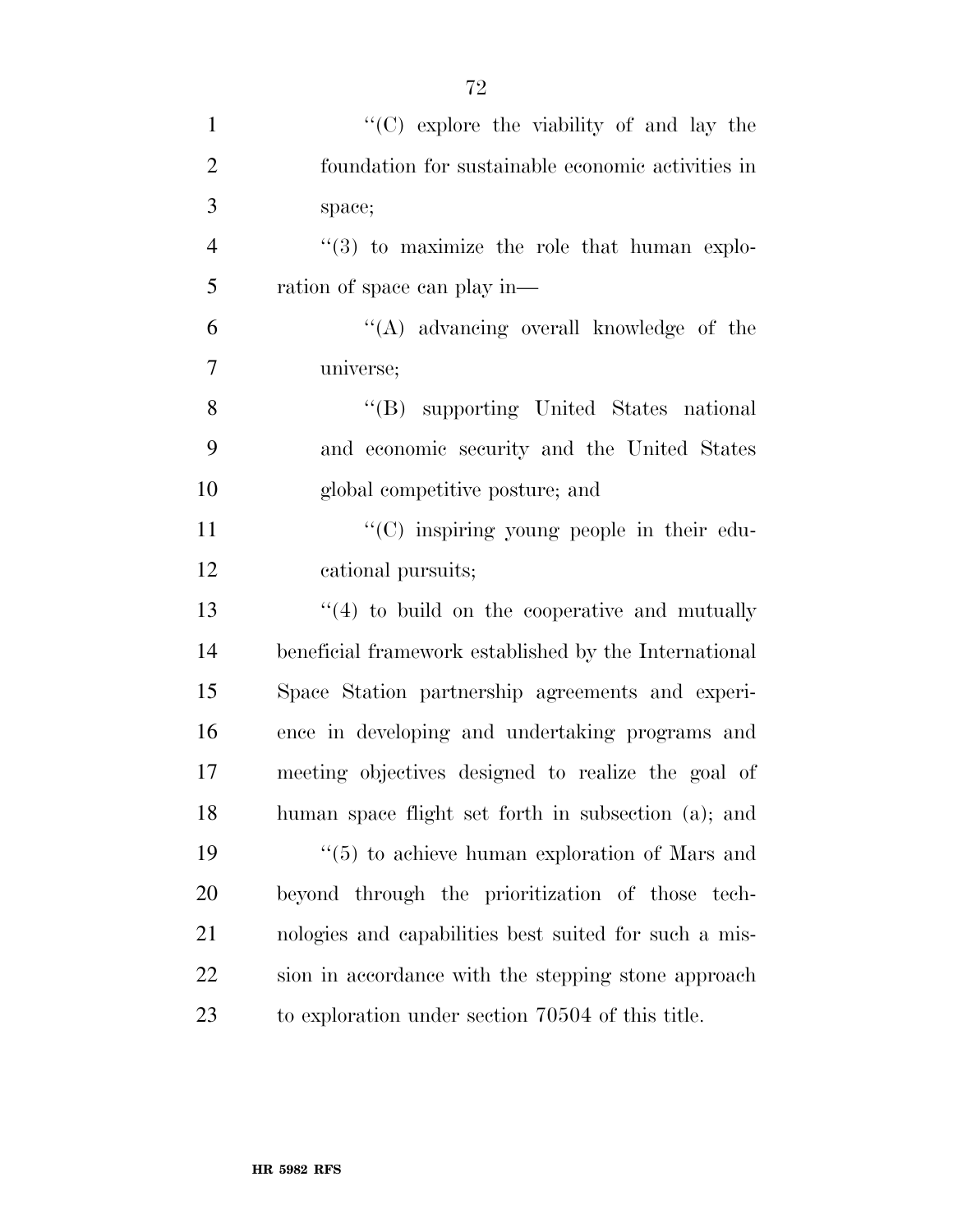''(C) explore the viability of and lay the foundation for sustainable economic activities in space;

''(3) to maximize the role that human exploration of space can play in—

''(A) advancing overall knowledge of the universe;

''(B) supporting United States national and economic security and the United States global competitive posture; and

''(C) inspiring young people in their educational pursuits;

''(4) to build on the cooperative and mutually beneficial framework established by the International Space Station partnership agreements and experience in developing and undertaking programs and meeting objectives designed to realize the goal of human space flight set forth in subsection (a); and

''(5) to achieve human exploration of Mars and beyond through the prioritization of those technologies and capabilities best suited for such a mission in accordance with the stepping stone approach to exploration under section 70504 of this title.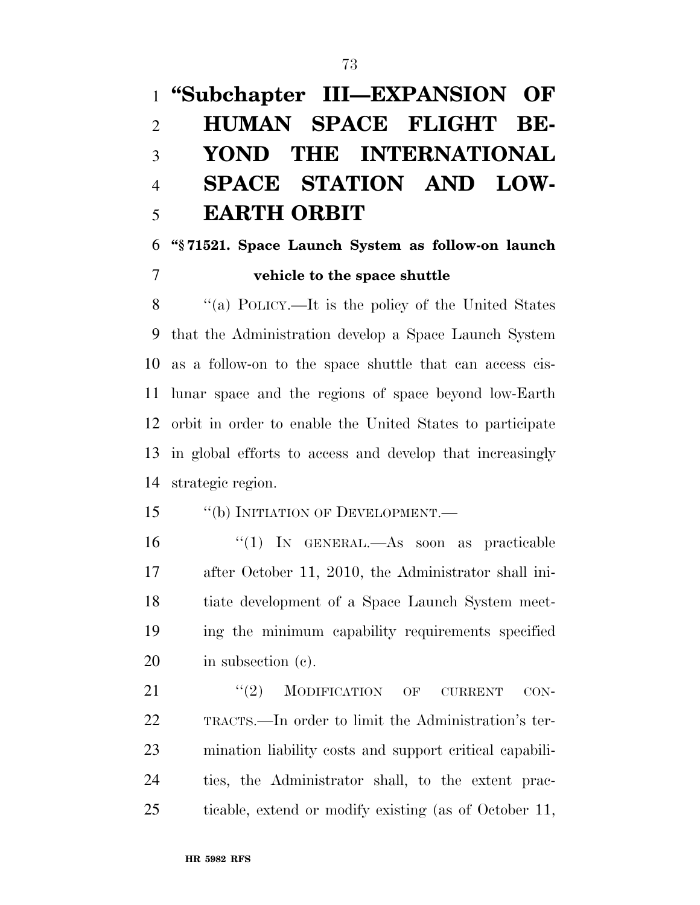# "Subchapter III—EXPANSION OF HUMAN SPACE FLIGHT BEYOND THE INTERNATIONAL SPACE STATION AND LOW-EARTH ORBIT

### "§ 71521. Space Launch System as follow-on launch vehicle to the space shuttle

"(a) POLICY.—It is the policy of the United States that the Administration develop a Space Launch System as a follow-on to the space shuttle that can access cis-lunar space and the regions of space beyond low-Earth orbit in order to enable the United States to participate in global efforts to access and develop that increasingly strategic region.

"(b) INITIATION OF DEVELOPMENT.—

"(1) IN GENERAL.—As soon as practicable after October 11, 2010, the Administrator shall initiate development of a Space Launch System meeting the minimum capability requirements specified in subsection (c).

"(2) MODIFICATION OF CURRENT CONTRACTS.—In order to limit the Administration's termination liability costs and support critical capabilities, the Administrator shall, to the extent practicable, extend or modify existing (as of October 11,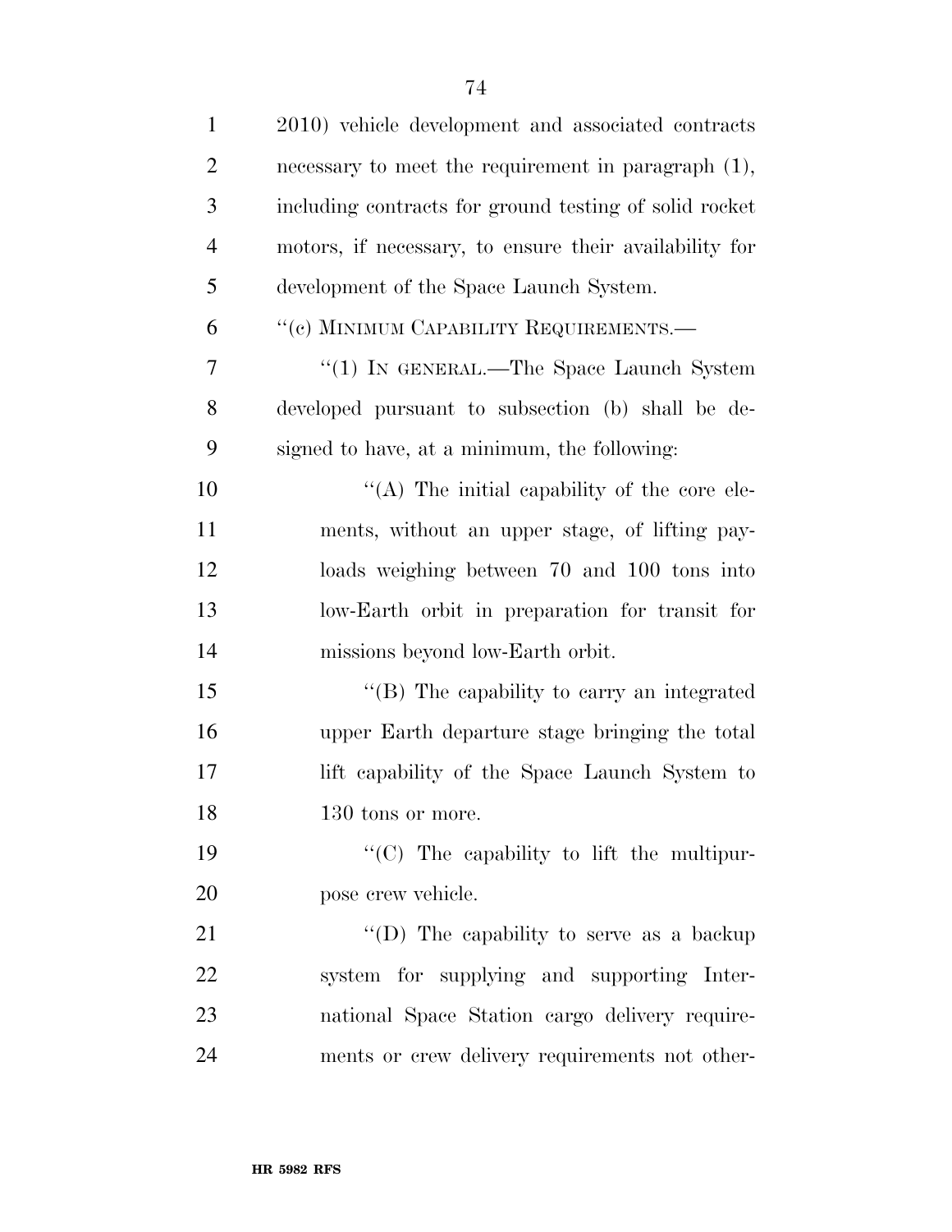2010) vehicle development and associated contracts necessary to meet the requirement in paragraph (1), including contracts for ground testing of solid rocket motors, if necessary, to ensure their availability for development of the Space Launch System.

"(c) MINIMUM CAPABILITY REQUIREMENTS.—

"(1) IN GENERAL.—The Space Launch System developed pursuant to subsection (b) shall be designed to have, at a minimum, the following:

"(A) The initial capability of the core elements, without an upper stage, of lifting payloads weighing between 70 and 100 tons into low-Earth orbit in preparation for transit for missions beyond low-Earth orbit.

"(B) The capability to carry an integrated upper Earth departure stage bringing the total lift capability of the Space Launch System to 130 tons or more.

"(C) The capability to lift the multipurpose crew vehicle.

"(D) The capability to serve as a backup system for supplying and supporting International Space Station cargo delivery requirements or crew delivery requirements not other-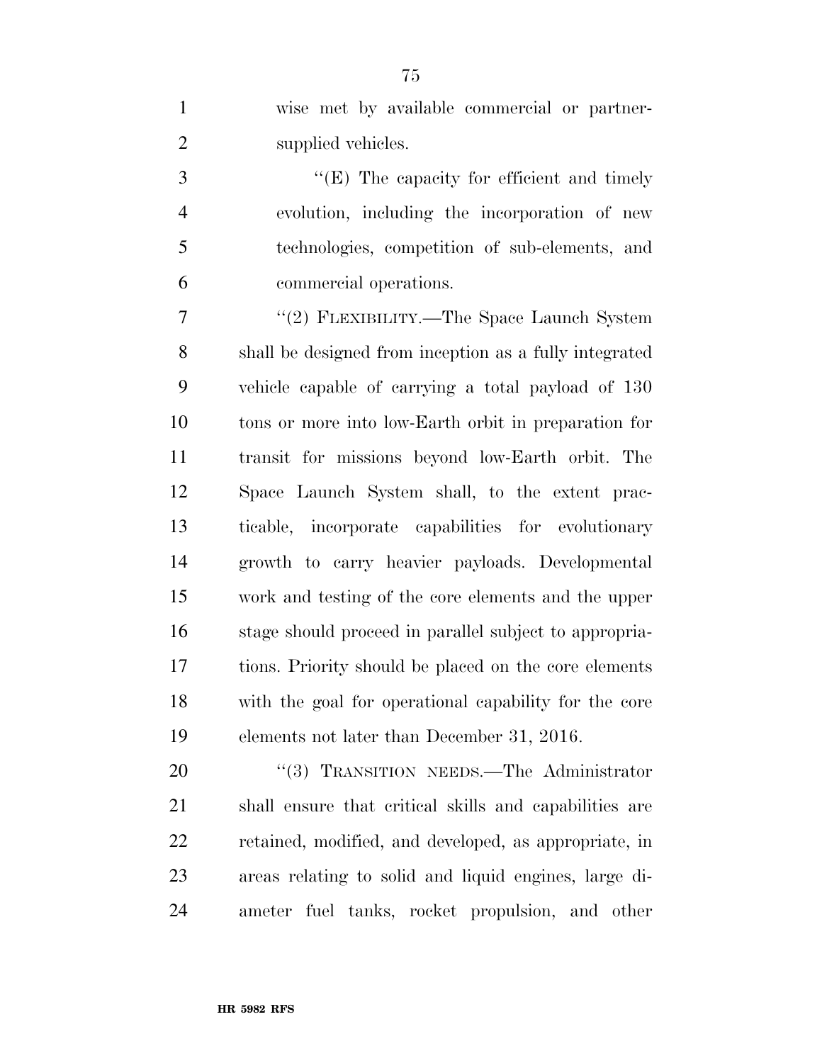wise met by available commercial or partner-supplied vehicles.

"(E) The capacity for efficient and timely evolution, including the incorporation of new technologies, competition of sub-elements, and commercial operations.

"(2) FLEXIBILITY.—The Space Launch System shall be designed from inception as a fully integrated vehicle capable of carrying a total payload of 130 tons or more into low-Earth orbit in preparation for transit for missions beyond low-Earth orbit. The Space Launch System shall, to the extent practicable, incorporate capabilities for evolutionary growth to carry heavier payloads. Developmental work and testing of the core elements and the upper stage should proceed in parallel subject to appropriations. Priority should be placed on the core elements with the goal for operational capability for the core elements not later than December 31, 2016.

"(3) TRANSITION NEEDS.—The Administrator shall ensure that critical skills and capabilities are retained, modified, and developed, as appropriate, in areas relating to solid and liquid engines, large diameter fuel tanks, rocket propulsion, and other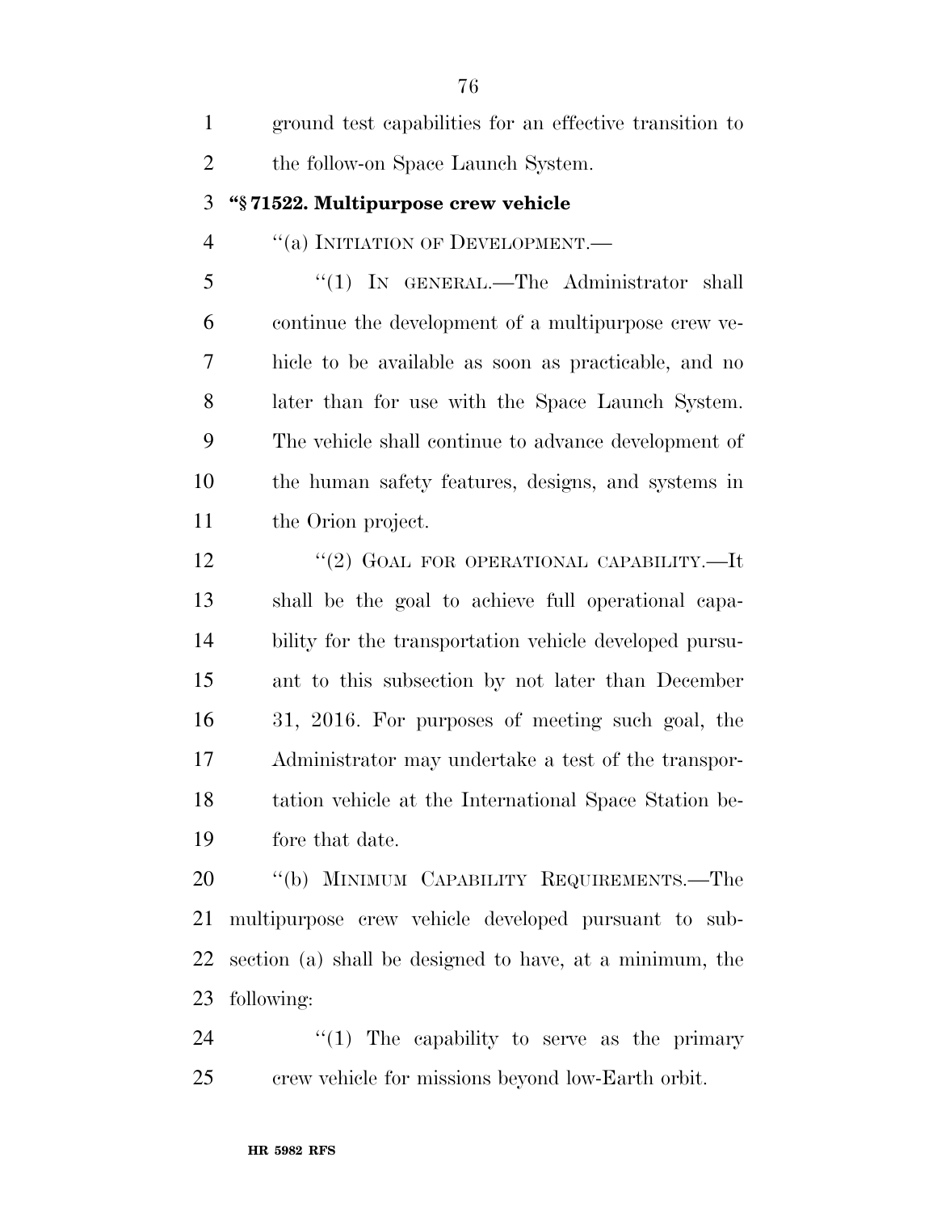ground test capabilities for an effective transition to the follow-on Space Launch System.

**"§ 71522. Multipurpose crew vehicle**

"(a) Initiation of Development.—

"(1) In general.—The Administrator shall continue the development of a multipurpose crew vehicle to be available as soon as practicable, and no later than for use with the Space Launch System. The vehicle shall continue to advance development of the human safety features, designs, and systems in the Orion project.

"(2) Goal for operational capability.—It shall be the goal to achieve full operational capability for the transportation vehicle developed pursuant to this subsection by not later than December 31, 2016. For purposes of meeting such goal, the Administrator may undertake a test of the transportation vehicle at the International Space Station before that date.

"(b) Minimum Capability Requirements.—The multipurpose crew vehicle developed pursuant to subsection (a) shall be designed to have, at a minimum, the following:

"(1) The capability to serve as the primary crew vehicle for missions beyond low-Earth orbit.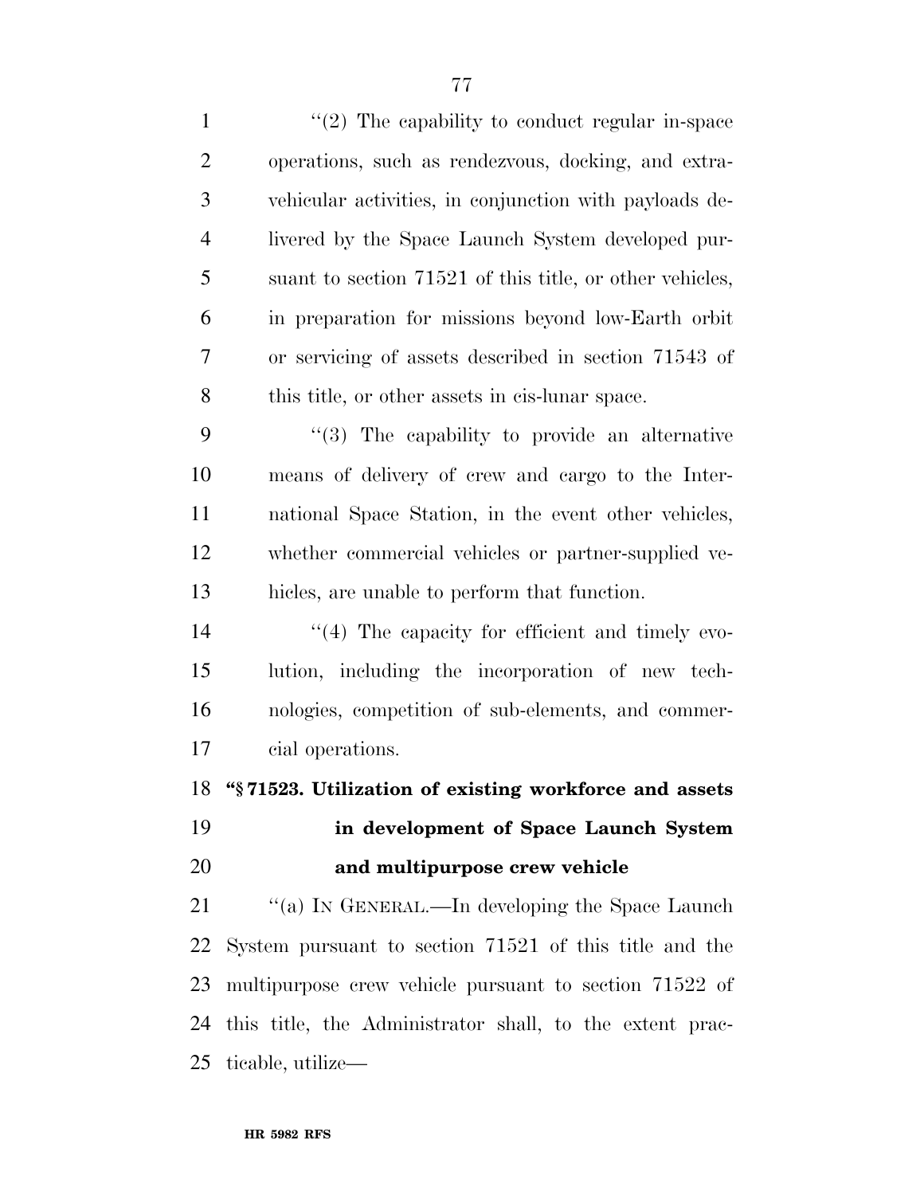"(2) The capability to conduct regular in-space operations, such as rendezvous, docking, and extra-vehicular activities, in conjunction with payloads delivered by the Space Launch System developed pursuant to section 71521 of this title, or other vehicles, in preparation for missions beyond low-Earth orbit or servicing of assets described in section 71543 of this title, or other assets in cis-lunar space.

"(3) The capability to provide an alternative means of delivery of crew and cargo to the International Space Station, in the event other vehicles, whether commercial vehicles or partner-supplied vehicles, are unable to perform that function.

"(4) The capacity for efficient and timely evolution, including the incorporation of new technologies, competition of sub-elements, and commercial operations.

**"§ 71523. Utilization of existing workforce and assets in development of Space Launch System and multipurpose crew vehicle**

"(a) IN GENERAL.—In developing the Space Launch System pursuant to section 71521 of this title and the multipurpose crew vehicle pursuant to section 71522 of this title, the Administrator shall, to the extent practicable, utilize—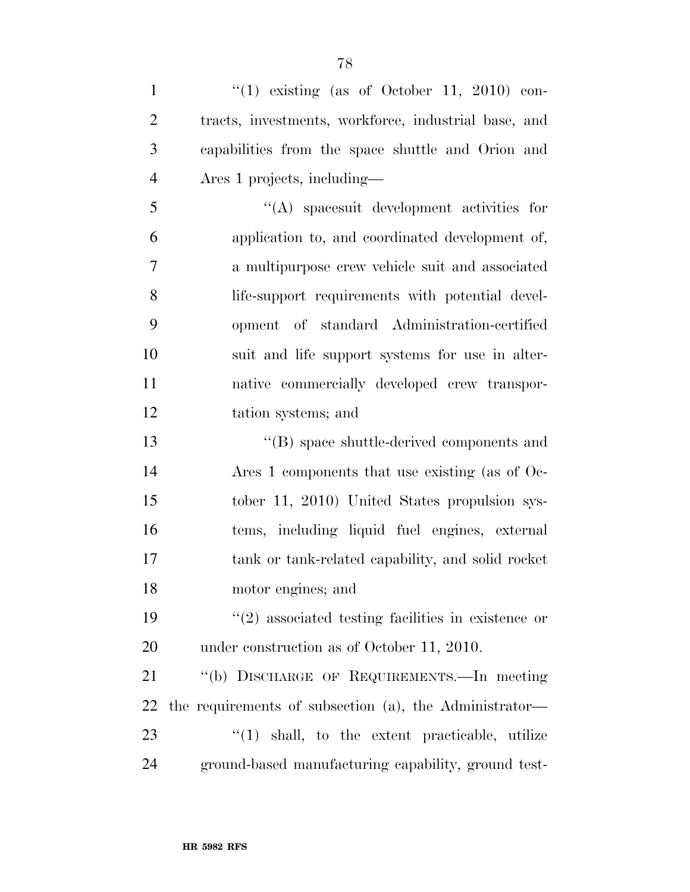''(1) existing (as of October 11, 2010) contracts, investments, workforce, industrial base, and capabilities from the space shuttle and Orion and Ares 1 projects, including—

''(A) spacesuit development activities for application to, and coordinated development of, a multipurpose crew vehicle suit and associated life-support requirements with potential development of standard Administration-certified suit and life support systems for use in alternative commercially developed crew transportation systems; and

''(B) space shuttle-derived components and Ares 1 components that use existing (as of October 11, 2010) United States propulsion systems, including liquid fuel engines, external tank or tank-related capability, and solid rocket motor engines; and

''(2) associated testing facilities in existence or under construction as of October 11, 2010.

''(b) DISCHARGE OF REQUIREMENTS.—In meeting the requirements of subsection (a), the Administrator—

''(1) shall, to the extent practicable, utilize ground-based manufacturing capability, ground test-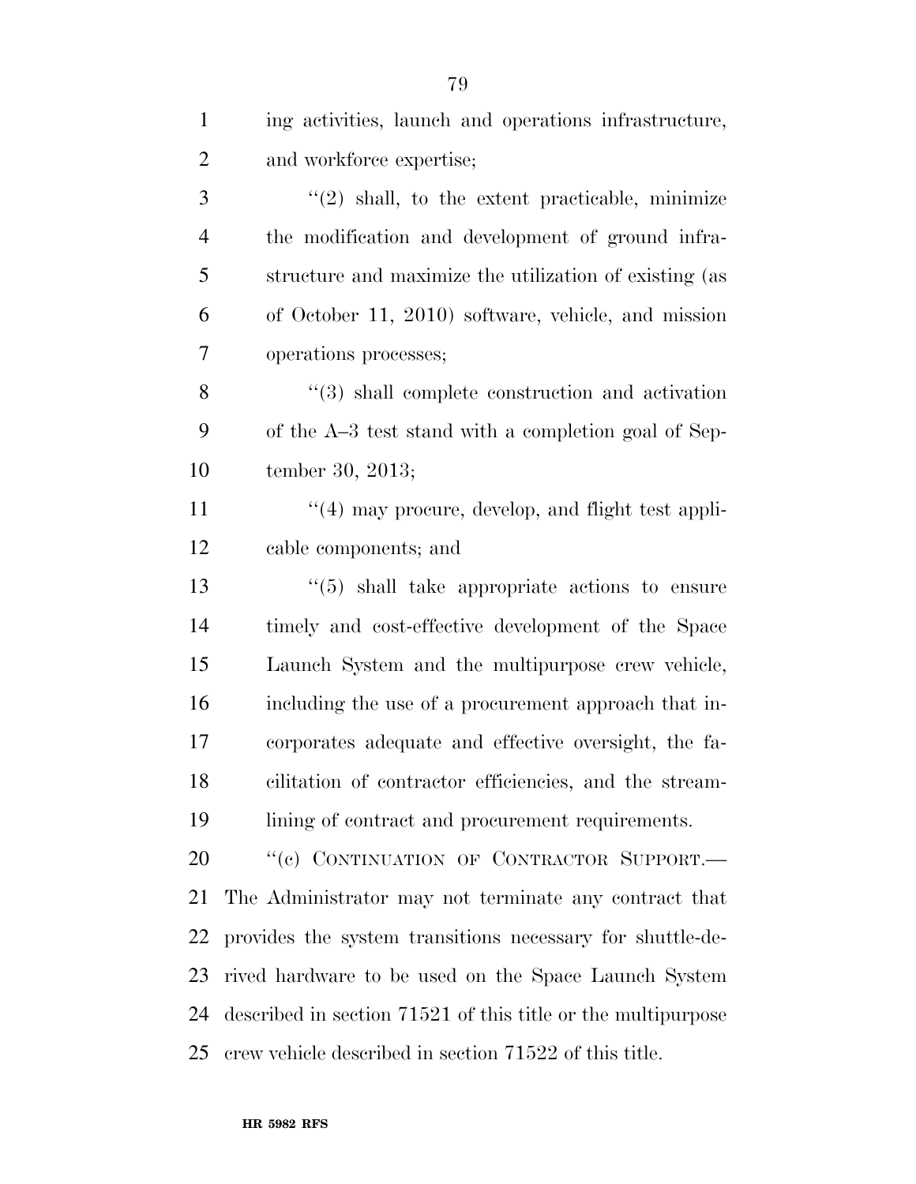ing activities, launch and operations infrastructure, and workforce expertise;

"(2) shall, to the extent practicable, minimize the modification and development of ground infrastructure and maximize the utilization of existing (as of October 11, 2010) software, vehicle, and mission operations processes;

"(3) shall complete construction and activation of the A–3 test stand with a completion goal of September 30, 2013;

"(4) may procure, develop, and flight test applicable components; and

"(5) shall take appropriate actions to ensure timely and cost-effective development of the Space Launch System and the multipurpose crew vehicle, including the use of a procurement approach that incorporates adequate and effective oversight, the facilitation of contractor efficiencies, and the streamlining of contract and procurement requirements.

"(c) CONTINUATION OF CONTRACTOR SUPPORT.— The Administrator may not terminate any contract that provides the system transitions necessary for shuttle-derived hardware to be used on the Space Launch System described in section 71521 of this title or the multipurpose crew vehicle described in section 71522 of this title.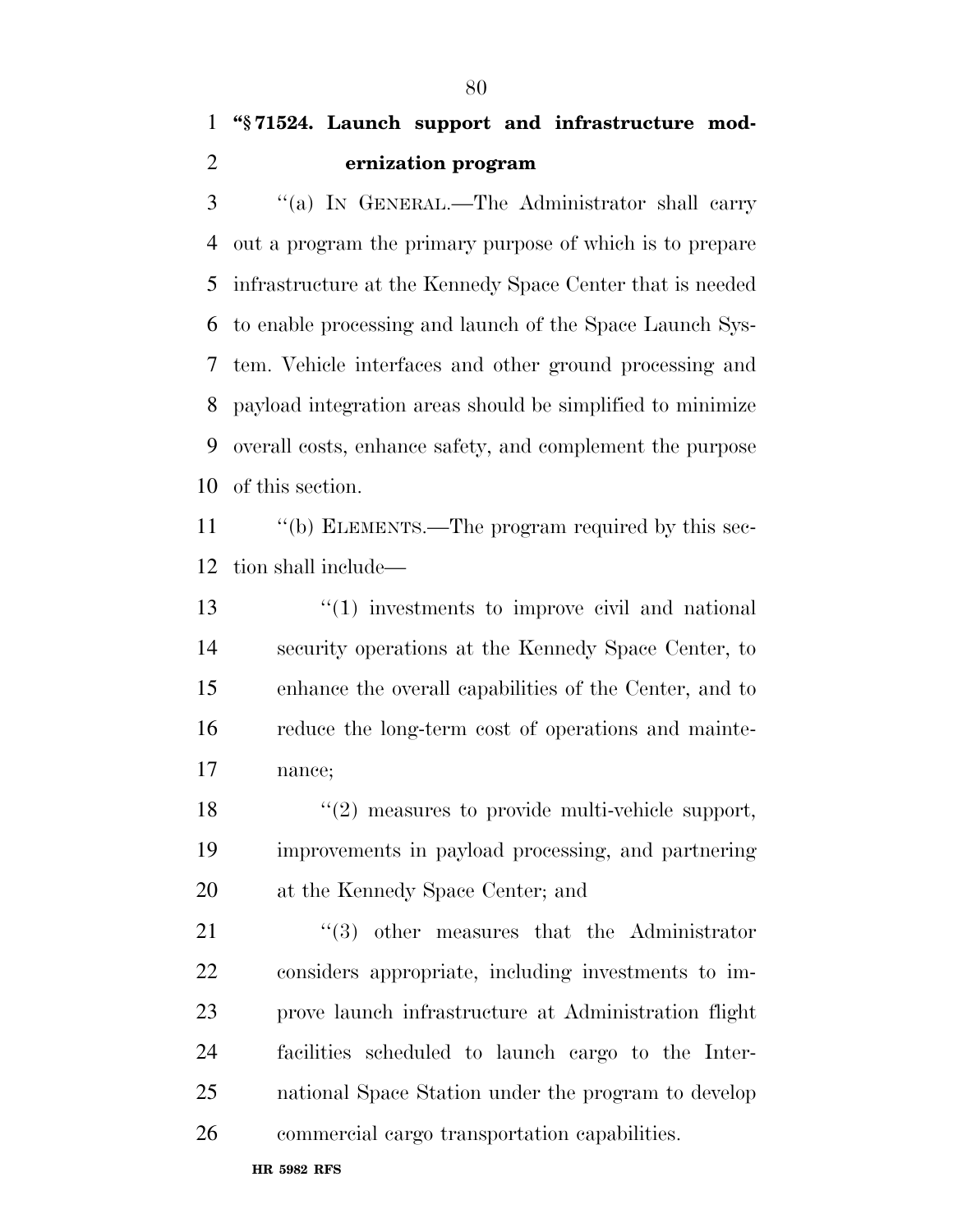**"§ 71524. Launch support and infrastructure modernization program**

"(a) IN GENERAL.—The Administrator shall carry out a program the primary purpose of which is to prepare infrastructure at the Kennedy Space Center that is needed to enable processing and launch of the Space Launch System. Vehicle interfaces and other ground processing and payload integration areas should be simplified to minimize overall costs, enhance safety, and complement the purpose of this section.

"(b) ELEMENTS.—The program required by this section shall include—

"(1) investments to improve civil and national security operations at the Kennedy Space Center, to enhance the overall capabilities of the Center, and to reduce the long-term cost of operations and maintenance;

"(2) measures to provide multi-vehicle support, improvements in payload processing, and partnering at the Kennedy Space Center; and

"(3) other measures that the Administrator considers appropriate, including investments to improve launch infrastructure at Administration flight facilities scheduled to launch cargo to the International Space Station under the program to develop commercial cargo transportation capabilities.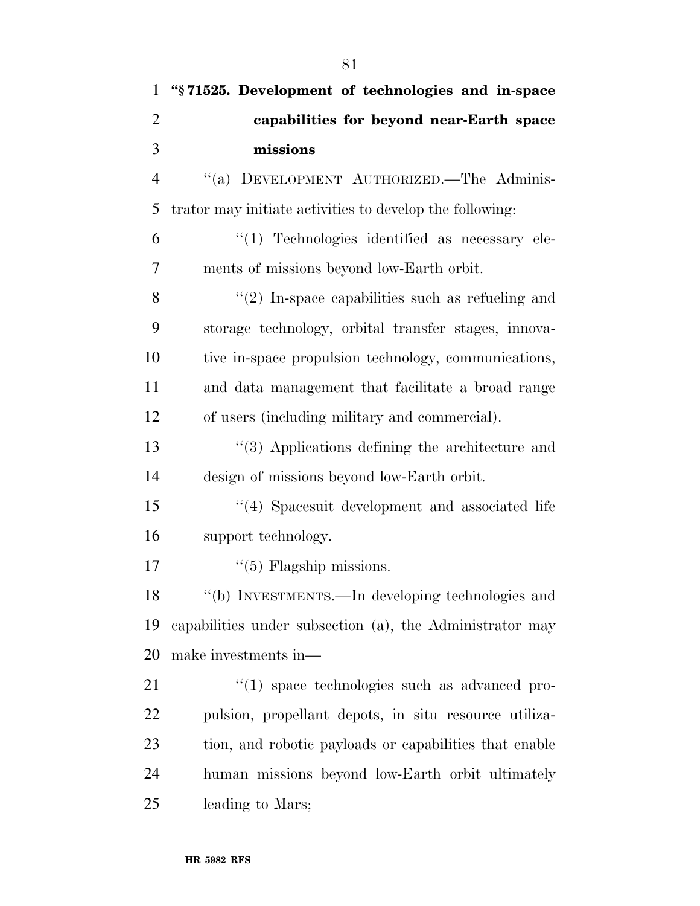**"§ 71525. Development of technologies and in-space capabilities for beyond near-Earth space missions**

"(a) DEVELOPMENT AUTHORIZED.—The Administrator may initiate activities to develop the following:

"(1) Technologies identified as necessary elements of missions beyond low-Earth orbit.

"(2) In-space capabilities such as refueling and storage technology, orbital transfer stages, innovative in-space propulsion technology, communications, and data management that facilitate a broad range of users (including military and commercial).

"(3) Applications defining the architecture and design of missions beyond low-Earth orbit.

"(4) Spacesuit development and associated life support technology.

"(5) Flagship missions.

"(b) INVESTMENTS.—In developing technologies and capabilities under subsection (a), the Administrator may make investments in—

"(1) space technologies such as advanced propulsion, propellant depots, in situ resource utilization, and robotic payloads or capabilities that enable human missions beyond low-Earth orbit ultimately leading to Mars;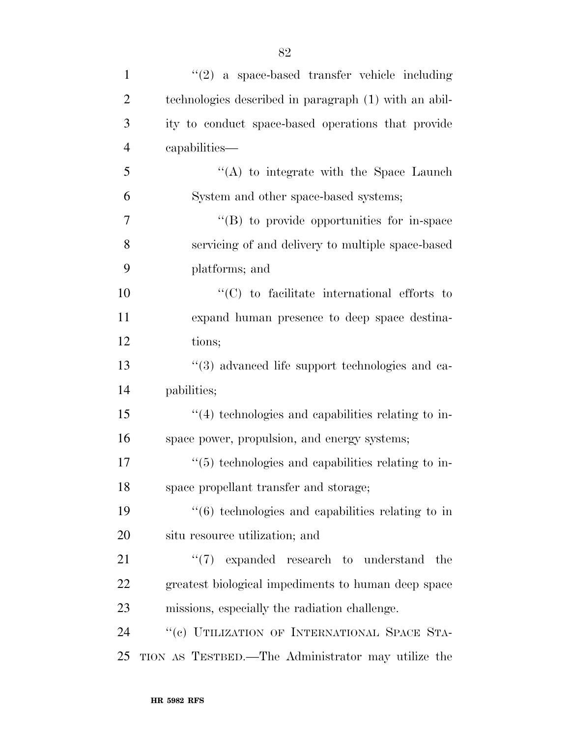''(2) a space-based transfer vehicle including technologies described in paragraph (1) with an ability to conduct space-based operations that provide capabilities—

''(A) to integrate with the Space Launch System and other space-based systems;

''(B) to provide opportunities for in-space servicing of and delivery to multiple space-based platforms; and

''(C) to facilitate international efforts to expand human presence to deep space destinations;

''(3) advanced life support technologies and capabilities;

''(4) technologies and capabilities relating to in-space power, propulsion, and energy systems;

''(5) technologies and capabilities relating to in-space propellant transfer and storage;

''(6) technologies and capabilities relating to in situ resource utilization; and

''(7) expanded research to understand the greatest biological impediments to human deep space missions, especially the radiation challenge.

''(c) UTILIZATION OF INTERNATIONAL SPACE STATION AS TESTBED.—The Administrator may utilize the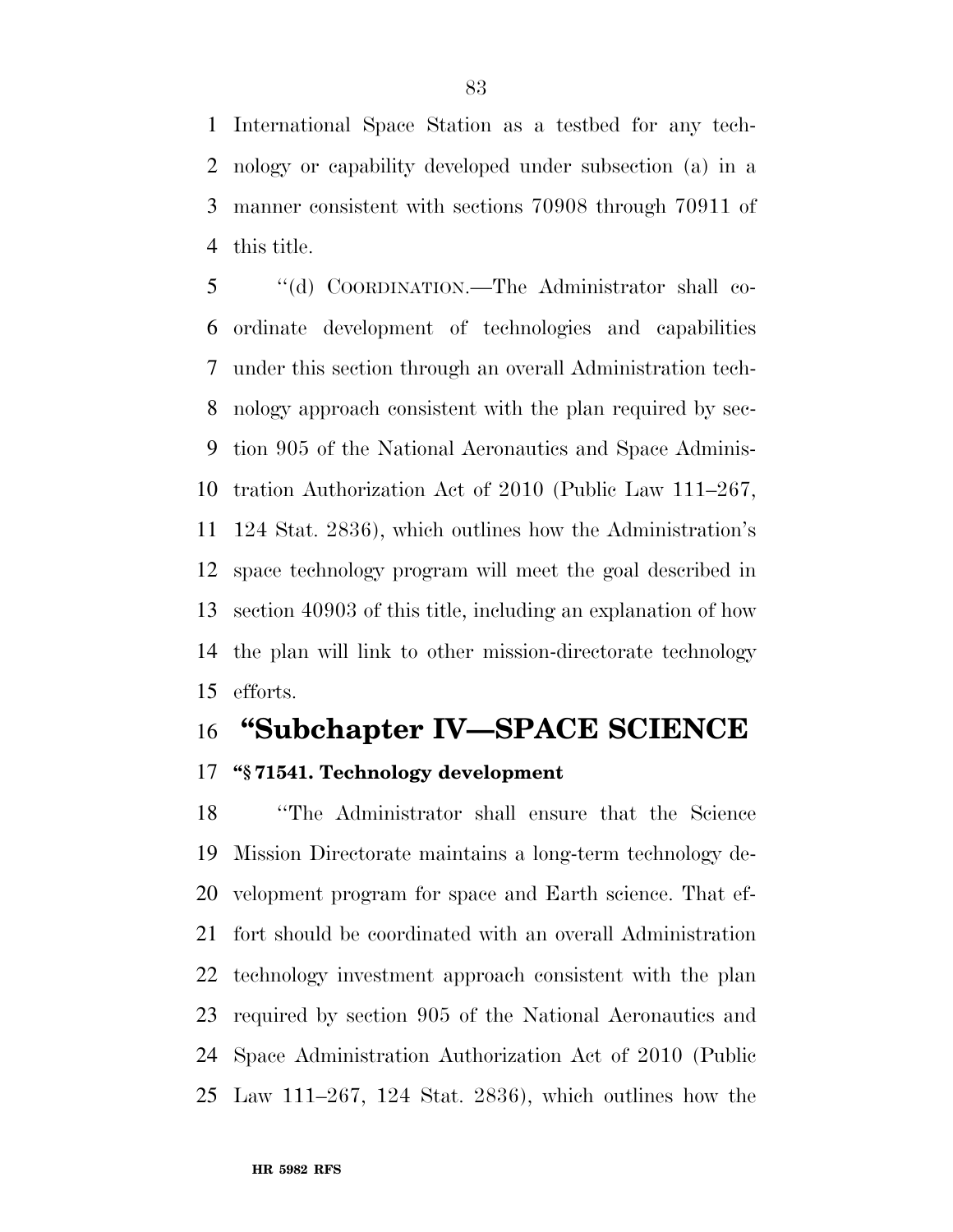International Space Station as a testbed for any technology or capability developed under subsection (a) in a manner consistent with sections 70908 through 70911 of this title.

''(d) COORDINATION.—The Administrator shall coordinate development of technologies and capabilities under this section through an overall Administration technology approach consistent with the plan required by section 905 of the National Aeronautics and Space Administration Authorization Act of 2010 (Public Law 111–267, 124 Stat. 2836), which outlines how the Administration's space technology program will meet the goal described in section 40903 of this title, including an explanation of how the plan will link to other mission-directorate technology efforts.

## ''Subchapter IV—SPACE SCIENCE

**''§ 71541. Technology development**

''The Administrator shall ensure that the Science Mission Directorate maintains a long-term technology development program for space and Earth science. That effort should be coordinated with an overall Administration technology investment approach consistent with the plan required by section 905 of the National Aeronautics and Space Administration Authorization Act of 2010 (Public Law 111–267, 124 Stat. 2836), which outlines how the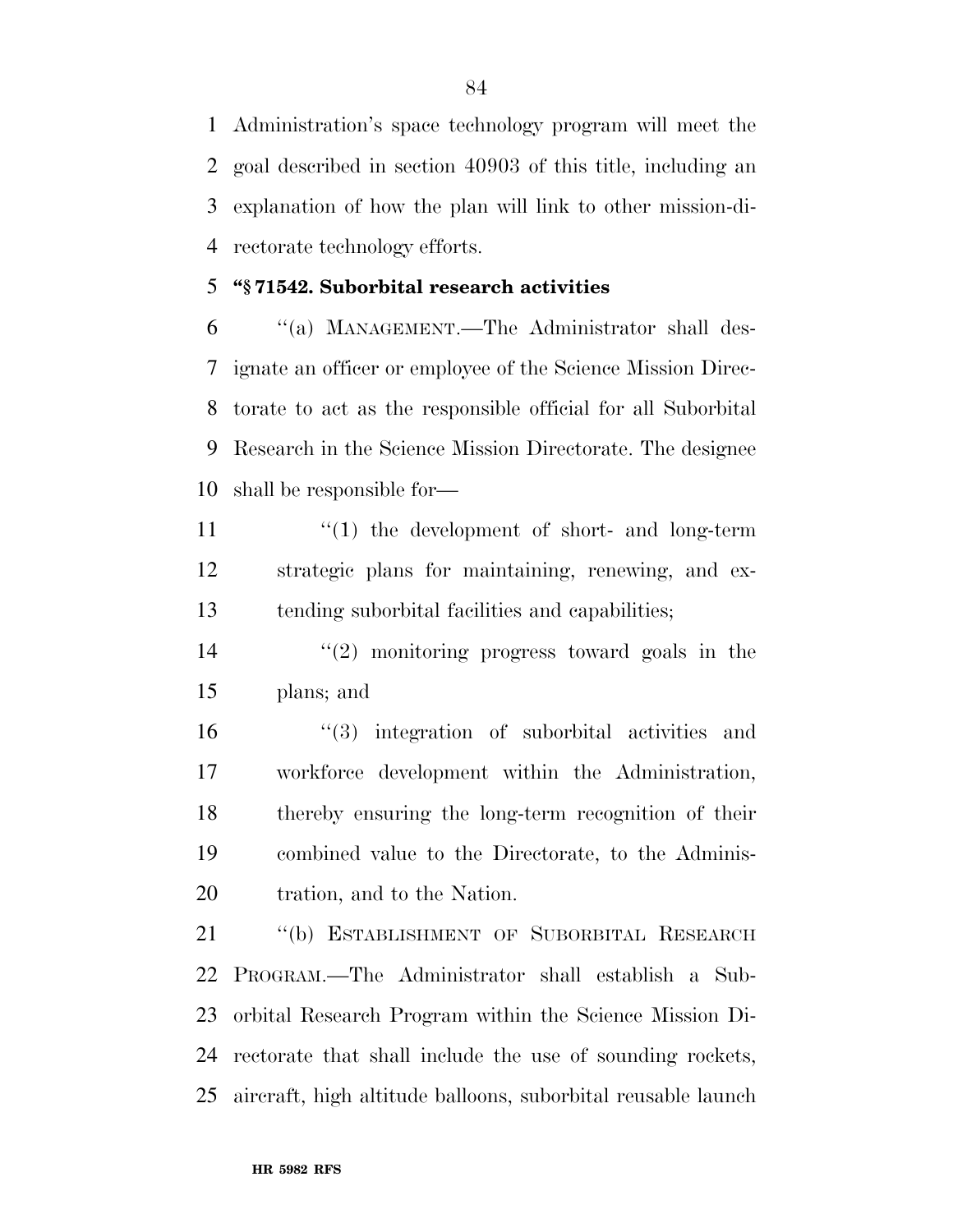Administration's space technology program will meet the goal described in section 40903 of this title, including an explanation of how the plan will link to other mission-directorate technology efforts.

**"§ 71542. Suborbital research activities**

"(a) MANAGEMENT.—The Administrator shall designate an officer or employee of the Science Mission Directorate to act as the responsible official for all Suborbital Research in the Science Mission Directorate. The designee shall be responsible for—

"(1) the development of short- and long-term strategic plans for maintaining, renewing, and extending suborbital facilities and capabilities;

"(2) monitoring progress toward goals in the plans; and

"(3) integration of suborbital activities and workforce development within the Administration, thereby ensuring the long-term recognition of their combined value to the Directorate, to the Administration, and to the Nation.

"(b) ESTABLISHMENT OF SUBORBITAL RESEARCH PROGRAM.—The Administrator shall establish a Suborbital Research Program within the Science Mission Directorate that shall include the use of sounding rockets, aircraft, high altitude balloons, suborbital reusable launch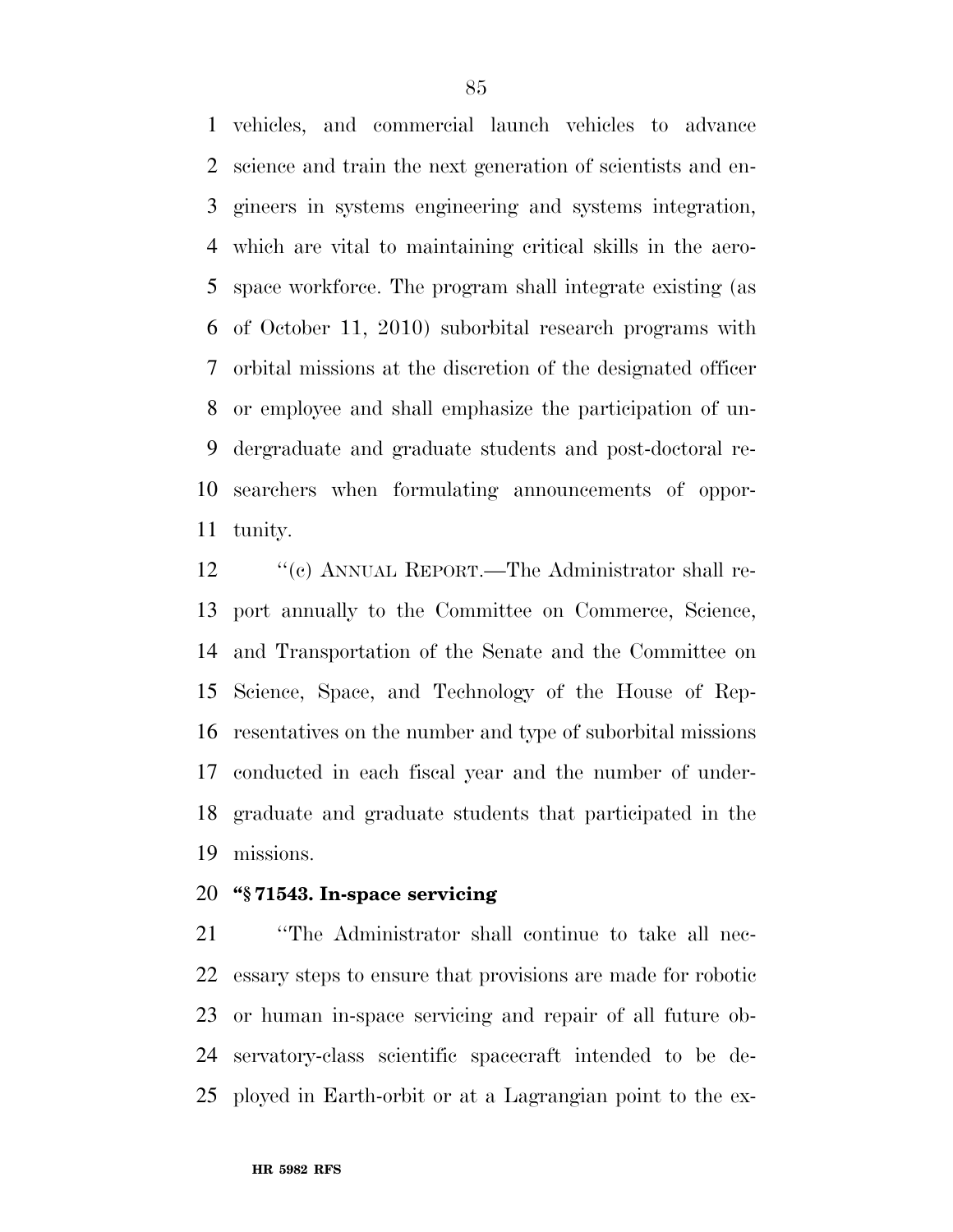vehicles, and commercial launch vehicles to advance science and train the next generation of scientists and engineers in systems engineering and systems integration, which are vital to maintaining critical skills in the aerospace workforce. The program shall integrate existing (as of October 11, 2010) suborbital research programs with orbital missions at the discretion of the designated officer or employee and shall emphasize the participation of undergraduate and graduate students and post-doctoral researchers when formulating announcements of opportunity.

''(c) ANNUAL REPORT.—The Administrator shall report annually to the Committee on Commerce, Science, and Transportation of the Senate and the Committee on Science, Space, and Technology of the House of Representatives on the number and type of suborbital missions conducted in each fiscal year and the number of undergraduate and graduate students that participated in the missions.

**''§ 71543. In-space servicing**

''The Administrator shall continue to take all necessary steps to ensure that provisions are made for robotic or human in-space servicing and repair of all future observatory-class scientific spacecraft intended to be deployed in Earth-orbit or at a Lagrangian point to the ex-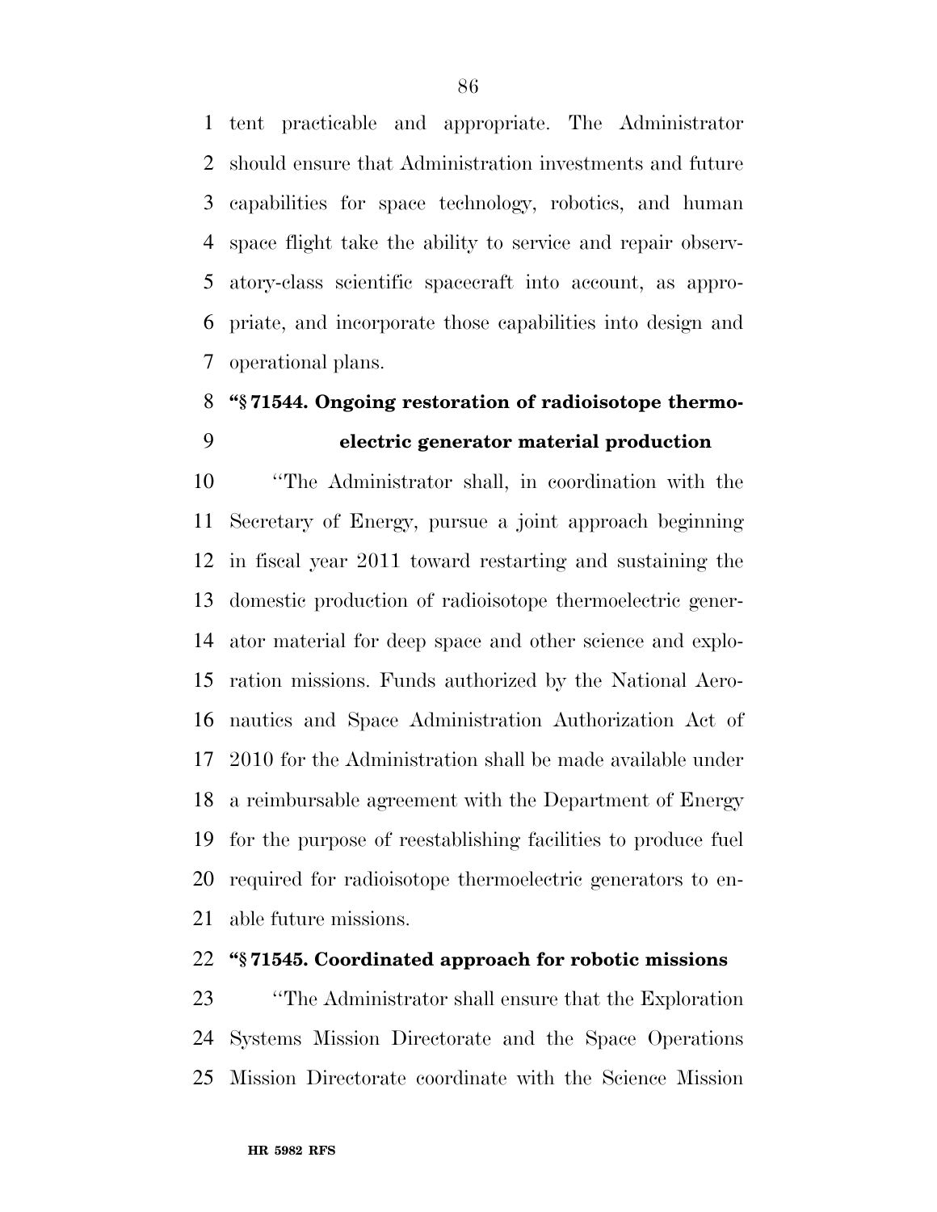tent practicable and appropriate. The Administrator should ensure that Administration investments and future capabilities for space technology, robotics, and human space flight take the ability to service and repair observatory-class scientific spacecraft into account, as appropriate, and incorporate those capabilities into design and operational plans.

**"§ 71544. Ongoing restoration of radioisotope thermoelectric generator material production**

"The Administrator shall, in coordination with the Secretary of Energy, pursue a joint approach beginning in fiscal year 2011 toward restarting and sustaining the domestic production of radioisotope thermoelectric generator material for deep space and other science and exploration missions. Funds authorized by the National Aeronautics and Space Administration Authorization Act of 2010 for the Administration shall be made available under a reimbursable agreement with the Department of Energy for the purpose of reestablishing facilities to produce fuel required for radioisotope thermoelectric generators to enable future missions.

**"§ 71545. Coordinated approach for robotic missions**

"The Administrator shall ensure that the Exploration Systems Mission Directorate and the Space Operations Mission Directorate coordinate with the Science Mission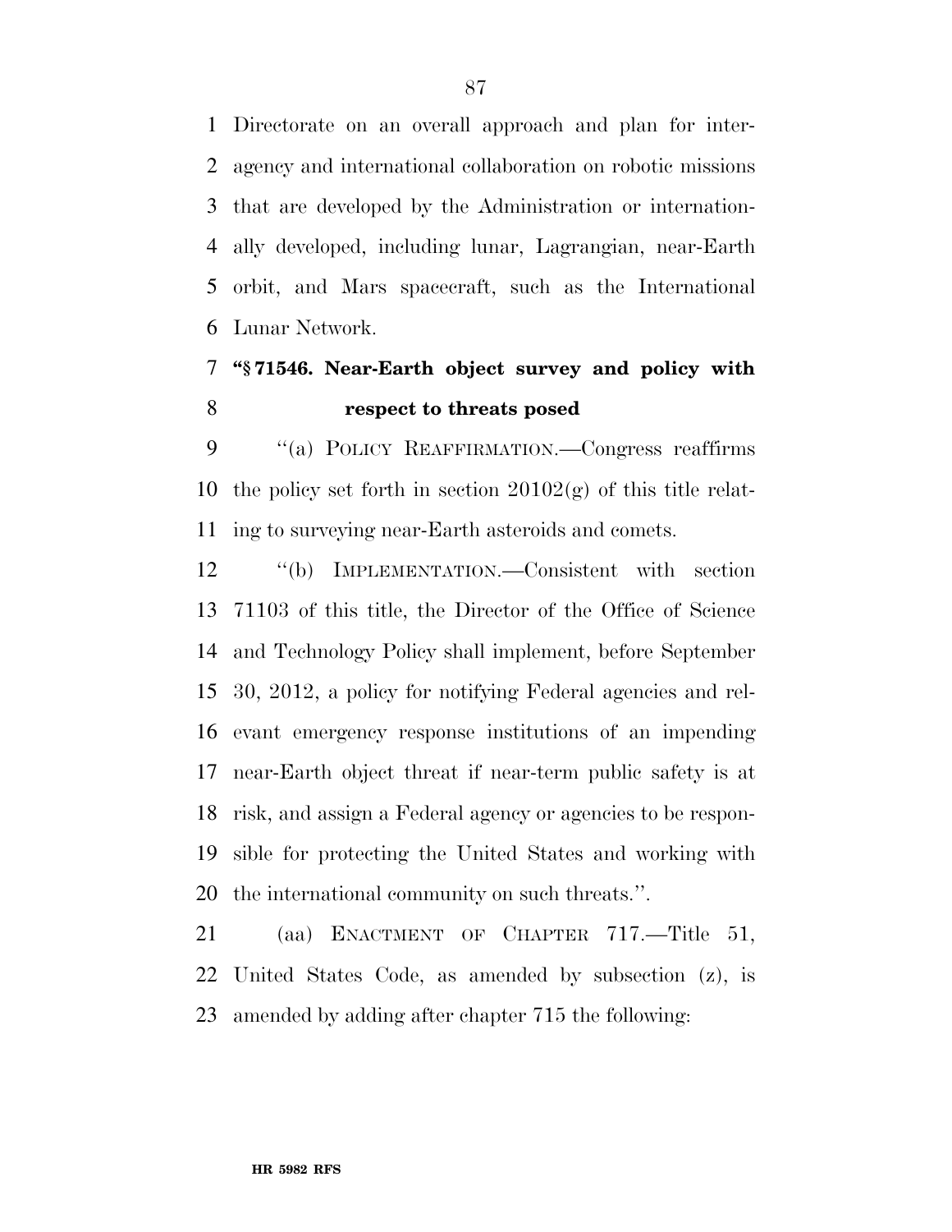Directorate on an overall approach and plan for interagency and international collaboration on robotic missions that are developed by the Administration or internationally developed, including lunar, Lagrangian, near-Earth orbit, and Mars spacecraft, such as the International Lunar Network.

**"§ 71546. Near-Earth object survey and policy with respect to threats posed**

"(a) POLICY REAFFIRMATION.—Congress reaffirms the policy set forth in section 20102(g) of this title relating to surveying near-Earth asteroids and comets.

"(b) IMPLEMENTATION.—Consistent with section 71103 of this title, the Director of the Office of Science and Technology Policy shall implement, before September 30, 2012, a policy for notifying Federal agencies and relevant emergency response institutions of an impending near-Earth object threat if near-term public safety is at risk, and assign a Federal agency or agencies to be responsible for protecting the United States and working with the international community on such threats.".

(aa) ENACTMENT OF CHAPTER 717.—Title 51, United States Code, as amended by subsection (z), is amended by adding after chapter 715 the following: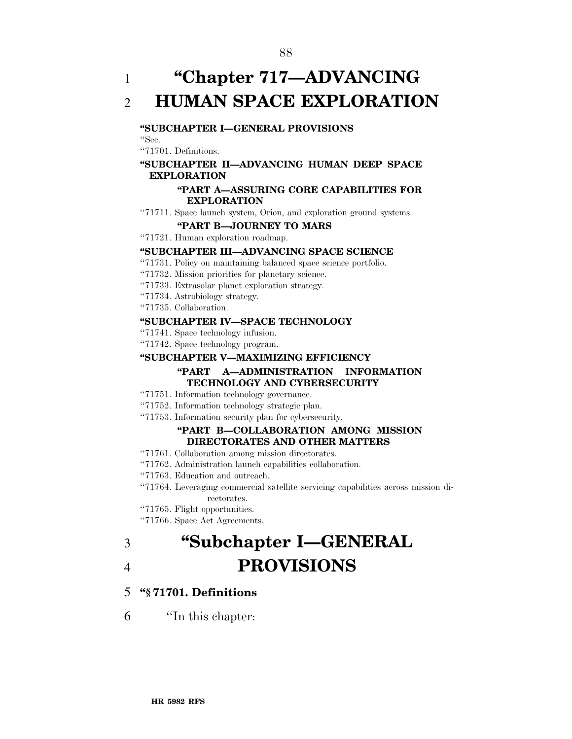# "Chapter 717—ADVANCING HUMAN SPACE EXPLORATION

**"SUBCHAPTER I—GENERAL PROVISIONS**

"Sec.

"71701. Definitions.

**"SUBCHAPTER II—ADVANCING HUMAN DEEP SPACE EXPLORATION**

**"PART A—ASSURING CORE CAPABILITIES FOR EXPLORATION**

"71711. Space launch system, Orion, and exploration ground systems.

**"PART B—JOURNEY TO MARS**

"71721. Human exploration roadmap.

**"SUBCHAPTER III—ADVANCING SPACE SCIENCE**

"71731. Policy on maintaining balanced space science portfolio.

"71732. Mission priorities for planetary science.

"71733. Extrasolar planet exploration strategy.

"71734. Astrobiology strategy.

"71735. Collaboration.

**"SUBCHAPTER IV—SPACE TECHNOLOGY**

"71741. Space technology infusion.

"71742. Space technology program.

**"SUBCHAPTER V—MAXIMIZING EFFICIENCY**

**"PART A—ADMINISTRATION INFORMATION TECHNOLOGY AND CYBERSECURITY**

"71751. Information technology governance.

"71752. Information technology strategic plan.

"71753. Information security plan for cybersecurity.

**"PART B—COLLABORATION AMONG MISSION DIRECTORATES AND OTHER MATTERS**

"71761. Collaboration among mission directorates.

"71762. Administration launch capabilities collaboration.

"71763. Education and outreach.

"71764. Leveraging commercial satellite servicing capabilities across mission directorates.

"71765. Flight opportunities.

"71766. Space Act Agreements.

## "Subchapter I—GENERAL PROVISIONS

**"§ 71701. Definitions**

"In this chapter: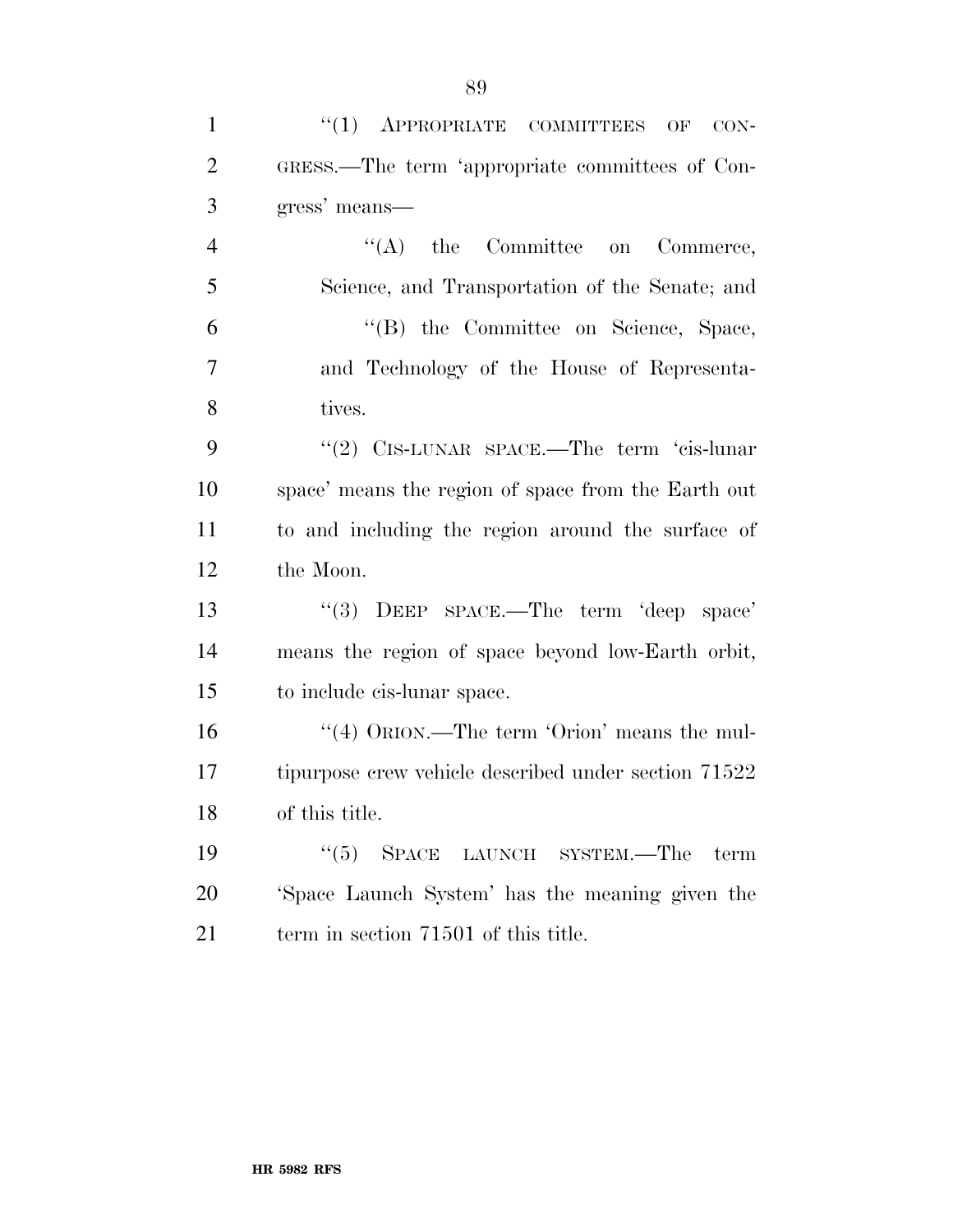''(1) APPROPRIATE COMMITTEES OF CONGRESS.—The term 'appropriate committees of Congress' means—

''(A) the Committee on Commerce, Science, and Transportation of the Senate; and

''(B) the Committee on Science, Space, and Technology of the House of Representatives.

''(2) CIS-LUNAR SPACE.—The term 'cis-lunar space' means the region of space from the Earth out to and including the region around the surface of the Moon.

''(3) DEEP SPACE.—The term 'deep space' means the region of space beyond low-Earth orbit, to include cis-lunar space.

''(4) ORION.—The term 'Orion' means the multipurpose crew vehicle described under section 71522 of this title.

''(5) SPACE LAUNCH SYSTEM.—The term 'Space Launch System' has the meaning given the term in section 71501 of this title.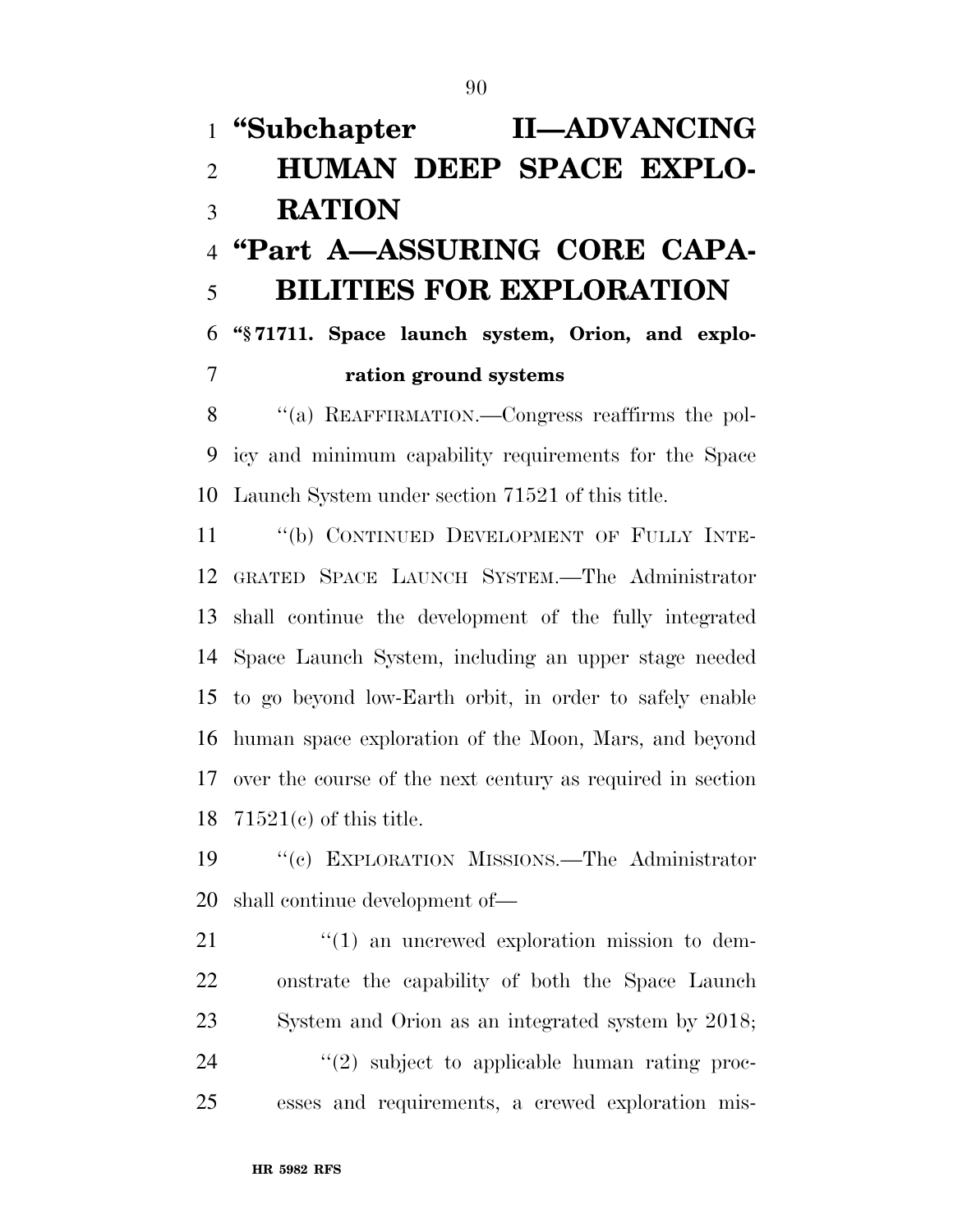# “Subchapter II—ADVANCING HUMAN DEEP SPACE EXPLORATION

## “Part A—ASSURING CORE CAPABILITIES FOR EXPLORATION

### “§ 71711. Space launch system, Orion, and exploration ground systems

“(a) REAFFIRMATION.—Congress reaffirms the policy and minimum capability requirements for the Space Launch System under section 71521 of this title.

“(b) CONTINUED DEVELOPMENT OF FULLY INTEGRATED SPACE LAUNCH SYSTEM.—The Administrator shall continue the development of the fully integrated Space Launch System, including an upper stage needed to go beyond low-Earth orbit, in order to safely enable human space exploration of the Moon, Mars, and beyond over the course of the next century as required in section 71521(c) of this title.

“(c) EXPLORATION MISSIONS.—The Administrator shall continue development of—

“(1) an uncrewed exploration mission to demonstrate the capability of both the Space Launch System and Orion as an integrated system by 2018;

“(2) subject to applicable human rating processes and requirements, a crewed exploration mis-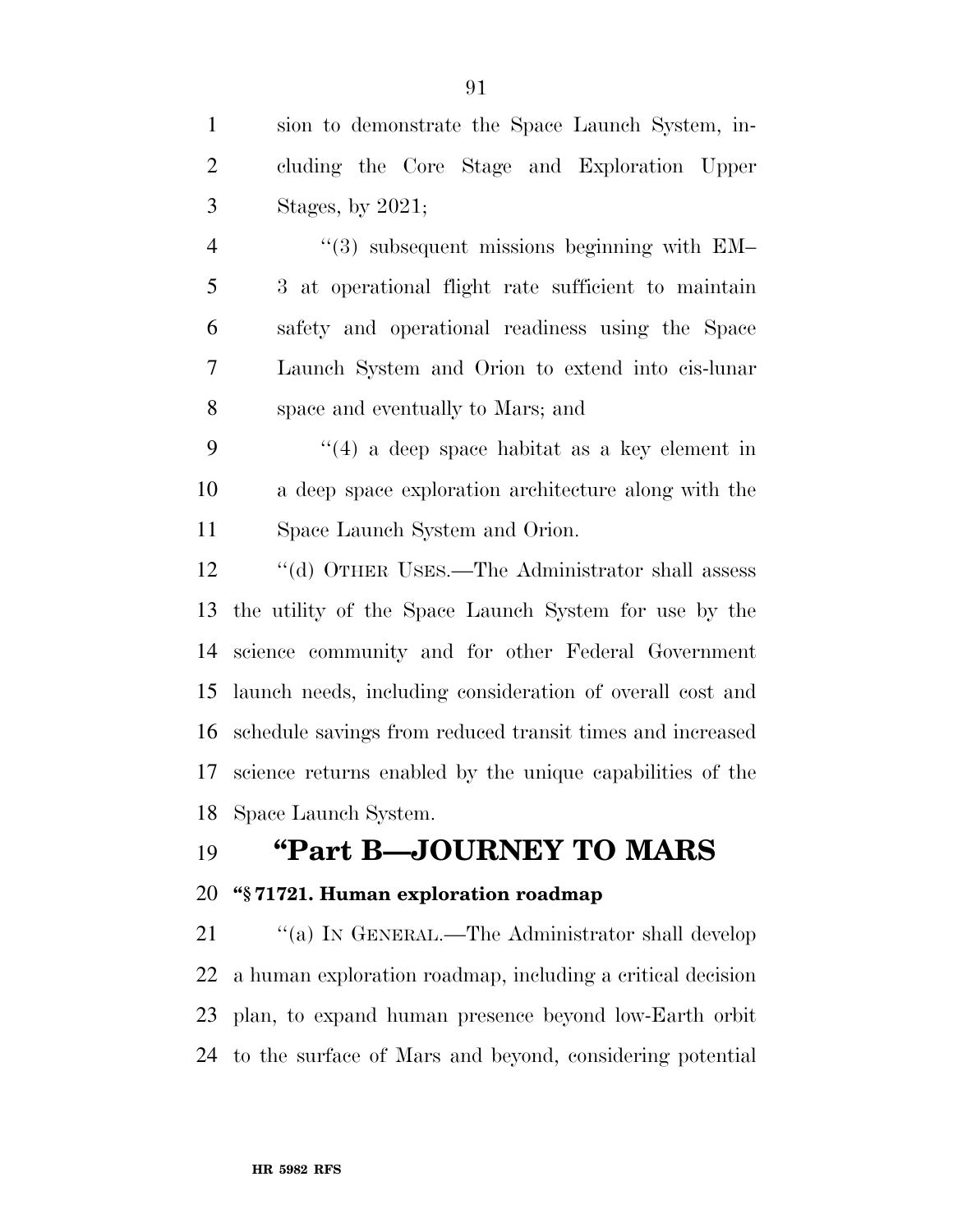sion to demonstrate the Space Launch System, including the Core Stage and Exploration Upper Stages, by 2021;

"(3) subsequent missions beginning with EM–3 at operational flight rate sufficient to maintain safety and operational readiness using the Space Launch System and Orion to extend into cis-lunar space and eventually to Mars; and

"(4) a deep space habitat as a key element in a deep space exploration architecture along with the Space Launch System and Orion.

"(d) OTHER USES.—The Administrator shall assess the utility of the Space Launch System for use by the science community and for other Federal Government launch needs, including consideration of overall cost and schedule savings from reduced transit times and increased science returns enabled by the unique capabilities of the Space Launch System.

# "Part B—JOURNEY TO MARS

**"§ 71721. Human exploration roadmap**

"(a) IN GENERAL.—The Administrator shall develop a human exploration roadmap, including a critical decision plan, to expand human presence beyond low-Earth orbit to the surface of Mars and beyond, considering potential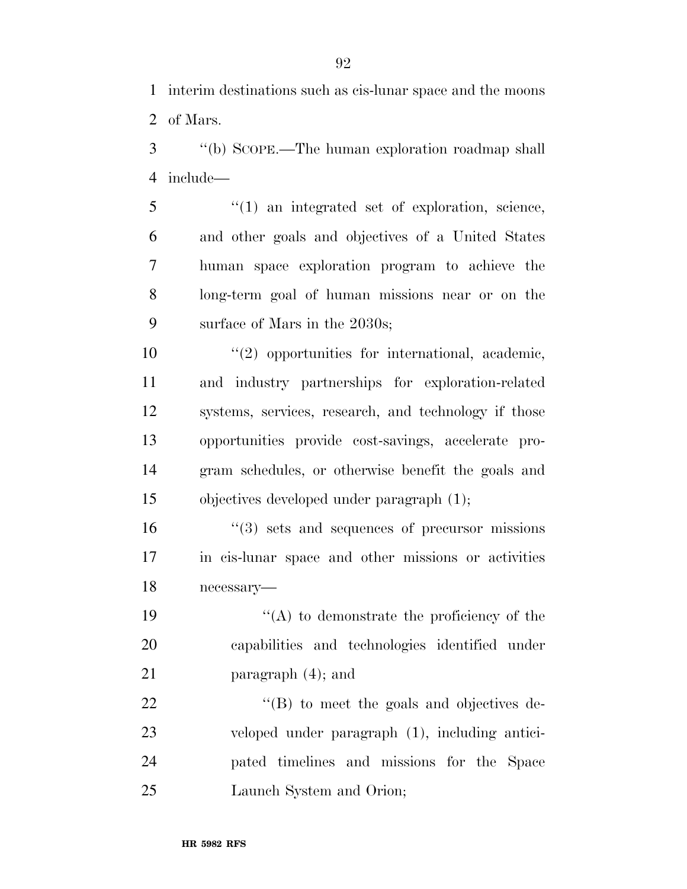interim destinations such as cis-lunar space and the moons of Mars.

''(b) SCOPE.—The human exploration roadmap shall include—

''(1) an integrated set of exploration, science, and other goals and objectives of a United States human space exploration program to achieve the long-term goal of human missions near or on the surface of Mars in the 2030s;

''(2) opportunities for international, academic, and industry partnerships for exploration-related systems, services, research, and technology if those opportunities provide cost-savings, accelerate program schedules, or otherwise benefit the goals and objectives developed under paragraph (1);

''(3) sets and sequences of precursor missions in cis-lunar space and other missions or activities necessary—

''(A) to demonstrate the proficiency of the capabilities and technologies identified under paragraph (4); and

''(B) to meet the goals and objectives developed under paragraph (1), including anticipated timelines and missions for the Space Launch System and Orion;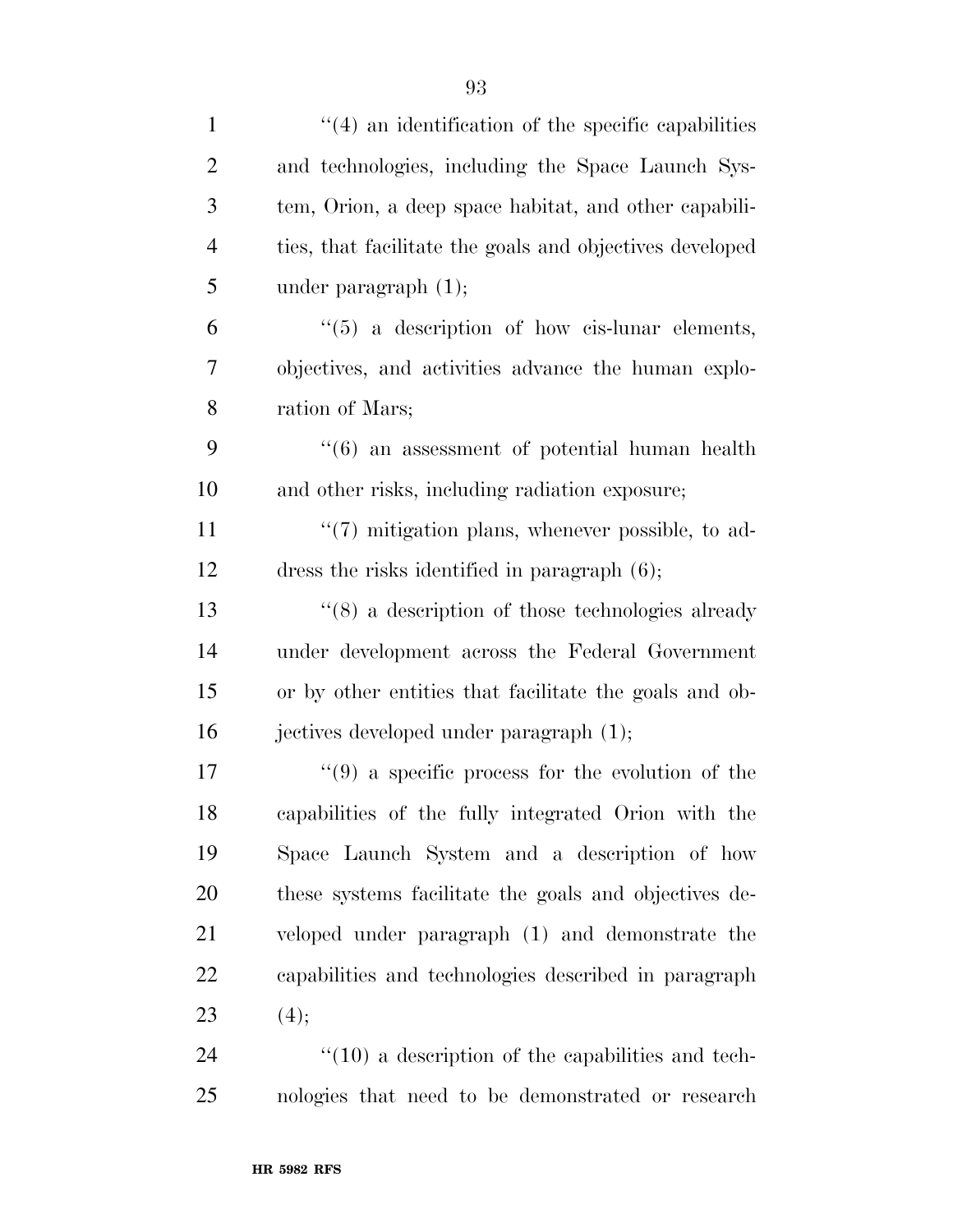''(4) an identification of the specific capabilities and technologies, including the Space Launch System, Orion, a deep space habitat, and other capabilities, that facilitate the goals and objectives developed under paragraph (1);

''(5) a description of how cis-lunar elements, objectives, and activities advance the human exploration of Mars;

''(6) an assessment of potential human health and other risks, including radiation exposure;

''(7) mitigation plans, whenever possible, to address the risks identified in paragraph (6);

''(8) a description of those technologies already under development across the Federal Government or by other entities that facilitate the goals and objectives developed under paragraph (1);

''(9) a specific process for the evolution of the capabilities of the fully integrated Orion with the Space Launch System and a description of how these systems facilitate the goals and objectives developed under paragraph (1) and demonstrate the capabilities and technologies described in paragraph (4);

''(10) a description of the capabilities and technologies that need to be demonstrated or research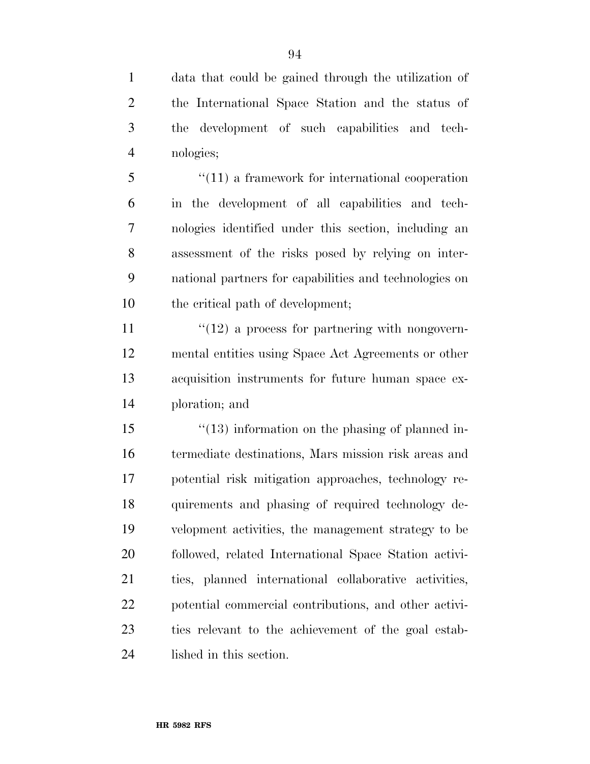data that could be gained through the utilization of the International Space Station and the status of the development of such capabilities and technologies;

"(11) a framework for international cooperation in the development of all capabilities and technologies identified under this section, including an assessment of the risks posed by relying on international partners for capabilities and technologies on the critical path of development;

"(12) a process for partnering with nongovernmental entities using Space Act Agreements or other acquisition instruments for future human space exploration; and

"(13) information on the phasing of planned intermediate destinations, Mars mission risk areas and potential risk mitigation approaches, technology requirements and phasing of required technology development activities, the management strategy to be followed, related International Space Station activities, planned international collaborative activities, potential commercial contributions, and other activities relevant to the achievement of the goal established in this section.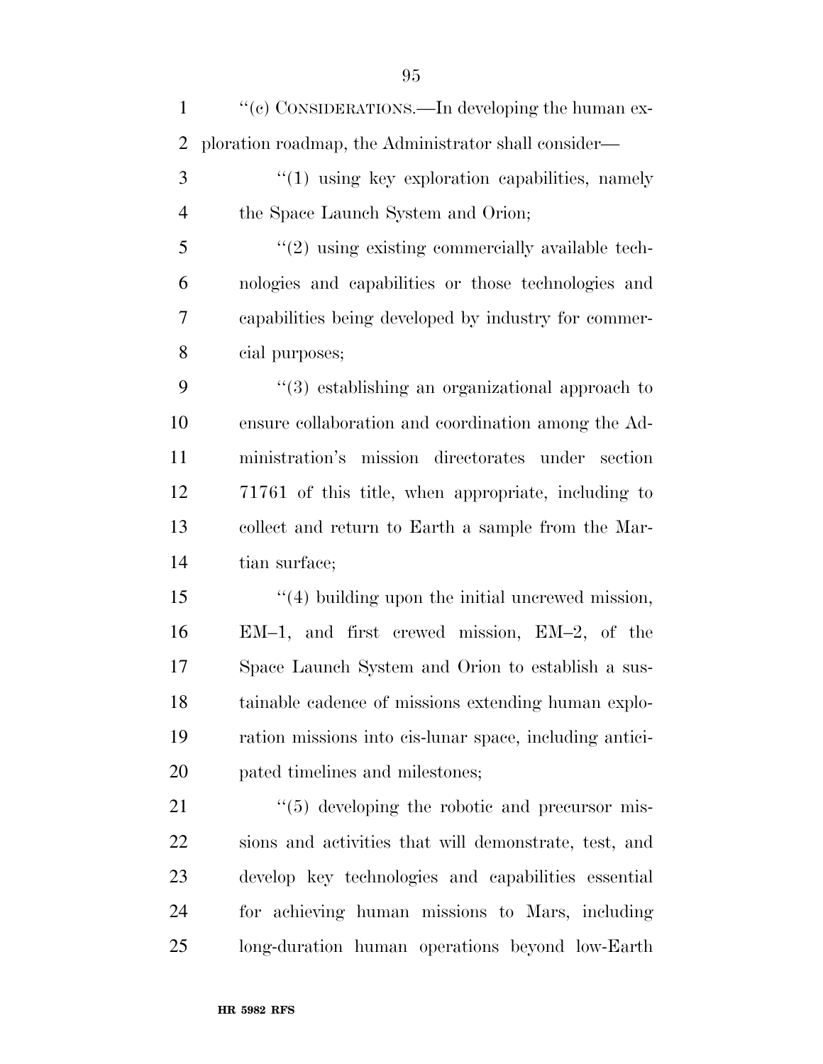''(c) CONSIDERATIONS.—In developing the human exploration roadmap, the Administrator shall consider—

''(1) using key exploration capabilities, namely the Space Launch System and Orion;

''(2) using existing commercially available technologies and capabilities or those technologies and capabilities being developed by industry for commercial purposes;

''(3) establishing an organizational approach to ensure collaboration and coordination among the Administration's mission directorates under section 71761 of this title, when appropriate, including to collect and return to Earth a sample from the Martian surface;

''(4) building upon the initial uncrewed mission, EM–1, and first crewed mission, EM–2, of the Space Launch System and Orion to establish a sustainable cadence of missions extending human exploration missions into cis-lunar space, including anticipated timelines and milestones;

''(5) developing the robotic and precursor missions and activities that will demonstrate, test, and develop key technologies and capabilities essential for achieving human missions to Mars, including long-duration human operations beyond low-Earth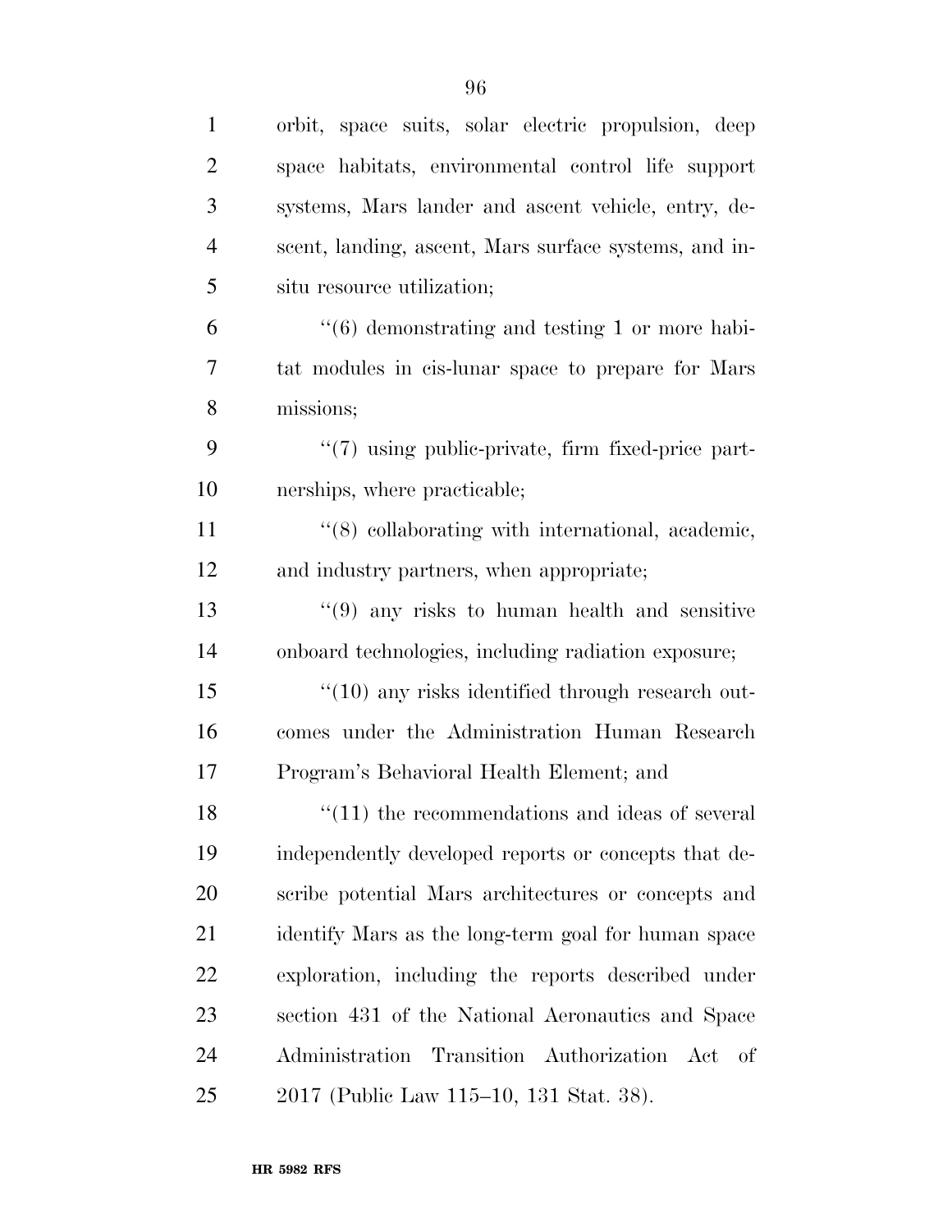orbit, space suits, solar electric propulsion, deep space habitats, environmental control life support systems, Mars lander and ascent vehicle, entry, descent, landing, ascent, Mars surface systems, and in-situ resource utilization;

"(6) demonstrating and testing 1 or more habitat modules in cis-lunar space to prepare for Mars missions;

"(7) using public-private, firm fixed-price partnerships, where practicable;

"(8) collaborating with international, academic, and industry partners, when appropriate;

"(9) any risks to human health and sensitive onboard technologies, including radiation exposure;

"(10) any risks identified through research outcomes under the Administration Human Research Program's Behavioral Health Element; and

"(11) the recommendations and ideas of several independently developed reports or concepts that describe potential Mars architectures or concepts and identify Mars as the long-term goal for human space exploration, including the reports described under section 431 of the National Aeronautics and Space Administration Transition Authorization Act of 2017 (Public Law 115–10, 131 Stat. 38).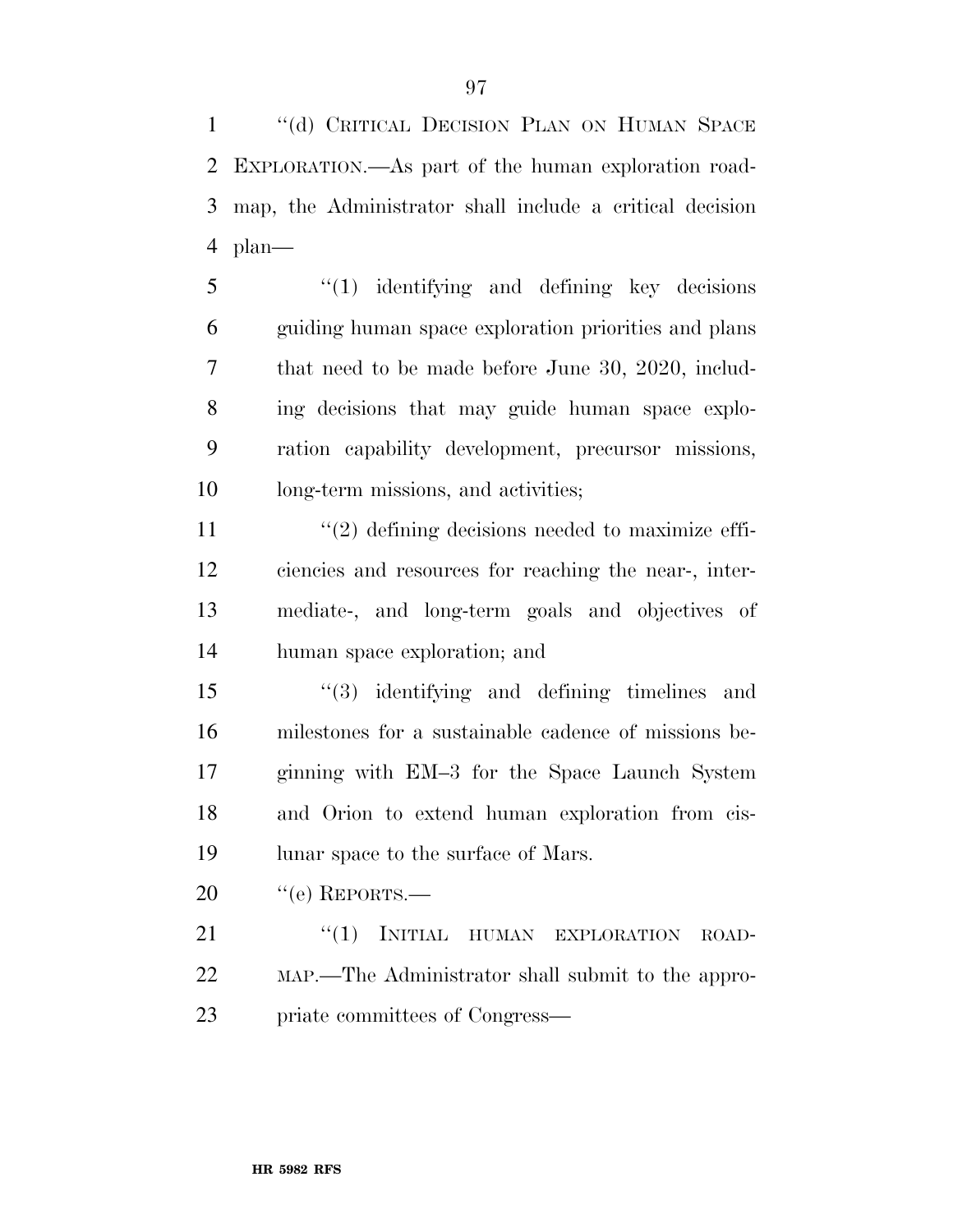''(d) CRITICAL DECISION PLAN ON HUMAN SPACE EXPLORATION.—As part of the human exploration roadmap, the Administrator shall include a critical decision plan—

''(1) identifying and defining key decisions guiding human space exploration priorities and plans that need to be made before June 30, 2020, including decisions that may guide human space exploration capability development, precursor missions, long-term missions, and activities;

''(2) defining decisions needed to maximize efficiencies and resources for reaching the near-, intermediate-, and long-term goals and objectives of human space exploration; and

''(3) identifying and defining timelines and milestones for a sustainable cadence of missions beginning with EM–3 for the Space Launch System and Orion to extend human exploration from cislunar space to the surface of Mars.

''(e) REPORTS.—

''(1) INITIAL HUMAN EXPLORATION ROADMAP.—The Administrator shall submit to the appropriate committees of Congress—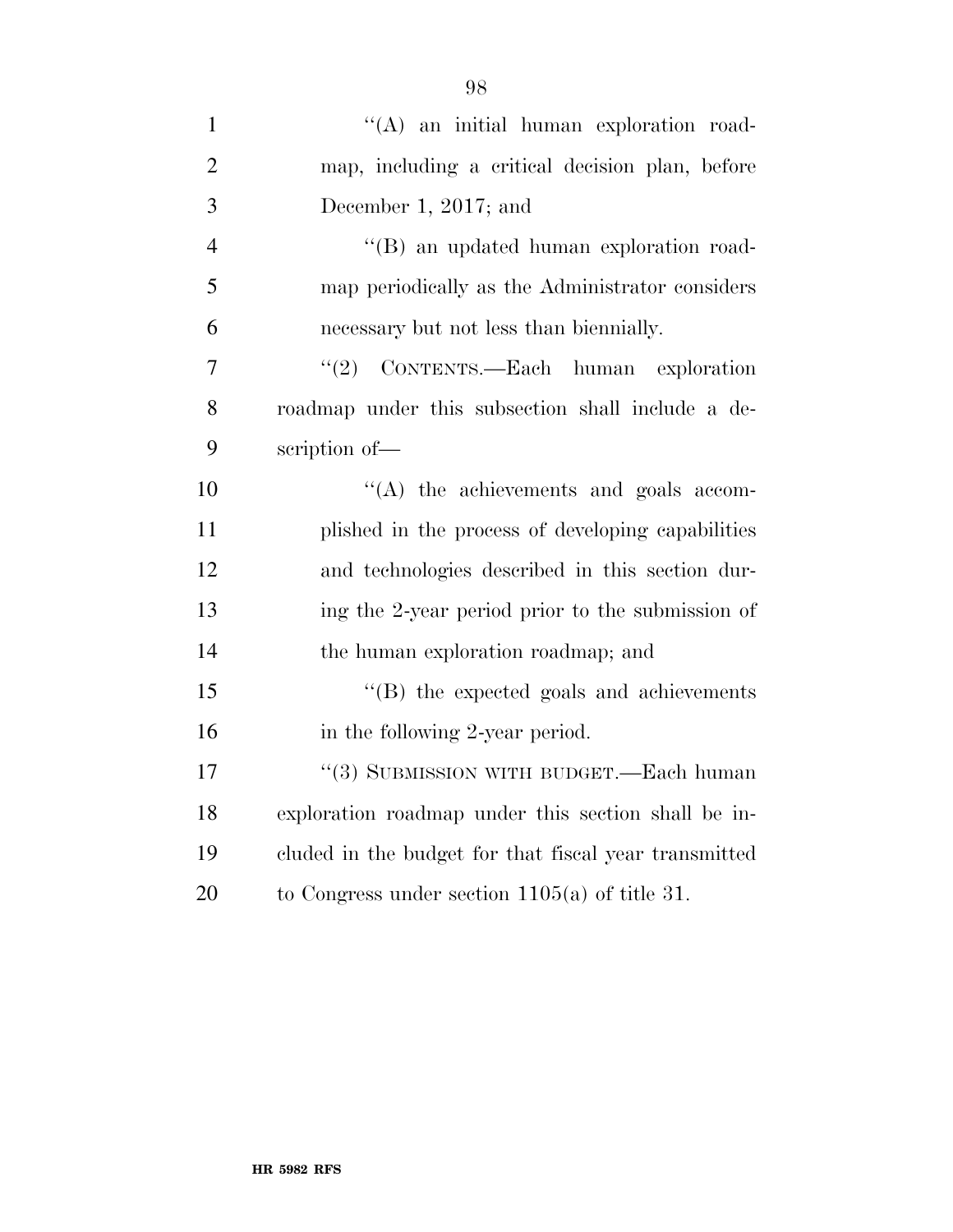''(A) an initial human exploration roadmap, including a critical decision plan, before December 1, 2017; and

''(B) an updated human exploration roadmap periodically as the Administrator considers necessary but not less than biennially.

''(2) CONTENTS.—Each human exploration roadmap under this subsection shall include a description of—

''(A) the achievements and goals accomplished in the process of developing capabilities and technologies described in this section during the 2-year period prior to the submission of the human exploration roadmap; and

''(B) the expected goals and achievements in the following 2-year period.

''(3) SUBMISSION WITH BUDGET.—Each human exploration roadmap under this section shall be included in the budget for that fiscal year transmitted to Congress under section 1105(a) of title 31.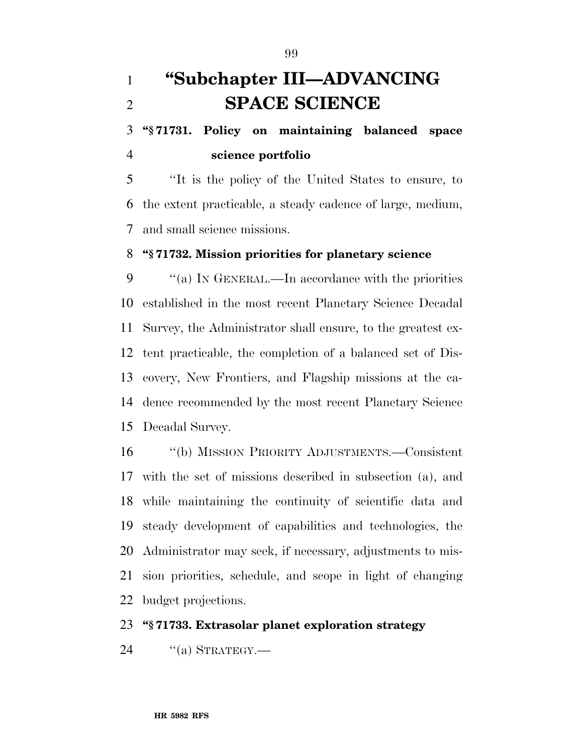# "Subchapter III—ADVANCING SPACE SCIENCE

### "§ 71731. Policy on maintaining balanced space science portfolio

"It is the policy of the United States to ensure, to the extent practicable, a steady cadence of large, medium, and small science missions.

### "§ 71732. Mission priorities for planetary science

"(a) IN GENERAL.—In accordance with the priorities established in the most recent Planetary Science Decadal Survey, the Administrator shall ensure, to the greatest extent practicable, the completion of a balanced set of Discovery, New Frontiers, and Flagship missions at the cadence recommended by the most recent Planetary Science Decadal Survey.

"(b) MISSION PRIORITY ADJUSTMENTS.—Consistent with the set of missions described in subsection (a), and while maintaining the continuity of scientific data and steady development of capabilities and technologies, the Administrator may seek, if necessary, adjustments to mission priorities, schedule, and scope in light of changing budget projections.

### "§ 71733. Extrasolar planet exploration strategy

"(a) STRATEGY.—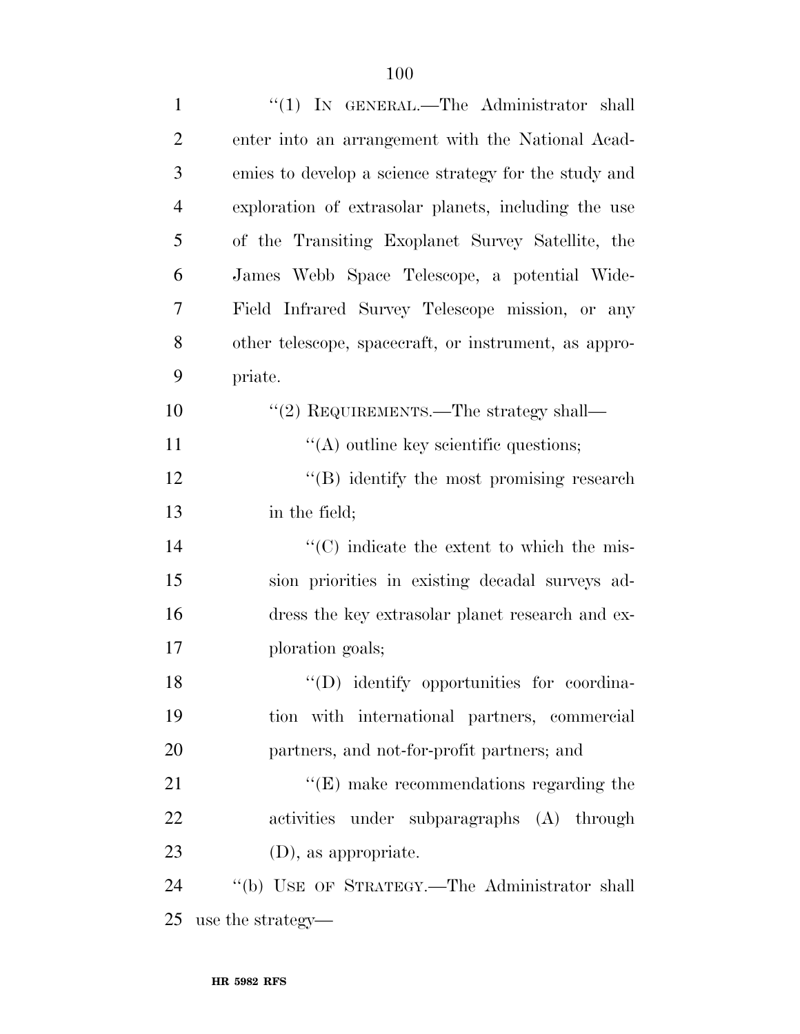"(1) IN GENERAL.—The Administrator shall enter into an arrangement with the National Academies to develop a science strategy for the study and exploration of extrasolar planets, including the use of the Transiting Exoplanet Survey Satellite, the James Webb Space Telescope, a potential Wide-Field Infrared Survey Telescope mission, or any other telescope, spacecraft, or instrument, as appropriate.

"(2) REQUIREMENTS.—The strategy shall—

"(A) outline key scientific questions;

"(B) identify the most promising research in the field;

"(C) indicate the extent to which the mission priorities in existing decadal surveys address the key extrasolar planet research and exploration goals;

"(D) identify opportunities for coordination with international partners, commercial partners, and not-for-profit partners; and

"(E) make recommendations regarding the activities under subparagraphs (A) through (D), as appropriate.

"(b) USE OF STRATEGY.—The Administrator shall use the strategy—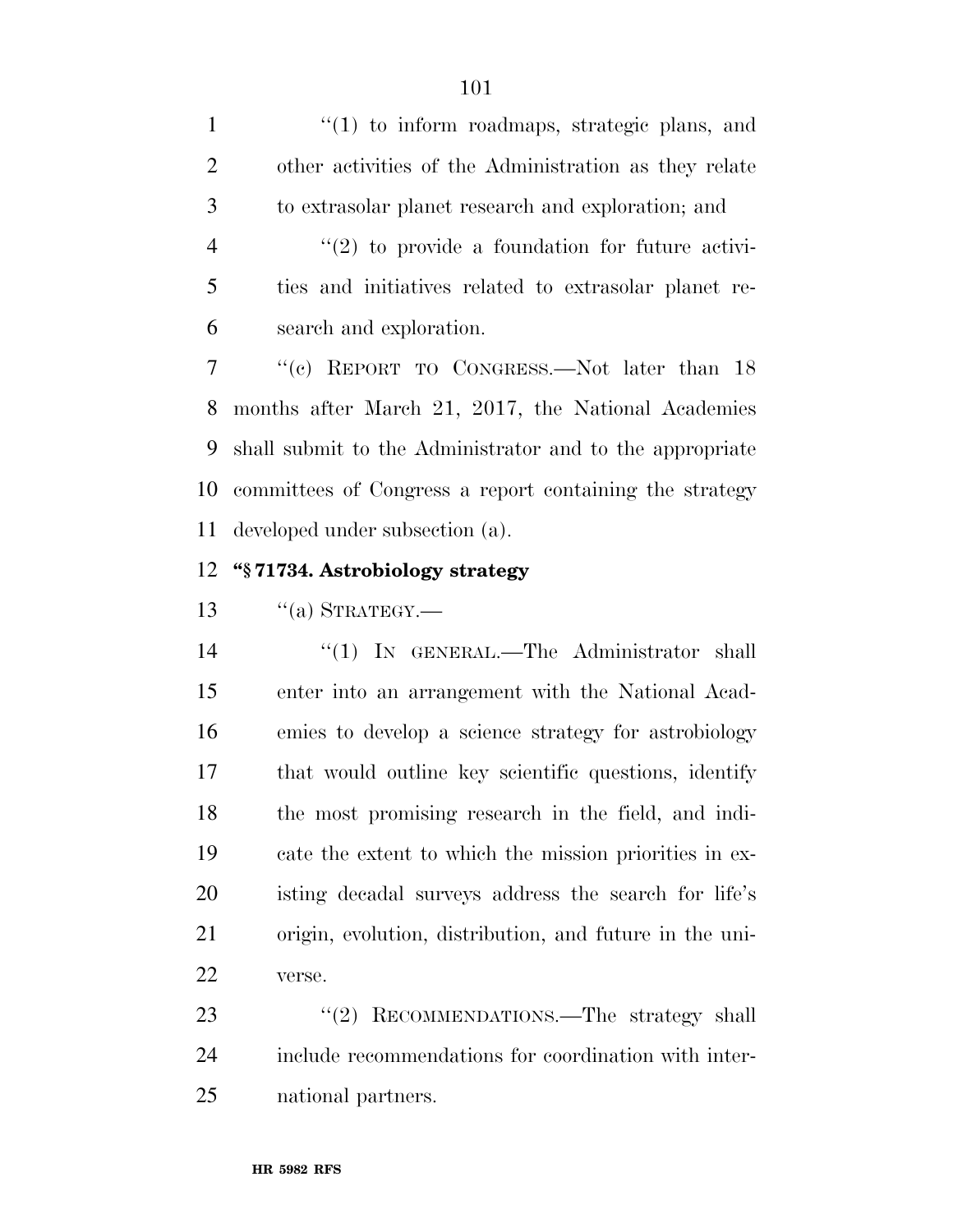"(1) to inform roadmaps, strategic plans, and other activities of the Administration as they relate to extrasolar planet research and exploration; and

"(2) to provide a foundation for future activities and initiatives related to extrasolar planet research and exploration.

"(c) REPORT TO CONGRESS.—Not later than 18 months after March 21, 2017, the National Academies shall submit to the Administrator and to the appropriate committees of Congress a report containing the strategy developed under subsection (a).

**"§ 71734. Astrobiology strategy**

"(a) STRATEGY.—

"(1) IN GENERAL.—The Administrator shall enter into an arrangement with the National Academies to develop a science strategy for astrobiology that would outline key scientific questions, identify the most promising research in the field, and indicate the extent to which the mission priorities in existing decadal surveys address the search for life's origin, evolution, distribution, and future in the universe.

"(2) RECOMMENDATIONS.—The strategy shall include recommendations for coordination with international partners.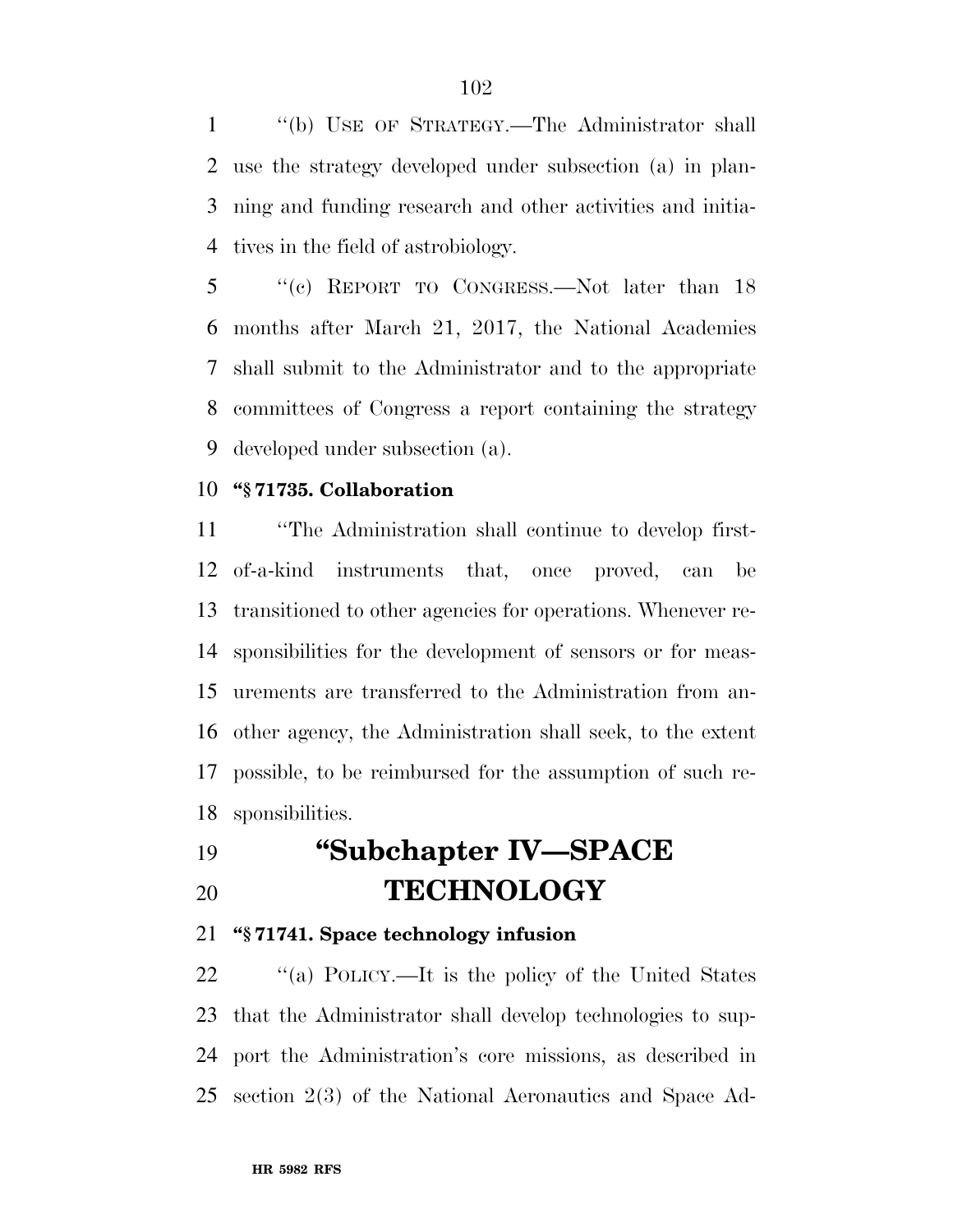"(b) USE OF STRATEGY.—The Administrator shall use the strategy developed under subsection (a) in planning and funding research and other activities and initiatives in the field of astrobiology.

"(c) REPORT TO CONGRESS.—Not later than 18 months after March 21, 2017, the National Academies shall submit to the Administrator and to the appropriate committees of Congress a report containing the strategy developed under subsection (a).

**"§ 71735. Collaboration**

"The Administration shall continue to develop first-of-a-kind instruments that, once proved, can be transitioned to other agencies for operations. Whenever responsibilities for the development of sensors or for measurements are transferred to the Administration from another agency, the Administration shall seek, to the extent possible, to be reimbursed for the assumption of such responsibilities.

# "Subchapter IV—SPACE TECHNOLOGY

**"§ 71741. Space technology infusion**

"(a) POLICY.—It is the policy of the United States that the Administrator shall develop technologies to support the Administration's core missions, as described in section 2(3) of the National Aeronautics and Space Ad-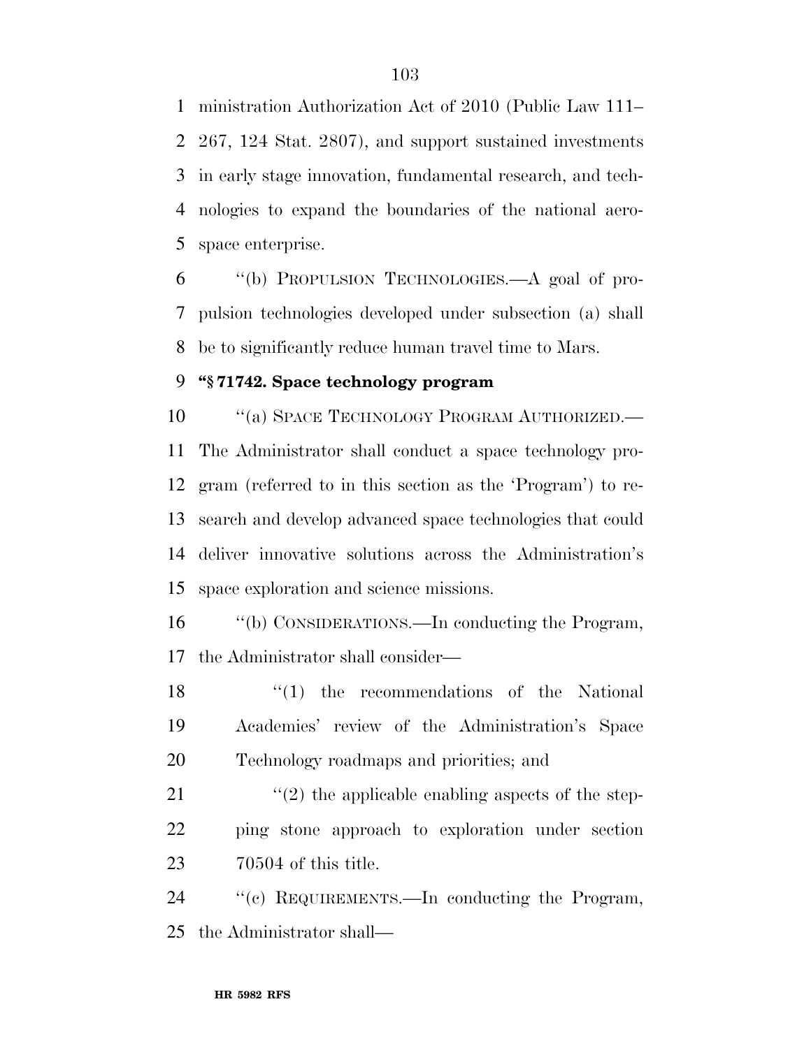ministration Authorization Act of 2010 (Public Law 111–267, 124 Stat. 2807), and support sustained investments in early stage innovation, fundamental research, and technologies to expand the boundaries of the national aerospace enterprise.

"(b) PROPULSION TECHNOLOGIES.—A goal of propulsion technologies developed under subsection (a) shall be to significantly reduce human travel time to Mars.

**"§ 71742. Space technology program**

"(a) SPACE TECHNOLOGY PROGRAM AUTHORIZED.—The Administrator shall conduct a space technology program (referred to in this section as the 'Program') to research and develop advanced space technologies that could deliver innovative solutions across the Administration's space exploration and science missions.

"(b) CONSIDERATIONS.—In conducting the Program, the Administrator shall consider—

"(1) the recommendations of the National Academies' review of the Administration's Space Technology roadmaps and priorities; and

"(2) the applicable enabling aspects of the stepping stone approach to exploration under section 70504 of this title.

"(c) REQUIREMENTS.—In conducting the Program, the Administrator shall—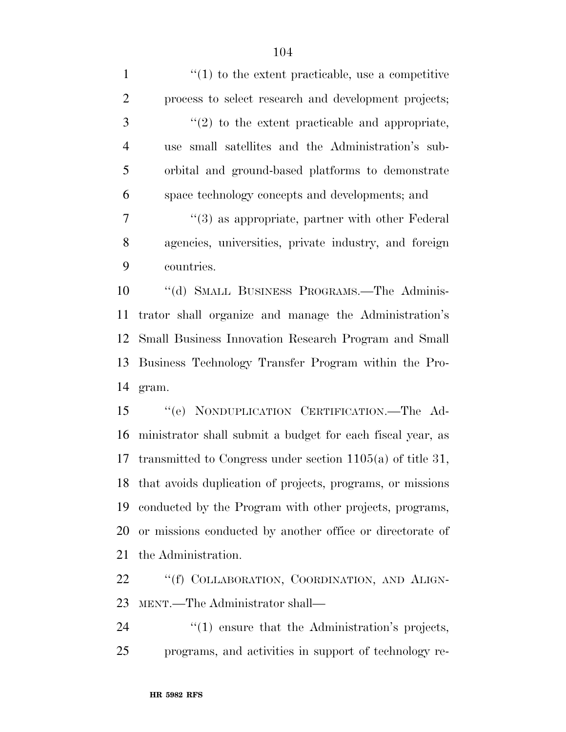''(1) to the extent practicable, use a competitive process to select research and development projects;

''(2) to the extent practicable and appropriate, use small satellites and the Administration's sub-orbital and ground-based platforms to demonstrate space technology concepts and developments; and

''(3) as appropriate, partner with other Federal agencies, universities, private industry, and foreign countries.

''(d) SMALL BUSINESS PROGRAMS.—The Administrator shall organize and manage the Administration's Small Business Innovation Research Program and Small Business Technology Transfer Program within the Program.

''(e) NONDUPLICATION CERTIFICATION.—The Administrator shall submit a budget for each fiscal year, as transmitted to Congress under section 1105(a) of title 31, that avoids duplication of projects, programs, or missions conducted by the Program with other projects, programs, or missions conducted by another office or directorate of the Administration.

''(f) COLLABORATION, COORDINATION, AND ALIGNMENT.—The Administrator shall—

''(1) ensure that the Administration's projects, programs, and activities in support of technology re-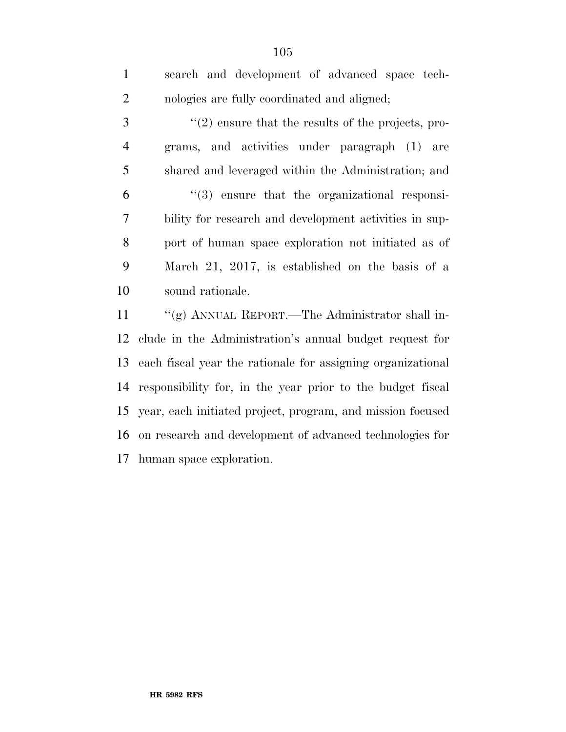search and development of advanced space technologies are fully coordinated and aligned;

''(2) ensure that the results of the projects, programs, and activities under paragraph (1) are shared and leveraged within the Administration; and

''(3) ensure that the organizational responsibility for research and development activities in support of human space exploration not initiated as of March 21, 2017, is established on the basis of a sound rationale.

''(g) ANNUAL REPORT.—The Administrator shall include in the Administration's annual budget request for each fiscal year the rationale for assigning organizational responsibility for, in the year prior to the budget fiscal year, each initiated project, program, and mission focused on research and development of advanced technologies for human space exploration.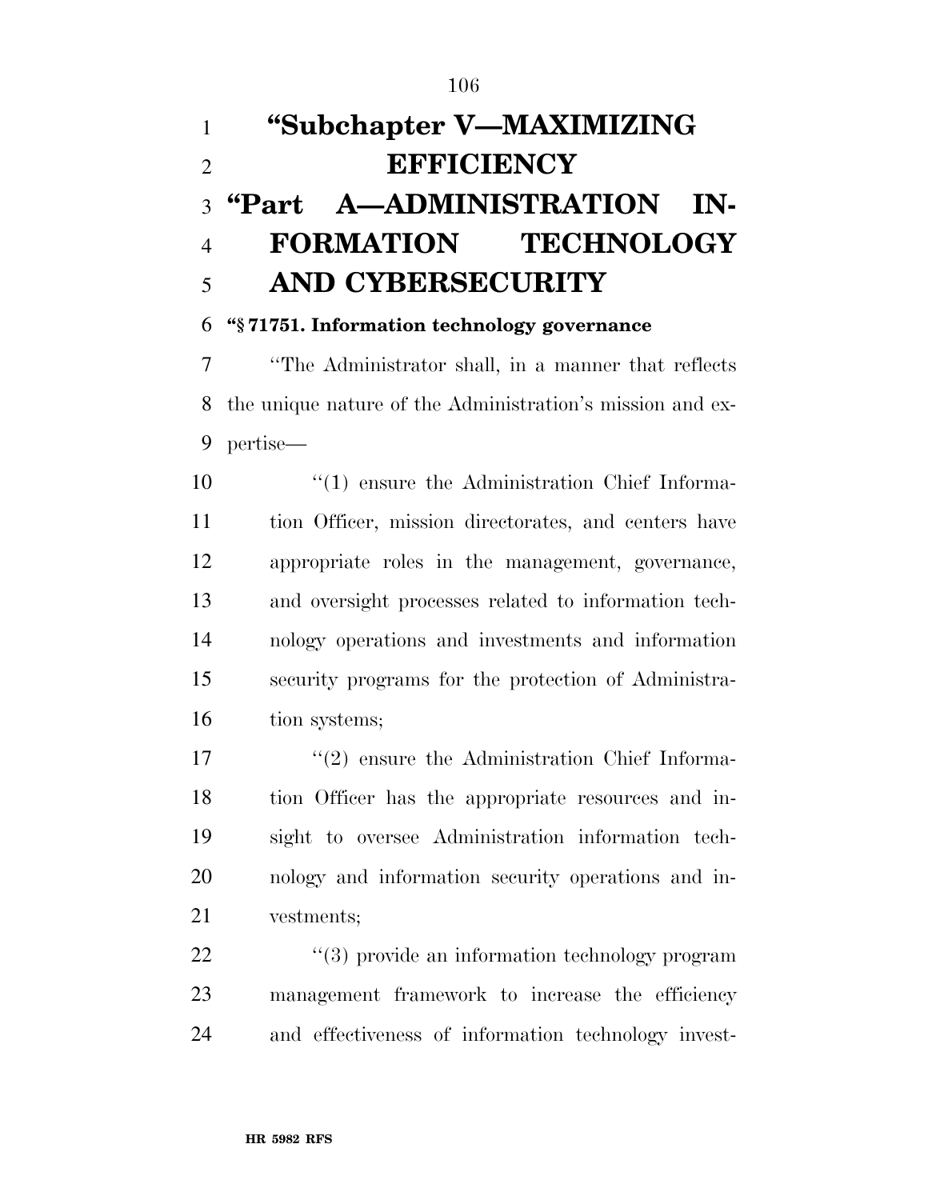# "Subchapter V—MAXIMIZING EFFICIENCY

## "Part A—ADMINISTRATION INFORMATION TECHNOLOGY AND CYBERSECURITY

### "§ 71751. Information technology governance

"The Administrator shall, in a manner that reflects the unique nature of the Administration's mission and expertise—

"(1) ensure the Administration Chief Information Officer, mission directorates, and centers have appropriate roles in the management, governance, and oversight processes related to information technology operations and investments and information security programs for the protection of Administration systems;

"(2) ensure the Administration Chief Information Officer has the appropriate resources and insight to oversee Administration information technology and information security operations and investments;

"(3) provide an information technology program management framework to increase the efficiency and effectiveness of information technology invest-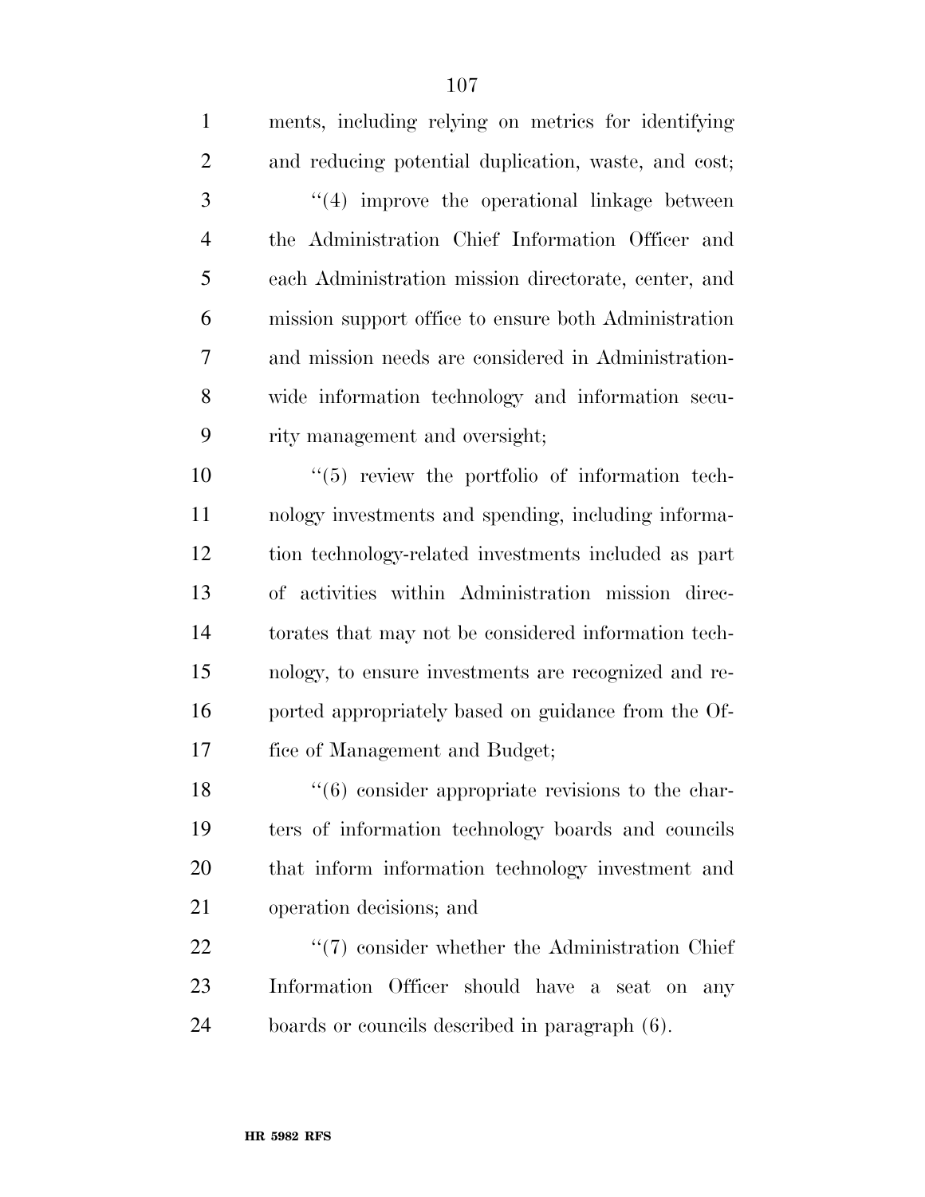ments, including relying on metrics for identifying and reducing potential duplication, waste, and cost;

''(4) improve the operational linkage between the Administration Chief Information Officer and each Administration mission directorate, center, and mission support office to ensure both Administration and mission needs are considered in Administration-wide information technology and information security management and oversight;

''(5) review the portfolio of information technology investments and spending, including information technology-related investments included as part of activities within Administration mission directorates that may not be considered information technology, to ensure investments are recognized and reported appropriately based on guidance from the Office of Management and Budget;

''(6) consider appropriate revisions to the charters of information technology boards and councils that inform information technology investment and operation decisions; and

''(7) consider whether the Administration Chief Information Officer should have a seat on any boards or councils described in paragraph (6).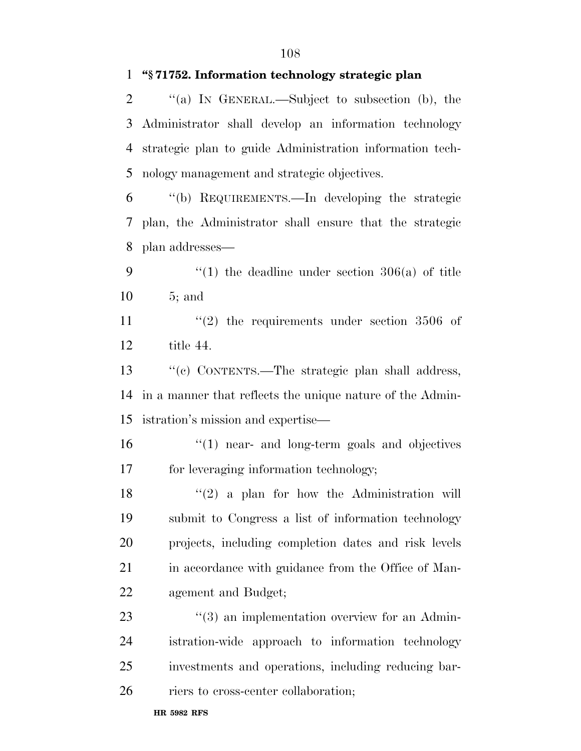**"§ 71752. Information technology strategic plan**

"(a) IN GENERAL.—Subject to subsection (b), the Administrator shall develop an information technology strategic plan to guide Administration information technology management and strategic objectives.

"(b) REQUIREMENTS.—In developing the strategic plan, the Administrator shall ensure that the strategic plan addresses—

"(1) the deadline under section 306(a) of title 5; and

"(2) the requirements under section 3506 of title 44.

"(c) CONTENTS.—The strategic plan shall address, in a manner that reflects the unique nature of the Administration's mission and expertise—

"(1) near- and long-term goals and objectives for leveraging information technology;

"(2) a plan for how the Administration will submit to Congress a list of information technology projects, including completion dates and risk levels in accordance with guidance from the Office of Management and Budget;

"(3) an implementation overview for an Administration-wide approach to information technology investments and operations, including reducing barriers to cross-center collaboration;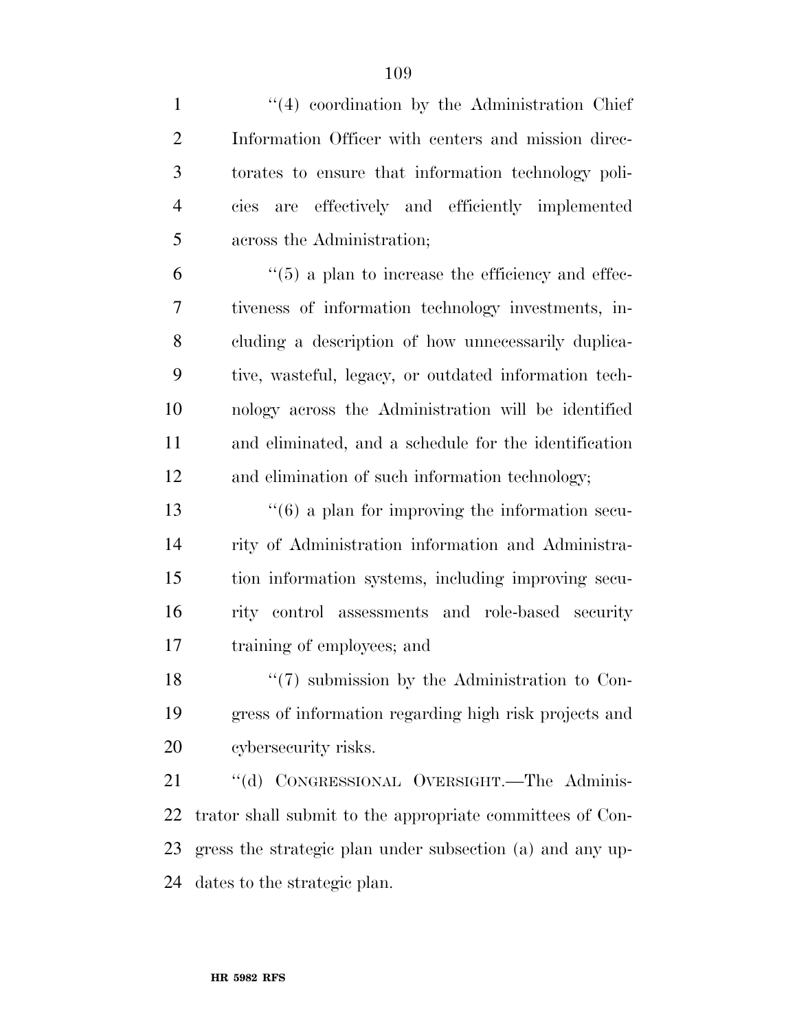''(4) coordination by the Administration Chief Information Officer with centers and mission directorates to ensure that information technology policies are effectively and efficiently implemented across the Administration;

''(5) a plan to increase the efficiency and effectiveness of information technology investments, including a description of how unnecessarily duplicative, wasteful, legacy, or outdated information technology across the Administration will be identified and eliminated, and a schedule for the identification and elimination of such information technology;

''(6) a plan for improving the information security of Administration information and Administration information systems, including improving security control assessments and role-based security training of employees; and

''(7) submission by the Administration to Congress of information regarding high risk projects and cybersecurity risks.

''(d) CONGRESSIONAL OVERSIGHT.—The Administrator shall submit to the appropriate committees of Congress the strategic plan under subsection (a) and any updates to the strategic plan.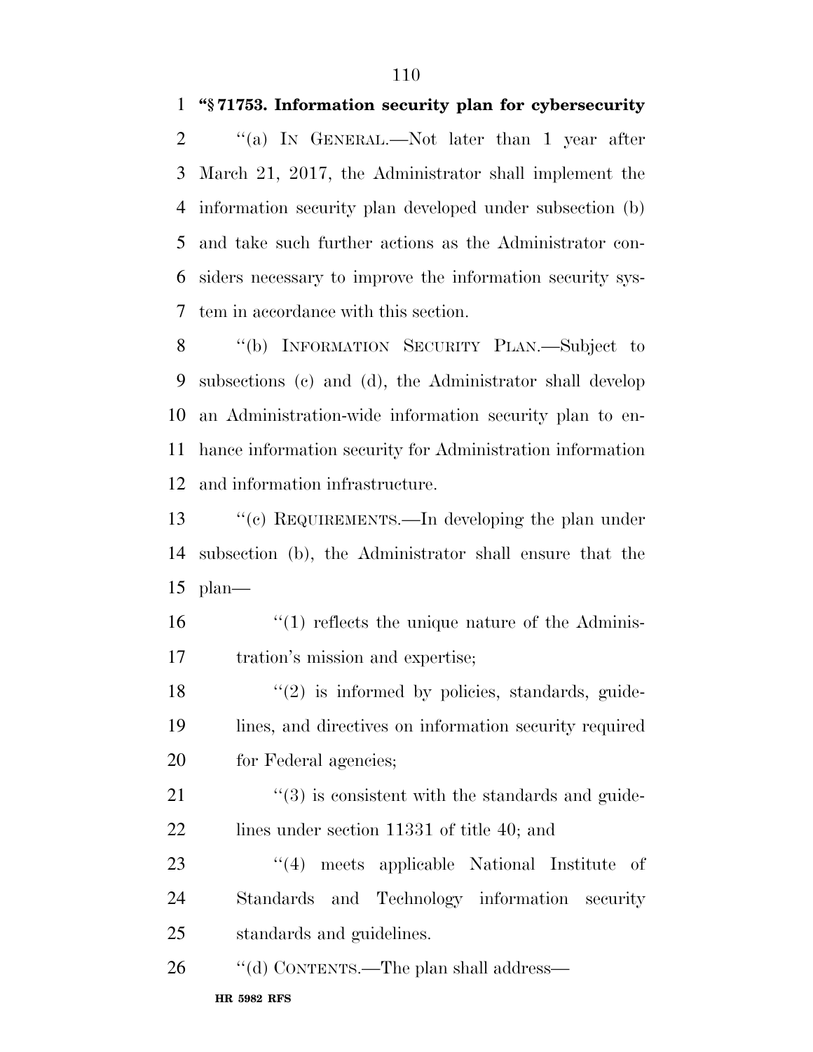**"§ 71753. Information security plan for cybersecurity**

"(a) IN GENERAL.—Not later than 1 year after March 21, 2017, the Administrator shall implement the information security plan developed under subsection (b) and take such further actions as the Administrator considers necessary to improve the information security system in accordance with this section.

"(b) INFORMATION SECURITY PLAN.—Subject to subsections (c) and (d), the Administrator shall develop an Administration-wide information security plan to enhance information security for Administration information and information infrastructure.

"(c) REQUIREMENTS.—In developing the plan under subsection (b), the Administrator shall ensure that the plan—

"(1) reflects the unique nature of the Administration's mission and expertise;

"(2) is informed by policies, standards, guidelines, and directives on information security required for Federal agencies;

"(3) is consistent with the standards and guidelines under section 11331 of title 40; and

"(4) meets applicable National Institute of Standards and Technology information security standards and guidelines.

"(d) CONTENTS.—The plan shall address—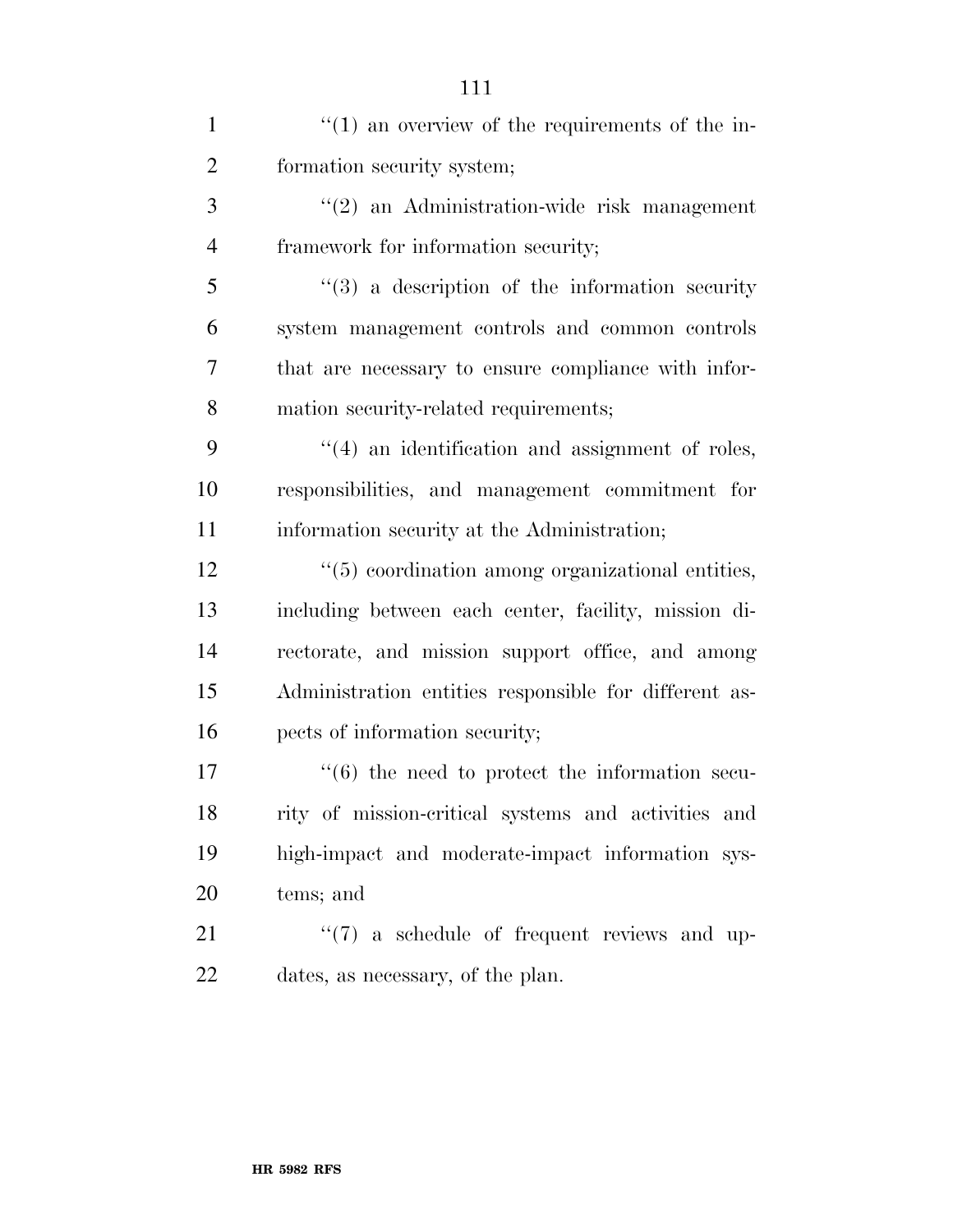"(1) an overview of the requirements of the information security system;

"(2) an Administration-wide risk management framework for information security;

"(3) a description of the information security system management controls and common controls that are necessary to ensure compliance with information security-related requirements;

"(4) an identification and assignment of roles, responsibilities, and management commitment for information security at the Administration;

"(5) coordination among organizational entities, including between each center, facility, mission directorate, and mission support office, and among Administration entities responsible for different aspects of information security;

"(6) the need to protect the information security of mission-critical systems and activities and high-impact and moderate-impact information systems; and

"(7) a schedule of frequent reviews and updates, as necessary, of the plan.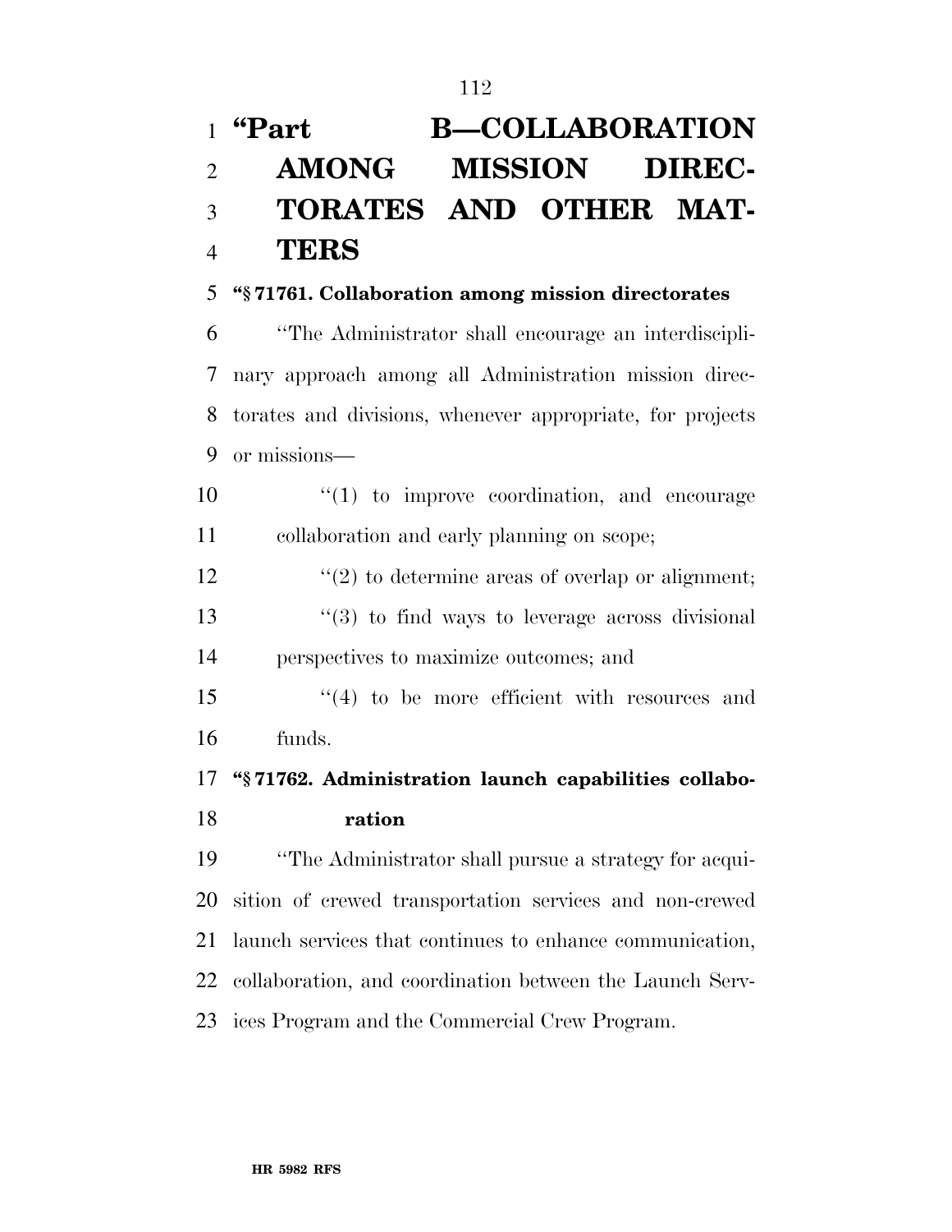# "Part B—COLLABORATION AMONG MISSION DIRECTORATES AND OTHER MATTERS

### "§ 71761. Collaboration among mission directorates

"The Administrator shall encourage an interdisciplinary approach among all Administration mission directorates and divisions, whenever appropriate, for projects or missions—

"(1) to improve coordination, and encourage collaboration and early planning on scope;

"(2) to determine areas of overlap or alignment;

"(3) to find ways to leverage across divisional perspectives to maximize outcomes; and

"(4) to be more efficient with resources and funds.

### "§ 71762. Administration launch capabilities collaboration

"The Administrator shall pursue a strategy for acquisition of crewed transportation services and non-crewed launch services that continues to enhance communication, collaboration, and coordination between the Launch Services Program and the Commercial Crew Program.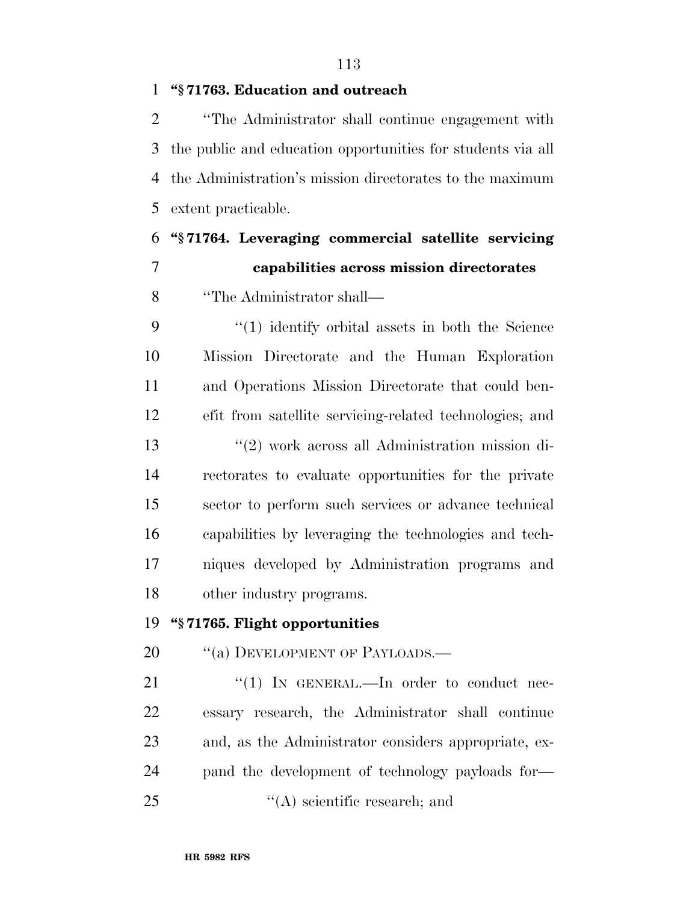**"§ 71763. Education and outreach**

"The Administrator shall continue engagement with the public and education opportunities for students via all the Administration's mission directorates to the maximum extent practicable.

**"§ 71764. Leveraging commercial satellite servicing capabilities across mission directorates**

"The Administrator shall—

"(1) identify orbital assets in both the Science Mission Directorate and the Human Exploration and Operations Mission Directorate that could benefit from satellite servicing-related technologies; and

"(2) work across all Administration mission directorates to evaluate opportunities for the private sector to perform such services or advance technical capabilities by leveraging the technologies and techniques developed by Administration programs and other industry programs.

**"§ 71765. Flight opportunities**

"(a) DEVELOPMENT OF PAYLOADS.—

"(1) IN GENERAL.—In order to conduct necessary research, the Administrator shall continue and, as the Administrator considers appropriate, expand the development of technology payloads for—

"(A) scientific research; and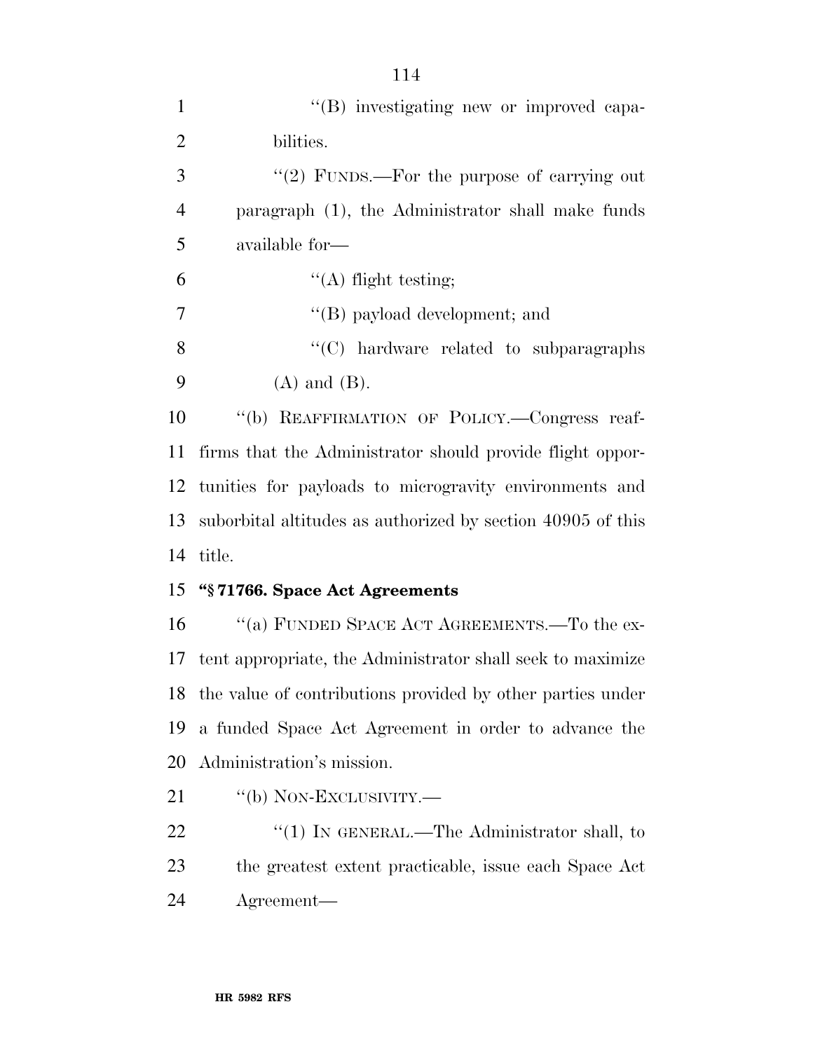''(B) investigating new or improved capabilities.

''(2) FUNDS.—For the purpose of carrying out paragraph (1), the Administrator shall make funds available for—

''(A) flight testing;

''(B) payload development; and

''(C) hardware related to subparagraphs (A) and (B).

''(b) REAFFIRMATION OF POLICY.—Congress reaffirms that the Administrator should provide flight opportunities for payloads to microgravity environments and suborbital altitudes as authorized by section 40905 of this title.

**''§ 71766. Space Act Agreements**

''(a) FUNDED SPACE ACT AGREEMENTS.—To the extent appropriate, the Administrator shall seek to maximize the value of contributions provided by other parties under a funded Space Act Agreement in order to advance the Administration's mission.

''(b) NON-EXCLUSIVITY.—

''(1) IN GENERAL.—The Administrator shall, to the greatest extent practicable, issue each Space Act Agreement—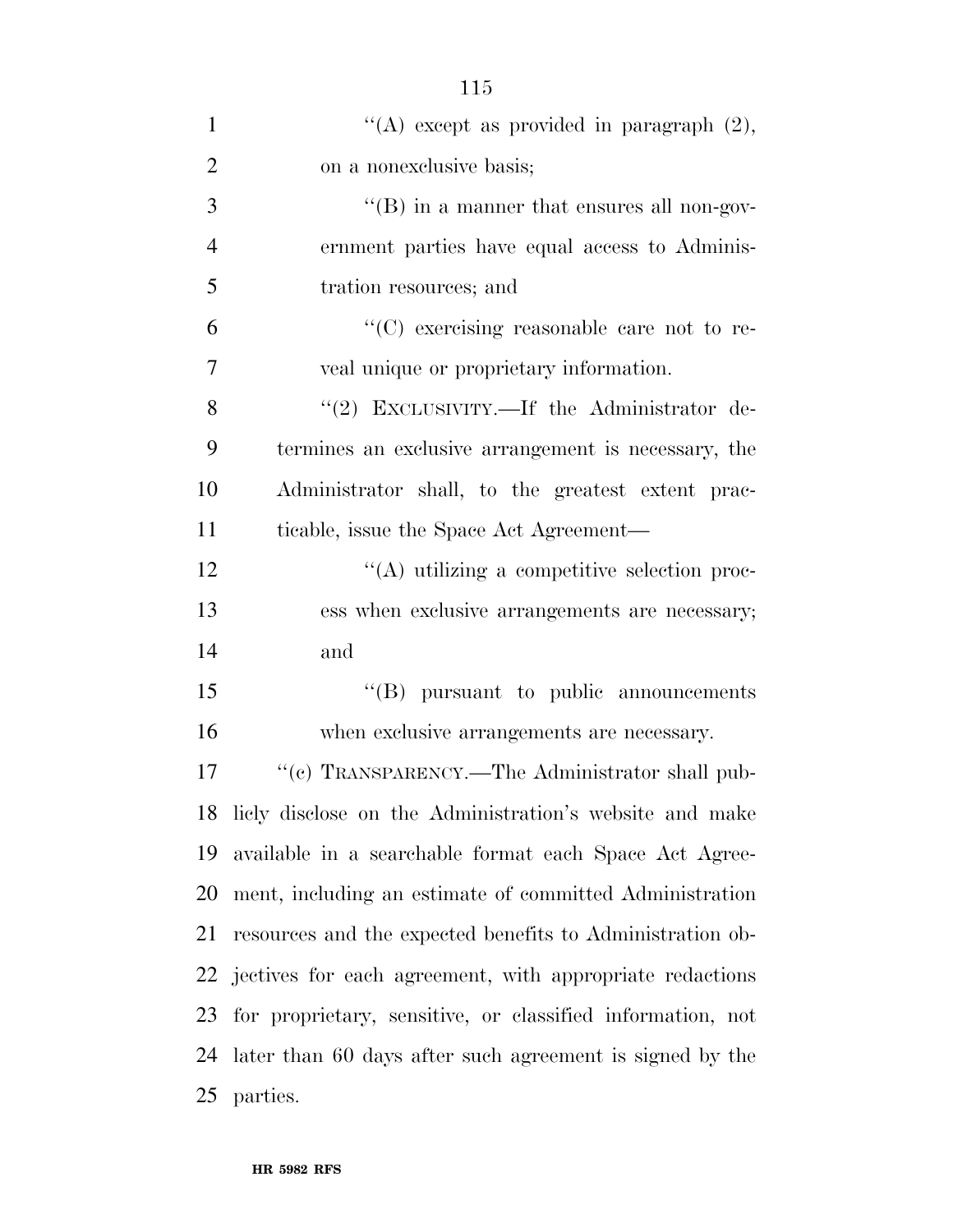"(A) except as provided in paragraph (2), on a nonexclusive basis;

"(B) in a manner that ensures all non-government parties have equal access to Administration resources; and

"(C) exercising reasonable care not to reveal unique or proprietary information.

"(2) EXCLUSIVITY.—If the Administrator determines an exclusive arrangement is necessary, the Administrator shall, to the greatest extent practicable, issue the Space Act Agreement—

"(A) utilizing a competitive selection process when exclusive arrangements are necessary; and

"(B) pursuant to public announcements when exclusive arrangements are necessary.

"(c) TRANSPARENCY.—The Administrator shall publicly disclose on the Administration's website and make available in a searchable format each Space Act Agreement, including an estimate of committed Administration resources and the expected benefits to Administration objectives for each agreement, with appropriate redactions for proprietary, sensitive, or classified information, not later than 60 days after such agreement is signed by the parties.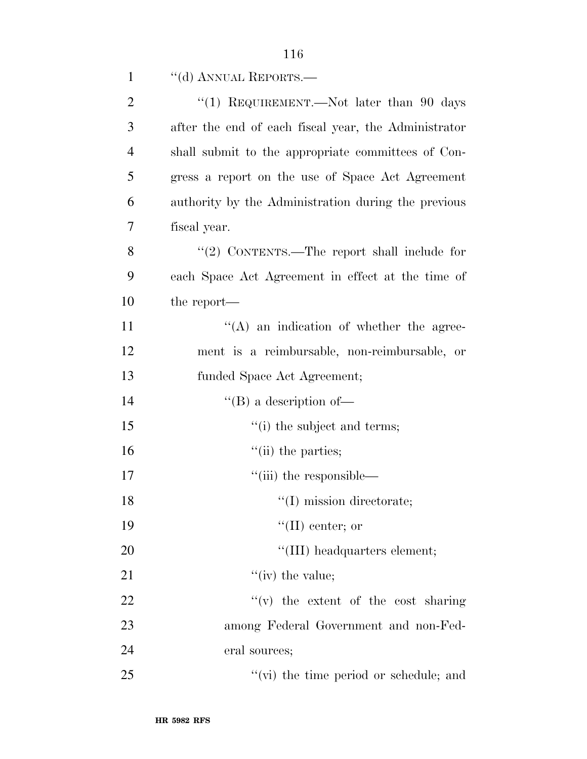''(d) ANNUAL REPORTS.—

''(1) REQUIREMENT.—Not later than 90 days after the end of each fiscal year, the Administrator shall submit to the appropriate committees of Congress a report on the use of Space Act Agreement authority by the Administration during the previous fiscal year.

''(2) CONTENTS.—The report shall include for each Space Act Agreement in effect at the time of the report—

''(A) an indication of whether the agreement is a reimbursable, non-reimbursable, or funded Space Act Agreement;

''(B) a description of—

''(i) the subject and terms;

''(ii) the parties;

''(iii) the responsible—

''(I) mission directorate;

''(II) center; or

''(III) headquarters element;

''(iv) the value;

''(v) the extent of the cost sharing among Federal Government and non-Federal sources;

''(vi) the time period or schedule; and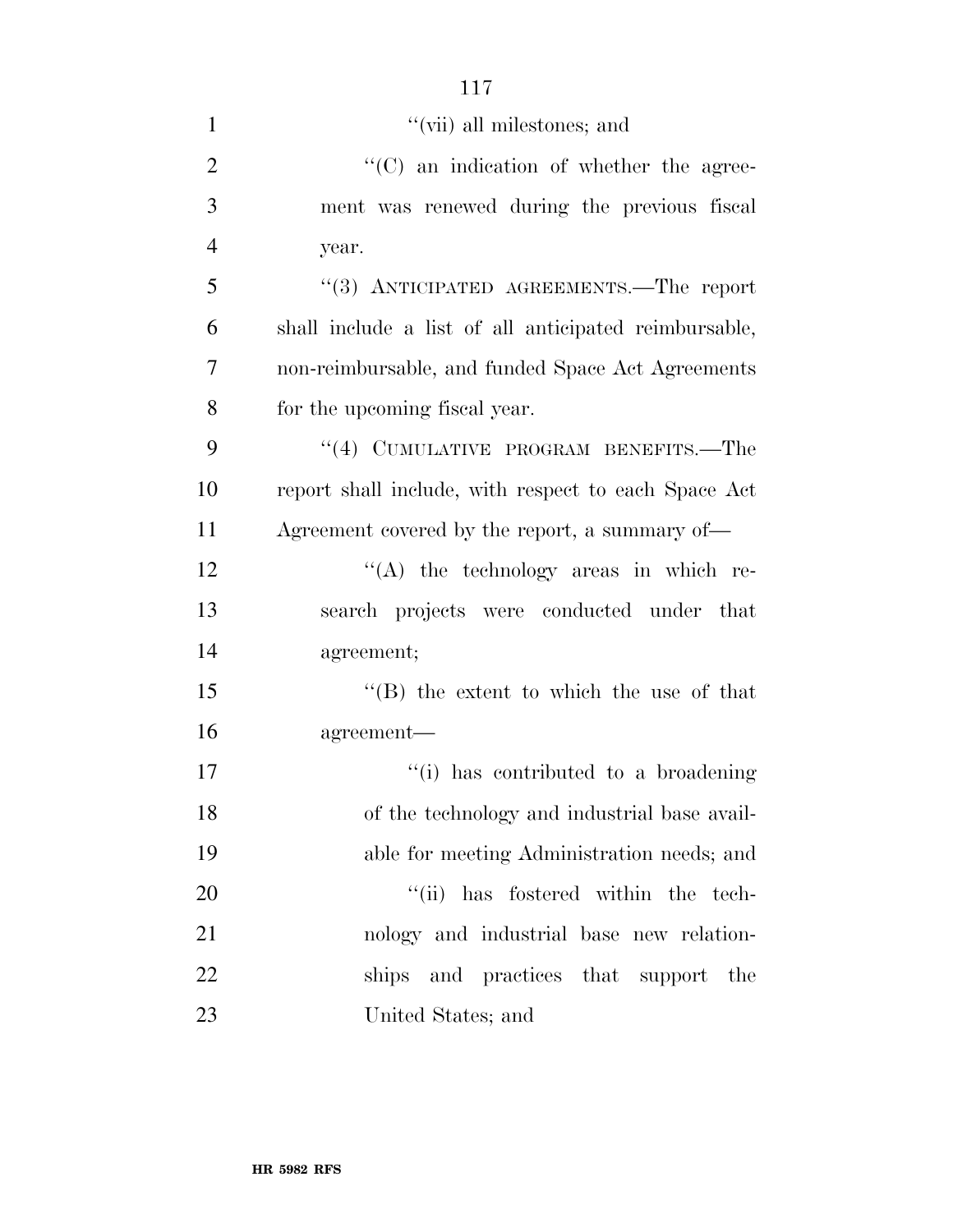''(vii) all milestones; and

''(C) an indication of whether the agreement was renewed during the previous fiscal year.

''(3) ANTICIPATED AGREEMENTS.—The report shall include a list of all anticipated reimbursable, non-reimbursable, and funded Space Act Agreements for the upcoming fiscal year.

''(4) CUMULATIVE PROGRAM BENEFITS.—The report shall include, with respect to each Space Act Agreement covered by the report, a summary of—

''(A) the technology areas in which research projects were conducted under that agreement;

''(B) the extent to which the use of that agreement—

''(i) has contributed to a broadening of the technology and industrial base available for meeting Administration needs; and

''(ii) has fostered within the technology and industrial base new relationships and practices that support the United States; and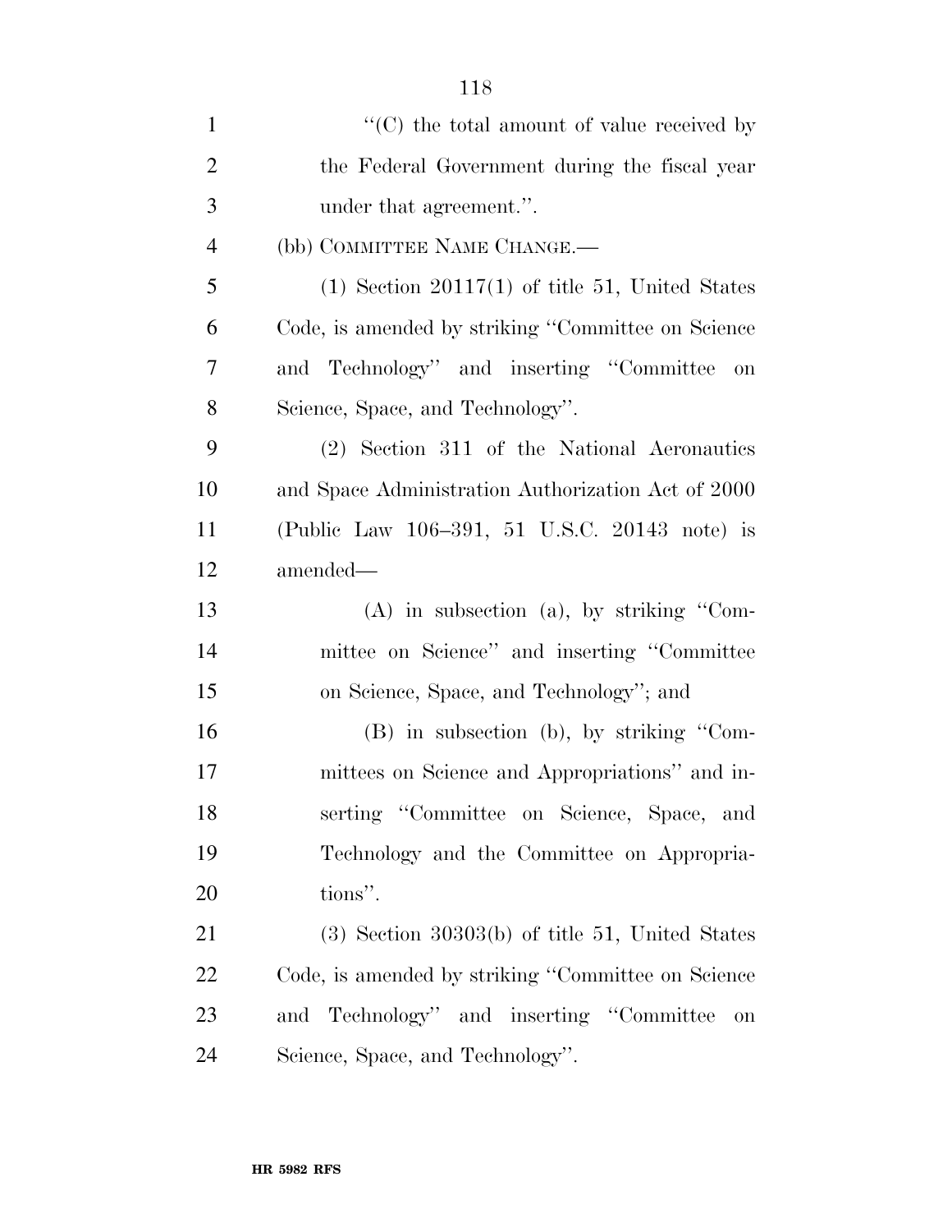"(C) the total amount of value received by the Federal Government during the fiscal year under that agreement.".

(bb) COMMITTEE NAME CHANGE.—

(1) Section 20117(1) of title 51, United States Code, is amended by striking "Committee on Science and Technology" and inserting "Committee on Science, Space, and Technology".

(2) Section 311 of the National Aeronautics and Space Administration Authorization Act of 2000 (Public Law 106–391, 51 U.S.C. 20143 note) is amended—

(A) in subsection (a), by striking "Committee on Science" and inserting "Committee on Science, Space, and Technology"; and

(B) in subsection (b), by striking "Committees on Science and Appropriations" and inserting "Committee on Science, Space, and Technology and the Committee on Appropriations".

(3) Section 30303(b) of title 51, United States Code, is amended by striking "Committee on Science and Technology" and inserting "Committee on Science, Space, and Technology".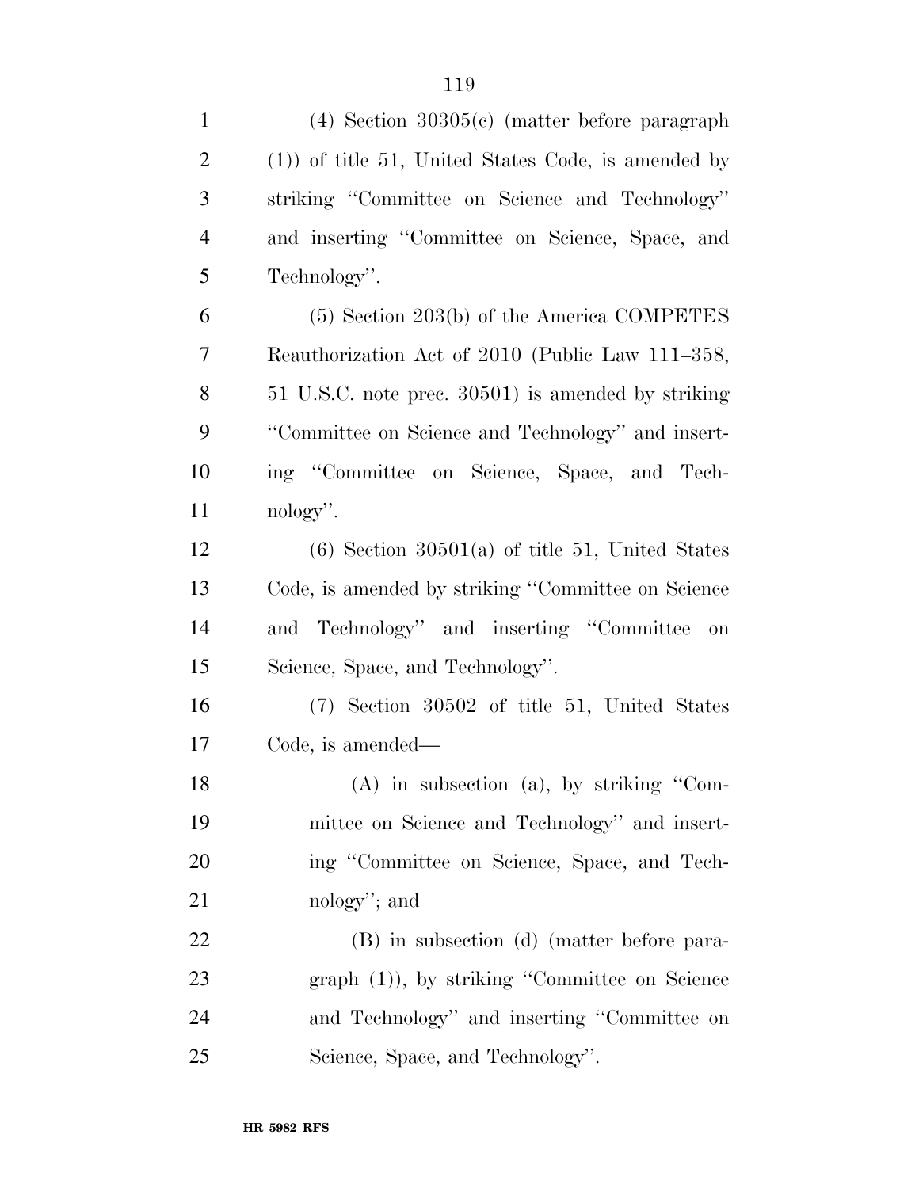(4) Section 30305(c) (matter before paragraph (1)) of title 51, United States Code, is amended by striking "Committee on Science and Technology" and inserting "Committee on Science, Space, and Technology".

(5) Section 203(b) of the America COMPETES Reauthorization Act of 2010 (Public Law 111–358, 51 U.S.C. note prec. 30501) is amended by striking "Committee on Science and Technology" and inserting "Committee on Science, Space, and Technology".

(6) Section 30501(a) of title 51, United States Code, is amended by striking "Committee on Science and Technology" and inserting "Committee on Science, Space, and Technology".

(7) Section 30502 of title 51, United States Code, is amended—

(A) in subsection (a), by striking "Committee on Science and Technology" and inserting "Committee on Science, Space, and Technology"; and

(B) in subsection (d) (matter before paragraph (1)), by striking "Committee on Science and Technology" and inserting "Committee on Science, Space, and Technology".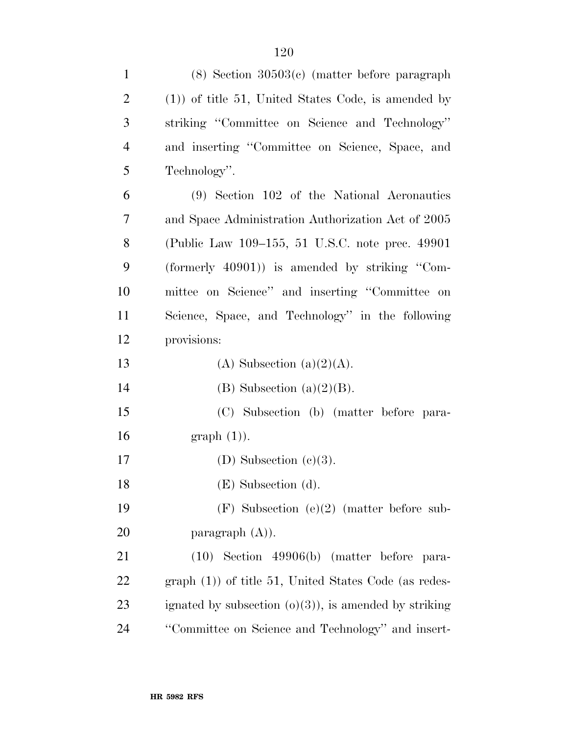(8) Section 30503(c) (matter before paragraph (1)) of title 51, United States Code, is amended by striking "Committee on Science and Technology" and inserting "Committee on Science, Space, and Technology".

(9) Section 102 of the National Aeronautics and Space Administration Authorization Act of 2005 (Public Law 109–155, 51 U.S.C. note prec. 49901 (formerly 40901)) is amended by striking "Committee on Science" and inserting "Committee on Science, Space, and Technology" in the following provisions:

(A) Subsection (a)(2)(A).

(B) Subsection (a)(2)(B).

(C) Subsection (b) (matter before paragraph (1)).

(D) Subsection (c)(3).

(E) Subsection (d).

(F) Subsection (e)(2) (matter before subparagraph (A)).

(10) Section 49906(b) (matter before paragraph (1)) of title 51, United States Code (as redesignated by subsection (o)(3)), is amended by striking "Committee on Science and Technology" and insert-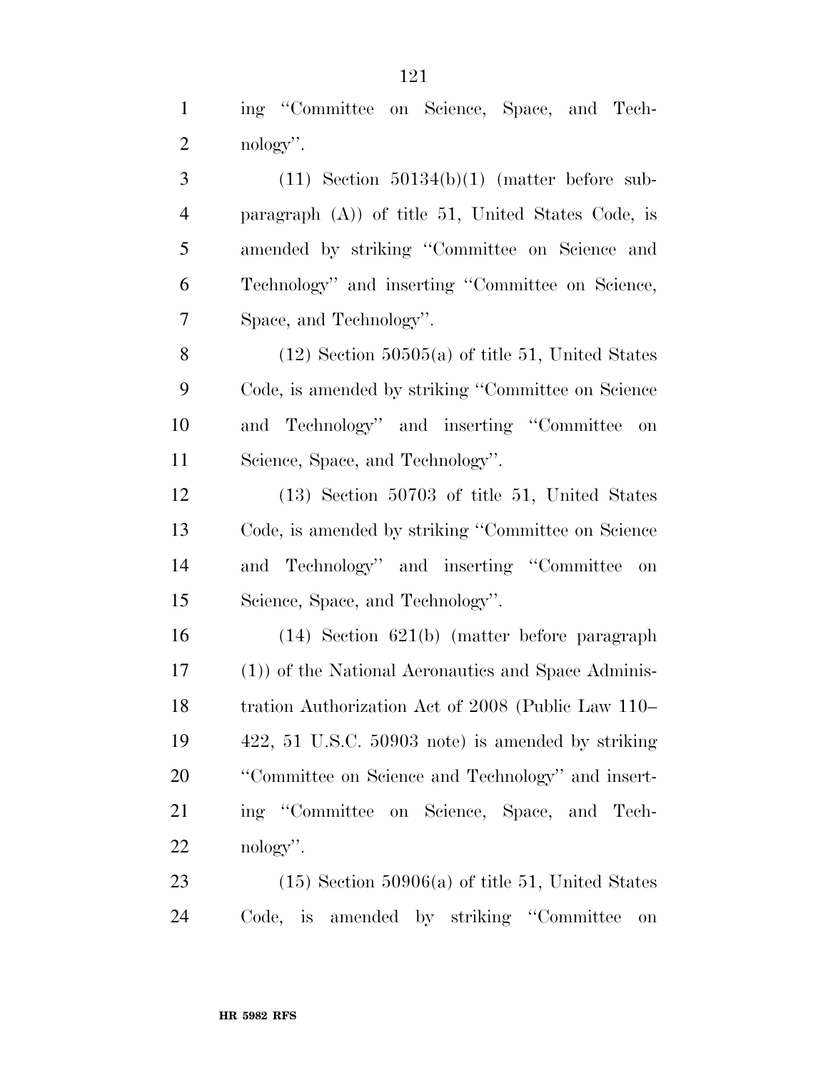ing "Committee on Science, Space, and Technology".

(11) Section 50134(b)(1) (matter before subparagraph (A)) of title 51, United States Code, is amended by striking "Committee on Science and Technology" and inserting "Committee on Science, Space, and Technology".

(12) Section 50505(a) of title 51, United States Code, is amended by striking "Committee on Science and Technology" and inserting "Committee on Science, Space, and Technology".

(13) Section 50703 of title 51, United States Code, is amended by striking "Committee on Science and Technology" and inserting "Committee on Science, Space, and Technology".

(14) Section 621(b) (matter before paragraph (1)) of the National Aeronautics and Space Administration Authorization Act of 2008 (Public Law 110–422, 51 U.S.C. 50903 note) is amended by striking "Committee on Science and Technology" and inserting "Committee on Science, Space, and Technology".

(15) Section 50906(a) of title 51, United States Code, is amended by striking "Committee on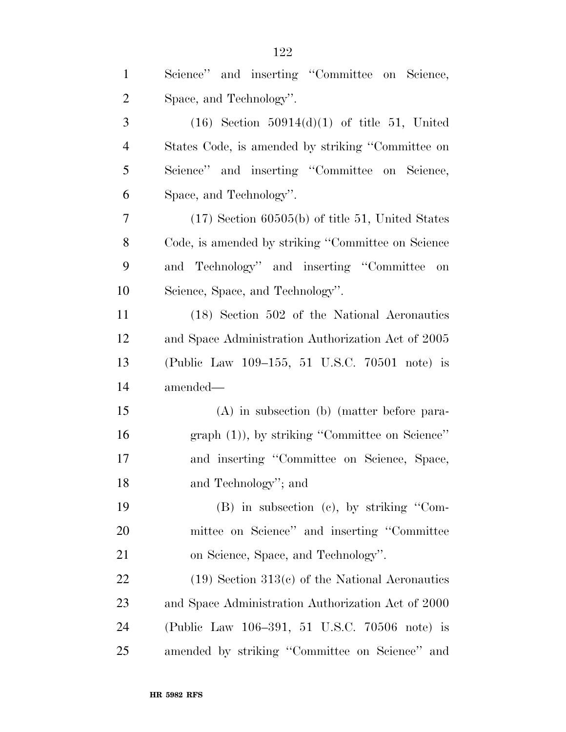Science'' and inserting ''Committee on Science, Space, and Technology''.

(16) Section 50914(d)(1) of title 51, United States Code, is amended by striking ''Committee on Science'' and inserting ''Committee on Science, Space, and Technology''.

(17) Section 60505(b) of title 51, United States Code, is amended by striking ''Committee on Science and Technology'' and inserting ''Committee on Science, Space, and Technology''.

(18) Section 502 of the National Aeronautics and Space Administration Authorization Act of 2005 (Public Law 109–155, 51 U.S.C. 70501 note) is amended—

(A) in subsection (b) (matter before paragraph (1)), by striking ''Committee on Science'' and inserting ''Committee on Science, Space, and Technology''; and

(B) in subsection (c), by striking ''Committee on Science'' and inserting ''Committee on Science, Space, and Technology''.

(19) Section 313(c) of the National Aeronautics and Space Administration Authorization Act of 2000 (Public Law 106–391, 51 U.S.C. 70506 note) is amended by striking ''Committee on Science'' and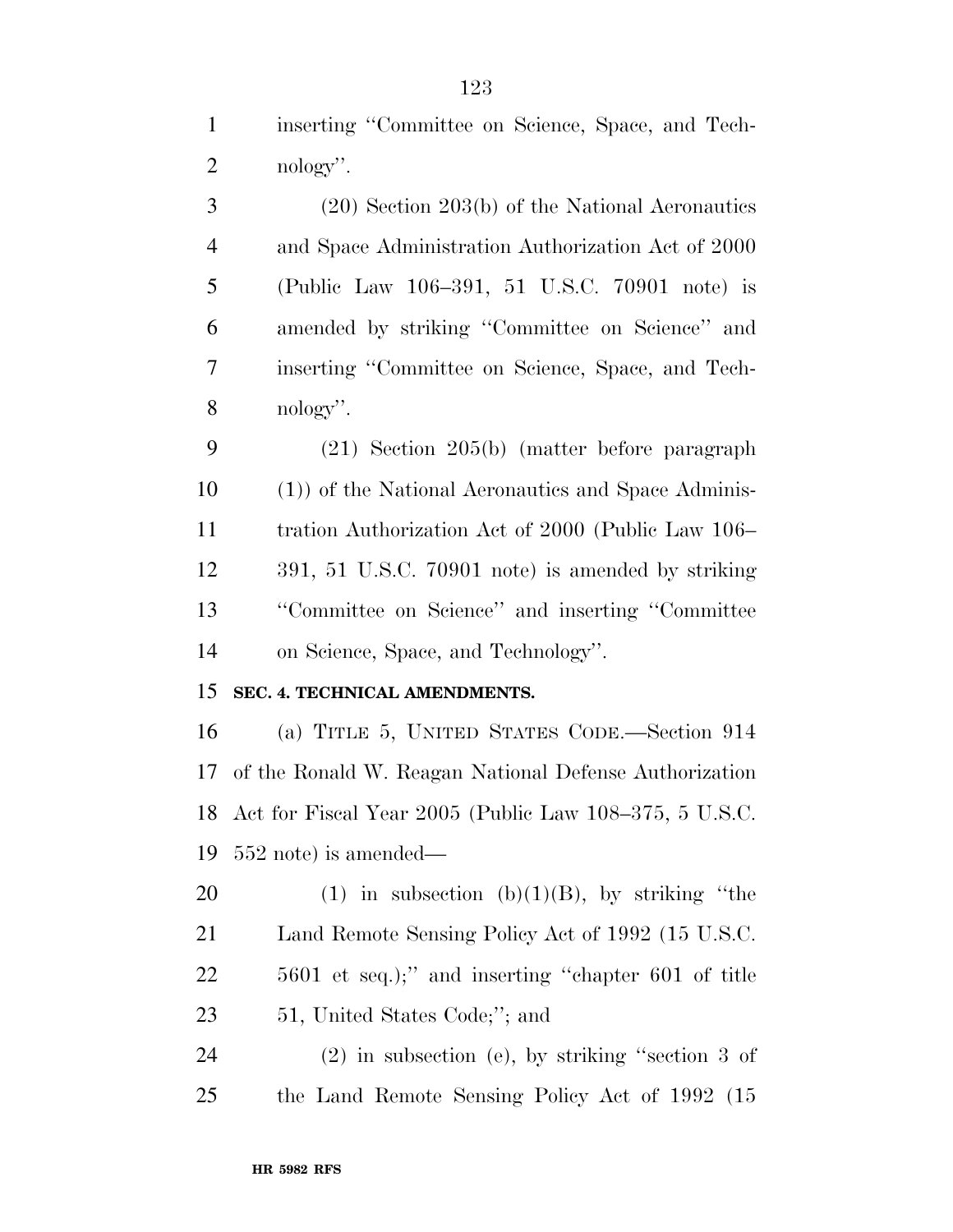inserting "Committee on Science, Space, and Technology".

(20) Section 203(b) of the National Aeronautics and Space Administration Authorization Act of 2000 (Public Law 106–391, 51 U.S.C. 70901 note) is amended by striking "Committee on Science" and inserting "Committee on Science, Space, and Technology".

(21) Section 205(b) (matter before paragraph (1)) of the National Aeronautics and Space Administration Authorization Act of 2000 (Public Law 106–391, 51 U.S.C. 70901 note) is amended by striking "Committee on Science" and inserting "Committee on Science, Space, and Technology".

**SEC. 4. TECHNICAL AMENDMENTS.**

(a) TITLE 5, UNITED STATES CODE.—Section 914 of the Ronald W. Reagan National Defense Authorization Act for Fiscal Year 2005 (Public Law 108–375, 5 U.S.C. 552 note) is amended—

(1) in subsection (b)(1)(B), by striking "the Land Remote Sensing Policy Act of 1992 (15 U.S.C. 5601 et seq.);" and inserting "chapter 601 of title 51, United States Code;"; and

(2) in subsection (e), by striking "section 3 of the Land Remote Sensing Policy Act of 1992 (15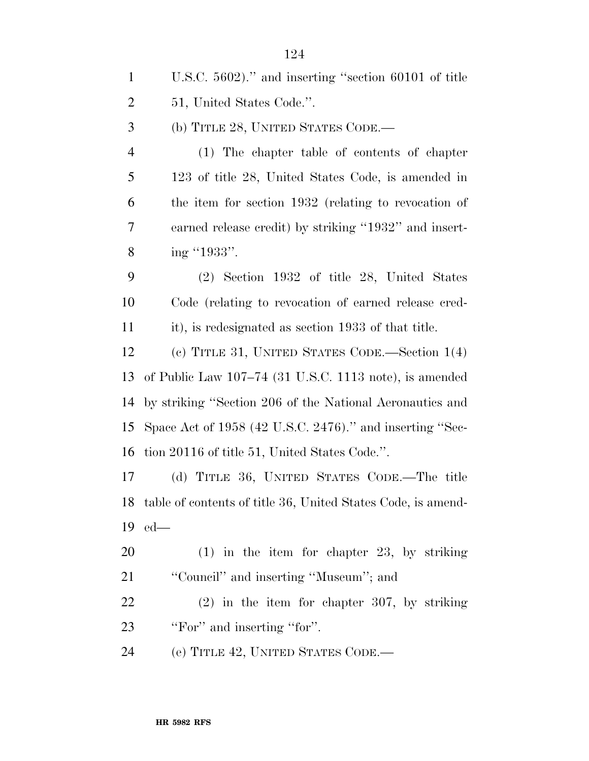U.S.C. 5602)." and inserting "section 60101 of title 51, United States Code.".

(b) TITLE 28, UNITED STATES CODE.—

(1) The chapter table of contents of chapter 123 of title 28, United States Code, is amended in the item for section 1932 (relating to revocation of earned release credit) by striking "1932" and inserting "1933".

(2) Section 1932 of title 28, United States Code (relating to revocation of earned release credit), is redesignated as section 1933 of that title.

(c) TITLE 31, UNITED STATES CODE.—Section 1(4) of Public Law 107–74 (31 U.S.C. 1113 note), is amended by striking "Section 206 of the National Aeronautics and Space Act of 1958 (42 U.S.C. 2476)." and inserting "Section 20116 of title 51, United States Code.".

(d) TITLE 36, UNITED STATES CODE.—The title table of contents of title 36, United States Code, is amended—

(1) in the item for chapter 23, by striking "Council" and inserting "Museum"; and

(2) in the item for chapter 307, by striking "For" and inserting "for".

(e) TITLE 42, UNITED STATES CODE.—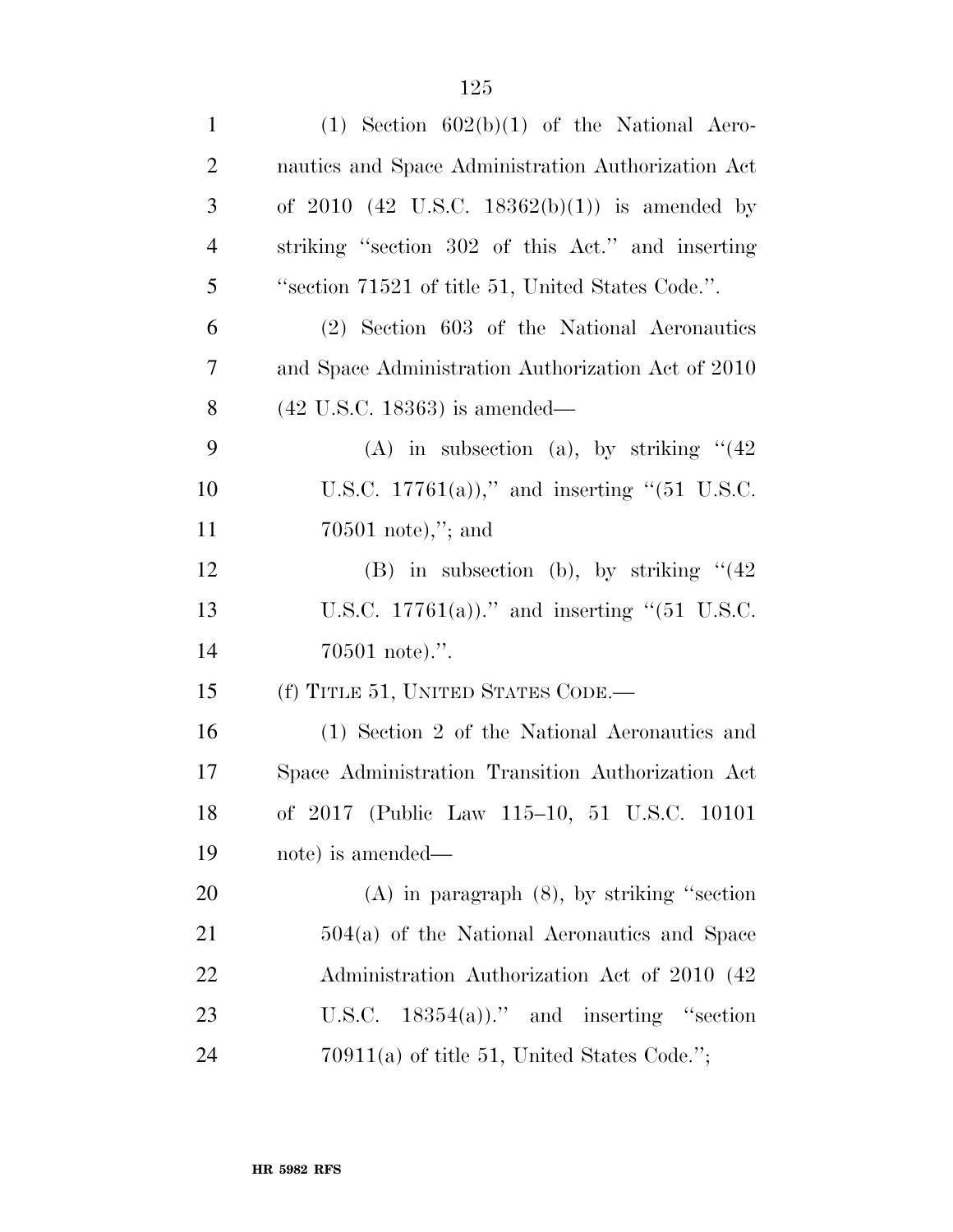(1) Section 602(b)(1) of the National Aeronautics and Space Administration Authorization Act of 2010 (42 U.S.C. 18362(b)(1)) is amended by striking "section 302 of this Act." and inserting "section 71521 of title 51, United States Code.".

(2) Section 603 of the National Aeronautics and Space Administration Authorization Act of 2010 (42 U.S.C. 18363) is amended—

(A) in subsection (a), by striking "(42 U.S.C. 17761(a))," and inserting "(51 U.S.C. 70501 note),"; and

(B) in subsection (b), by striking "(42 U.S.C. 17761(a))." and inserting "(51 U.S.C. 70501 note).".

(f) TITLE 51, UNITED STATES CODE.—

(1) Section 2 of the National Aeronautics and Space Administration Transition Authorization Act of 2017 (Public Law 115–10, 51 U.S.C. 10101 note) is amended—

(A) in paragraph (8), by striking "section 504(a) of the National Aeronautics and Space Administration Authorization Act of 2010 (42 U.S.C. 18354(a))." and inserting "section 70911(a) of title 51, United States Code.";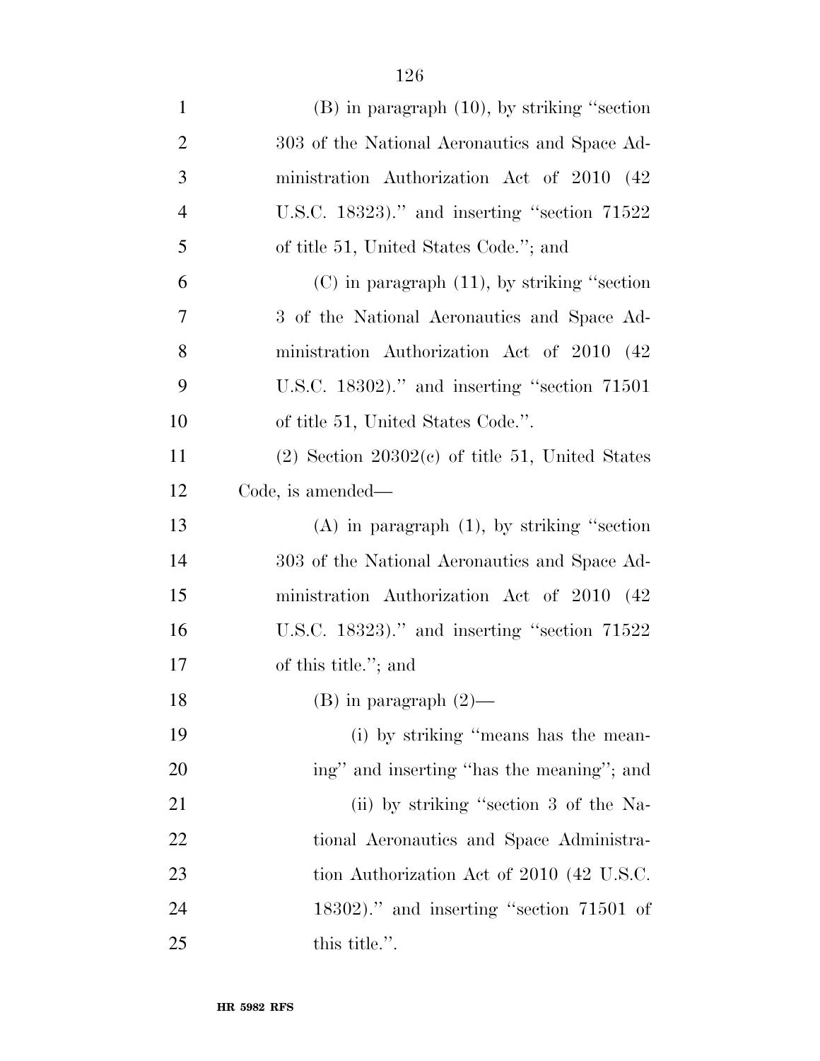(B) in paragraph (10), by striking "section 303 of the National Aeronautics and Space Administration Authorization Act of 2010 (42 U.S.C. 18323)." and inserting "section 71522 of title 51, United States Code."; and

(C) in paragraph (11), by striking "section 3 of the National Aeronautics and Space Administration Authorization Act of 2010 (42 U.S.C. 18302)." and inserting "section 71501 of title 51, United States Code.".

(2) Section 20302(c) of title 51, United States Code, is amended—

(A) in paragraph (1), by striking "section 303 of the National Aeronautics and Space Administration Authorization Act of 2010 (42 U.S.C. 18323)." and inserting "section 71522 of this title."; and

(B) in paragraph (2)—

(i) by striking "means has the meaning" and inserting "has the meaning"; and

(ii) by striking "section 3 of the National Aeronautics and Space Administration Authorization Act of 2010 (42 U.S.C. 18302)." and inserting "section 71501 of this title.".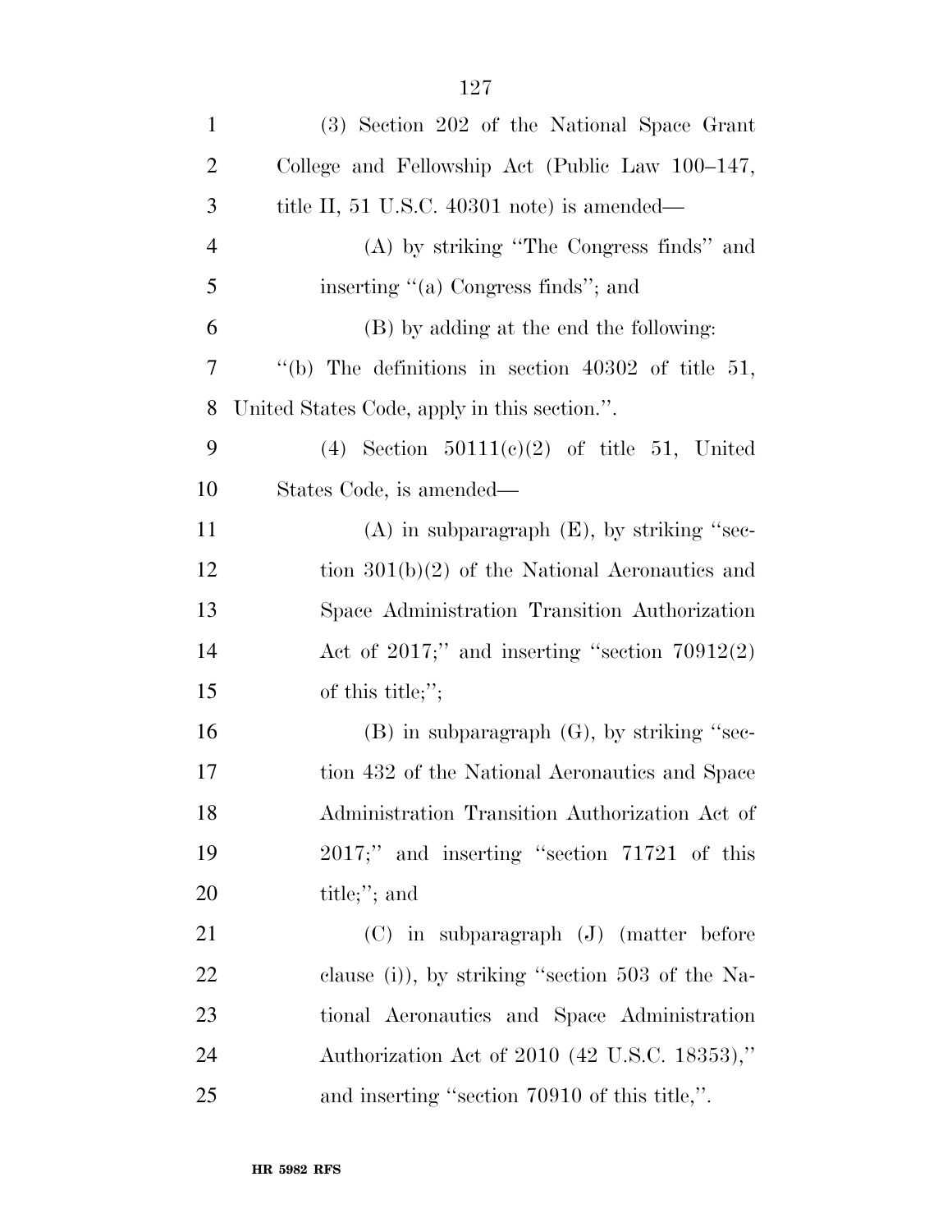(3) Section 202 of the National Space Grant College and Fellowship Act (Public Law 100–147, title II, 51 U.S.C. 40301 note) is amended—

(A) by striking "The Congress finds" and inserting "(a) Congress finds"; and

(B) by adding at the end the following:

"(b) The definitions in section 40302 of title 51, United States Code, apply in this section.".

(4) Section 50111(c)(2) of title 51, United States Code, is amended—

(A) in subparagraph (E), by striking "section 301(b)(2) of the National Aeronautics and Space Administration Transition Authorization Act of 2017;" and inserting "section 70912(2) of this title;";

(B) in subparagraph (G), by striking "section 432 of the National Aeronautics and Space Administration Transition Authorization Act of 2017;" and inserting "section 71721 of this title;"; and

(C) in subparagraph (J) (matter before clause (i)), by striking "section 503 of the National Aeronautics and Space Administration Authorization Act of 2010 (42 U.S.C. 18353)," and inserting "section 70910 of this title,".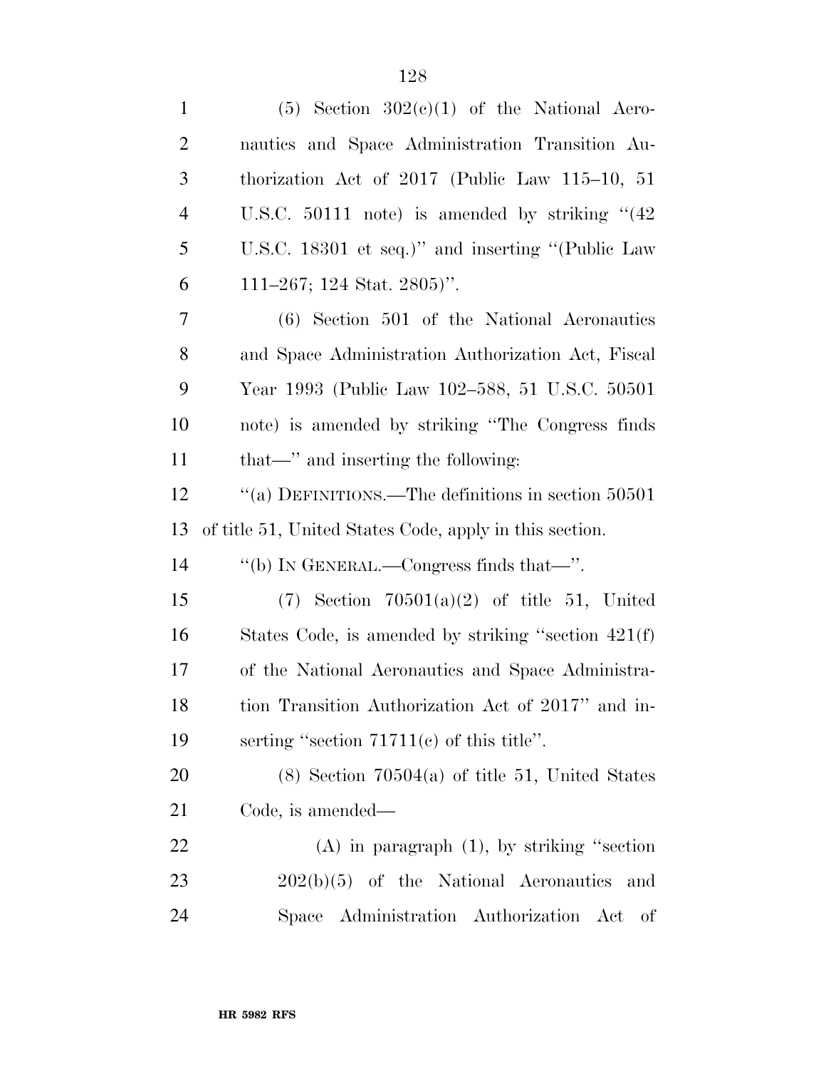(5) Section 302(c)(1) of the National Aeronautics and Space Administration Transition Authorization Act of 2017 (Public Law 115–10, 51 U.S.C. 50111 note) is amended by striking "(42 U.S.C. 18301 et seq.)" and inserting "(Public Law 111–267; 124 Stat. 2805)".

(6) Section 501 of the National Aeronautics and Space Administration Authorization Act, Fiscal Year 1993 (Public Law 102–588, 51 U.S.C. 50501 note) is amended by striking "The Congress finds that—" and inserting the following:

"(a) DEFINITIONS.—The definitions in section 50501 of title 51, United States Code, apply in this section.

"(b) IN GENERAL.—Congress finds that—".

(7) Section 70501(a)(2) of title 51, United States Code, is amended by striking "section 421(f) of the National Aeronautics and Space Administration Transition Authorization Act of 2017" and inserting "section 71711(c) of this title".

(8) Section 70504(a) of title 51, United States Code, is amended—

(A) in paragraph (1), by striking "section 202(b)(5) of the National Aeronautics and Space Administration Authorization Act of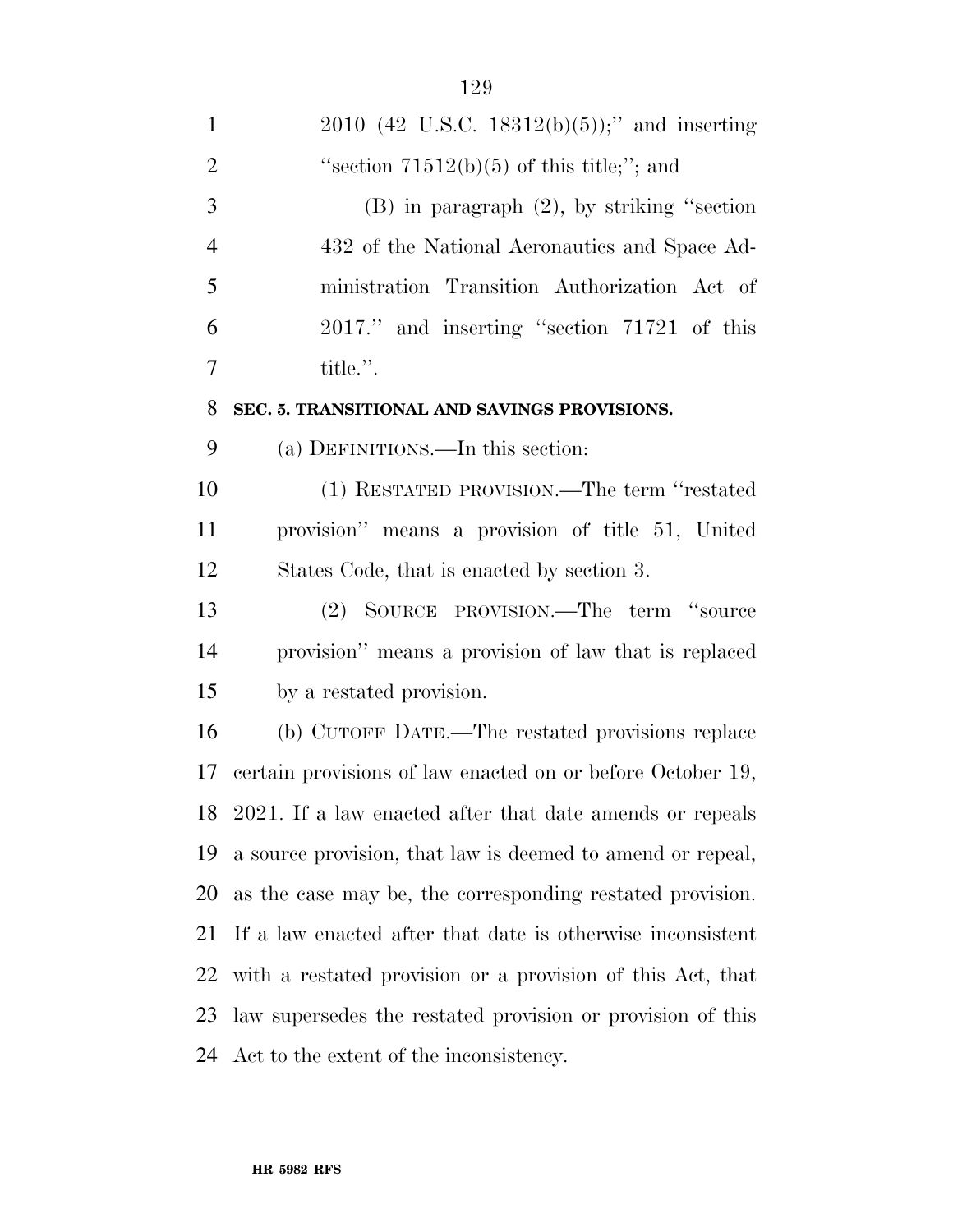2010 (42 U.S.C. 18312(b)(5));'' and inserting ''section 71512(b)(5) of this title;''; and

(B) in paragraph (2), by striking ''section 432 of the National Aeronautics and Space Administration Transition Authorization Act of 2017.'' and inserting ''section 71721 of this title.''.

**SEC. 5. TRANSITIONAL AND SAVINGS PROVISIONS.**

(a) DEFINITIONS.—In this section:

(1) RESTATED PROVISION.—The term ''restated provision'' means a provision of title 51, United States Code, that is enacted by section 3.

(2) SOURCE PROVISION.—The term ''source provision'' means a provision of law that is replaced by a restated provision.

(b) CUTOFF DATE.—The restated provisions replace certain provisions of law enacted on or before October 19, 2021. If a law enacted after that date amends or repeals a source provision, that law is deemed to amend or repeal, as the case may be, the corresponding restated provision. If a law enacted after that date is otherwise inconsistent with a restated provision or a provision of this Act, that law supersedes the restated provision or provision of this Act to the extent of the inconsistency.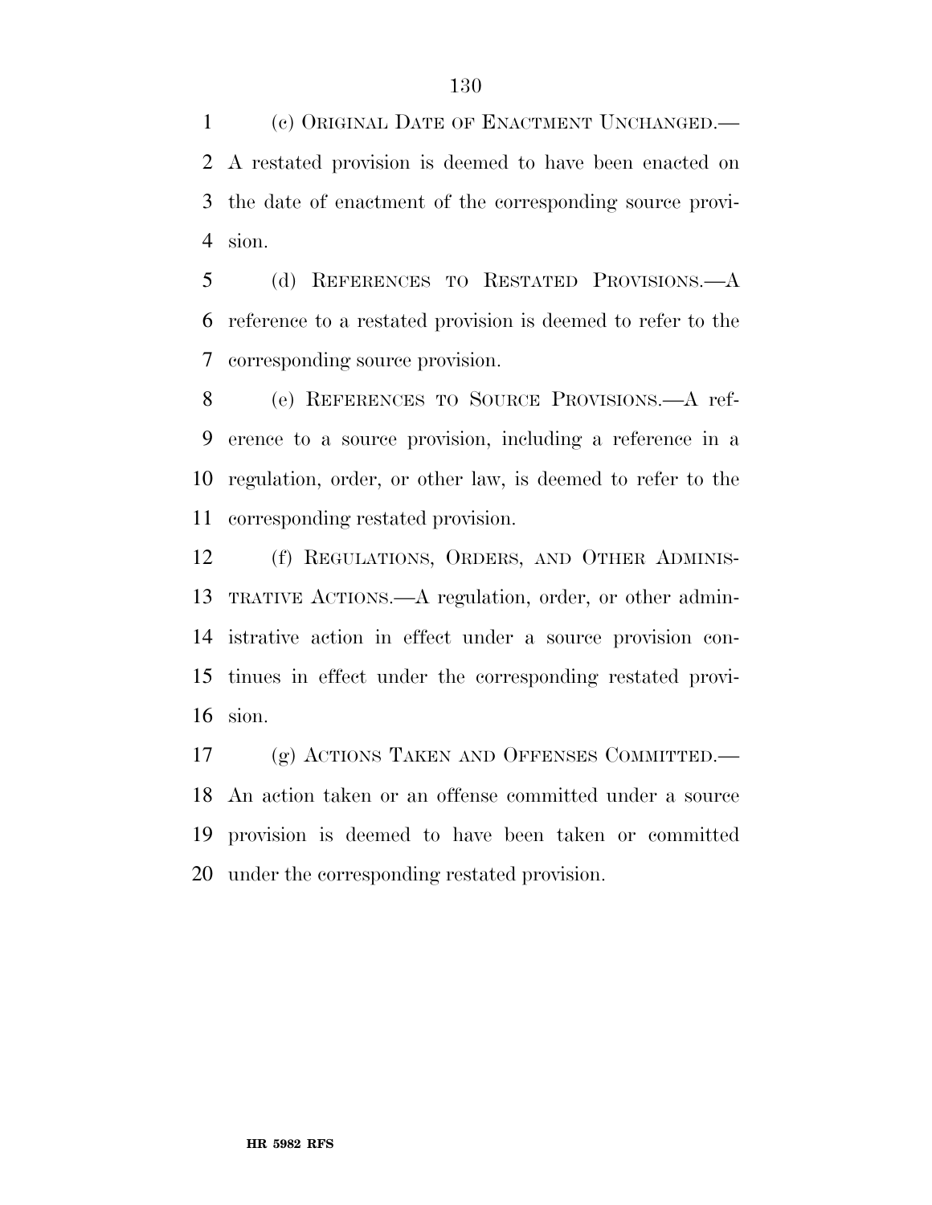(c) ORIGINAL DATE OF ENACTMENT UNCHANGED.—A restated provision is deemed to have been enacted on the date of enactment of the corresponding source provision.

(d) REFERENCES TO RESTATED PROVISIONS.—A reference to a restated provision is deemed to refer to the corresponding source provision.

(e) REFERENCES TO SOURCE PROVISIONS.—A reference to a source provision, including a reference in a regulation, order, or other law, is deemed to refer to the corresponding restated provision.

(f) REGULATIONS, ORDERS, AND OTHER ADMINISTRATIVE ACTIONS.—A regulation, order, or other administrative action in effect under a source provision continues in effect under the corresponding restated provision.

(g) ACTIONS TAKEN AND OFFENSES COMMITTED.—An action taken or an offense committed under a source provision is deemed to have been taken or committed under the corresponding restated provision.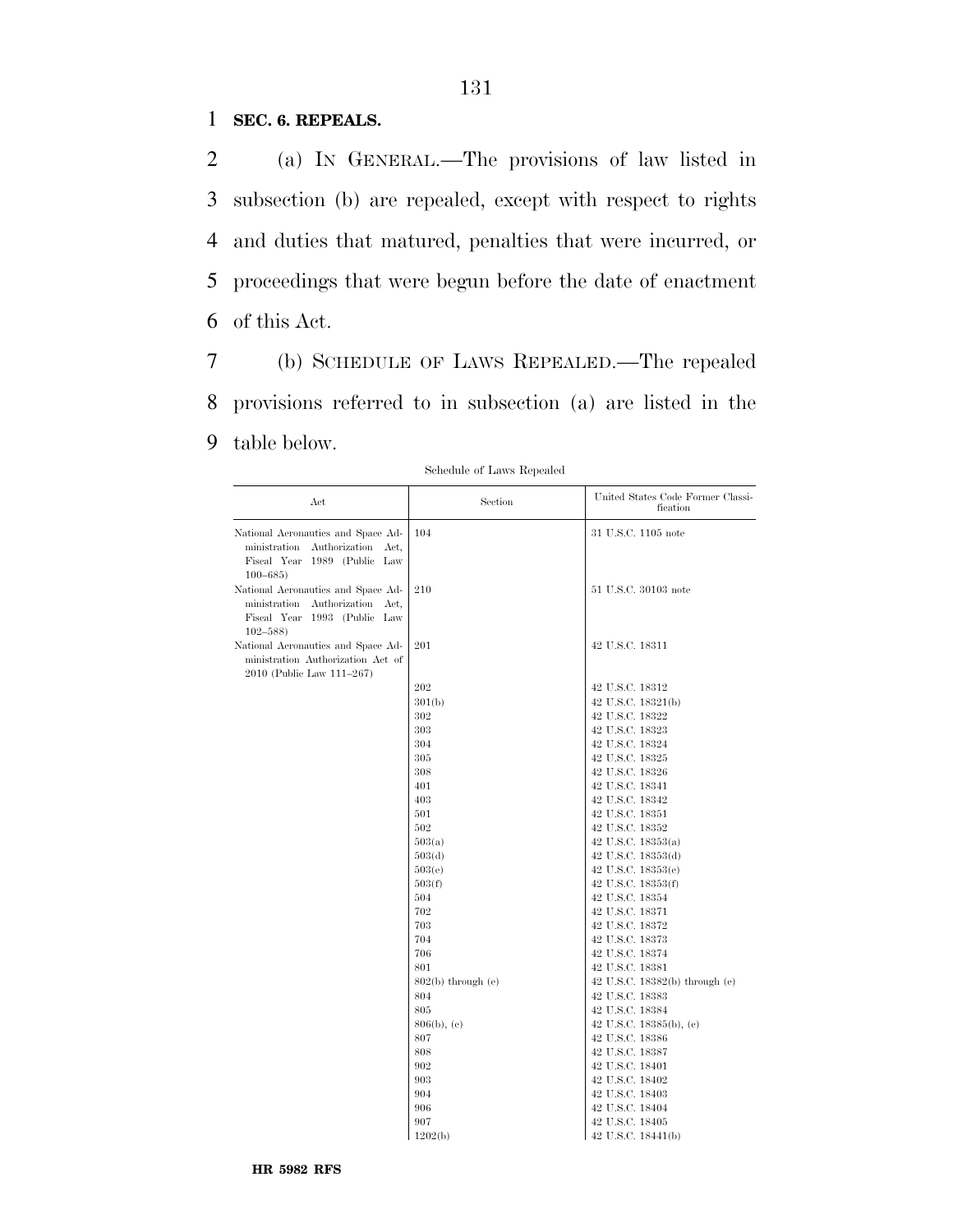**SEC. 6. REPEALS.**

(a) IN GENERAL.—The provisions of law listed in subsection (b) are repealed, except with respect to rights and duties that matured, penalties that were incurred, or proceedings that were begun before the date of enactment of this Act.

(b) SCHEDULE OF LAWS REPEALED.—The repealed provisions referred to in subsection (a) are listed in the table below.

Schedule of Laws Repealed

| Act | Section | United States Code Former Classification |
|---|---|---|
| National Aeronautics and Space Administration Authorization Act, Fiscal Year 1989 (Public Law 100–685) | 104 | 31 U.S.C. 1105 note |
| National Aeronautics and Space Administration Authorization Act, Fiscal Year 1993 (Public Law 102–588) | 210 | 51 U.S.C. 30103 note |
| National Aeronautics and Space Administration Authorization Act of 2010 (Public Law 111–267) | 201 | 42 U.S.C. 18311 |
| | 202 | 42 U.S.C. 18312 |
| | 301(b) | 42 U.S.C. 18321(b) |
| | 302 | 42 U.S.C. 18322 |
| | 303 | 42 U.S.C. 18323 |
| | 304 | 42 U.S.C. 18324 |
| | 305 | 42 U.S.C. 18325 |
| | 308 | 42 U.S.C. 18326 |
| | 401 | 42 U.S.C. 18341 |
| | 403 | 42 U.S.C. 18342 |
| | 501 | 42 U.S.C. 18351 |
| | 502 | 42 U.S.C. 18352 |
| | 503(a) | 42 U.S.C. 18353(a) |
| | 503(d) | 42 U.S.C. 18353(d) |
| | 503(e) | 42 U.S.C. 18353(e) |
| | 503(f) | 42 U.S.C. 18353(f) |
| | 504 | 42 U.S.C. 18354 |
| | 702 | 42 U.S.C. 18371 |
| | 703 | 42 U.S.C. 18372 |
| | 704 | 42 U.S.C. 18373 |
| | 706 | 42 U.S.C. 18374 |
| | 801 | 42 U.S.C. 18381 |
| | 802(b) through (e) | 42 U.S.C. 18382(b) through (e) |
| | 804 | 42 U.S.C. 18383 |
| | 805 | 42 U.S.C. 18384 |
| | 806(b), (c) | 42 U.S.C. 18385(b), (c) |
| | 807 | 42 U.S.C. 18386 |
| | 808 | 42 U.S.C. 18387 |
| | 902 | 42 U.S.C. 18401 |
| | 903 | 42 U.S.C. 18402 |
| | 904 | 42 U.S.C. 18403 |
| | 906 | 42 U.S.C. 18404 |
| | 907 | 42 U.S.C. 18405 |
| | 1202(b) | 42 U.S.C. 18441(b) |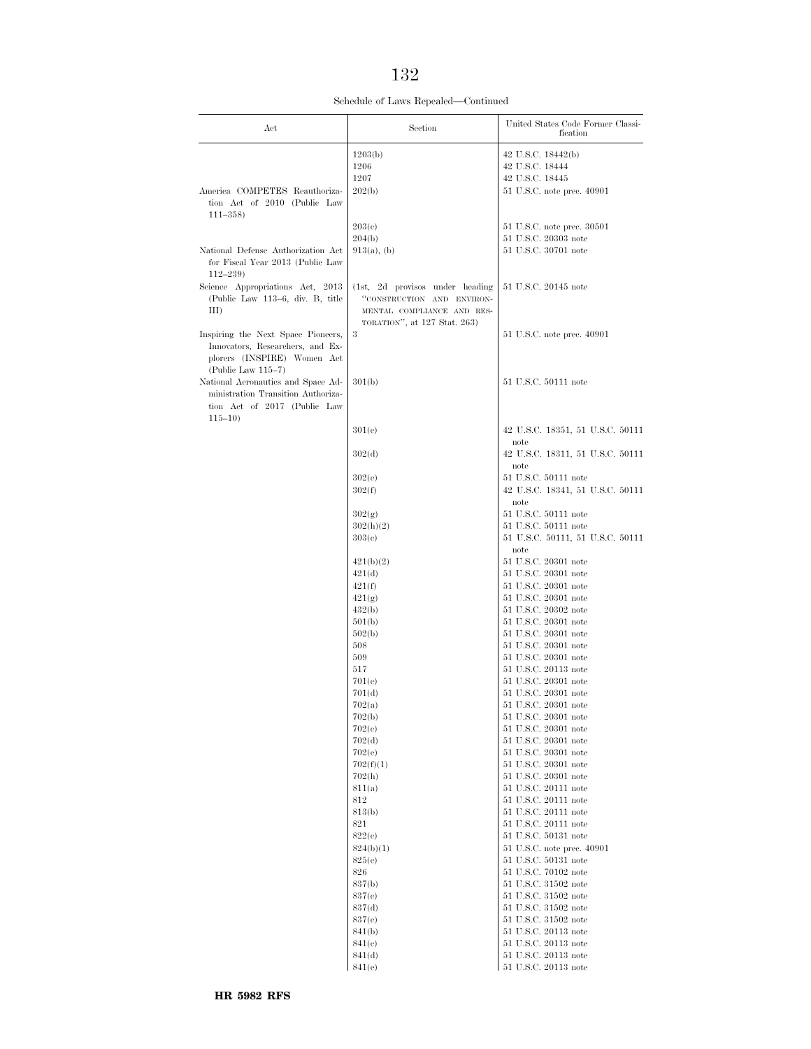Schedule of Laws Repealed—Continued

| Act | Section | United States Code Former Classification |
|---|---|---|
| | 1203(b) | 42 U.S.C. 18442(b) |
| | 1206 | 42 U.S.C. 18444 |
| | 1207 | 42 U.S.C. 18445 |
| America COMPETES Reauthorization Act of 2010 (Public Law 111–358) | 202(b) | 51 U.S.C. note prec. 40901 |
| | 203(c) | 51 U.S.C. note prec. 30501 |
| | 204(b) | 51 U.S.C. 20303 note |
| National Defense Authorization Act for Fiscal Year 2013 (Public Law 112–239) | 913(a), (b) | 51 U.S.C. 30701 note |
| Science Appropriations Act, 2013 (Public Law 113–6, div. B, title III) | (1st, 2d provisos under heading "CONSTRUCTION AND ENVIRONMENTAL COMPLIANCE AND RESTORATION", at 127 Stat. 263) | 51 U.S.C. 20145 note |
| Inspiring the Next Space Pioneers, Innovators, Researchers, and Explorers (INSPIRE) Women Act (Public Law 115–7) | 3 | 51 U.S.C. note prec. 40901 |
| National Aeronautics and Space Administration Transition Authorization Act of 2017 (Public Law 115–10) | 301(b) | 51 U.S.C. 50111 note |
| | 301(c) | 42 U.S.C. 18351, 51 U.S.C. 50111 note |
| | 302(d) | 42 U.S.C. 18311, 51 U.S.C. 50111 note |
| | 302(e) | 51 U.S.C. 50111 note |
| | 302(f) | 42 U.S.C. 18341, 51 U.S.C. 50111 note |
| | 302(g) | 51 U.S.C. 50111 note |
| | 302(h)(2) | 51 U.S.C. 50111 note |
| | 303(c) | 51 U.S.C. 50111, 51 U.S.C. 50111 note |
| | 421(b)(2) | 51 U.S.C. 20301 note |
| | 421(d) | 51 U.S.C. 20301 note |
| | 421(f) | 51 U.S.C. 20301 note |
| | 421(g) | 51 U.S.C. 20301 note |
| | 432(b) | 51 U.S.C. 20302 note |
| | 501(b) | 51 U.S.C. 20301 note |
| | 502(b) | 51 U.S.C. 20301 note |
| | 508 | 51 U.S.C. 20301 note |
| | 509 | 51 U.S.C. 20301 note |
| | 517 | 51 U.S.C. 20113 note |
| | 701(c) | 51 U.S.C. 20301 note |
| | 701(d) | 51 U.S.C. 20301 note |
| | 702(a) | 51 U.S.C. 20301 note |
| | 702(b) | 51 U.S.C. 20301 note |
| | 702(c) | 51 U.S.C. 20301 note |
| | 702(d) | 51 U.S.C. 20301 note |
| | 702(e) | 51 U.S.C. 20301 note |
| | 702(f)(1) | 51 U.S.C. 20301 note |
| | 702(h) | 51 U.S.C. 20301 note |
| | 811(a) | 51 U.S.C. 20111 note |
| | 812 | 51 U.S.C. 20111 note |
| | 813(b) | 51 U.S.C. 20111 note |
| | 821 | 51 U.S.C. 20111 note |
| | 822(c) | 51 U.S.C. 50131 note |
| | 824(b)(1) | 51 U.S.C. note prec. 40901 |
| | 825(c) | 51 U.S.C. 50131 note |
| | 826 | 51 U.S.C. 70102 note |
| | 837(b) | 51 U.S.C. 31502 note |
| | 837(c) | 51 U.S.C. 31502 note |
| | 837(d) | 51 U.S.C. 31502 note |
| | 837(e) | 51 U.S.C. 31502 note |
| | 841(b) | 51 U.S.C. 20113 note |
| | 841(c) | 51 U.S.C. 20113 note |
| | 841(d) | 51 U.S.C. 20113 note |
| | 841(e) | 51 U.S.C. 20113 note |

HR 5982 RFS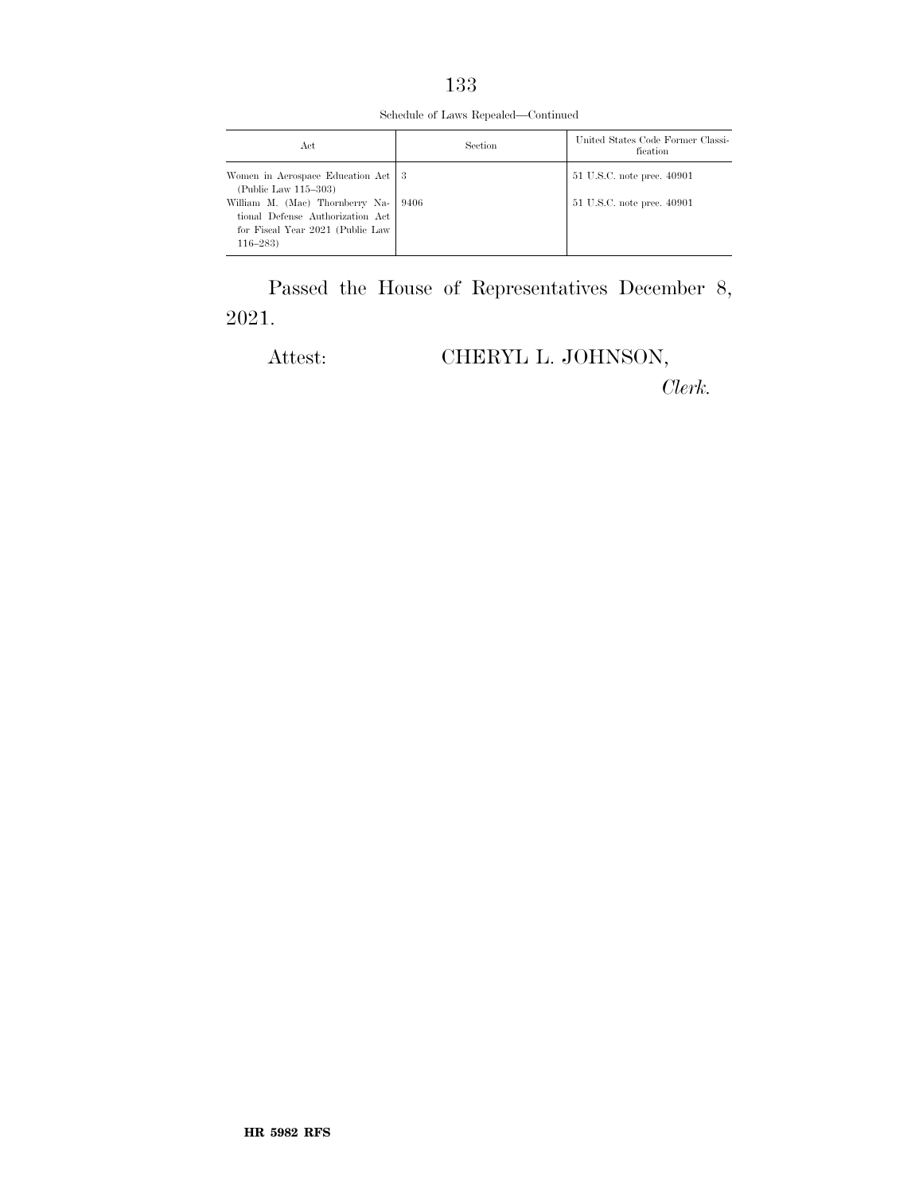Schedule of Laws Repealed—Continued

| Act | Section | United States Code Former Classification |
|---|---|---|
| Women in Aerospace Education Act (Public Law 115–303) | 3 | 51 U.S.C. note prec. 40901 |
| William M. (Mac) Thornberry National Defense Authorization Act for Fiscal Year 2021 (Public Law 116–283) | 9406 | 51 U.S.C. note prec. 40901 |

Passed the House of Representatives December 8, 2021.

Attest: CHERYL L. JOHNSON,

*Clerk.*

**HR 5982 RFS**